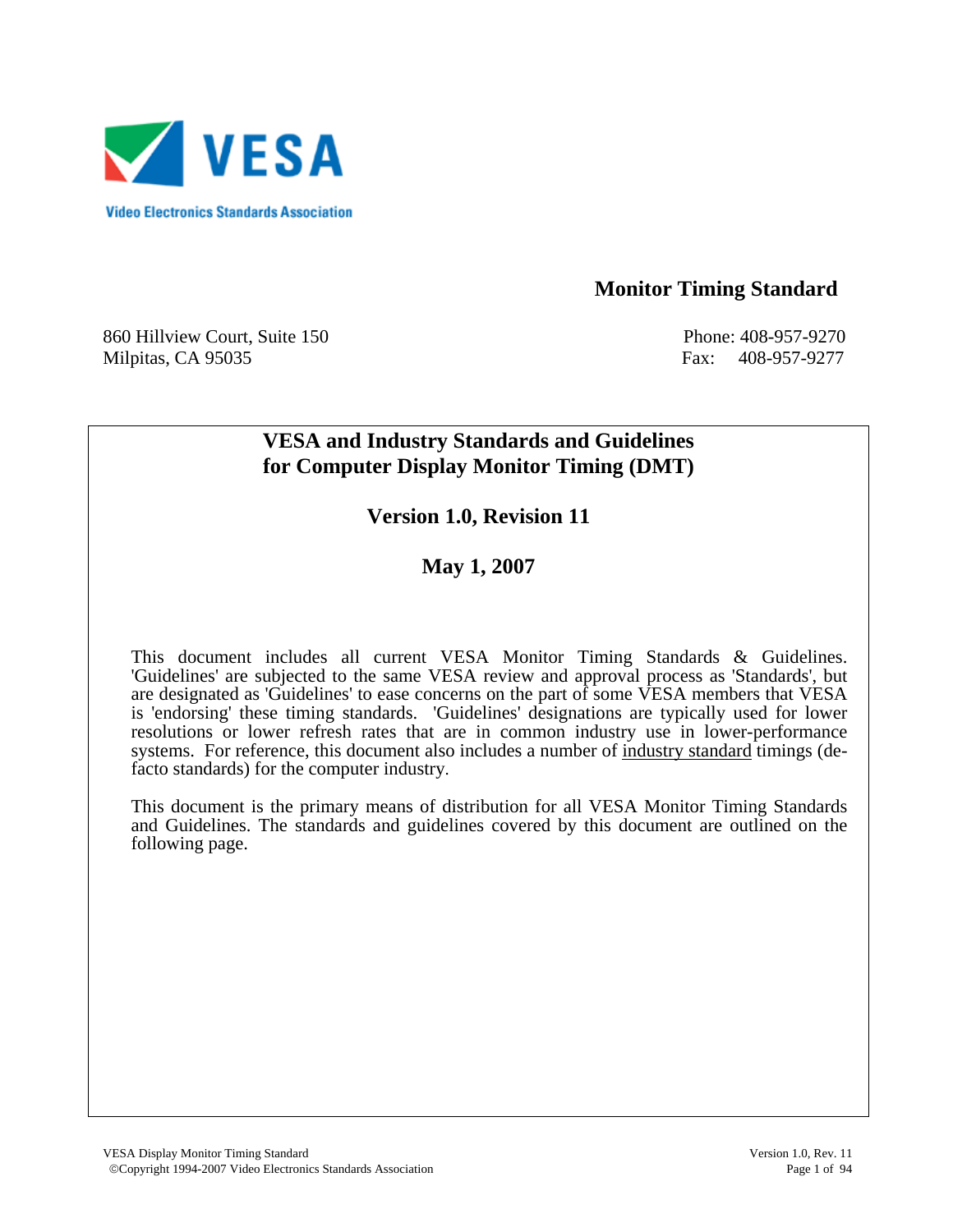VESA

Video Electronics Standards Association

**Monitor Timing Standard**

860 Hillview Court, Suite 150
Milpitas, CA 95035

Phone: 408-957-9270
Fax: 408-957-9277

# VESA and Industry Standards and Guidelines for Computer Display Monitor Timing (DMT)

## Version 1.0, Revision 11

## May 1, 2007

This document includes all current VESA Monitor Timing Standards & Guidelines. 'Guidelines' are subjected to the same VESA review and approval process as 'Standards', but are designated as 'Guidelines' to ease concerns on the part of some VESA members that VESA is 'endorsing' these timing standards. 'Guidelines' designations are typically used for lower resolutions or lower refresh rates that are in common industry use in lower-performance systems. For reference, this document also includes a number of industry standard timings (de-facto standards) for the computer industry.

This document is the primary means of distribution for all VESA Monitor Timing Standards and Guidelines. The standards and guidelines covered by this document are outlined on the following page.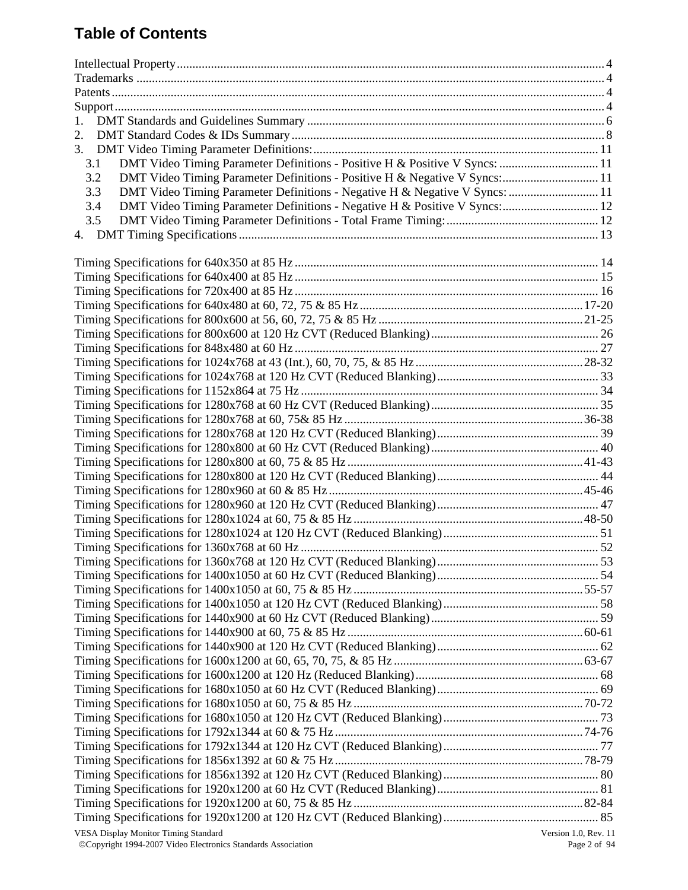# Table of Contents

Intellectual Property ........................................................ 4
Trademarks ........................................................ 4
Patents ........................................................ 4
Support ........................................................ 4
1. DMT Standards and Guidelines Summary ........................................................ 6
2. DMT Standard Codes & IDs Summary ........................................................ 8
3. DMT Video Timing Parameter Definitions: ........................................................ 11
  3.1 DMT Video Timing Parameter Definitions - Positive H & Positive V Syncs: ........................................................ 11
  3.2 DMT Video Timing Parameter Definitions - Positive H & Negative V Syncs: ........................................................ 11
  3.3 DMT Video Timing Parameter Definitions - Negative H & Negative V Syncs: ........................................................ 11
  3.4 DMT Video Timing Parameter Definitions - Negative H & Positive V Syncs: ........................................................ 12
  3.5 DMT Video Timing Parameter Definitions - Total Frame Timing: ........................................................ 12
4. DMT Timing Specifications ........................................................ 13

Timing Specifications for 640x350 at 85 Hz ........................................................ 14
Timing Specifications for 640x400 at 85 Hz ........................................................ 15
Timing Specifications for 720x400 at 85 Hz ........................................................ 16
Timing Specifications for 640x480 at 60, 72, 75 & 85 Hz ........................................................ 17-20
Timing Specifications for 800x600 at 56, 60, 72, 75 & 85 Hz ........................................................ 21-25
Timing Specifications for 800x600 at 120 Hz CVT (Reduced Blanking) ........................................................ 26
Timing Specifications for 848x480 at 60 Hz ........................................................ 27
Timing Specifications for 1024x768 at 43 (Int.), 60, 70, 75, & 85 Hz ........................................................ 28-32
Timing Specifications for 1024x768 at 120 Hz CVT (Reduced Blanking) ........................................................ 33
Timing Specifications for 1152x864 at 75 Hz ........................................................ 34
Timing Specifications for 1280x768 at 60 Hz CVT (Reduced Blanking) ........................................................ 35
Timing Specifications for 1280x768 at 60, 75& 85 Hz ........................................................ 36-38
Timing Specifications for 1280x768 at 120 Hz CVT (Reduced Blanking) ........................................................ 39
Timing Specifications for 1280x800 at 60 Hz CVT (Reduced Blanking) ........................................................ 40
Timing Specifications for 1280x800 at 60, 75 & 85 Hz ........................................................ 41-43
Timing Specifications for 1280x800 at 120 Hz CVT (Reduced Blanking) ........................................................ 44
Timing Specifications for 1280x960 at 60 & 85 Hz ........................................................ 45-46
Timing Specifications for 1280x960 at 120 Hz CVT (Reduced Blanking) ........................................................ 47
Timing Specifications for 1280x1024 at 60, 75 & 85 Hz ........................................................ 48-50
Timing Specifications for 1280x1024 at 120 Hz CVT (Reduced Blanking) ........................................................ 51
Timing Specifications for 1360x768 at 60 Hz ........................................................ 52
Timing Specifications for 1360x768 at 120 Hz CVT (Reduced Blanking) ........................................................ 53
Timing Specifications for 1400x1050 at 60 Hz CVT (Reduced Blanking) ........................................................ 54
Timing Specifications for 1400x1050 at 60, 75 & 85 Hz ........................................................ 55-57
Timing Specifications for 1400x1050 at 120 Hz CVT (Reduced Blanking) ........................................................ 58
Timing Specifications for 1440x900 at 60 Hz CVT (Reduced Blanking) ........................................................ 59
Timing Specifications for 1440x900 at 60, 75 & 85 Hz ........................................................ 60-61
Timing Specifications for 1440x900 at 120 Hz CVT (Reduced Blanking) ........................................................ 62
Timing Specifications for 1600x1200 at 60, 65, 70, 75, & 85 Hz ........................................................ 63-67
Timing Specifications for 1600x1200 at 120 Hz (Reduced Blanking) ........................................................ 68
Timing Specifications for 1680x1050 at 60 Hz CVT (Reduced Blanking) ........................................................ 69
Timing Specifications for 1680x1050 at 60, 75 & 85 Hz ........................................................ 70-72
Timing Specifications for 1680x1050 at 120 Hz CVT (Reduced Blanking) ........................................................ 73
Timing Specifications for 1792x1344 at 60 & 75 Hz ........................................................ 74-76
Timing Specifications for 1792x1344 at 120 Hz CVT (Reduced Blanking) ........................................................ 77
Timing Specifications for 1856x1392 at 60 & 75 Hz ........................................................ 78-79
Timing Specifications for 1856x1392 at 120 Hz CVT (Reduced Blanking) ........................................................ 80
Timing Specifications for 1920x1200 at 60 Hz CVT (Reduced Blanking) ........................................................ 81
Timing Specifications for 1920x1200 at 60, 75 & 85 Hz ........................................................ 82-84
Timing Specifications for 1920x1200 at 120 Hz CVT (Reduced Blanking) ........................................................ 85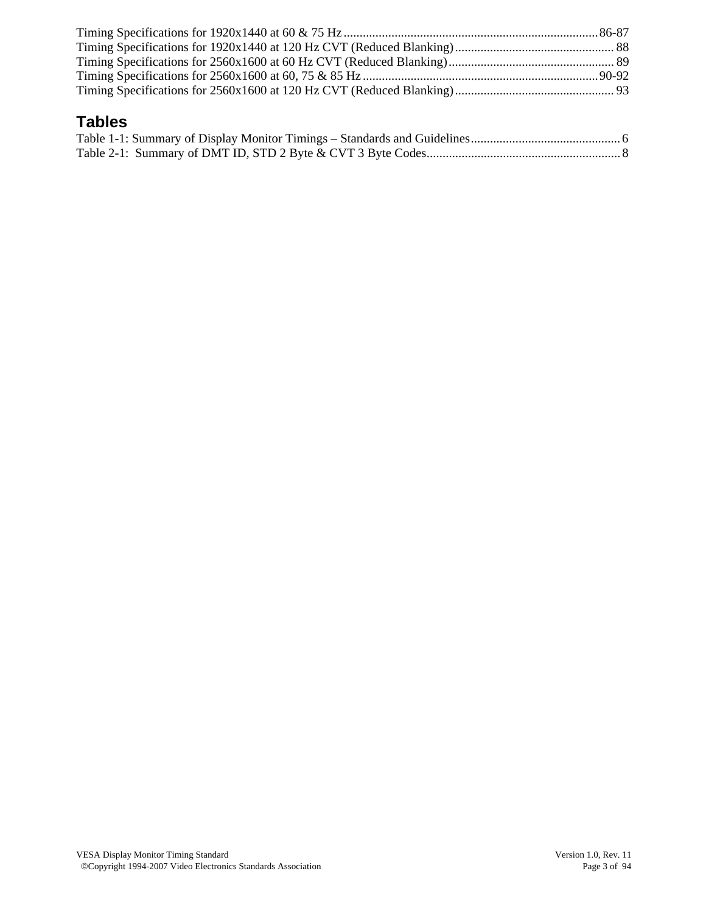Timing Specifications for 1920x1440 at 60 & 75 Hz ........................................................................... 86-87
Timing Specifications for 1920x1440 at 120 Hz CVT (Reduced Blanking) ................................................ 88
Timing Specifications for 2560x1600 at 60 Hz CVT (Reduced Blanking) .................................................. 89
Timing Specifications for 2560x1600 at 60, 75 & 85 Hz ....................................................................... 90-92
Timing Specifications for 2560x1600 at 120 Hz CVT (Reduced Blanking) ................................................ 93

## Tables

Table 1-1: Summary of Display Monitor Timings – Standards and Guidelines ............................................. 6
Table 2-1: Summary of DMT ID, STD 2 Byte & CVT 3 Byte Codes ........................................................... 8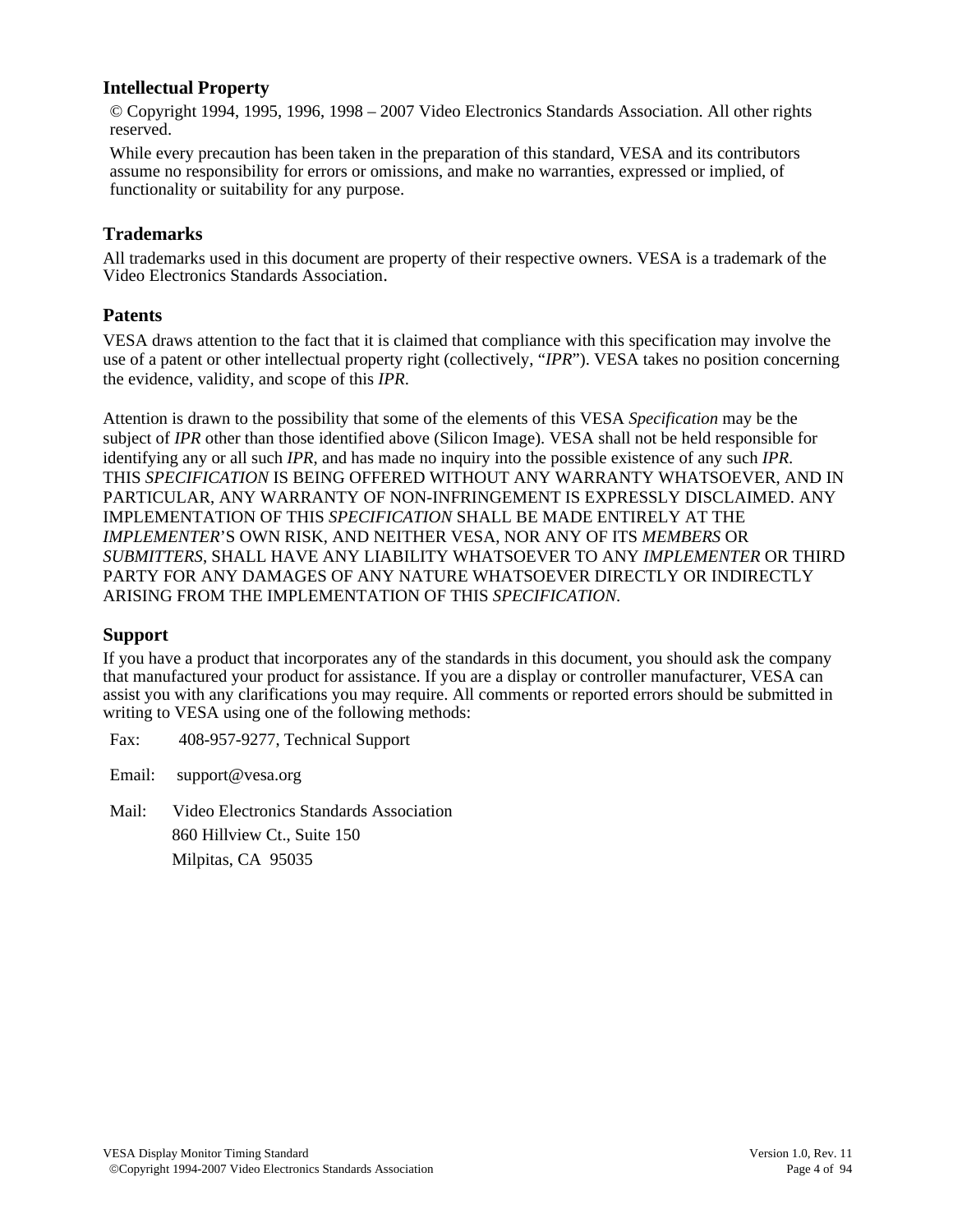## Intellectual Property

© Copyright 1994, 1995, 1996, 1998 – 2007 Video Electronics Standards Association. All other rights reserved.

While every precaution has been taken in the preparation of this standard, VESA and its contributors assume no responsibility for errors or omissions, and make no warranties, expressed or implied, of functionality or suitability for any purpose.

## Trademarks

All trademarks used in this document are property of their respective owners. VESA is a trademark of the Video Electronics Standards Association.

## Patents

VESA draws attention to the fact that it is claimed that compliance with this specification may involve the use of a patent or other intellectual property right (collectively, "*IPR*"). VESA takes no position concerning the evidence, validity, and scope of this *IPR*.

Attention is drawn to the possibility that some of the elements of this VESA *Specification* may be the subject of *IPR* other than those identified above (Silicon Image). VESA shall not be held responsible for identifying any or all such *IPR*, and has made no inquiry into the possible existence of any such *IPR*. THIS *SPECIFICATION* IS BEING OFFERED WITHOUT ANY WARRANTY WHATSOEVER, AND IN PARTICULAR, ANY WARRANTY OF NON-INFRINGEMENT IS EXPRESSLY DISCLAIMED. ANY IMPLEMENTATION OF THIS *SPECIFICATION* SHALL BE MADE ENTIRELY AT THE *IMPLEMENTER*'S OWN RISK, AND NEITHER VESA, NOR ANY OF ITS *MEMBERS* OR *SUBMITTERS*, SHALL HAVE ANY LIABILITY WHATSOEVER TO ANY *IMPLEMENTER* OR THIRD PARTY FOR ANY DAMAGES OF ANY NATURE WHATSOEVER DIRECTLY OR INDIRECTLY ARISING FROM THE IMPLEMENTATION OF THIS *SPECIFICATION*.

## Support

If you have a product that incorporates any of the standards in this document, you should ask the company that manufactured your product for assistance. If you are a display or controller manufacturer, VESA can assist you with any clarifications you may require. All comments or reported errors should be submitted in writing to VESA using one of the following methods:

Fax: 408-957-9277, Technical Support

Email: support@vesa.org

Mail: Video Electronics Standards Association
860 Hillview Ct., Suite 150
Milpitas, CA 95035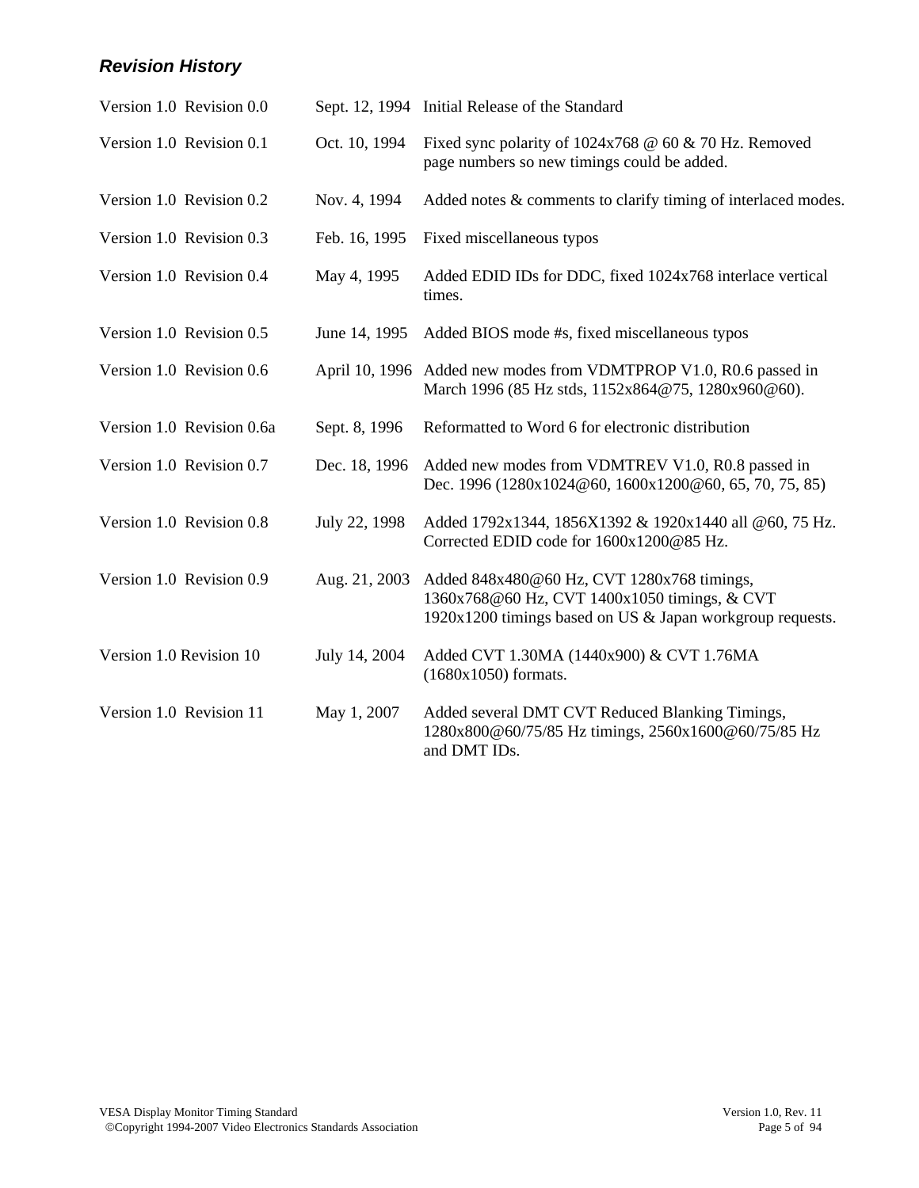### *Revision History*

| Version | Date | Description |
|---|---|---|
| Version 1.0 Revision 0.0 | Sept. 12, 1994 | Initial Release of the Standard |
| Version 1.0 Revision 0.1 | Oct. 10, 1994 | Fixed sync polarity of 1024x768 @ 60 & 70 Hz. Removed page numbers so new timings could be added. |
| Version 1.0 Revision 0.2 | Nov. 4, 1994 | Added notes & comments to clarify timing of interlaced modes. |
| Version 1.0 Revision 0.3 | Feb. 16, 1995 | Fixed miscellaneous typos |
| Version 1.0 Revision 0.4 | May 4, 1995 | Added EDID IDs for DDC, fixed 1024x768 interlace vertical times. |
| Version 1.0 Revision 0.5 | June 14, 1995 | Added BIOS mode #s, fixed miscellaneous typos |
| Version 1.0 Revision 0.6 | April 10, 1996 | Added new modes from VDMTPROP V1.0, R0.6 passed in March 1996 (85 Hz stds, 1152x864@75, 1280x960@60). |
| Version 1.0 Revision 0.6a | Sept. 8, 1996 | Reformatted to Word 6 for electronic distribution |
| Version 1.0 Revision 0.7 | Dec. 18, 1996 | Added new modes from VDMTREV V1.0, R0.8 passed in Dec. 1996 (1280x1024@60, 1600x1200@60, 65, 70, 75, 85) |
| Version 1.0 Revision 0.8 | July 22, 1998 | Added 1792x1344, 1856X1392 & 1920x1440 all @60, 75 Hz. Corrected EDID code for 1600x1200@85 Hz. |
| Version 1.0 Revision 0.9 | Aug. 21, 2003 | Added 848x480@60 Hz, CVT 1280x768 timings, 1360x768@60 Hz, CVT 1400x1050 timings, & CVT 1920x1200 timings based on US & Japan workgroup requests. |
| Version 1.0 Revision 10 | July 14, 2004 | Added CVT 1.30MA (1440x900) & CVT 1.76MA (1680x1050) formats. |
| Version 1.0 Revision 11 | May 1, 2007 | Added several DMT CVT Reduced Blanking Timings, 1280x800@60/75/85 Hz timings, 2560x1600@60/75/85 Hz and DMT IDs. |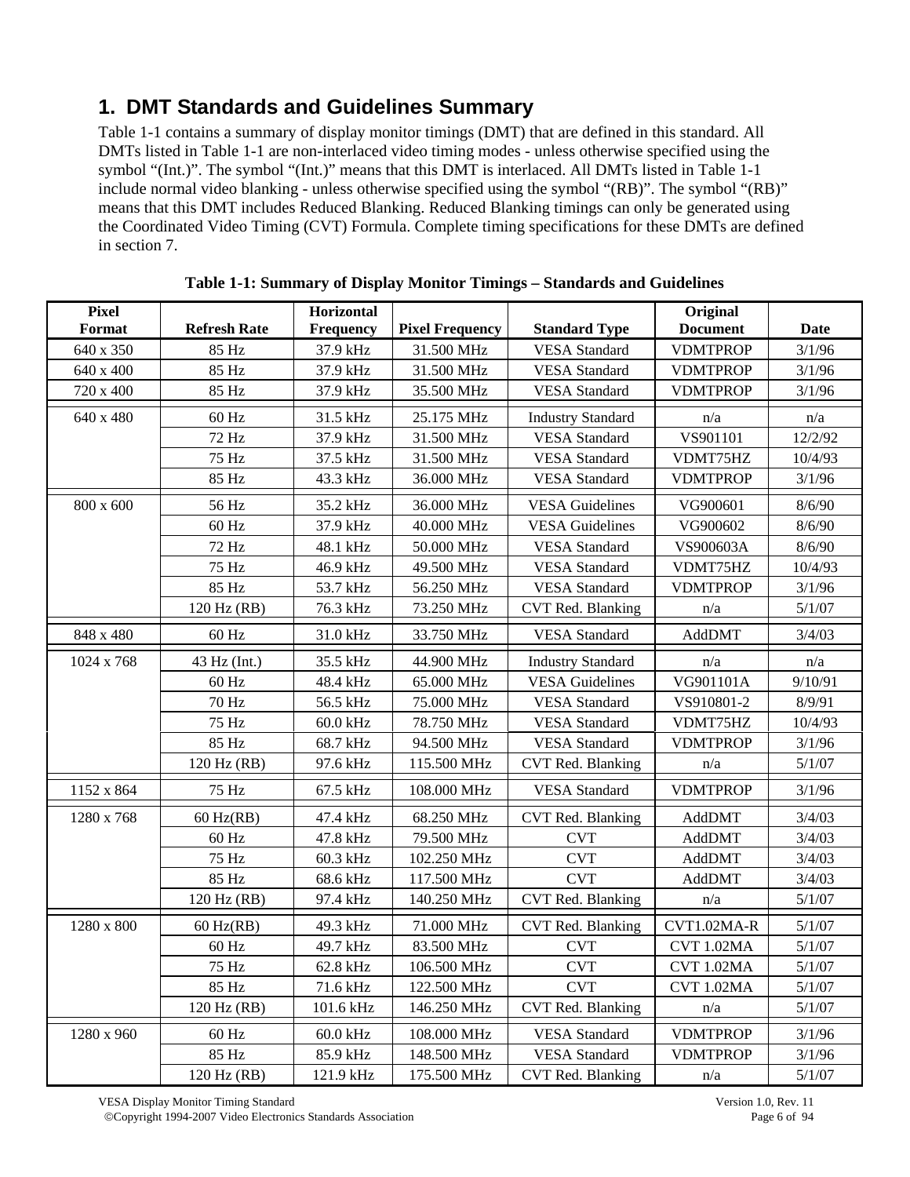# 1. DMT Standards and Guidelines Summary

Table 1-1 contains a summary of display monitor timings (DMT) that are defined in this standard. All DMTs listed in Table 1-1 are non-interlaced video timing modes - unless otherwise specified using the symbol "(Int.)". The symbol "(Int.)" means that this DMT is interlaced. All DMTs listed in Table 1-1 include normal video blanking - unless otherwise specified using the symbol "(RB)". The symbol "(RB)" means that this DMT includes Reduced Blanking. Reduced Blanking timings can only be generated using the Coordinated Video Timing (CVT) Formula. Complete timing specifications for these DMTs are defined in section 7.

**Table 1-1: Summary of Display Monitor Timings – Standards and Guidelines**

| Pixel Format | Refresh Rate | Horizontal Frequency | Pixel Frequency | Standard Type | Original Document | Date |
|---|---|---|---|---|---|---|
| 640 x 350 | 85 Hz | 37.9 kHz | 31.500 MHz | VESA Standard | VDMTPROP | 3/1/96 |
| 640 x 400 | 85 Hz | 37.9 kHz | 31.500 MHz | VESA Standard | VDMTPROP | 3/1/96 |
| 720 x 400 | 85 Hz | 37.9 kHz | 35.500 MHz | VESA Standard | VDMTPROP | 3/1/96 |
| 640 x 480 | 60 Hz | 31.5 kHz | 25.175 MHz | Industry Standard | n/a | n/a |
| | 72 Hz | 37.9 kHz | 31.500 MHz | VESA Standard | VS901101 | 12/2/92 |
| | 75 Hz | 37.5 kHz | 31.500 MHz | VESA Standard | VDMT75HZ | 10/4/93 |
| | 85 Hz | 43.3 kHz | 36.000 MHz | VESA Standard | VDMTPROP | 3/1/96 |
| 800 x 600 | 56 Hz | 35.2 kHz | 36.000 MHz | VESA Guidelines | VG900601 | 8/6/90 |
| | 60 Hz | 37.9 kHz | 40.000 MHz | VESA Guidelines | VG900602 | 8/6/90 |
| | 72 Hz | 48.1 kHz | 50.000 MHz | VESA Standard | VS900603A | 8/6/90 |
| | 75 Hz | 46.9 kHz | 49.500 MHz | VESA Standard | VDMT75HZ | 10/4/93 |
| | 85 Hz | 53.7 kHz | 56.250 MHz | VESA Standard | VDMTPROP | 3/1/96 |
| | 120 Hz (RB) | 76.3 kHz | 73.250 MHz | CVT Red. Blanking | n/a | 5/1/07 |
| 848 x 480 | 60 Hz | 31.0 kHz | 33.750 MHz | VESA Standard | AddDMT | 3/4/03 |
| 1024 x 768 | 43 Hz (Int.) | 35.5 kHz | 44.900 MHz | Industry Standard | n/a | n/a |
| | 60 Hz | 48.4 kHz | 65.000 MHz | VESA Guidelines | VG901101A | 9/10/91 |
| | 70 Hz | 56.5 kHz | 75.000 MHz | VESA Standard | VS910801-2 | 8/9/91 |
| | 75 Hz | 60.0 kHz | 78.750 MHz | VESA Standard | VDMT75HZ | 10/4/93 |
| | 85 Hz | 68.7 kHz | 94.500 MHz | VESA Standard | VDMTPROP | 3/1/96 |
| | 120 Hz (RB) | 97.6 kHz | 115.500 MHz | CVT Red. Blanking | n/a | 5/1/07 |
| 1152 x 864 | 75 Hz | 67.5 kHz | 108.000 MHz | VESA Standard | VDMTPROP | 3/1/96 |
| 1280 x 768 | 60 Hz(RB) | 47.4 kHz | 68.250 MHz | CVT Red. Blanking | AddDMT | 3/4/03 |
| | 60 Hz | 47.8 kHz | 79.500 MHz | CVT | AddDMT | 3/4/03 |
| | 75 Hz | 60.3 kHz | 102.250 MHz | CVT | AddDMT | 3/4/03 |
| | 85 Hz | 68.6 kHz | 117.500 MHz | CVT | AddDMT | 3/4/03 |
| | 120 Hz (RB) | 97.4 kHz | 140.250 MHz | CVT Red. Blanking | n/a | 5/1/07 |
| 1280 x 800 | 60 Hz(RB) | 49.3 kHz | 71.000 MHz | CVT Red. Blanking | CVT1.02MA-R | 5/1/07 |
| | 60 Hz | 49.7 kHz | 83.500 MHz | CVT | CVT 1.02MA | 5/1/07 |
| | 75 Hz | 62.8 kHz | 106.500 MHz | CVT | CVT 1.02MA | 5/1/07 |
| | 85 Hz | 71.6 kHz | 122.500 MHz | CVT | CVT 1.02MA | 5/1/07 |
| | 120 Hz (RB) | 101.6 kHz | 146.250 MHz | CVT Red. Blanking | n/a | 5/1/07 |
| 1280 x 960 | 60 Hz | 60.0 kHz | 108.000 MHz | VESA Standard | VDMTPROP | 3/1/96 |
| | 85 Hz | 85.9 kHz | 148.500 MHz | VESA Standard | VDMTPROP | 3/1/96 |
| | 120 Hz (RB) | 121.9 kHz | 175.500 MHz | CVT Red. Blanking | n/a | 5/1/07 |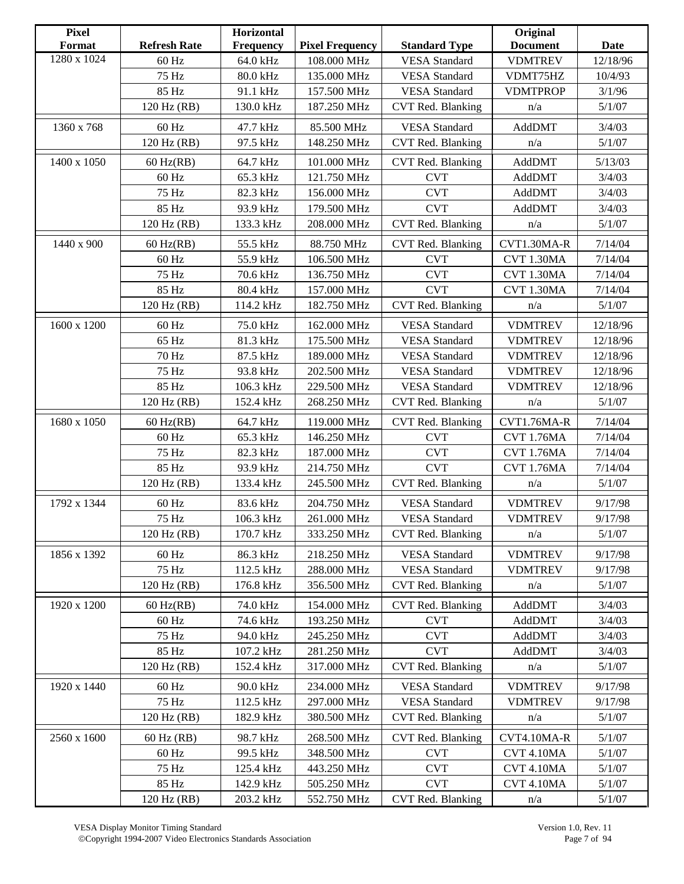| Pixel Format | Refresh Rate | Horizontal Frequency | Pixel Frequency | Standard Type | Original Document | Date |
|---|---|---|---|---|---|---|
| 1280 x 1024 | 60 Hz | 64.0 kHz | 108.000 MHz | VESA Standard | VDMTREV | 12/18/96 |
| | 75 Hz | 80.0 kHz | 135.000 MHz | VESA Standard | VDMT75HZ | 10/4/93 |
| | 85 Hz | 91.1 kHz | 157.500 MHz | VESA Standard | VDMTPROP | 3/1/96 |
| | 120 Hz (RB) | 130.0 kHz | 187.250 MHz | CVT Red. Blanking | n/a | 5/1/07 |
| 1360 x 768 | 60 Hz | 47.7 kHz | 85.500 MHz | VESA Standard | AddDMT | 3/4/03 |
| | 120 Hz (RB) | 97.5 kHz | 148.250 MHz | CVT Red. Blanking | n/a | 5/1/07 |
| 1400 x 1050 | 60 Hz(RB) | 64.7 kHz | 101.000 MHz | CVT Red. Blanking | AddDMT | 5/13/03 |
| | 60 Hz | 65.3 kHz | 121.750 MHz | CVT | AddDMT | 3/4/03 |
| | 75 Hz | 82.3 kHz | 156.000 MHz | CVT | AddDMT | 3/4/03 |
| | 85 Hz | 93.9 kHz | 179.500 MHz | CVT | AddDMT | 3/4/03 |
| | 120 Hz (RB) | 133.3 kHz | 208.000 MHz | CVT Red. Blanking | n/a | 5/1/07 |
| 1440 x 900 | 60 Hz(RB) | 55.5 kHz | 88.750 MHz | CVT Red. Blanking | CVT1.30MA-R | 7/14/04 |
| | 60 Hz | 55.9 kHz | 106.500 MHz | CVT | CVT 1.30MA | 7/14/04 |
| | 75 Hz | 70.6 kHz | 136.750 MHz | CVT | CVT 1.30MA | 7/14/04 |
| | 85 Hz | 80.4 kHz | 157.000 MHz | CVT | CVT 1.30MA | 7/14/04 |
| | 120 Hz (RB) | 114.2 kHz | 182.750 MHz | CVT Red. Blanking | n/a | 5/1/07 |
| 1600 x 1200 | 60 Hz | 75.0 kHz | 162.000 MHz | VESA Standard | VDMTREV | 12/18/96 |
| | 65 Hz | 81.3 kHz | 175.500 MHz | VESA Standard | VDMTREV | 12/18/96 |
| | 70 Hz | 87.5 kHz | 189.000 MHz | VESA Standard | VDMTREV | 12/18/96 |
| | 75 Hz | 93.8 kHz | 202.500 MHz | VESA Standard | VDMTREV | 12/18/96 |
| | 85 Hz | 106.3 kHz | 229.500 MHz | VESA Standard | VDMTREV | 12/18/96 |
| | 120 Hz (RB) | 152.4 kHz | 268.250 MHz | CVT Red. Blanking | n/a | 5/1/07 |
| 1680 x 1050 | 60 Hz(RB) | 64.7 kHz | 119.000 MHz | CVT Red. Blanking | CVT1.76MA-R | 7/14/04 |
| | 60 Hz | 65.3 kHz | 146.250 MHz | CVT | CVT 1.76MA | 7/14/04 |
| | 75 Hz | 82.3 kHz | 187.000 MHz | CVT | CVT 1.76MA | 7/14/04 |
| | 85 Hz | 93.9 kHz | 214.750 MHz | CVT | CVT 1.76MA | 7/14/04 |
| | 120 Hz (RB) | 133.4 kHz | 245.500 MHz | CVT Red. Blanking | n/a | 5/1/07 |
| 1792 x 1344 | 60 Hz | 83.6 kHz | 204.750 MHz | VESA Standard | VDMTREV | 9/17/98 |
| | 75 Hz | 106.3 kHz | 261.000 MHz | VESA Standard | VDMTREV | 9/17/98 |
| | 120 Hz (RB) | 170.7 kHz | 333.250 MHz | CVT Red. Blanking | n/a | 5/1/07 |
| 1856 x 1392 | 60 Hz | 86.3 kHz | 218.250 MHz | VESA Standard | VDMTREV | 9/17/98 |
| | 75 Hz | 112.5 kHz | 288.000 MHz | VESA Standard | VDMTREV | 9/17/98 |
| | 120 Hz (RB) | 176.8 kHz | 356.500 MHz | CVT Red. Blanking | n/a | 5/1/07 |
| 1920 x 1200 | 60 Hz(RB) | 74.0 kHz | 154.000 MHz | CVT Red. Blanking | AddDMT | 3/4/03 |
| | 60 Hz | 74.6 kHz | 193.250 MHz | CVT | AddDMT | 3/4/03 |
| | 75 Hz | 94.0 kHz | 245.250 MHz | CVT | AddDMT | 3/4/03 |
| | 85 Hz | 107.2 kHz | 281.250 MHz | CVT | AddDMT | 3/4/03 |
| | 120 Hz (RB) | 152.4 kHz | 317.000 MHz | CVT Red. Blanking | n/a | 5/1/07 |
| 1920 x 1440 | 60 Hz | 90.0 kHz | 234.000 MHz | VESA Standard | VDMTREV | 9/17/98 |
| | 75 Hz | 112.5 kHz | 297.000 MHz | VESA Standard | VDMTREV | 9/17/98 |
| | 120 Hz (RB) | 182.9 kHz | 380.500 MHz | CVT Red. Blanking | n/a | 5/1/07 |
| 2560 x 1600 | 60 Hz (RB) | 98.7 kHz | 268.500 MHz | CVT Red. Blanking | CVT4.10MA-R | 5/1/07 |
| | 60 Hz | 99.5 kHz | 348.500 MHz | CVT | CVT 4.10MA | 5/1/07 |
| | 75 Hz | 125.4 kHz | 443.250 MHz | CVT | CVT 4.10MA | 5/1/07 |
| | 85 Hz | 142.9 kHz | 505.250 MHz | CVT | CVT 4.10MA | 5/1/07 |
| | 120 Hz (RB) | 203.2 kHz | 552.750 MHz | CVT Red. Blanking | n/a | 5/1/07 |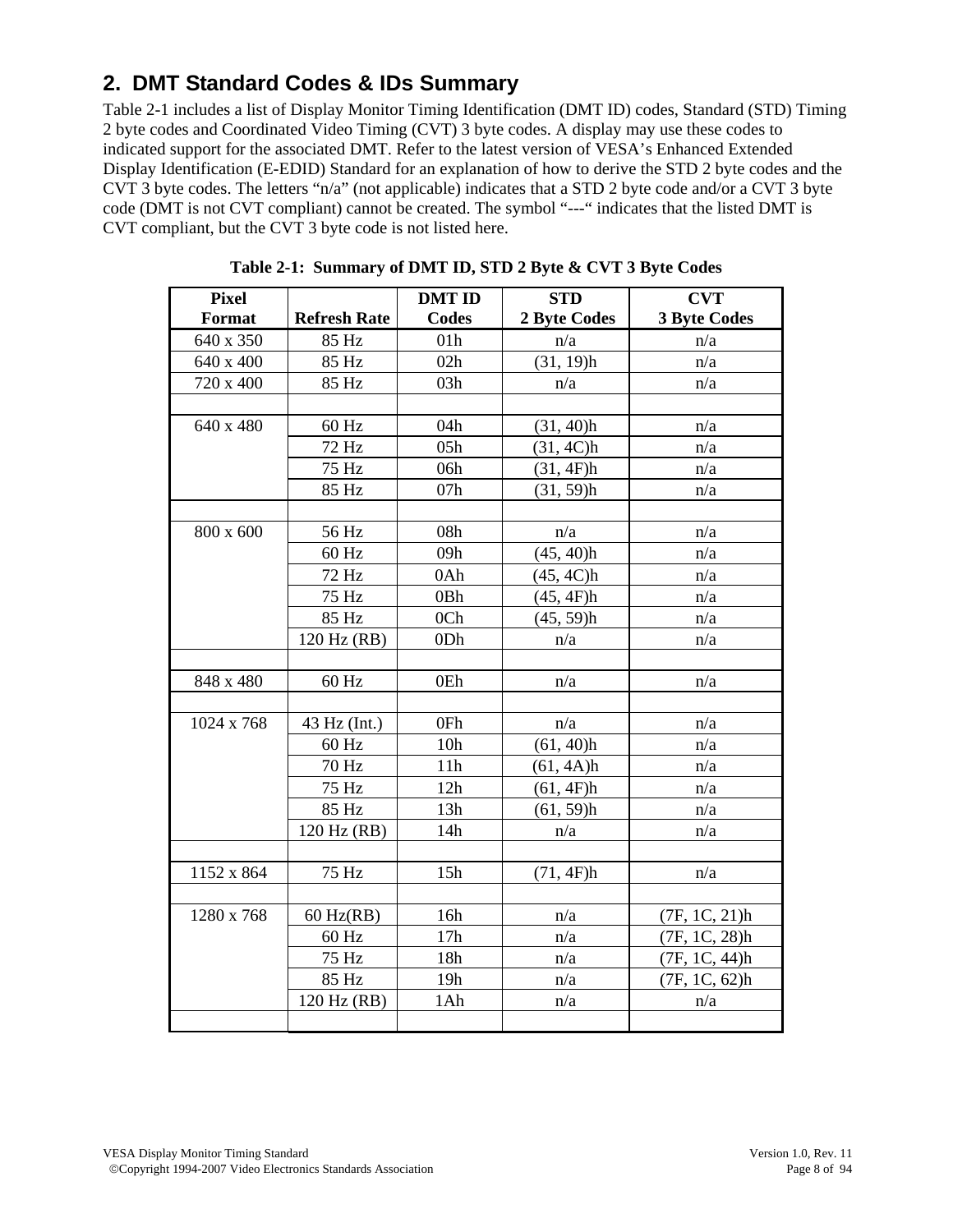## 2. DMT Standard Codes & IDs Summary

Table 2-1 includes a list of Display Monitor Timing Identification (DMT ID) codes, Standard (STD) Timing 2 byte codes and Coordinated Video Timing (CVT) 3 byte codes. A display may use these codes to indicated support for the associated DMT. Refer to the latest version of VESA's Enhanced Extended Display Identification (E-EDID) Standard for an explanation of how to derive the STD 2 byte codes and the CVT 3 byte codes. The letters "n/a" (not applicable) indicates that a STD 2 byte code and/or a CVT 3 byte code (DMT is not CVT compliant) cannot be created. The symbol "---" indicates that the listed DMT is CVT compliant, but the CVT 3 byte code is not listed here.

**Table 2-1: Summary of DMT ID, STD 2 Byte & CVT 3 Byte Codes**

| Pixel Format | Refresh Rate | DMT ID Codes | STD 2 Byte Codes | CVT 3 Byte Codes |
|---|---|---|---|---|
| 640 x 350 | 85 Hz | 01h | n/a | n/a |
| 640 x 400 | 85 Hz | 02h | (31, 19)h | n/a |
| 720 x 400 | 85 Hz | 03h | n/a | n/a |
| | | | | |
| 640 x 480 | 60 Hz | 04h | (31, 40)h | n/a |
| | 72 Hz | 05h | (31, 4C)h | n/a |
| | 75 Hz | 06h | (31, 4F)h | n/a |
| | 85 Hz | 07h | (31, 59)h | n/a |
| | | | | |
| 800 x 600 | 56 Hz | 08h | n/a | n/a |
| | 60 Hz | 09h | (45, 40)h | n/a |
| | 72 Hz | 0Ah | (45, 4C)h | n/a |
| | 75 Hz | 0Bh | (45, 4F)h | n/a |
| | 85 Hz | 0Ch | (45, 59)h | n/a |
| | 120 Hz (RB) | 0Dh | n/a | n/a |
| | | | | |
| 848 x 480 | 60 Hz | 0Eh | n/a | n/a |
| | | | | |
| 1024 x 768 | 43 Hz (Int.) | 0Fh | n/a | n/a |
| | 60 Hz | 10h | (61, 40)h | n/a |
| | 70 Hz | 11h | (61, 4A)h | n/a |
| | 75 Hz | 12h | (61, 4F)h | n/a |
| | 85 Hz | 13h | (61, 59)h | n/a |
| | 120 Hz (RB) | 14h | n/a | n/a |
| | | | | |
| 1152 x 864 | 75 Hz | 15h | (71, 4F)h | n/a |
| | | | | |
| 1280 x 768 | 60 Hz(RB) | 16h | n/a | (7F, 1C, 21)h |
| | 60 Hz | 17h | n/a | (7F, 1C, 28)h |
| | 75 Hz | 18h | n/a | (7F, 1C, 44)h |
| | 85 Hz | 19h | n/a | (7F, 1C, 62)h |
| | 120 Hz (RB) | 1Ah | n/a | n/a |
| | | | | |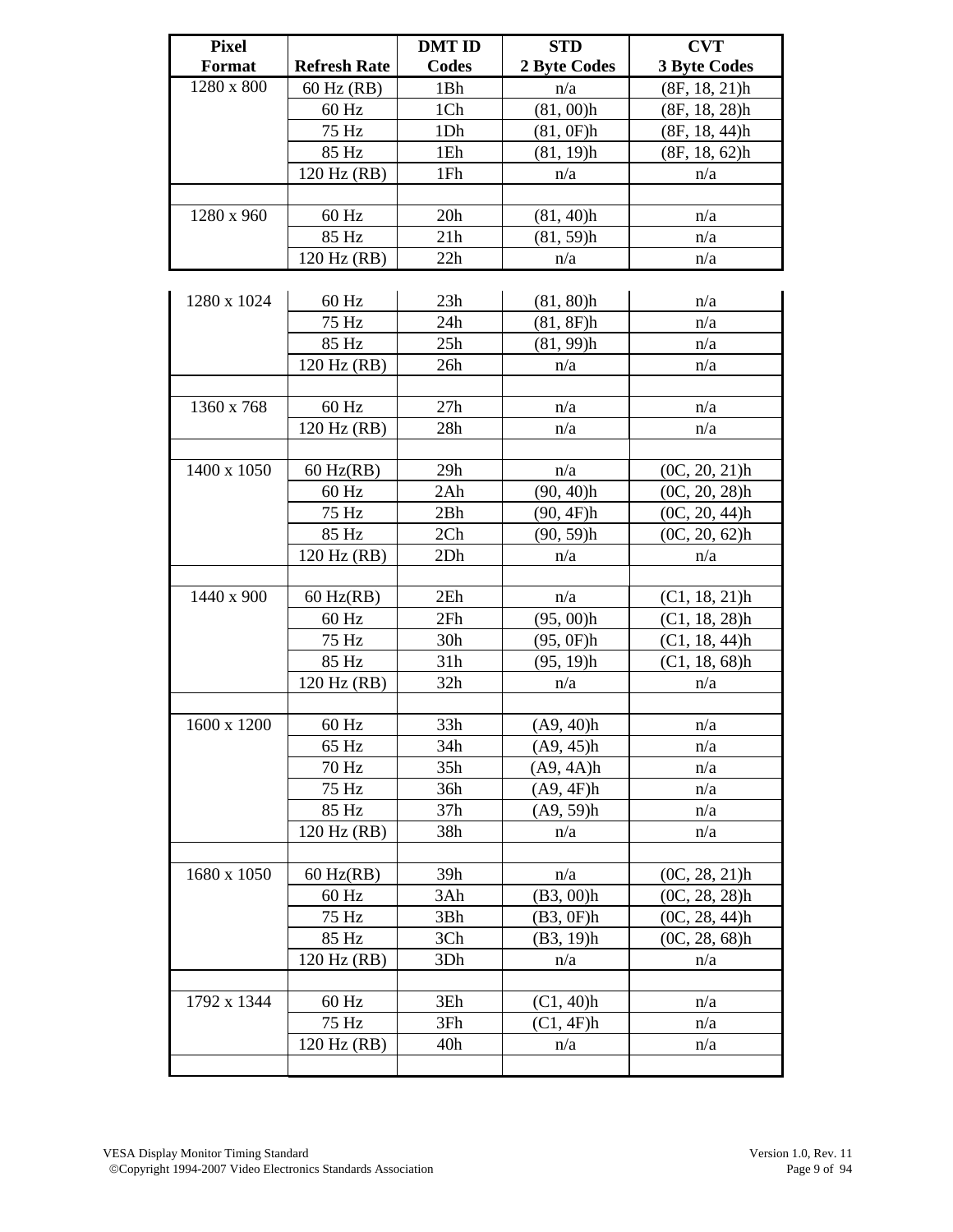| Pixel Format | Refresh Rate | DMT ID Codes | STD 2 Byte Codes | CVT 3 Byte Codes |
|---|---|---|---|---|
| 1280 x 800 | 60 Hz (RB) | 1Bh | n/a | (8F, 18, 21)h |
| | 60 Hz | 1Ch | (81, 00)h | (8F, 18, 28)h |
| | 75 Hz | 1Dh | (81, 0F)h | (8F, 18, 44)h |
| | 85 Hz | 1Eh | (81, 19)h | (8F, 18, 62)h |
| | 120 Hz (RB) | 1Fh | n/a | n/a |
| | | | | |
| 1280 x 960 | 60 Hz | 20h | (81, 40)h | n/a |
| | 85 Hz | 21h | (81, 59)h | n/a |
| | 120 Hz (RB) | 22h | n/a | n/a |
| 1280 x 1024 | 60 Hz | 23h | (81, 80)h | n/a |
| | 75 Hz | 24h | (81, 8F)h | n/a |
| | 85 Hz | 25h | (81, 99)h | n/a |
| | 120 Hz (RB) | 26h | n/a | n/a |
| | | | | |
| 1360 x 768 | 60 Hz | 27h | n/a | n/a |
| | 120 Hz (RB) | 28h | n/a | n/a |
| | | | | |
| 1400 x 1050 | 60 Hz(RB) | 29h | n/a | (0C, 20, 21)h |
| | 60 Hz | 2Ah | (90, 40)h | (0C, 20, 28)h |
| | 75 Hz | 2Bh | (90, 4F)h | (0C, 20, 44)h |
| | 85 Hz | 2Ch | (90, 59)h | (0C, 20, 62)h |
| | 120 Hz (RB) | 2Dh | n/a | n/a |
| | | | | |
| 1440 x 900 | 60 Hz(RB) | 2Eh | n/a | (C1, 18, 21)h |
| | 60 Hz | 2Fh | (95, 00)h | (C1, 18, 28)h |
| | 75 Hz | 30h | (95, 0F)h | (C1, 18, 44)h |
| | 85 Hz | 31h | (95, 19)h | (C1, 18, 68)h |
| | 120 Hz (RB) | 32h | n/a | n/a |
| | | | | |
| 1600 x 1200 | 60 Hz | 33h | (A9, 40)h | n/a |
| | 65 Hz | 34h | (A9, 45)h | n/a |
| | 70 Hz | 35h | (A9, 4A)h | n/a |
| | 75 Hz | 36h | (A9, 4F)h | n/a |
| | 85 Hz | 37h | (A9, 59)h | n/a |
| | 120 Hz (RB) | 38h | n/a | n/a |
| | | | | |
| 1680 x 1050 | 60 Hz(RB) | 39h | n/a | (0C, 28, 21)h |
| | 60 Hz | 3Ah | (B3, 00)h | (0C, 28, 28)h |
| | 75 Hz | 3Bh | (B3, 0F)h | (0C, 28, 44)h |
| | 85 Hz | 3Ch | (B3, 19)h | (0C, 28, 68)h |
| | 120 Hz (RB) | 3Dh | n/a | n/a |
| | | | | |
| 1792 x 1344 | 60 Hz | 3Eh | (C1, 40)h | n/a |
| | 75 Hz | 3Fh | (C1, 4F)h | n/a |
| | 120 Hz (RB) | 40h | n/a | n/a |
| | | | | |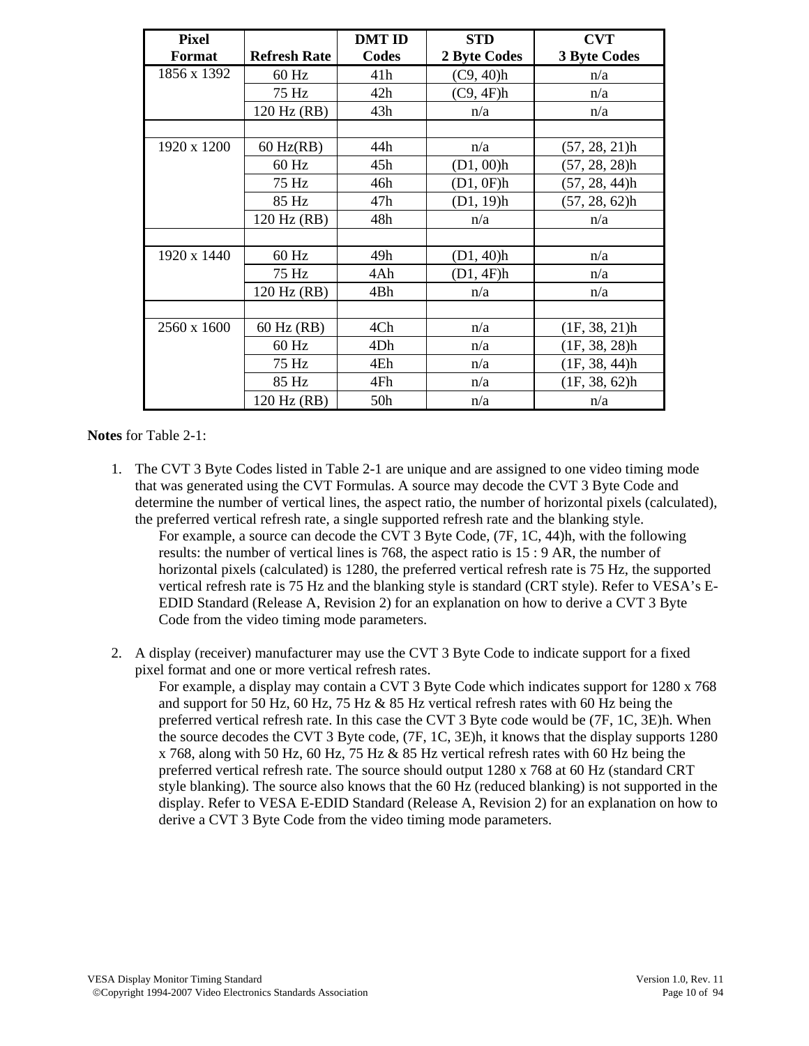| Pixel Format | Refresh Rate | DMT ID Codes | STD 2 Byte Codes | CVT 3 Byte Codes |
|---|---|---|---|---|
| 1856 x 1392 | 60 Hz | 41h | (C9, 40)h | n/a |
| | 75 Hz | 42h | (C9, 4F)h | n/a |
| | 120 Hz (RB) | 43h | n/a | n/a |
| | | | | |
| 1920 x 1200 | 60 Hz(RB) | 44h | n/a | (57, 28, 21)h |
| | 60 Hz | 45h | (D1, 00)h | (57, 28, 28)h |
| | 75 Hz | 46h | (D1, 0F)h | (57, 28, 44)h |
| | 85 Hz | 47h | (D1, 19)h | (57, 28, 62)h |
| | 120 Hz (RB) | 48h | n/a | n/a |
| | | | | |
| 1920 x 1440 | 60 Hz | 49h | (D1, 40)h | n/a |
| | 75 Hz | 4Ah | (D1, 4F)h | n/a |
| | 120 Hz (RB) | 4Bh | n/a | n/a |
| | | | | |
| 2560 x 1600 | 60 Hz (RB) | 4Ch | n/a | (1F, 38, 21)h |
| | 60 Hz | 4Dh | n/a | (1F, 38, 28)h |
| | 75 Hz | 4Eh | n/a | (1F, 38, 44)h |
| | 85 Hz | 4Fh | n/a | (1F, 38, 62)h |
| | 120 Hz (RB) | 50h | n/a | n/a |

**Notes** for Table 2-1:

1. The CVT 3 Byte Codes listed in Table 2-1 are unique and are assigned to one video timing mode that was generated using the CVT Formulas. A source may decode the CVT 3 Byte Code and determine the number of vertical lines, the aspect ratio, the number of horizontal pixels (calculated), the preferred vertical refresh rate, a single supported refresh rate and the blanking style.

   For example, a source can decode the CVT 3 Byte Code, (7F, 1C, 44)h, with the following results: the number of vertical lines is 768, the aspect ratio is 15 : 9 AR, the number of horizontal pixels (calculated) is 1280, the preferred vertical refresh rate is 75 Hz, the supported vertical refresh rate is 75 Hz and the blanking style is standard (CRT style). Refer to VESA's E-EDID Standard (Release A, Revision 2) for an explanation on how to derive a CVT 3 Byte Code from the video timing mode parameters.

2. A display (receiver) manufacturer may use the CVT 3 Byte Code to indicate support for a fixed pixel format and one or more vertical refresh rates.

   For example, a display may contain a CVT 3 Byte Code which indicates support for 1280 x 768 and support for 50 Hz, 60 Hz, 75 Hz & 85 Hz vertical refresh rates with 60 Hz being the preferred vertical refresh rate. In this case the CVT 3 Byte code would be (7F, 1C, 3E)h. When the source decodes the CVT 3 Byte code, (7F, 1C, 3E)h, it knows that the display supports 1280 x 768, along with 50 Hz, 60 Hz, 75 Hz & 85 Hz vertical refresh rates with 60 Hz being the preferred vertical refresh rate. The source should output 1280 x 768 at 60 Hz (standard CRT style blanking). The source also knows that the 60 Hz (reduced blanking) is not supported in the display. Refer to VESA E-EDID Standard (Release A, Revision 2) for an explanation on how to derive a CVT 3 Byte Code from the video timing mode parameters.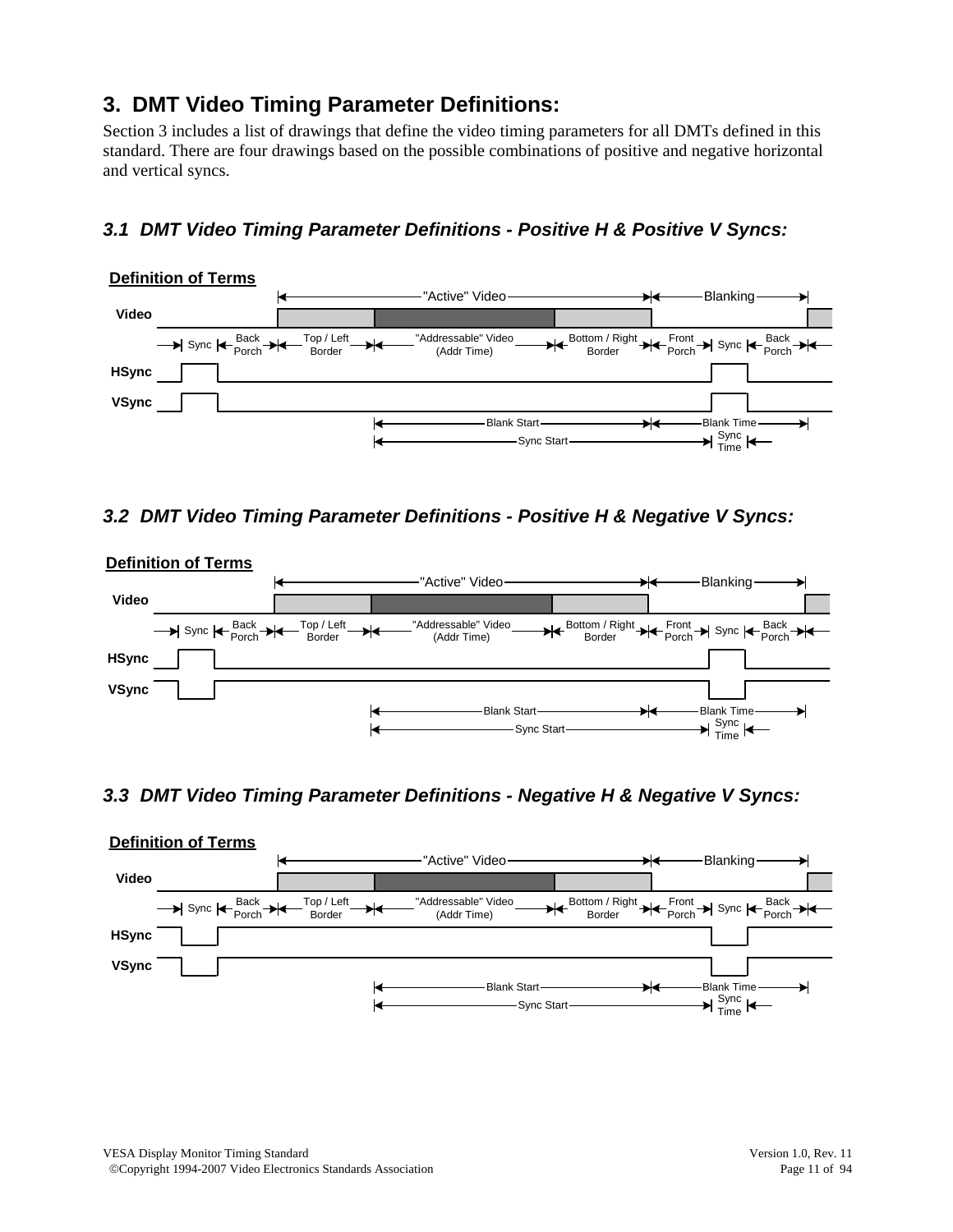## 3. DMT Video Timing Parameter Definitions:

Section 3 includes a list of drawings that define the video timing parameters for all DMTs defined in this standard. There are four drawings based on the possible combinations of positive and negative horizontal and vertical syncs.

### *3.1 DMT Video Timing Parameter Definitions - Positive H & Positive V Syncs:*

**Definition of Terms**

"Active" Video | Blanking

Video

Sync | Back Porch | Top / Left Border | "Addressable" Video (Addr Time) | Bottom / Right Border | Front Porch | Sync | Back Porch

HSync

VSync

Blank Start | Blank Time

Sync Start | Sync Time

### *3.2 DMT Video Timing Parameter Definitions - Positive H & Negative V Syncs:*

**Definition of Terms**

"Active" Video | Blanking

Video

Sync | Back Porch | Top / Left Border | "Addressable" Video (Addr Time) | Bottom / Right Border | Front Porch | Sync | Back Porch

HSync

VSync

Blank Start | Blank Time

Sync Start | Sync Time

### *3.3 DMT Video Timing Parameter Definitions - Negative H & Negative V Syncs:*

**Definition of Terms**

"Active" Video | Blanking

Video

Sync | Back Porch | Top / Left Border | "Addressable" Video (Addr Time) | Bottom / Right Border | Front Porch | Sync | Back Porch

HSync

VSync

Blank Start | Blank Time

Sync Start | Sync Time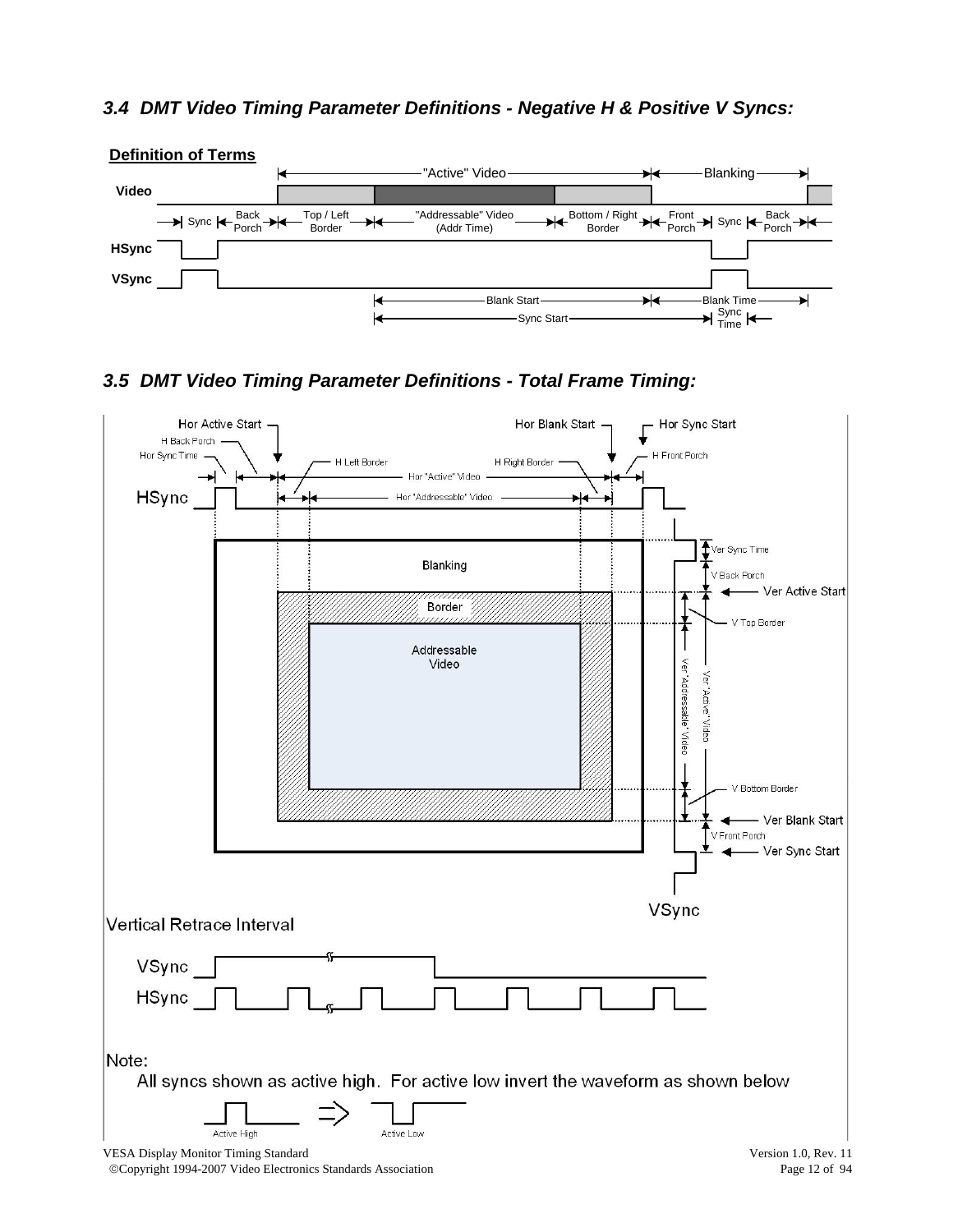### 3.4 DMT Video Timing Parameter Definitions - Negative H & Positive V Syncs:

**Definition of Terms**

"Active" Video | Blanking

**Video**

Sync | Back Porch | Top / Left Border | "Addressable" Video (Addr Time) | Bottom / Right Border | Front Porch | Sync | Back Porch

**HSync**

**VSync**

Blank Start | Blank Time

Sync Start | Sync Time

### 3.5 DMT Video Timing Parameter Definitions - Total Frame Timing:

Hor Active Start, H Back Porch, Hor Sync Time, H Left Border, Hor Blank Start, H Right Border, Hor Sync Start, H Front Porch, Hor "Active" Video, Hor "Addressable" Video

HSync

Blanking

Border

Addressable Video

Ver Sync Time, V Back Porch, Ver Active Start, V Top Border, Ver "Addressable" Video, Ver "Active" Video, V Bottom Border, Ver Blank Start, V Front Porch, Ver Sync Start

VSync

Vertical Retrace Interval

VSync

HSync

Note:

All syncs shown as active high. For active low invert the waveform as shown below

Active High ⇒ Active Low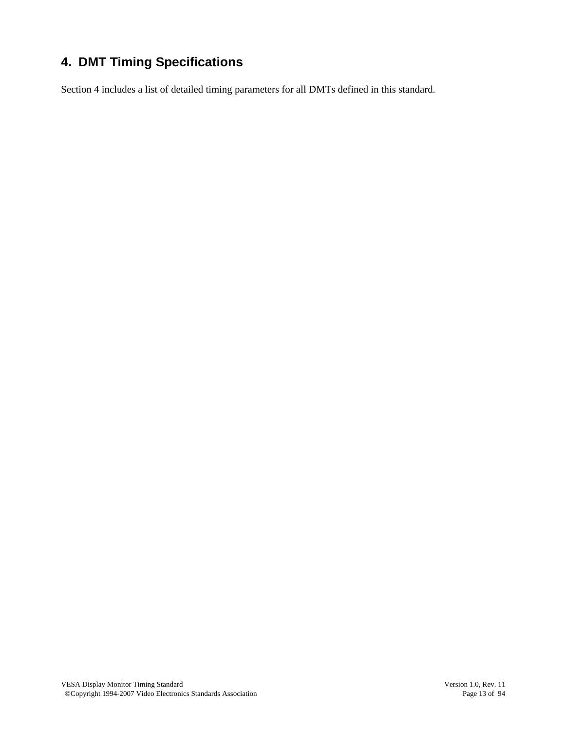# 4. DMT Timing Specifications

Section 4 includes a list of detailed timing parameters for all DMTs defined in this standard.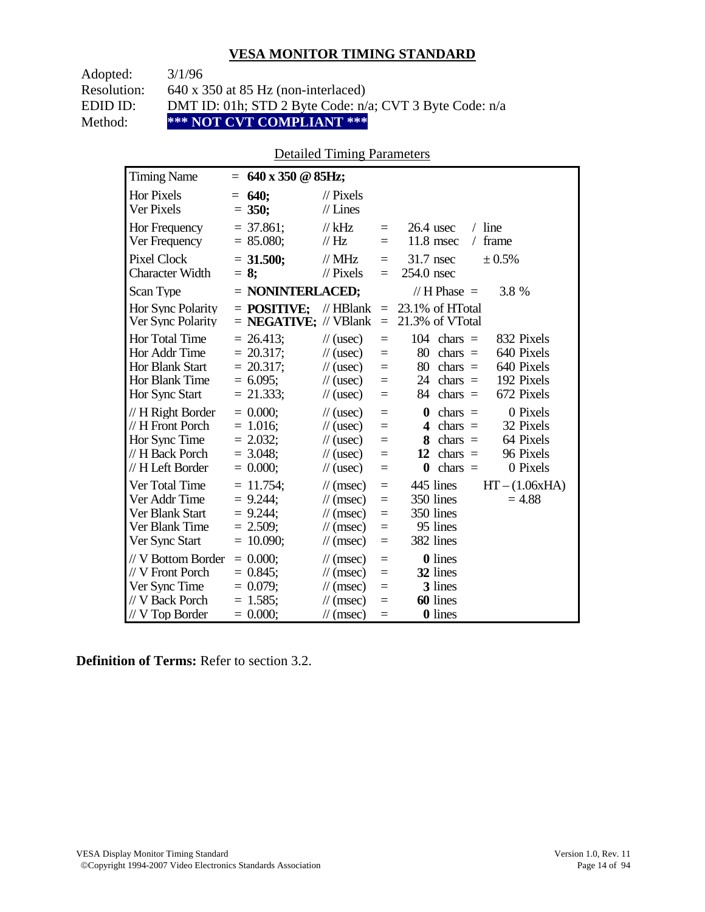## VESA MONITOR TIMING STANDARD

Adopted: 3/1/96
Resolution: 640 x 350 at 85 Hz (non-interlaced)
EDID ID: DMT ID: 01h; STD 2 Byte Code: n/a; CVT 3 Byte Code: n/a
Method: **\*\*\* NOT CVT COMPLIANT \*\*\***

Detailed Timing Parameters

| Parameter | Value | Unit | = | Equivalent | | |
|---|---|---|---|---|---|---|
| Timing Name | = **640 x 350 @ 85Hz;** | | | | | |
| Hor Pixels | = **640;** | // Pixels | | | | |
| Ver Pixels | = **350;** | // Lines | | | | |
| Hor Frequency | = 37.861; | // kHz | = | 26.4 usec | / line | |
| Ver Frequency | = 85.080; | // Hz | = | 11.8 msec | / frame | |
| Pixel Clock | = **31.500;** | // MHz | = | 31.7 nsec | ± 0.5% | |
| Character Width | = **8;** | // Pixels | = | 254.0 nsec | | |
| Scan Type | = **NONINTERLACED;** | | | // H Phase = | 3.8 % | |
| Hor Sync Polarity | = **POSITIVE;** | // HBlank | = | 23.1% of HTotal | | |
| Ver Sync Polarity | = **NEGATIVE;** | // VBlank | = | 21.3% of VTotal | | |
| Hor Total Time | = 26.413; | // (usec) | = | 104 chars = | 832 Pixels | |
| Hor Addr Time | = 20.317; | // (usec) | = | 80 chars = | 640 Pixels | |
| Hor Blank Start | = 20.317; | // (usec) | = | 80 chars = | 640 Pixels | |
| Hor Blank Time | = 6.095; | // (usec) | = | 24 chars = | 192 Pixels | |
| Hor Sync Start | = 21.333; | // (usec) | = | 84 chars = | 672 Pixels | |
| // H Right Border | = 0.000; | // (usec) | = | **0** chars = | 0 Pixels | |
| // H Front Porch | = 1.016; | // (usec) | = | **4** chars = | 32 Pixels | |
| Hor Sync Time | = 2.032; | // (usec) | = | **8** chars = | 64 Pixels | |
| // H Back Porch | = 3.048; | // (usec) | = | **12** chars = | 96 Pixels | |
| // H Left Border | = 0.000; | // (usec) | = | **0** chars = | 0 Pixels | |
| Ver Total Time | = 11.754; | // (msec) | = | 445 lines | | HT – (1.06xHA) |
| Ver Addr Time | = 9.244; | // (msec) | = | 350 lines | | = 4.88 |
| Ver Blank Start | = 9.244; | // (msec) | = | 350 lines | | |
| Ver Blank Time | = 2.509; | // (msec) | = | 95 lines | | |
| Ver Sync Start | = 10.090; | // (msec) | = | 382 lines | | |
| // V Bottom Border | = 0.000; | // (msec) | = | **0** lines | | |
| // V Front Porch | = 0.845; | // (msec) | = | **32** lines | | |
| Ver Sync Time | = 0.079; | // (msec) | = | **3** lines | | |
| // V Back Porch | = 1.585; | // (msec) | = | **60** lines | | |
| // V Top Border | = 0.000; | // (msec) | = | **0** lines | | |

**Definition of Terms:** Refer to section 3.2.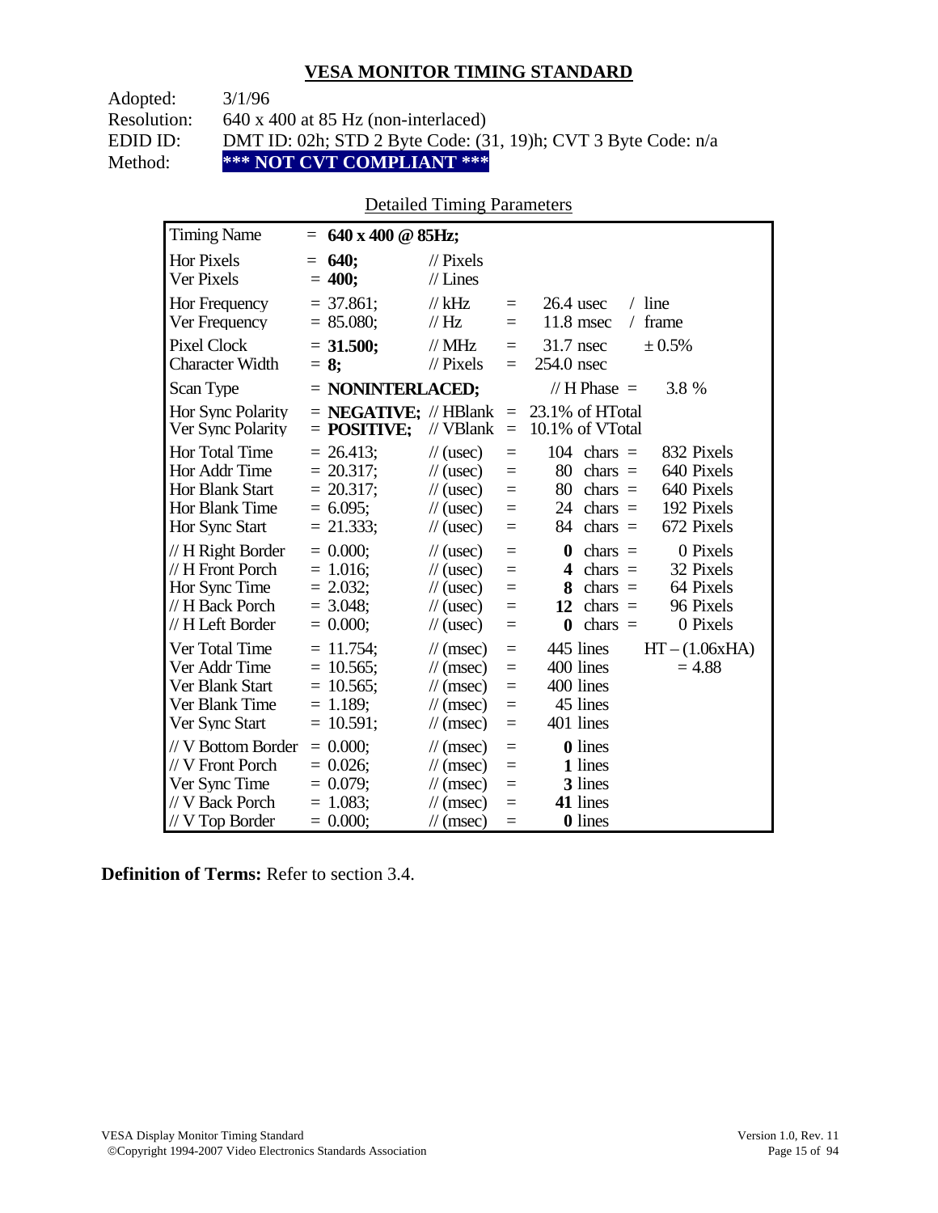## VESA MONITOR TIMING STANDARD

Adopted: 3/1/96
Resolution: 640 x 400 at 85 Hz (non-interlaced)
EDID ID: DMT ID: 02h; STD 2 Byte Code: (31, 19)h; CVT 3 Byte Code: n/a
Method: **\*\*\* NOT CVT COMPLIANT \*\*\***

Detailed Timing Parameters

| Timing Name | = **640 x 400 @ 85Hz;** | | | | |
|---|---|---|---|---|---|
| Hor Pixels | = **640;** | // Pixels | | | |
| Ver Pixels | = **400;** | // Lines | | | |
| Hor Frequency | = 37.861; | // kHz | = | 26.4 usec | / line |
| Ver Frequency | = 85.080; | // Hz | = | 11.8 msec | / frame |
| Pixel Clock | = **31.500;** | // MHz | = | 31.7 nsec | ± 0.5% |
| Character Width | = **8;** | // Pixels | = | 254.0 nsec | |
| Scan Type | = **NONINTERLACED;** | | | // H Phase = | 3.8 % |
| Hor Sync Polarity | = **NEGATIVE;** | // HBlank | = | 23.1% of HTotal | |
| Ver Sync Polarity | = **POSITIVE;** | // VBlank | = | 10.1% of VTotal | |
| Hor Total Time | = 26.413; | // (usec) | = | 104 chars = | 832 Pixels |
| Hor Addr Time | = 20.317; | // (usec) | = | 80 chars = | 640 Pixels |
| Hor Blank Start | = 20.317; | // (usec) | = | 80 chars = | 640 Pixels |
| Hor Blank Time | = 6.095; | // (usec) | = | 24 chars = | 192 Pixels |
| Hor Sync Start | = 21.333; | // (usec) | = | 84 chars = | 672 Pixels |
| // H Right Border | = 0.000; | // (usec) | = | **0** chars = | 0 Pixels |
| // H Front Porch | = 1.016; | // (usec) | = | **4** chars = | 32 Pixels |
| Hor Sync Time | = 2.032; | // (usec) | = | **8** chars = | 64 Pixels |
| // H Back Porch | = 3.048; | // (usec) | = | **12** chars = | 96 Pixels |
| // H Left Border | = 0.000; | // (usec) | = | **0** chars = | 0 Pixels |
| Ver Total Time | = 11.754; | // (msec) | = | 445 lines | HT – (1.06xHA) |
| Ver Addr Time | = 10.565; | // (msec) | = | 400 lines | = 4.88 |
| Ver Blank Start | = 10.565; | // (msec) | = | 400 lines | |
| Ver Blank Time | = 1.189; | // (msec) | = | 45 lines | |
| Ver Sync Start | = 10.591; | // (msec) | = | 401 lines | |
| // V Bottom Border | = 0.000; | // (msec) | = | **0** lines | |
| // V Front Porch | = 0.026; | // (msec) | = | **1** lines | |
| Ver Sync Time | = 0.079; | // (msec) | = | **3** lines | |
| // V Back Porch | = 1.083; | // (msec) | = | **41** lines | |
| // V Top Border | = 0.000; | // (msec) | = | **0** lines | |

**Definition of Terms:** Refer to section 3.4.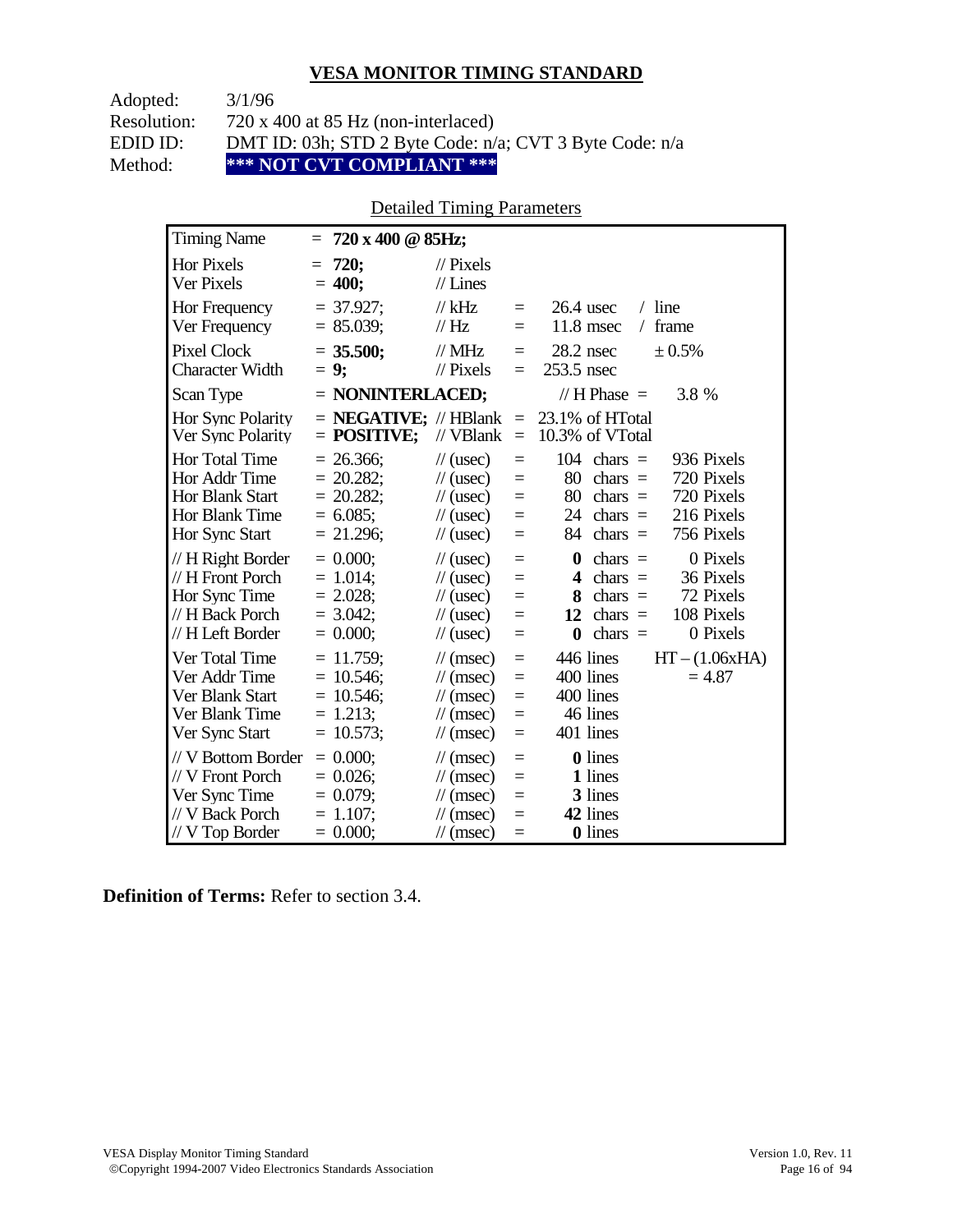## VESA MONITOR TIMING STANDARD

Adopted: 3/1/96
Resolution: 720 x 400 at 85 Hz (non-interlaced)
EDID ID: DMT ID: 03h; STD 2 Byte Code: n/a; CVT 3 Byte Code: n/a
Method: **\*\*\* NOT CVT COMPLIANT \*\*\***

Detailed Timing Parameters

| Timing Name | = **720 x 400 @ 85Hz;** | | | | |
|---|---|---|---|---|---|
| Hor Pixels | = **720;** | // Pixels | | | |
| Ver Pixels | = **400;** | // Lines | | | |
| Hor Frequency | = 37.927; | // kHz | = | 26.4 usec | / line |
| Ver Frequency | = 85.039; | // Hz | = | 11.8 msec | / frame |
| Pixel Clock | = **35.500;** | // MHz | = | 28.2 nsec | ± 0.5% |
| Character Width | = **9;** | // Pixels | = | 253.5 nsec | |
| Scan Type | = **NONINTERLACED;** | | | // H Phase = | 3.8 % |
| Hor Sync Polarity | = **NEGATIVE;** | // HBlank | = | 23.1% of HTotal | |
| Ver Sync Polarity | = **POSITIVE;** | // VBlank | = | 10.3% of VTotal | |
| Hor Total Time | = 26.366; | // (usec) | = | 104 chars = | 936 Pixels |
| Hor Addr Time | = 20.282; | // (usec) | = | 80 chars = | 720 Pixels |
| Hor Blank Start | = 20.282; | // (usec) | = | 80 chars = | 720 Pixels |
| Hor Blank Time | = 6.085; | // (usec) | = | 24 chars = | 216 Pixels |
| Hor Sync Start | = 21.296; | // (usec) | = | 84 chars = | 756 Pixels |
| // H Right Border | = 0.000; | // (usec) | = | **0** chars = | 0 Pixels |
| // H Front Porch | = 1.014; | // (usec) | = | **4** chars = | 36 Pixels |
| Hor Sync Time | = 2.028; | // (usec) | = | **8** chars = | 72 Pixels |
| // H Back Porch | = 3.042; | // (usec) | = | **12** chars = | 108 Pixels |
| // H Left Border | = 0.000; | // (usec) | = | **0** chars = | 0 Pixels |
| Ver Total Time | = 11.759; | // (msec) | = | 446 lines | HT – (1.06xHA) |
| Ver Addr Time | = 10.546; | // (msec) | = | 400 lines | = 4.87 |
| Ver Blank Start | = 10.546; | // (msec) | = | 400 lines | |
| Ver Blank Time | = 1.213; | // (msec) | = | 46 lines | |
| Ver Sync Start | = 10.573; | // (msec) | = | 401 lines | |
| // V Bottom Border | = 0.000; | // (msec) | = | **0** lines | |
| // V Front Porch | = 0.026; | // (msec) | = | **1** lines | |
| Ver Sync Time | = 0.079; | // (msec) | = | **3** lines | |
| // V Back Porch | = 1.107; | // (msec) | = | **42** lines | |
| // V Top Border | = 0.000; | // (msec) | = | **0** lines | |

**Definition of Terms:** Refer to section 3.4.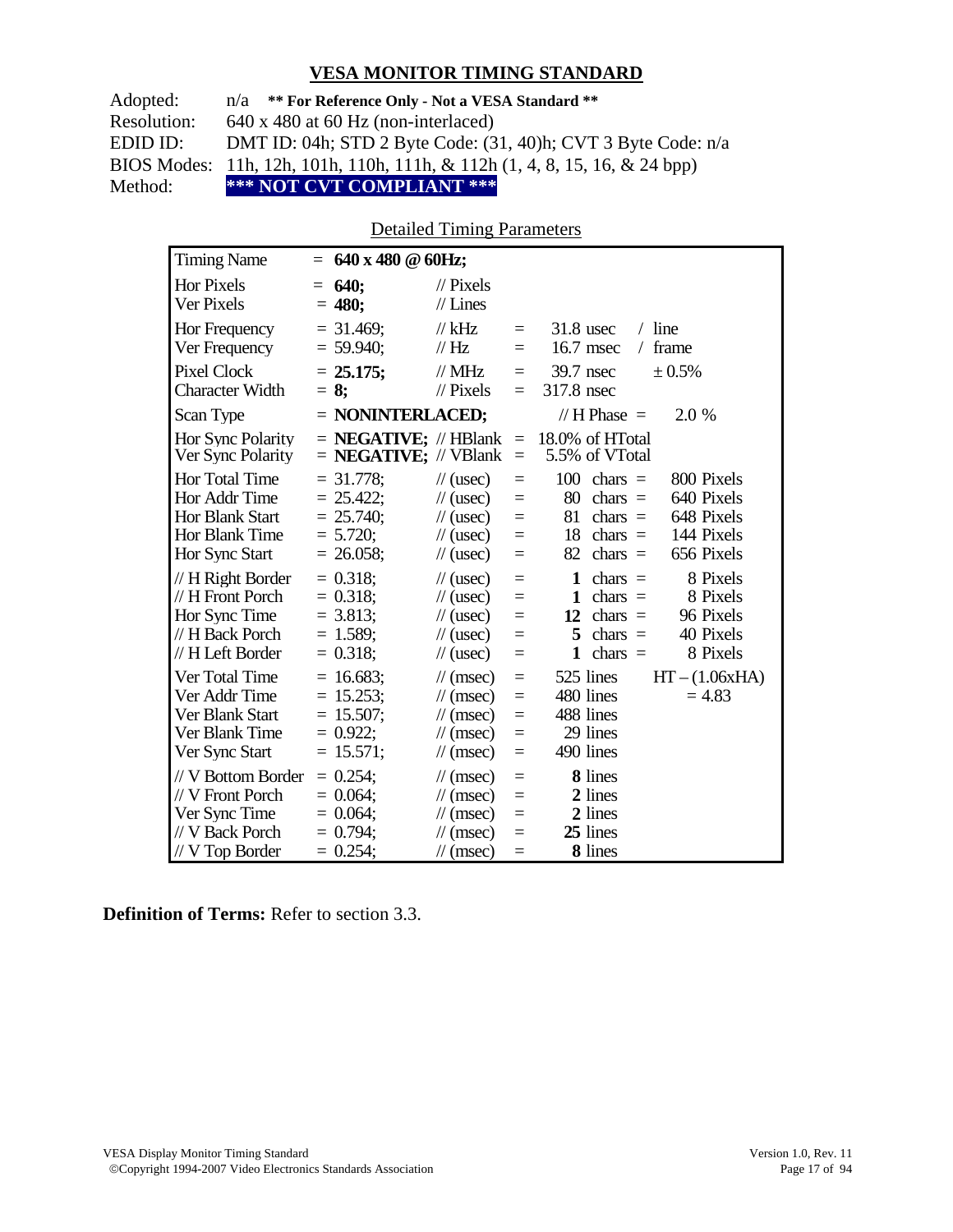## VESA MONITOR TIMING STANDARD

| | |
|---|---|
| Adopted: | n/a **** For Reference Only - Not a VESA Standard **** |
| Resolution: | 640 x 480 at 60 Hz (non-interlaced) |
| EDID ID: | DMT ID: 04h; STD 2 Byte Code: (31, 40)h; CVT 3 Byte Code: n/a |
| BIOS Modes: | 11h, 12h, 101h, 110h, 111h, & 112h (1, 4, 8, 15, 16, & 24 bpp) |
| Method: | ***** NOT CVT COMPLIANT ***** |

Detailed Timing Parameters

| Parameter | Value | Unit | | | |
|---|---|---|---|---|---|
| Timing Name | = **640 x 480 @ 60Hz;** | | | | |
| Hor Pixels | = **640;** | // Pixels | | | |
| Ver Pixels | = **480;** | // Lines | | | |
| Hor Frequency | = 31.469; | // kHz | = | 31.8 usec | / line |
| Ver Frequency | = 59.940; | // Hz | = | 16.7 msec | / frame |
| Pixel Clock | = **25.175;** | // MHz | = | 39.7 nsec | ± 0.5% |
| Character Width | = **8;** | // Pixels | = | 317.8 nsec | |
| Scan Type | = **NONINTERLACED;** | | | // H Phase = | 2.0 % |
| Hor Sync Polarity | = **NEGATIVE;** | // HBlank | = | 18.0% of HTotal | |
| Ver Sync Polarity | = **NEGATIVE;** | // VBlank | = | 5.5% of VTotal | |
| Hor Total Time | = 31.778; | // (usec) | = | 100 chars = | 800 Pixels |
| Hor Addr Time | = 25.422; | // (usec) | = | 80 chars = | 640 Pixels |
| Hor Blank Start | = 25.740; | // (usec) | = | 81 chars = | 648 Pixels |
| Hor Blank Time | = 5.720; | // (usec) | = | 18 chars = | 144 Pixels |
| Hor Sync Start | = 26.058; | // (usec) | = | 82 chars = | 656 Pixels |
| // H Right Border | = 0.318; | // (usec) | = | **1** chars = | 8 Pixels |
| // H Front Porch | = 0.318; | // (usec) | = | **1** chars = | 8 Pixels |
| Hor Sync Time | = 3.813; | // (usec) | = | **12** chars = | 96 Pixels |
| // H Back Porch | = 1.589; | // (usec) | = | **5** chars = | 40 Pixels |
| // H Left Border | = 0.318; | // (usec) | = | **1** chars = | 8 Pixels |
| Ver Total Time | = 16.683; | // (msec) | = | 525 lines | HT – (1.06xHA) |
| Ver Addr Time | = 15.253; | // (msec) | = | 480 lines | = 4.83 |
| Ver Blank Start | = 15.507; | // (msec) | = | 488 lines | |
| Ver Blank Time | = 0.922; | // (msec) | = | 29 lines | |
| Ver Sync Start | = 15.571; | // (msec) | = | 490 lines | |
| // V Bottom Border | = 0.254; | // (msec) | = | **8** lines | |
| // V Front Porch | = 0.064; | // (msec) | = | **2** lines | |
| Ver Sync Time | = 0.064; | // (msec) | = | **2** lines | |
| // V Back Porch | = 0.794; | // (msec) | = | **25** lines | |
| // V Top Border | = 0.254; | // (msec) | = | **8** lines | |

**Definition of Terms:** Refer to section 3.3.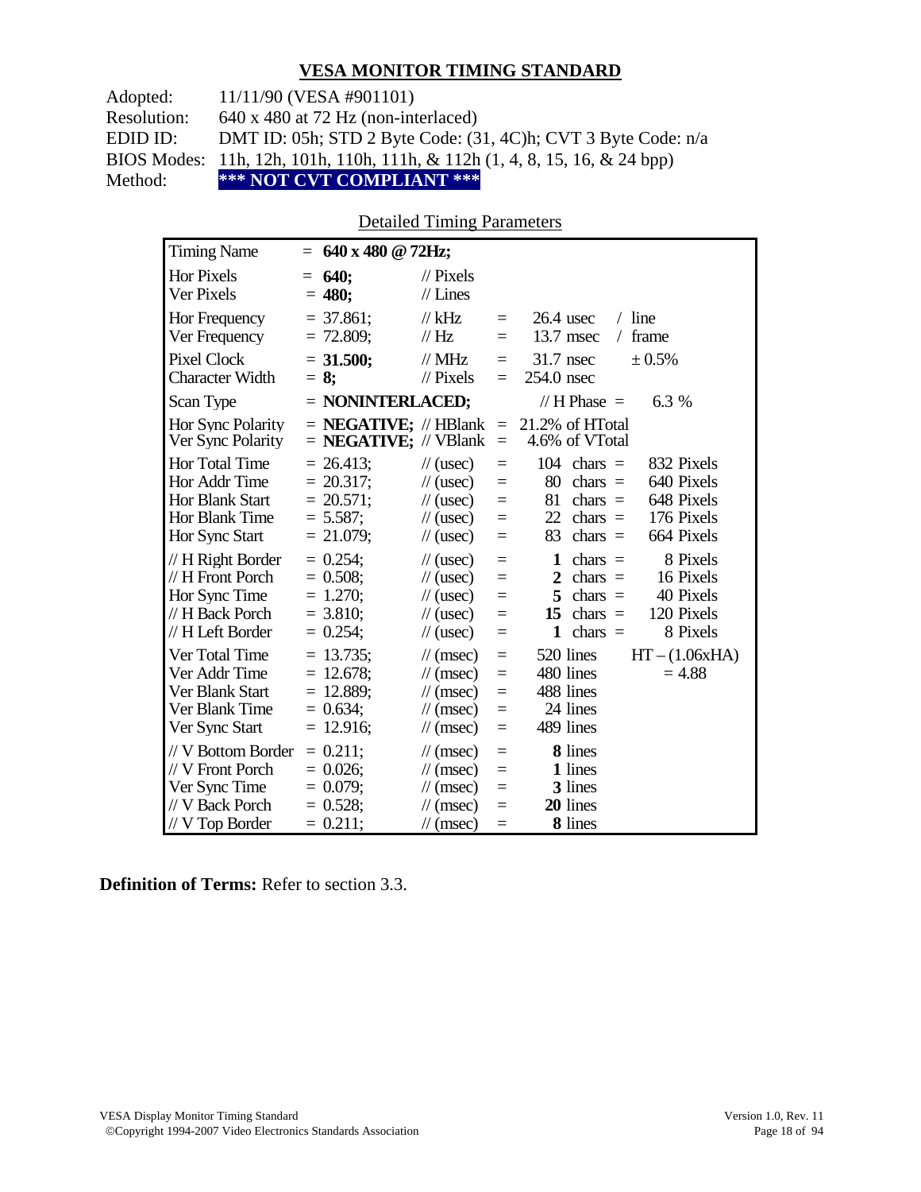## VESA MONITOR TIMING STANDARD

| | |
|---|---|
| Adopted: | 11/11/90 (VESA #901101) |
| Resolution: | 640 x 480 at 72 Hz (non-interlaced) |
| EDID ID: | DMT ID: 05h; STD 2 Byte Code: (31, 4C)h; CVT 3 Byte Code: n/a |
| BIOS Modes: | 11h, 12h, 101h, 110h, 111h, & 112h (1, 4, 8, 15, 16, & 24 bpp) |
| Method: | **\*\*\* NOT CVT COMPLIANT \*\*\*** |

Detailed Timing Parameters

| | | | | | |
|---|---|---|---|---|---|
| Timing Name | = **640 x 480 @ 72Hz;** | | | | |
| Hor Pixels | = **640;** | // Pixels | | | |
| Ver Pixels | = **480;** | // Lines | | | |
| Hor Frequency | = 37.861; | // kHz | = | 26.4 usec | / line |
| Ver Frequency | = 72.809; | // Hz | = | 13.7 msec | / frame |
| Pixel Clock | = **31.500;** | // MHz | = | 31.7 nsec | ± 0.5% |
| Character Width | = **8;** | // Pixels | = | 254.0 nsec | |
| Scan Type | = **NONINTERLACED;** | | | // H Phase = | 6.3 % |
| Hor Sync Polarity | = **NEGATIVE;** | // HBlank | = | 21.2% of HTotal | |
| Ver Sync Polarity | = **NEGATIVE;** | // VBlank | = | 4.6% of VTotal | |
| Hor Total Time | = 26.413; | // (usec) | = | 104 chars = | 832 Pixels |
| Hor Addr Time | = 20.317; | // (usec) | = | 80 chars = | 640 Pixels |
| Hor Blank Start | = 20.571; | // (usec) | = | 81 chars = | 648 Pixels |
| Hor Blank Time | = 5.587; | // (usec) | = | 22 chars = | 176 Pixels |
| Hor Sync Start | = 21.079; | // (usec) | = | 83 chars = | 664 Pixels |
| // H Right Border | = 0.254; | // (usec) | = | **1** chars = | 8 Pixels |
| // H Front Porch | = 0.508; | // (usec) | = | **2** chars = | 16 Pixels |
| Hor Sync Time | = 1.270; | // (usec) | = | **5** chars = | 40 Pixels |
| // H Back Porch | = 3.810; | // (usec) | = | **15** chars = | 120 Pixels |
| // H Left Border | = 0.254; | // (usec) | = | **1** chars = | 8 Pixels |
| Ver Total Time | = 13.735; | // (msec) | = | 520 lines | HT – (1.06xHA) |
| Ver Addr Time | = 12.678; | // (msec) | = | 480 lines | = 4.88 |
| Ver Blank Start | = 12.889; | // (msec) | = | 488 lines | |
| Ver Blank Time | = 0.634; | // (msec) | = | 24 lines | |
| Ver Sync Start | = 12.916; | // (msec) | = | 489 lines | |
| // V Bottom Border | = 0.211; | // (msec) | = | **8** lines | |
| // V Front Porch | = 0.026; | // (msec) | = | **1** lines | |
| Ver Sync Time | = 0.079; | // (msec) | = | **3** lines | |
| // V Back Porch | = 0.528; | // (msec) | = | **20** lines | |
| // V Top Border | = 0.211; | // (msec) | = | **8** lines | |

**Definition of Terms:** Refer to section 3.3.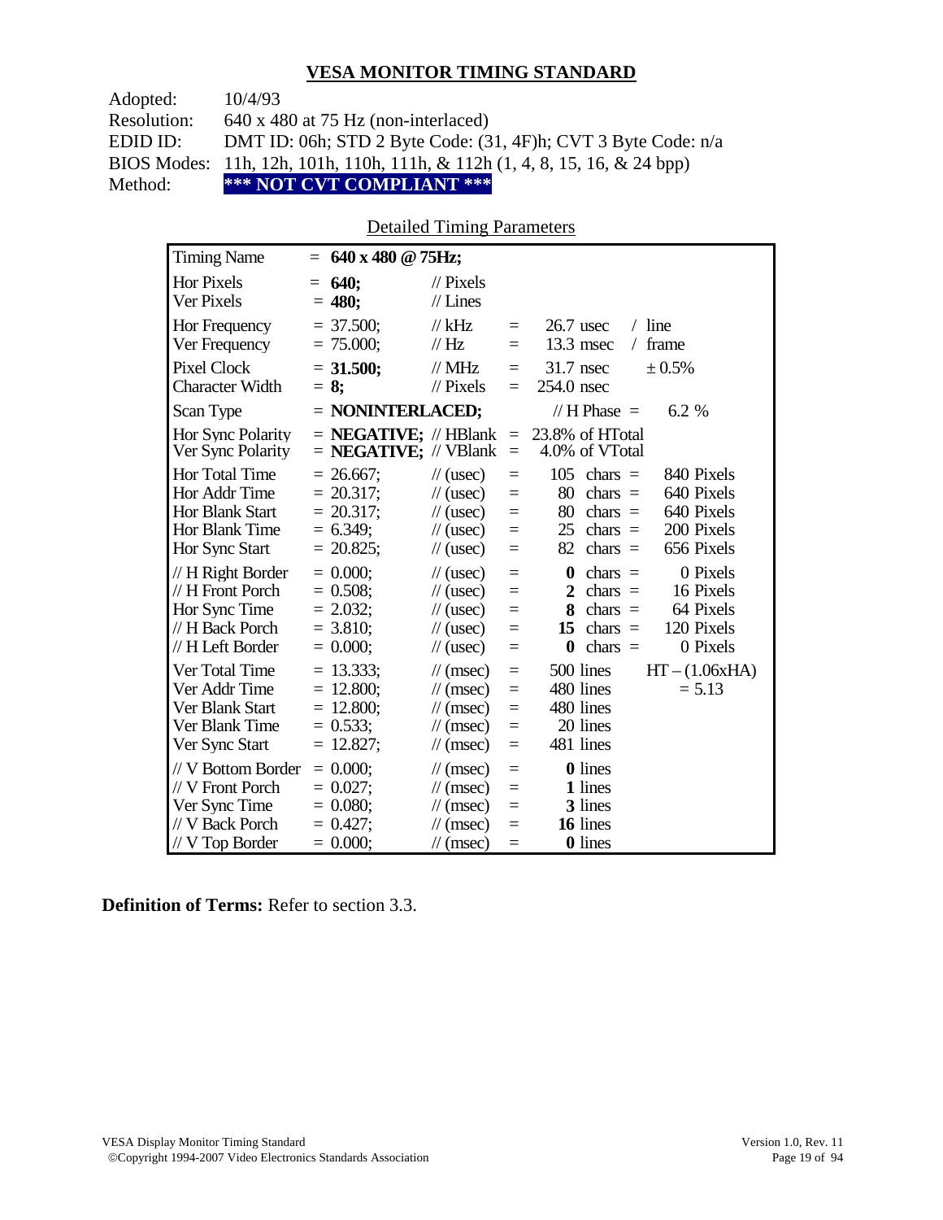## VESA MONITOR TIMING STANDARD

Adopted: 10/4/93
Resolution: 640 x 480 at 75 Hz (non-interlaced)
EDID ID: DMT ID: 06h; STD 2 Byte Code: (31, 4F)h; CVT 3 Byte Code: n/a
BIOS Modes: 11h, 12h, 101h, 110h, 111h, & 112h (1, 4, 8, 15, 16, & 24 bpp)
Method: **\*\*\* NOT CVT COMPLIANT \*\*\***

Detailed Timing Parameters

| Parameter | Value | Unit | | | | |
|---|---|---|---|---|---|---|
| Timing Name | = **640 x 480 @ 75Hz;** | | | | | |
| Hor Pixels | = **640;** | // Pixels | | | | |
| Ver Pixels | = **480;** | // Lines | | | | |
| Hor Frequency | = 37.500; | // kHz | = | 26.7 usec | / line | |
| Ver Frequency | = 75.000; | // Hz | = | 13.3 msec | / frame | |
| Pixel Clock | = **31.500;** | // MHz | = | 31.7 nsec | ± 0.5% | |
| Character Width | = **8;** | // Pixels | = | 254.0 nsec | | |
| Scan Type | = **NONINTERLACED;** | | | // H Phase = | 6.2 % | |
| Hor Sync Polarity | = **NEGATIVE;** | // HBlank | = | 23.8% of HTotal | | |
| Ver Sync Polarity | = **NEGATIVE;** | // VBlank | = | 4.0% of VTotal | | |
| Hor Total Time | = 26.667; | // (usec) | = | 105 | chars = | 840 Pixels |
| Hor Addr Time | = 20.317; | // (usec) | = | 80 | chars = | 640 Pixels |
| Hor Blank Start | = 20.317; | // (usec) | = | 80 | chars = | 640 Pixels |
| Hor Blank Time | = 6.349; | // (usec) | = | 25 | chars = | 200 Pixels |
| Hor Sync Start | = 20.825; | // (usec) | = | 82 | chars = | 656 Pixels |
| // H Right Border | = 0.000; | // (usec) | = | **0** | chars = | 0 Pixels |
| // H Front Porch | = 0.508; | // (usec) | = | **2** | chars = | 16 Pixels |
| Hor Sync Time | = 2.032; | // (usec) | = | **8** | chars = | 64 Pixels |
| // H Back Porch | = 3.810; | // (usec) | = | **15** | chars = | 120 Pixels |
| // H Left Border | = 0.000; | // (usec) | = | **0** | chars = | 0 Pixels |
| Ver Total Time | = 13.333; | // (msec) | = | 500 lines | | HT – (1.06xHA) |
| Ver Addr Time | = 12.800; | // (msec) | = | 480 lines | | = 5.13 |
| Ver Blank Start | = 12.800; | // (msec) | = | 480 lines | | |
| Ver Blank Time | = 0.533; | // (msec) | = | 20 lines | | |
| Ver Sync Start | = 12.827; | // (msec) | = | 481 lines | | |
| // V Bottom Border | = 0.000; | // (msec) | = | **0** lines | | |
| // V Front Porch | = 0.027; | // (msec) | = | **1** lines | | |
| Ver Sync Time | = 0.080; | // (msec) | = | **3** lines | | |
| // V Back Porch | = 0.427; | // (msec) | = | **16** lines | | |
| // V Top Border | = 0.000; | // (msec) | = | **0** lines | | |

**Definition of Terms:** Refer to section 3.3.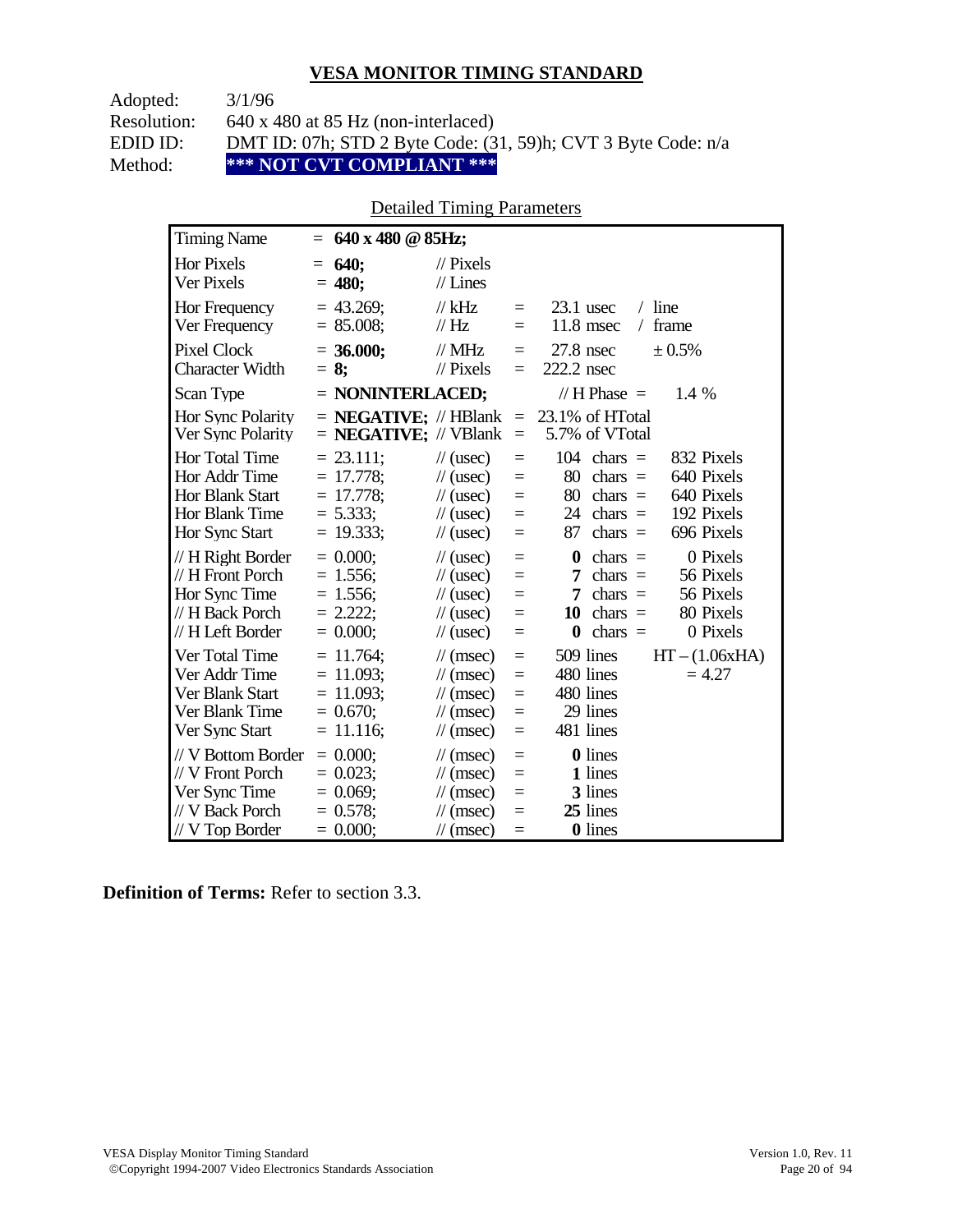## VESA MONITOR TIMING STANDARD

Adopted: 3/1/96
Resolution: 640 x 480 at 85 Hz (non-interlaced)
EDID ID: DMT ID: 07h; STD 2 Byte Code: (31, 59)h; CVT 3 Byte Code: n/a
Method: **\*\*\* NOT CVT COMPLIANT \*\*\***

Detailed Timing Parameters

| | | | | | |
|---|---|---|---|---|---|
| Timing Name | = **640 x 480 @ 85Hz;** | | | | |
| Hor Pixels | = **640;** | // Pixels | | | |
| Ver Pixels | = **480;** | // Lines | | | |
| Hor Frequency | = 43.269; | // kHz | = | 23.1 usec | / line |
| Ver Frequency | = 85.008; | // Hz | = | 11.8 msec | / frame |
| Pixel Clock | = **36.000;** | // MHz | = | 27.8 nsec | ± 0.5% |
| Character Width | = **8;** | // Pixels | = | 222.2 nsec | |
| Scan Type | = **NONINTERLACED;** | | | // H Phase = | 1.4 % |
| Hor Sync Polarity | = **NEGATIVE;** | // HBlank | = | 23.1% of HTotal | |
| Ver Sync Polarity | = **NEGATIVE;** | // VBlank | = | 5.7% of VTotal | |
| Hor Total Time | = 23.111; | // (usec) | = | 104 chars = | 832 Pixels |
| Hor Addr Time | = 17.778; | // (usec) | = | 80 chars = | 640 Pixels |
| Hor Blank Start | = 17.778; | // (usec) | = | 80 chars = | 640 Pixels |
| Hor Blank Time | = 5.333; | // (usec) | = | 24 chars = | 192 Pixels |
| Hor Sync Start | = 19.333; | // (usec) | = | 87 chars = | 696 Pixels |
| // H Right Border | = 0.000; | // (usec) | = | **0** chars = | 0 Pixels |
| // H Front Porch | = 1.556; | // (usec) | = | **7** chars = | 56 Pixels |
| Hor Sync Time | = 1.556; | // (usec) | = | **7** chars = | 56 Pixels |
| // H Back Porch | = 2.222; | // (usec) | = | **10** chars = | 80 Pixels |
| // H Left Border | = 0.000; | // (usec) | = | **0** chars = | 0 Pixels |
| Ver Total Time | = 11.764; | // (msec) | = | 509 lines | HT – (1.06xHA) |
| Ver Addr Time | = 11.093; | // (msec) | = | 480 lines | = 4.27 |
| Ver Blank Start | = 11.093; | // (msec) | = | 480 lines | |
| Ver Blank Time | = 0.670; | // (msec) | = | 29 lines | |
| Ver Sync Start | = 11.116; | // (msec) | = | 481 lines | |
| // V Bottom Border | = 0.000; | // (msec) | = | **0** lines | |
| // V Front Porch | = 0.023; | // (msec) | = | **1** lines | |
| Ver Sync Time | = 0.069; | // (msec) | = | **3** lines | |
| // V Back Porch | = 0.578; | // (msec) | = | **25** lines | |
| // V Top Border | = 0.000; | // (msec) | = | **0** lines | |

**Definition of Terms:** Refer to section 3.3.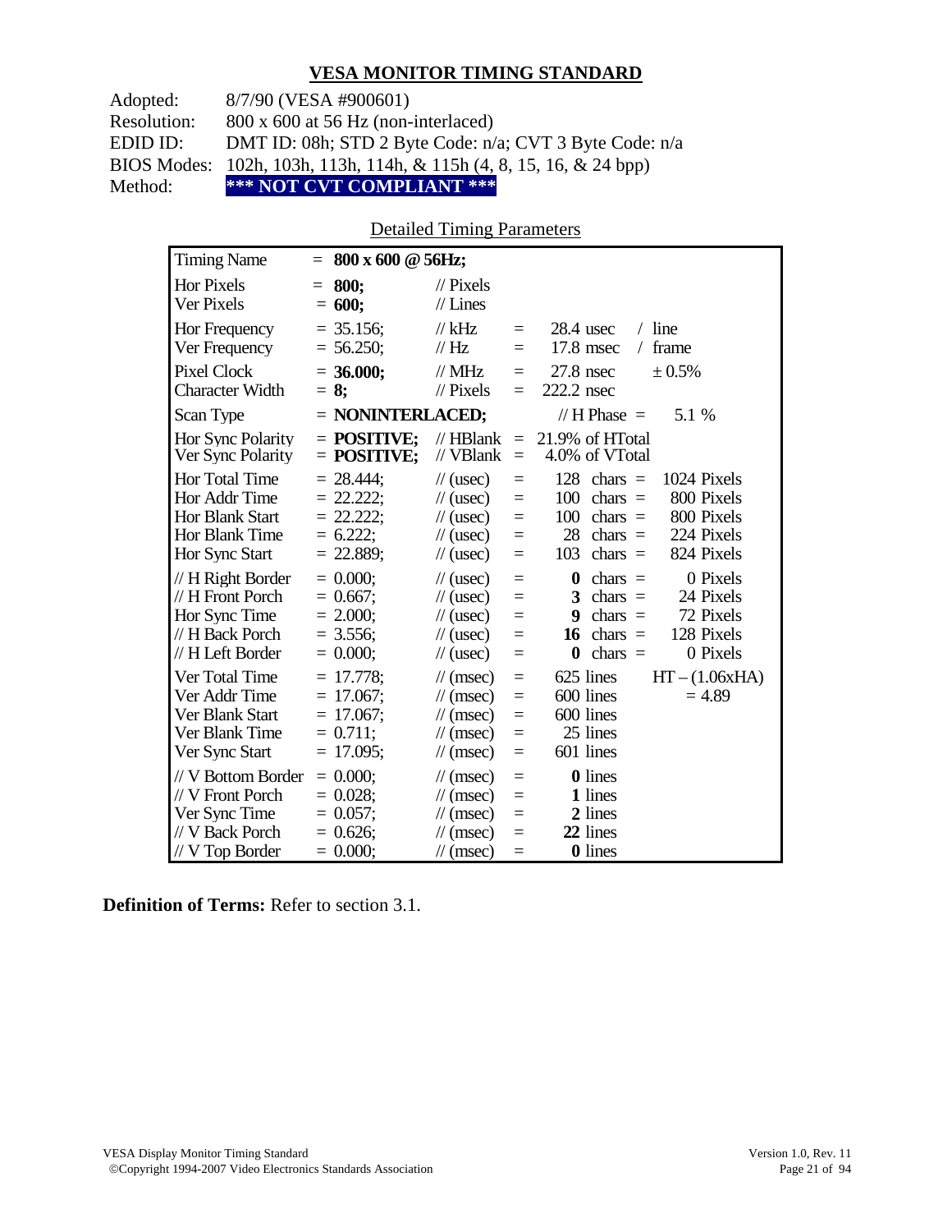## VESA MONITOR TIMING STANDARD

Adopted: 8/7/90 (VESA #900601)
Resolution: 800 x 600 at 56 Hz (non-interlaced)
EDID ID: DMT ID: 08h; STD 2 Byte Code: n/a; CVT 3 Byte Code: n/a
BIOS Modes: 102h, 103h, 113h, 114h, & 115h (4, 8, 15, 16, & 24 bpp)
Method: **\*\*\* NOT CVT COMPLIANT \*\*\***

### Detailed Timing Parameters

| Parameter | Value | Unit | | Equivalent | | |
|---|---|---|---|---|---|---|
| Timing Name | = **800 x 600 @ 56Hz;** | | | | | |
| Hor Pixels | = **800;** | // Pixels | | | | |
| Ver Pixels | = **600;** | // Lines | | | | |
| Hor Frequency | = 35.156; | // kHz | = | 28.4 usec | / line | |
| Ver Frequency | = 56.250; | // Hz | = | 17.8 msec | / frame | |
| Pixel Clock | = **36.000;** | // MHz | = | 27.8 nsec | ± 0.5% | |
| Character Width | = **8;** | // Pixels | = | 222.2 nsec | | |
| Scan Type | = **NONINTERLACED;** | | | // H Phase = | 5.1 % | |
| Hor Sync Polarity | = **POSITIVE;** | // HBlank | = | 21.9% of HTotal | | |
| Ver Sync Polarity | = **POSITIVE;** | // VBlank | = | 4.0% of VTotal | | |
| Hor Total Time | = 28.444; | // (usec) | = | 128 chars = | 1024 Pixels | |
| Hor Addr Time | = 22.222; | // (usec) | = | 100 chars = | 800 Pixels | |
| Hor Blank Start | = 22.222; | // (usec) | = | 100 chars = | 800 Pixels | |
| Hor Blank Time | = 6.222; | // (usec) | = | 28 chars = | 224 Pixels | |
| Hor Sync Start | = 22.889; | // (usec) | = | 103 chars = | 824 Pixels | |
| // H Right Border | = 0.000; | // (usec) | = | **0** chars = | 0 Pixels | |
| // H Front Porch | = 0.667; | // (usec) | = | **3** chars = | 24 Pixels | |
| Hor Sync Time | = 2.000; | // (usec) | = | **9** chars = | 72 Pixels | |
| // H Back Porch | = 3.556; | // (usec) | = | **16** chars = | 128 Pixels | |
| // H Left Border | = 0.000; | // (usec) | = | **0** chars = | 0 Pixels | |
| Ver Total Time | = 17.778; | // (msec) | = | 625 lines | | HT – (1.06xHA) |
| Ver Addr Time | = 17.067; | // (msec) | = | 600 lines | | = 4.89 |
| Ver Blank Start | = 17.067; | // (msec) | = | 600 lines | | |
| Ver Blank Time | = 0.711; | // (msec) | = | 25 lines | | |
| Ver Sync Start | = 17.095; | // (msec) | = | 601 lines | | |
| // V Bottom Border | = 0.000; | // (msec) | = | **0** lines | | |
| // V Front Porch | = 0.028; | // (msec) | = | **1** lines | | |
| Ver Sync Time | = 0.057; | // (msec) | = | **2** lines | | |
| // V Back Porch | = 0.626; | // (msec) | = | **22** lines | | |
| // V Top Border | = 0.000; | // (msec) | = | **0** lines | | |

**Definition of Terms:** Refer to section 3.1.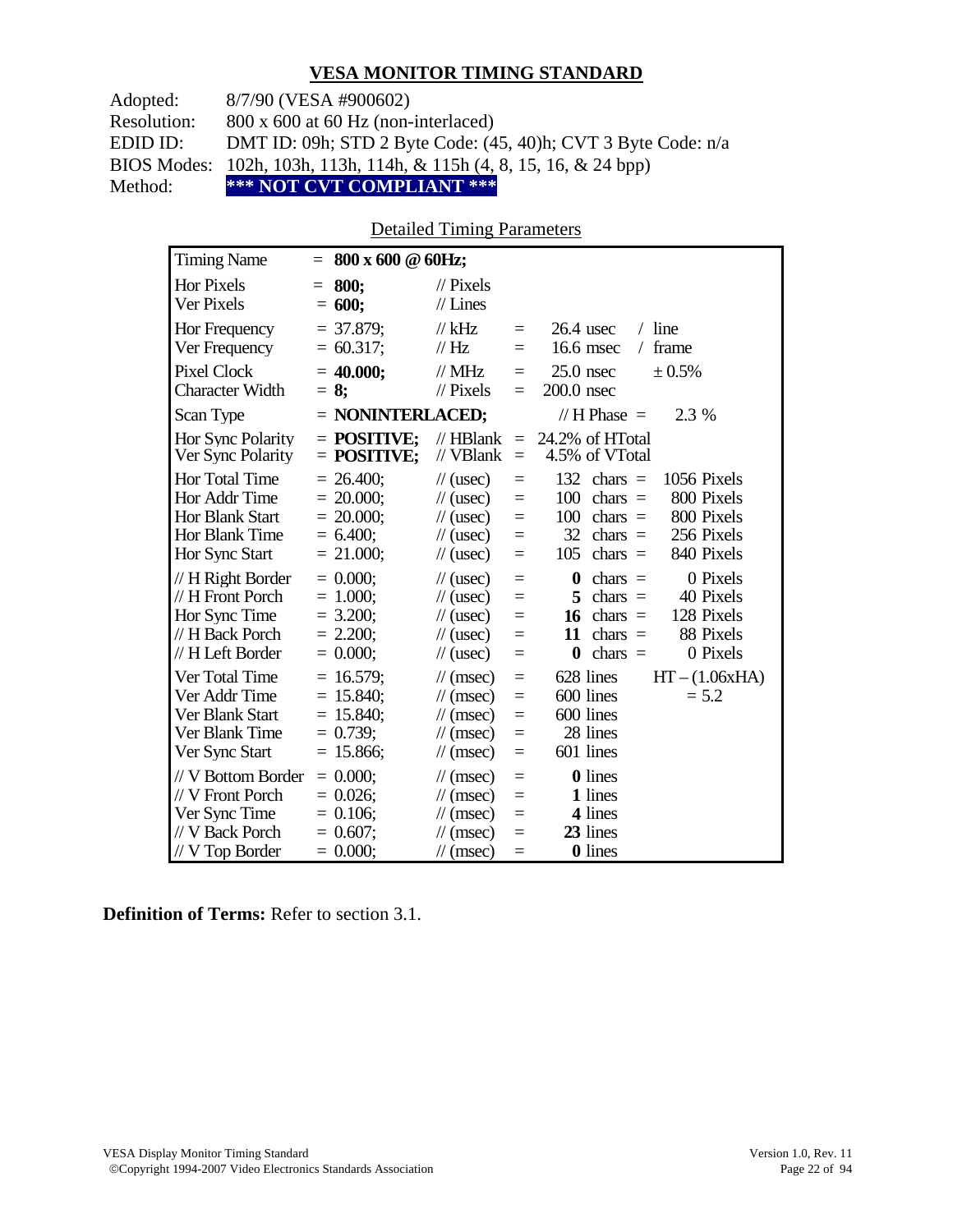## VESA MONITOR TIMING STANDARD

Adopted: 8/7/90 (VESA #900602)
Resolution: 800 x 600 at 60 Hz (non-interlaced)
EDID ID: DMT ID: 09h; STD 2 Byte Code: (45, 40)h; CVT 3 Byte Code: n/a
BIOS Modes: 102h, 103h, 113h, 114h, & 115h (4, 8, 15, 16, & 24 bpp)
Method: **\*\*\* NOT CVT COMPLIANT \*\*\***

Detailed Timing Parameters

| | | | | | |
|---|---|---|---|---|---|
| Timing Name | = **800 x 600 @ 60Hz;** | | | | |
| Hor Pixels | = **800;** | // Pixels | | | |
| Ver Pixels | = **600;** | // Lines | | | |
| Hor Frequency | = 37.879; | // kHz | = | 26.4 usec | / line |
| Ver Frequency | = 60.317; | // Hz | = | 16.6 msec | / frame |
| Pixel Clock | = **40.000;** | // MHz | = | 25.0 nsec | ± 0.5% |
| Character Width | = **8;** | // Pixels | = | 200.0 nsec | |
| Scan Type | = **NONINTERLACED;** | | | // H Phase = | 2.3 % |
| Hor Sync Polarity | = **POSITIVE;** | // HBlank | = | 24.2% of HTotal | |
| Ver Sync Polarity | = **POSITIVE;** | // VBlank | = | 4.5% of VTotal | |
| Hor Total Time | = 26.400; | // (usec) | = | 132 chars = | 1056 Pixels |
| Hor Addr Time | = 20.000; | // (usec) | = | 100 chars = | 800 Pixels |
| Hor Blank Start | = 20.000; | // (usec) | = | 100 chars = | 800 Pixels |
| Hor Blank Time | = 6.400; | // (usec) | = | 32 chars = | 256 Pixels |
| Hor Sync Start | = 21.000; | // (usec) | = | 105 chars = | 840 Pixels |
| // H Right Border | = 0.000; | // (usec) | = | **0** chars = | 0 Pixels |
| // H Front Porch | = 1.000; | // (usec) | = | **5** chars = | 40 Pixels |
| Hor Sync Time | = 3.200; | // (usec) | = | **16** chars = | 128 Pixels |
| // H Back Porch | = 2.200; | // (usec) | = | **11** chars = | 88 Pixels |
| // H Left Border | = 0.000; | // (usec) | = | **0** chars = | 0 Pixels |
| Ver Total Time | = 16.579; | // (msec) | = | 628 lines | HT – (1.06xHA) |
| Ver Addr Time | = 15.840; | // (msec) | = | 600 lines | = 5.2 |
| Ver Blank Start | = 15.840; | // (msec) | = | 600 lines | |
| Ver Blank Time | = 0.739; | // (msec) | = | 28 lines | |
| Ver Sync Start | = 15.866; | // (msec) | = | 601 lines | |
| // V Bottom Border | = 0.000; | // (msec) | = | **0** lines | |
| // V Front Porch | = 0.026; | // (msec) | = | **1** lines | |
| Ver Sync Time | = 0.106; | // (msec) | = | **4** lines | |
| // V Back Porch | = 0.607; | // (msec) | = | **23** lines | |
| // V Top Border | = 0.000; | // (msec) | = | **0** lines | |

**Definition of Terms:** Refer to section 3.1.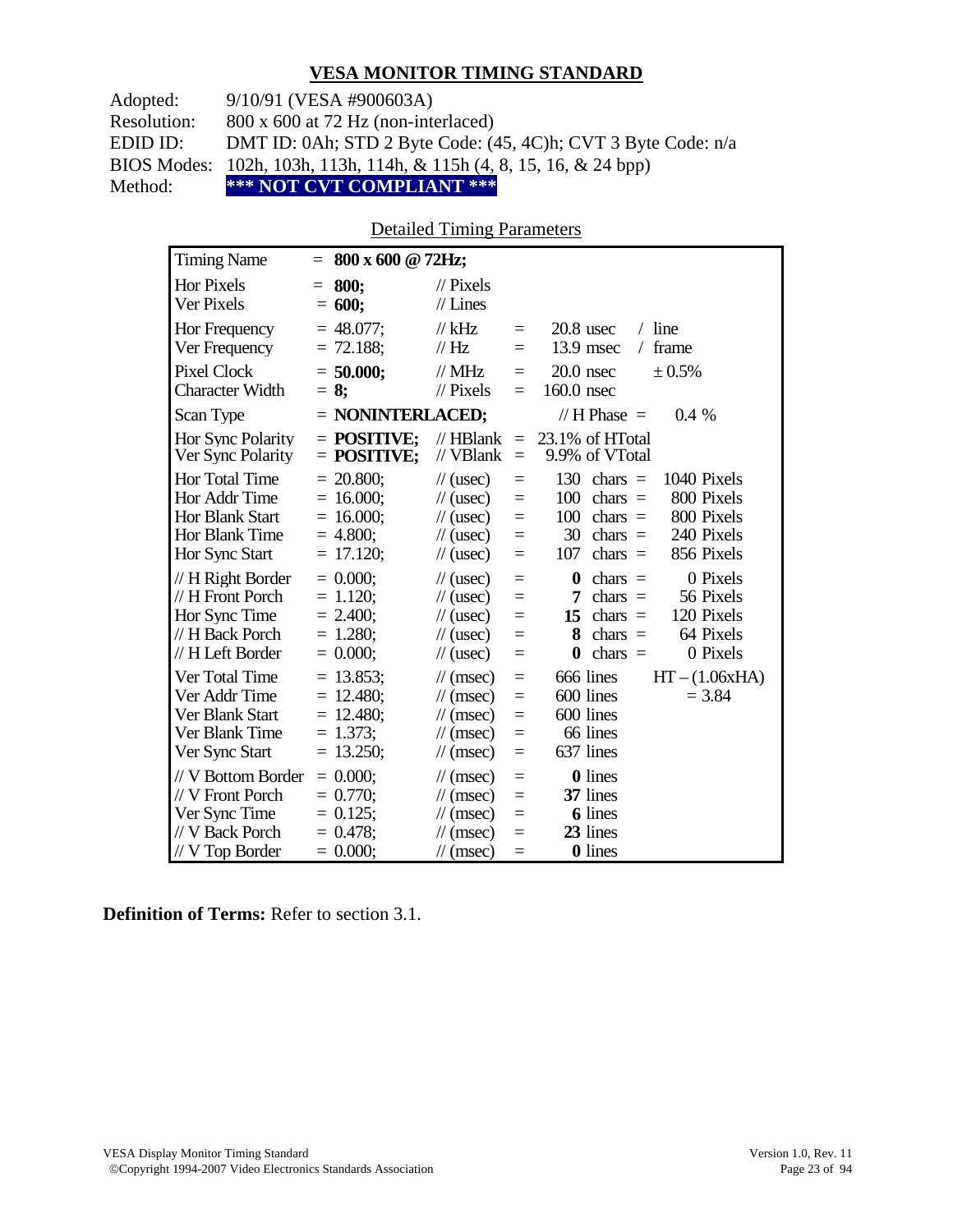## VESA MONITOR TIMING STANDARD

Adopted: 9/10/91 (VESA #900603A)
Resolution: 800 x 600 at 72 Hz (non-interlaced)
EDID ID: DMT ID: 0Ah; STD 2 Byte Code: (45, 4C)h; CVT 3 Byte Code: n/a
BIOS Modes: 102h, 103h, 113h, 114h, & 115h (4, 8, 15, 16, & 24 bpp)
Method: **\*\*\* NOT CVT COMPLIANT \*\*\***

Detailed Timing Parameters

| Parameter | Value | Unit | | Equivalent | | |
|---|---|---|---|---|---|---|
| Timing Name | = **800 x 600 @ 72Hz;** | | | | | |
| Hor Pixels | = **800;** | // Pixels | | | | |
| Ver Pixels | = **600;** | // Lines | | | | |
| Hor Frequency | = 48.077; | // kHz | = | 20.8 usec | / line | |
| Ver Frequency | = 72.188; | // Hz | = | 13.9 msec | / frame | |
| Pixel Clock | = **50.000;** | // MHz | = | 20.0 nsec | ± 0.5% | |
| Character Width | = **8;** | // Pixels | = | 160.0 nsec | | |
| Scan Type | = **NONINTERLACED;** | | | // H Phase = | 0.4 % | |
| Hor Sync Polarity | = **POSITIVE;** | // HBlank | = | 23.1% of HTotal | | |
| Ver Sync Polarity | = **POSITIVE;** | // VBlank | = | 9.9% of VTotal | | |
| Hor Total Time | = 20.800; | // (usec) | = | 130 chars = | 1040 Pixels | |
| Hor Addr Time | = 16.000; | // (usec) | = | 100 chars = | 800 Pixels | |
| Hor Blank Start | = 16.000; | // (usec) | = | 100 chars = | 800 Pixels | |
| Hor Blank Time | = 4.800; | // (usec) | = | 30 chars = | 240 Pixels | |
| Hor Sync Start | = 17.120; | // (usec) | = | 107 chars = | 856 Pixels | |
| // H Right Border | = 0.000; | // (usec) | = | **0** chars = | 0 Pixels | |
| // H Front Porch | = 1.120; | // (usec) | = | **7** chars = | 56 Pixels | |
| Hor Sync Time | = 2.400; | // (usec) | = | **15** chars = | 120 Pixels | |
| // H Back Porch | = 1.280; | // (usec) | = | **8** chars = | 64 Pixels | |
| // H Left Border | = 0.000; | // (usec) | = | **0** chars = | 0 Pixels | |
| Ver Total Time | = 13.853; | // (msec) | = | 666 lines | | HT – (1.06xHA) |
| Ver Addr Time | = 12.480; | // (msec) | = | 600 lines | | = 3.84 |
| Ver Blank Start | = 12.480; | // (msec) | = | 600 lines | | |
| Ver Blank Time | = 1.373; | // (msec) | = | 66 lines | | |
| Ver Sync Start | = 13.250; | // (msec) | = | 637 lines | | |
| // V Bottom Border | = 0.000; | // (msec) | = | **0** lines | | |
| // V Front Porch | = 0.770; | // (msec) | = | **37** lines | | |
| Ver Sync Time | = 0.125; | // (msec) | = | **6** lines | | |
| // V Back Porch | = 0.478; | // (msec) | = | **23** lines | | |
| // V Top Border | = 0.000; | // (msec) | = | **0** lines | | |

**Definition of Terms:** Refer to section 3.1.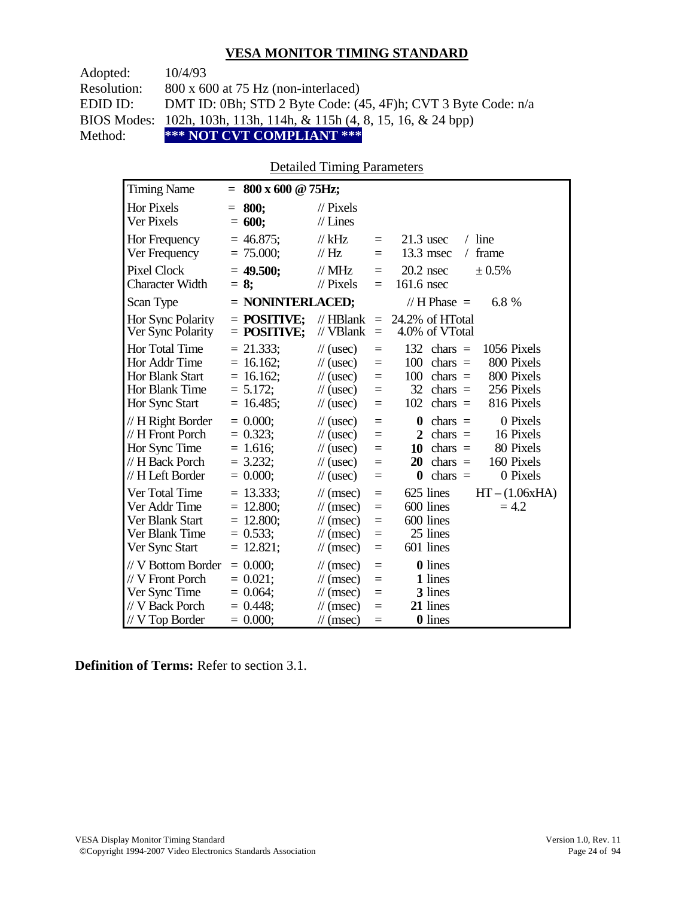## VESA MONITOR TIMING STANDARD

Adopted: 10/4/93
Resolution: 800 x 600 at 75 Hz (non-interlaced)
EDID ID: DMT ID: 0Bh; STD 2 Byte Code: (45, 4F)h; CVT 3 Byte Code: n/a
BIOS Modes: 102h, 103h, 113h, 114h, & 115h (4, 8, 15, 16, & 24 bpp)
Method: **\*\*\* NOT CVT COMPLIANT \*\*\***

Detailed Timing Parameters

| Timing Name | = **800 x 600 @ 75Hz;** | | | | |
|---|---|---|---|---|---|
| Hor Pixels | = **800;** | // Pixels | | | |
| Ver Pixels | = **600;** | // Lines | | | |
| Hor Frequency | = 46.875; | // kHz | = | 21.3 usec | / line |
| Ver Frequency | = 75.000; | // Hz | = | 13.3 msec | / frame |
| Pixel Clock | = **49.500;** | // MHz | = | 20.2 nsec | ± 0.5% |
| Character Width | = **8;** | // Pixels | = | 161.6 nsec | |
| Scan Type | = **NONINTERLACED;** | | | // H Phase = | 6.8 % |
| Hor Sync Polarity | = **POSITIVE;** | // HBlank | = | 24.2% of HTotal | |
| Ver Sync Polarity | = **POSITIVE;** | // VBlank | = | 4.0% of VTotal | |
| Hor Total Time | = 21.333; | // (usec) | = | 132 chars = | 1056 Pixels |
| Hor Addr Time | = 16.162; | // (usec) | = | 100 chars = | 800 Pixels |
| Hor Blank Start | = 16.162; | // (usec) | = | 100 chars = | 800 Pixels |
| Hor Blank Time | = 5.172; | // (usec) | = | 32 chars = | 256 Pixels |
| Hor Sync Start | = 16.485; | // (usec) | = | 102 chars = | 816 Pixels |
| // H Right Border | = 0.000; | // (usec) | = | **0** chars = | 0 Pixels |
| // H Front Porch | = 0.323; | // (usec) | = | **2** chars = | 16 Pixels |
| Hor Sync Time | = 1.616; | // (usec) | = | **10** chars = | 80 Pixels |
| // H Back Porch | = 3.232; | // (usec) | = | **20** chars = | 160 Pixels |
| // H Left Border | = 0.000; | // (usec) | = | **0** chars = | 0 Pixels |
| Ver Total Time | = 13.333; | // (msec) | = | 625 lines | HT – (1.06xHA) |
| Ver Addr Time | = 12.800; | // (msec) | = | 600 lines | = 4.2 |
| Ver Blank Start | = 12.800; | // (msec) | = | 600 lines | |
| Ver Blank Time | = 0.533; | // (msec) | = | 25 lines | |
| Ver Sync Start | = 12.821; | // (msec) | = | 601 lines | |
| // V Bottom Border | = 0.000; | // (msec) | = | **0** lines | |
| // V Front Porch | = 0.021; | // (msec) | = | **1** lines | |
| Ver Sync Time | = 0.064; | // (msec) | = | **3** lines | |
| // V Back Porch | = 0.448; | // (msec) | = | **21** lines | |
| // V Top Border | = 0.000; | // (msec) | = | **0** lines | |

**Definition of Terms:** Refer to section 3.1.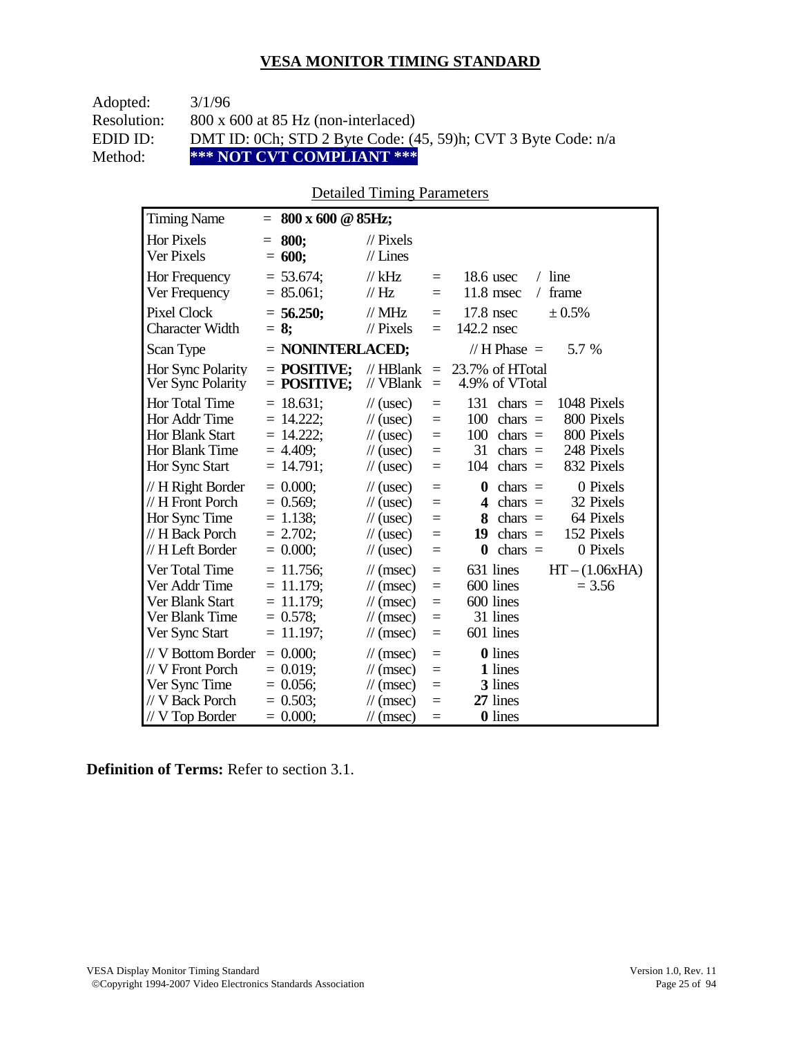## VESA MONITOR TIMING STANDARD

Adopted: 3/1/96
Resolution: 800 x 600 at 85 Hz (non-interlaced)
EDID ID: DMT ID: 0Ch; STD 2 Byte Code: (45, 59)h; CVT 3 Byte Code: n/a
Method: **\*\*\* NOT CVT COMPLIANT \*\*\***

Detailed Timing Parameters

| Timing Name | = **800 x 600 @ 85Hz;** | | | | |
|---|---|---|---|---|---|
| Hor Pixels | = **800;** | // Pixels | | | |
| Ver Pixels | = **600;** | // Lines | | | |
| Hor Frequency | = 53.674; | // kHz | = | 18.6 usec | / line |
| Ver Frequency | = 85.061; | // Hz | = | 11.8 msec | / frame |
| Pixel Clock | = **56.250;** | // MHz | = | 17.8 nsec | ± 0.5% |
| Character Width | = **8;** | // Pixels | = | 142.2 nsec | |
| Scan Type | = **NONINTERLACED;** | | | // H Phase = | 5.7 % |
| Hor Sync Polarity | = **POSITIVE;** | // HBlank | = | 23.7% of HTotal | |
| Ver Sync Polarity | = **POSITIVE;** | // VBlank | = | 4.9% of VTotal | |
| Hor Total Time | = 18.631; | // (usec) | = | 131 chars = | 1048 Pixels |
| Hor Addr Time | = 14.222; | // (usec) | = | 100 chars = | 800 Pixels |
| Hor Blank Start | = 14.222; | // (usec) | = | 100 chars = | 800 Pixels |
| Hor Blank Time | = 4.409; | // (usec) | = | 31 chars = | 248 Pixels |
| Hor Sync Start | = 14.791; | // (usec) | = | 104 chars = | 832 Pixels |
| // H Right Border | = 0.000; | // (usec) | = | **0** chars = | 0 Pixels |
| // H Front Porch | = 0.569; | // (usec) | = | **4** chars = | 32 Pixels |
| Hor Sync Time | = 1.138; | // (usec) | = | **8** chars = | 64 Pixels |
| // H Back Porch | = 2.702; | // (usec) | = | **19** chars = | 152 Pixels |
| // H Left Border | = 0.000; | // (usec) | = | **0** chars = | 0 Pixels |
| Ver Total Time | = 11.756; | // (msec) | = | 631 lines | HT – (1.06xHA) |
| Ver Addr Time | = 11.179; | // (msec) | = | 600 lines | = 3.56 |
| Ver Blank Start | = 11.179; | // (msec) | = | 600 lines | |
| Ver Blank Time | = 0.578; | // (msec) | = | 31 lines | |
| Ver Sync Start | = 11.197; | // (msec) | = | 601 lines | |
| // V Bottom Border | = 0.000; | // (msec) | = | **0** lines | |
| // V Front Porch | = 0.019; | // (msec) | = | **1** lines | |
| Ver Sync Time | = 0.056; | // (msec) | = | **3** lines | |
| // V Back Porch | = 0.503; | // (msec) | = | **27** lines | |
| // V Top Border | = 0.000; | // (msec) | = | **0** lines | |

**Definition of Terms:** Refer to section 3.1.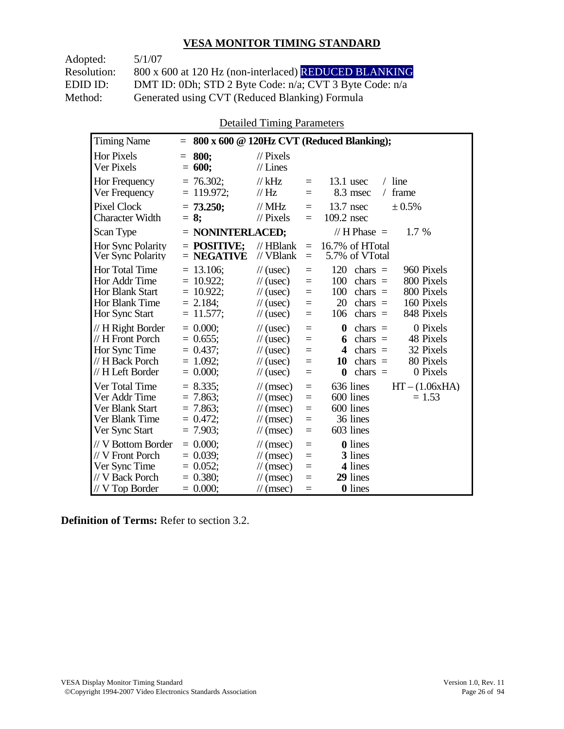## VESA MONITOR TIMING STANDARD

Adopted: 5/1/07
Resolution: 800 x 600 at 120 Hz (non-interlaced) REDUCED BLANKING
EDID ID: DMT ID: 0Dh; STD 2 Byte Code: n/a; CVT 3 Byte Code: n/a
Method: Generated using CVT (Reduced Blanking) Formula

Detailed Timing Parameters

| Timing Name | = **800 x 600 @ 120Hz CVT (Reduced Blanking);** | | | | |
|---|---|---|---|---|---|
| Hor Pixels | = **800;** | // Pixels | | | |
| Ver Pixels | = **600;** | // Lines | | | |
| Hor Frequency | = 76.302; | // kHz | = | 13.1 usec | / line |
| Ver Frequency | = 119.972; | // Hz | = | 8.3 msec | / frame |
| Pixel Clock | = **73.250;** | // MHz | = | 13.7 nsec | ± 0.5% |
| Character Width | = **8;** | // Pixels | = | 109.2 nsec | |
| Scan Type | = **NONINTERLACED;** | | | // H Phase = | 1.7 % |
| Hor Sync Polarity | = **POSITIVE;** | // HBlank | = | 16.7% of HTotal | |
| Ver Sync Polarity | = **NEGATIVE** | // VBlank | = | 5.7% of VTotal | |
| Hor Total Time | = 13.106; | // (usec) | = | 120 chars = | 960 Pixels |
| Hor Addr Time | = 10.922; | // (usec) | = | 100 chars = | 800 Pixels |
| Hor Blank Start | = 10.922; | // (usec) | = | 100 chars = | 800 Pixels |
| Hor Blank Time | = 2.184; | // (usec) | = | 20 chars = | 160 Pixels |
| Hor Sync Start | = 11.577; | // (usec) | = | 106 chars = | 848 Pixels |
| // H Right Border | = 0.000; | // (usec) | = | **0** chars = | 0 Pixels |
| // H Front Porch | = 0.655; | // (usec) | = | **6** chars = | 48 Pixels |
| Hor Sync Time | = 0.437; | // (usec) | = | **4** chars = | 32 Pixels |
| // H Back Porch | = 1.092; | // (usec) | = | **10** chars = | 80 Pixels |
| // H Left Border | = 0.000; | // (usec) | = | **0** chars = | 0 Pixels |
| Ver Total Time | = 8.335; | // (msec) | = | 636 lines | HT – (1.06xHA) |
| Ver Addr Time | = 7.863; | // (msec) | = | 600 lines | = 1.53 |
| Ver Blank Start | = 7.863; | // (msec) | = | 600 lines | |
| Ver Blank Time | = 0.472; | // (msec) | = | 36 lines | |
| Ver Sync Start | = 7.903; | // (msec) | = | 603 lines | |
| // V Bottom Border | = 0.000; | // (msec) | = | **0** lines | |
| // V Front Porch | = 0.039; | // (msec) | = | **3** lines | |
| Ver Sync Time | = 0.052; | // (msec) | = | **4** lines | |
| // V Back Porch | = 0.380; | // (msec) | = | **29** lines | |
| // V Top Border | = 0.000; | // (msec) | = | **0** lines | |

**Definition of Terms:** Refer to section 3.2.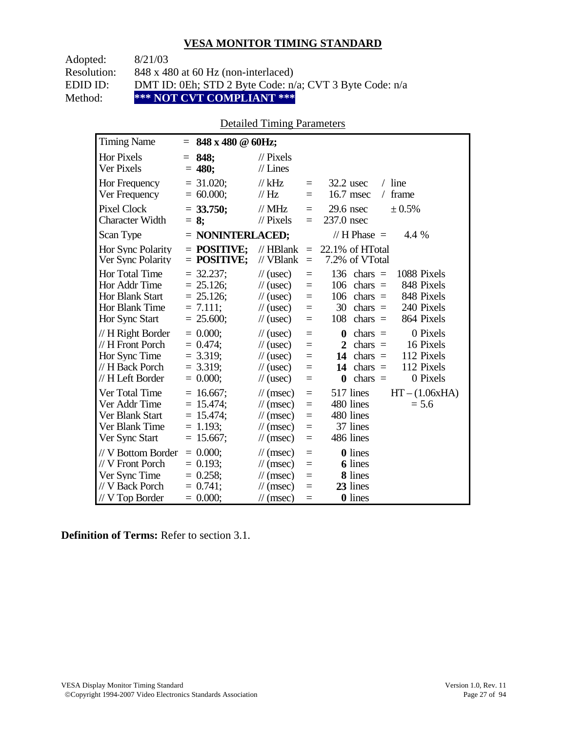## VESA MONITOR TIMING STANDARD

Adopted: 8/21/03
Resolution: 848 x 480 at 60 Hz (non-interlaced)
EDID ID: DMT ID: 0Eh; STD 2 Byte Code: n/a; CVT 3 Byte Code: n/a
Method: **\*\*\* NOT CVT COMPLIANT \*\*\***

Detailed Timing Parameters

| | | | | | |
|---|---|---|---|---|---|
| Timing Name | = **848 x 480 @ 60Hz;** | | | | |
| Hor Pixels | = **848;** | // Pixels | | | |
| Ver Pixels | = **480;** | // Lines | | | |
| Hor Frequency | = 31.020; | // kHz | = | 32.2 usec | / line |
| Ver Frequency | = 60.000; | // Hz | = | 16.7 msec | / frame |
| Pixel Clock | = **33.750;** | // MHz | = | 29.6 nsec | ± 0.5% |
| Character Width | = **8;** | // Pixels | = | 237.0 nsec | |
| Scan Type | = **NONINTERLACED;** | | | // H Phase = | 4.4 % |
| Hor Sync Polarity | = **POSITIVE;** | // HBlank | = | 22.1% of HTotal | |
| Ver Sync Polarity | = **POSITIVE;** | // VBlank | = | 7.2% of VTotal | |
| Hor Total Time | = 32.237; | // (usec) | = | 136 chars = | 1088 Pixels |
| Hor Addr Time | = 25.126; | // (usec) | = | 106 chars = | 848 Pixels |
| Hor Blank Start | = 25.126; | // (usec) | = | 106 chars = | 848 Pixels |
| Hor Blank Time | = 7.111; | // (usec) | = | 30 chars = | 240 Pixels |
| Hor Sync Start | = 25.600; | // (usec) | = | 108 chars = | 864 Pixels |
| // H Right Border | = 0.000; | // (usec) | = | **0** chars = | 0 Pixels |
| // H Front Porch | = 0.474; | // (usec) | = | **2** chars = | 16 Pixels |
| Hor Sync Time | = 3.319; | // (usec) | = | **14** chars = | 112 Pixels |
| // H Back Porch | = 3.319; | // (usec) | = | **14** chars = | 112 Pixels |
| // H Left Border | = 0.000; | // (usec) | = | **0** chars = | 0 Pixels |
| Ver Total Time | = 16.667; | // (msec) | = | 517 lines | HT – (1.06xHA) |
| Ver Addr Time | = 15.474; | // (msec) | = | 480 lines | = 5.6 |
| Ver Blank Start | = 15.474; | // (msec) | = | 480 lines | |
| Ver Blank Time | = 1.193; | // (msec) | = | 37 lines | |
| Ver Sync Start | = 15.667; | // (msec) | = | 486 lines | |
| // V Bottom Border | = 0.000; | // (msec) | = | **0** lines | |
| // V Front Porch | = 0.193; | // (msec) | = | **6** lines | |
| Ver Sync Time | = 0.258; | // (msec) | = | **8** lines | |
| // V Back Porch | = 0.741; | // (msec) | = | **23** lines | |
| // V Top Border | = 0.000; | // (msec) | = | **0** lines | |

**Definition of Terms:** Refer to section 3.1.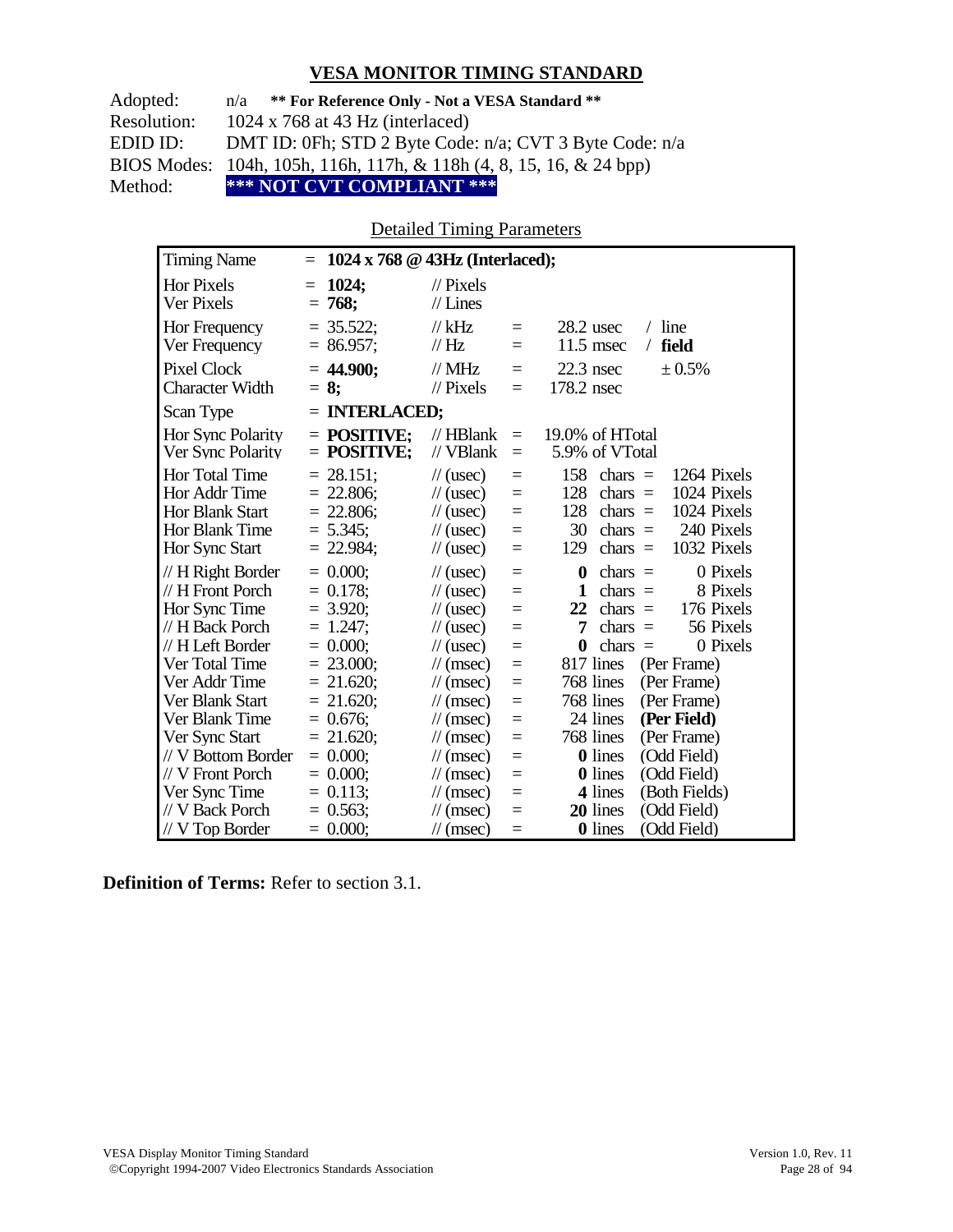## VESA MONITOR TIMING STANDARD

Adopted: n/a **\*\* For Reference Only - Not a VESA Standard \*\***
Resolution: 1024 x 768 at 43 Hz (interlaced)
EDID ID: DMT ID: 0Fh; STD 2 Byte Code: n/a; CVT 3 Byte Code: n/a
BIOS Modes: 104h, 105h, 116h, 117h, & 118h (4, 8, 15, 16, & 24 bpp)
Method: **\*\*\* NOT CVT COMPLIANT \*\*\***

Detailed Timing Parameters

| Timing Name | = **1024 x 768 @ 43Hz (Interlaced);** | | | | |
|---|---|---|---|---|---|
| Hor Pixels | = **1024;** | // Pixels | | | |
| Ver Pixels | = **768;** | // Lines | | | |
| Hor Frequency | = 35.522; | // kHz | = | 28.2 usec | / line |
| Ver Frequency | = 86.957; | // Hz | = | 11.5 msec | / **field** |
| Pixel Clock | = **44.900;** | // MHz | = | 22.3 nsec | ± 0.5% |
| Character Width | = **8;** | // Pixels | = | 178.2 nsec | |
| Scan Type | = **INTERLACED;** | | | | |
| Hor Sync Polarity | = **POSITIVE;** | // HBlank | = | 19.0% of HTotal | |
| Ver Sync Polarity | = **POSITIVE;** | // VBlank | = | 5.9% of VTotal | |
| Hor Total Time | = 28.151; | // (usec) | = | 158 chars = | 1264 Pixels |
| Hor Addr Time | = 22.806; | // (usec) | = | 128 chars = | 1024 Pixels |
| Hor Blank Start | = 22.806; | // (usec) | = | 128 chars = | 1024 Pixels |
| Hor Blank Time | = 5.345; | // (usec) | = | 30 chars = | 240 Pixels |
| Hor Sync Start | = 22.984; | // (usec) | = | 129 chars = | 1032 Pixels |
| // H Right Border | = 0.000; | // (usec) | = | **0** chars = | 0 Pixels |
| // H Front Porch | = 0.178; | // (usec) | = | **1** chars = | 8 Pixels |
| Hor Sync Time | = 3.920; | // (usec) | = | **22** chars = | 176 Pixels |
| // H Back Porch | = 1.247; | // (usec) | = | **7** chars = | 56 Pixels |
| // H Left Border | = 0.000; | // (usec) | = | **0** chars = | 0 Pixels |
| Ver Total Time | = 23.000; | // (msec) | = | 817 lines | (Per Frame) |
| Ver Addr Time | = 21.620; | // (msec) | = | 768 lines | (Per Frame) |
| Ver Blank Start | = 21.620; | // (msec) | = | 768 lines | (Per Frame) |
| Ver Blank Time | = 0.676; | // (msec) | = | 24 lines | **(Per Field)** |
| Ver Sync Start | = 21.620; | // (msec) | = | 768 lines | (Per Frame) |
| // V Bottom Border | = 0.000; | // (msec) | = | **0** lines | (Odd Field) |
| // V Front Porch | = 0.000; | // (msec) | = | **0** lines | (Odd Field) |
| Ver Sync Time | = 0.113; | // (msec) | = | **4** lines | (Both Fields) |
| // V Back Porch | = 0.563; | // (msec) | = | **20** lines | (Odd Field) |
| // V Top Border | = 0.000; | // (msec) | = | **0** lines | (Odd Field) |

**Definition of Terms:** Refer to section 3.1.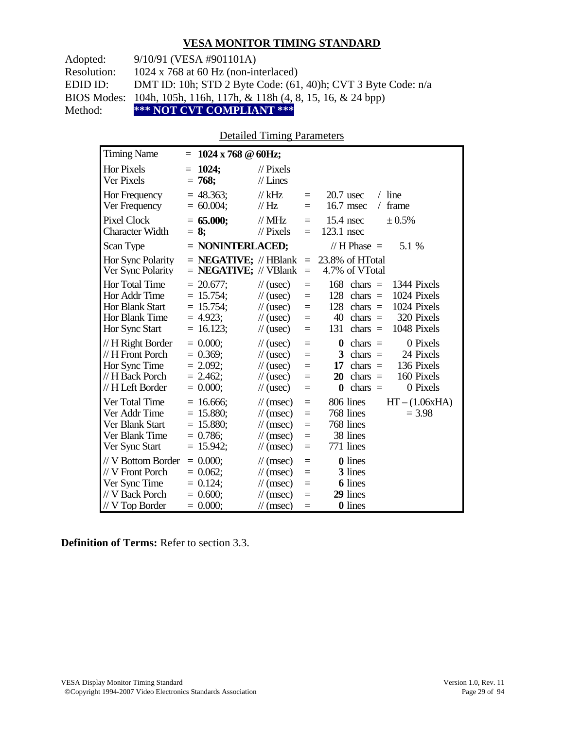## VESA MONITOR TIMING STANDARD

| | |
|---|---|
| Adopted: | 9/10/91 (VESA #901101A) |
| Resolution: | 1024 x 768 at 60 Hz (non-interlaced) |
| EDID ID: | DMT ID: 10h; STD 2 Byte Code: (61, 40)h; CVT 3 Byte Code: n/a |
| BIOS Modes: | 104h, 105h, 116h, 117h, & 118h (4, 8, 15, 16, & 24 bpp) |
| Method: | **\*\*\* NOT CVT COMPLIANT \*\*\*** |

Detailed Timing Parameters

| | | | | | |
|---|---|---|---|---|---|
| Timing Name | = **1024 x 768 @ 60Hz;** | | | | |
| Hor Pixels | = **1024;** | // Pixels | | | |
| Ver Pixels | = **768;** | // Lines | | | |
| Hor Frequency | = 48.363; | // kHz | = | 20.7 usec / line | |
| Ver Frequency | = 60.004; | // Hz | = | 16.7 msec / frame | |
| Pixel Clock | = **65.000;** | // MHz | = | 15.4 nsec | ± 0.5% |
| Character Width | = **8;** | // Pixels | = | 123.1 nsec | |
| Scan Type | = **NONINTERLACED;** | | | // H Phase = | 5.1 % |
| Hor Sync Polarity | = **NEGATIVE;** | // HBlank | = | 23.8% of HTotal | |
| Ver Sync Polarity | = **NEGATIVE;** | // VBlank | = | 4.7% of VTotal | |
| Hor Total Time | = 20.677; | // (usec) | = | 168 chars = | 1344 Pixels |
| Hor Addr Time | = 15.754; | // (usec) | = | 128 chars = | 1024 Pixels |
| Hor Blank Start | = 15.754; | // (usec) | = | 128 chars = | 1024 Pixels |
| Hor Blank Time | = 4.923; | // (usec) | = | 40 chars = | 320 Pixels |
| Hor Sync Start | = 16.123; | // (usec) | = | 131 chars = | 1048 Pixels |
| // H Right Border | = 0.000; | // (usec) | = | **0** chars = | 0 Pixels |
| // H Front Porch | = 0.369; | // (usec) | = | **3** chars = | 24 Pixels |
| Hor Sync Time | = 2.092; | // (usec) | = | **17** chars = | 136 Pixels |
| // H Back Porch | = 2.462; | // (usec) | = | **20** chars = | 160 Pixels |
| // H Left Border | = 0.000; | // (usec) | = | **0** chars = | 0 Pixels |
| Ver Total Time | = 16.666; | // (msec) | = | 806 lines | HT – (1.06xHA) |
| Ver Addr Time | = 15.880; | // (msec) | = | 768 lines | = 3.98 |
| Ver Blank Start | = 15.880; | // (msec) | = | 768 lines | |
| Ver Blank Time | = 0.786; | // (msec) | = | 38 lines | |
| Ver Sync Start | = 15.942; | // (msec) | = | 771 lines | |
| // V Bottom Border | = 0.000; | // (msec) | = | **0** lines | |
| // V Front Porch | = 0.062; | // (msec) | = | **3** lines | |
| Ver Sync Time | = 0.124; | // (msec) | = | **6** lines | |
| // V Back Porch | = 0.600; | // (msec) | = | **29** lines | |
| // V Top Border | = 0.000; | // (msec) | = | **0** lines | |

**Definition of Terms:** Refer to section 3.3.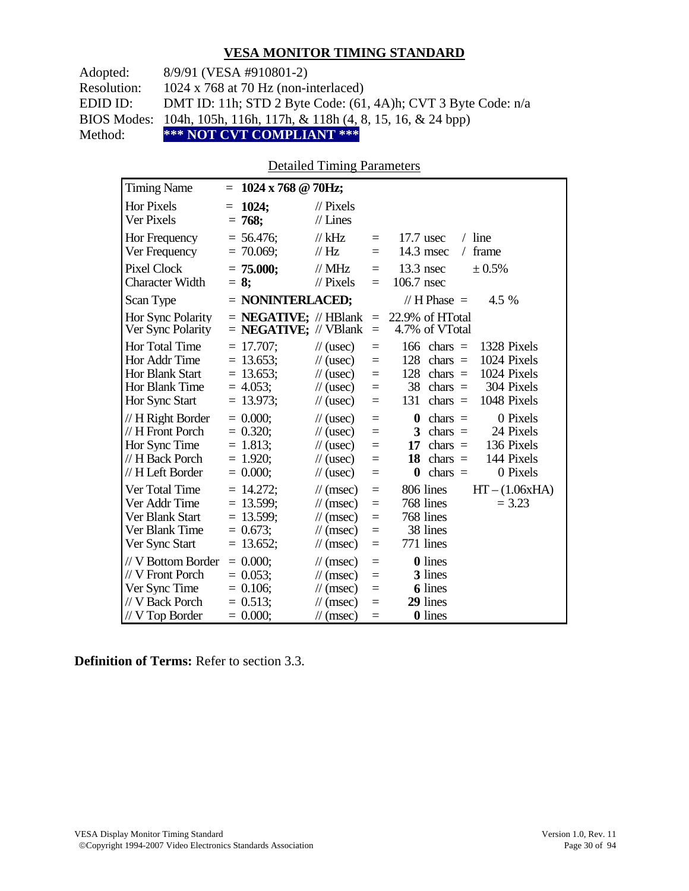## VESA MONITOR TIMING STANDARD

Adopted: 8/9/91 (VESA #910801-2)
Resolution: 1024 x 768 at 70 Hz (non-interlaced)
EDID ID: DMT ID: 11h; STD 2 Byte Code: (61, 4A)h; CVT 3 Byte Code: n/a
BIOS Modes: 104h, 105h, 116h, 117h, & 118h (4, 8, 15, 16, & 24 bpp)
Method: **\*\*\* NOT CVT COMPLIANT \*\*\***

Detailed Timing Parameters

| Timing Name | = **1024 x 768 @ 70Hz;** | | | | |
|---|---|---|---|---|---|
| Hor Pixels | = **1024;** | // Pixels | | | |
| Ver Pixels | = **768;** | // Lines | | | |
| Hor Frequency | = 56.476; | // kHz | = | 17.7 usec | / line |
| Ver Frequency | = 70.069; | // Hz | = | 14.3 msec | / frame |
| Pixel Clock | = **75.000;** | // MHz | = | 13.3 nsec | ± 0.5% |
| Character Width | = **8;** | // Pixels | = | 106.7 nsec | |
| Scan Type | = **NONINTERLACED;** | | | // H Phase = | 4.5 % |
| Hor Sync Polarity | = **NEGATIVE;** | // HBlank | = | 22.9% of HTotal | |
| Ver Sync Polarity | = **NEGATIVE;** | // VBlank | = | 4.7% of VTotal | |
| Hor Total Time | = 17.707; | // (usec) | = | 166 chars = | 1328 Pixels |
| Hor Addr Time | = 13.653; | // (usec) | = | 128 chars = | 1024 Pixels |
| Hor Blank Start | = 13.653; | // (usec) | = | 128 chars = | 1024 Pixels |
| Hor Blank Time | = 4.053; | // (usec) | = | 38 chars = | 304 Pixels |
| Hor Sync Start | = 13.973; | // (usec) | = | 131 chars = | 1048 Pixels |
| // H Right Border | = 0.000; | // (usec) | = | **0** chars = | 0 Pixels |
| // H Front Porch | = 0.320; | // (usec) | = | **3** chars = | 24 Pixels |
| Hor Sync Time | = 1.813; | // (usec) | = | **17** chars = | 136 Pixels |
| // H Back Porch | = 1.920; | // (usec) | = | **18** chars = | 144 Pixels |
| // H Left Border | = 0.000; | // (usec) | = | **0** chars = | 0 Pixels |
| Ver Total Time | = 14.272; | // (msec) | = | 806 lines | HT – (1.06xHA) |
| Ver Addr Time | = 13.599; | // (msec) | = | 768 lines | = 3.23 |
| Ver Blank Start | = 13.599; | // (msec) | = | 768 lines | |
| Ver Blank Time | = 0.673; | // (msec) | = | 38 lines | |
| Ver Sync Start | = 13.652; | // (msec) | = | 771 lines | |
| // V Bottom Border | = 0.000; | // (msec) | = | **0** lines | |
| // V Front Porch | = 0.053; | // (msec) | = | **3** lines | |
| Ver Sync Time | = 0.106; | // (msec) | = | **6** lines | |
| // V Back Porch | = 0.513; | // (msec) | = | **29** lines | |
| // V Top Border | = 0.000; | // (msec) | = | **0** lines | |

**Definition of Terms:** Refer to section 3.3.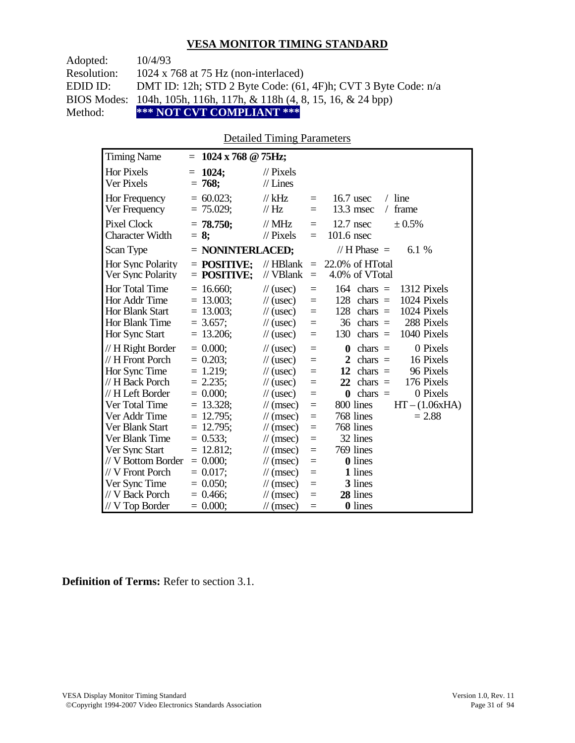## VESA MONITOR TIMING STANDARD

Adopted: 10/4/93
Resolution: 1024 x 768 at 75 Hz (non-interlaced)
EDID ID: DMT ID: 12h; STD 2 Byte Code: (61, 4F)h; CVT 3 Byte Code: n/a
BIOS Modes: 104h, 105h, 116h, 117h, & 118h (4, 8, 15, 16, & 24 bpp)
Method: **\*\*\* NOT CVT COMPLIANT \*\*\***

Detailed Timing Parameters

| Parameter | Value | Unit | | Equivalent | | |
|---|---|---|---|---|---|---|
| Timing Name | = **1024 x 768 @ 75Hz;** | | | | | |
| Hor Pixels | = **1024;** | // Pixels | | | | |
| Ver Pixels | = **768;** | // Lines | | | | |
| Hor Frequency | = 60.023; | // kHz | = | 16.7 usec | / line | |
| Ver Frequency | = 75.029; | // Hz | = | 13.3 msec | / frame | |
| Pixel Clock | = **78.750;** | // MHz | = | 12.7 nsec | ± 0.5% | |
| Character Width | = **8;** | // Pixels | = | 101.6 nsec | | |
| Scan Type | = **NONINTERLACED;** | | | // H Phase = | 6.1 % | |
| Hor Sync Polarity | = **POSITIVE;** | // HBlank | = | 22.0% of HTotal | | |
| Ver Sync Polarity | = **POSITIVE;** | // VBlank | = | 4.0% of VTotal | | |
| Hor Total Time | = 16.660; | // (usec) | = | 164 chars = | 1312 Pixels | |
| Hor Addr Time | = 13.003; | // (usec) | = | 128 chars = | 1024 Pixels | |
| Hor Blank Start | = 13.003; | // (usec) | = | 128 chars = | 1024 Pixels | |
| Hor Blank Time | = 3.657; | // (usec) | = | 36 chars = | 288 Pixels | |
| Hor Sync Start | = 13.206; | // (usec) | = | 130 chars = | 1040 Pixels | |
| // H Right Border | = 0.000; | // (usec) | = | **0** chars = | 0 Pixels | |
| // H Front Porch | = 0.203; | // (usec) | = | **2** chars = | 16 Pixels | |
| Hor Sync Time | = 1.219; | // (usec) | = | **12** chars = | 96 Pixels | |
| // H Back Porch | = 2.235; | // (usec) | = | **22** chars = | 176 Pixels | |
| // H Left Border | = 0.000; | // (usec) | = | **0** chars = | 0 Pixels | |
| Ver Total Time | = 13.328; | // (msec) | = | 800 lines | | HT – (1.06xHA) |
| Ver Addr Time | = 12.795; | // (msec) | = | 768 lines | | = 2.88 |
| Ver Blank Start | = 12.795; | // (msec) | = | 768 lines | | |
| Ver Blank Time | = 0.533; | // (msec) | = | 32 lines | | |
| Ver Sync Start | = 12.812; | // (msec) | = | 769 lines | | |
| // V Bottom Border | = 0.000; | // (msec) | = | **0** lines | | |
| // V Front Porch | = 0.017; | // (msec) | = | **1** lines | | |
| Ver Sync Time | = 0.050; | // (msec) | = | **3** lines | | |
| // V Back Porch | = 0.466; | // (msec) | = | **28** lines | | |
| // V Top Border | = 0.000; | // (msec) | = | **0** lines | | |

**Definition of Terms:** Refer to section 3.1.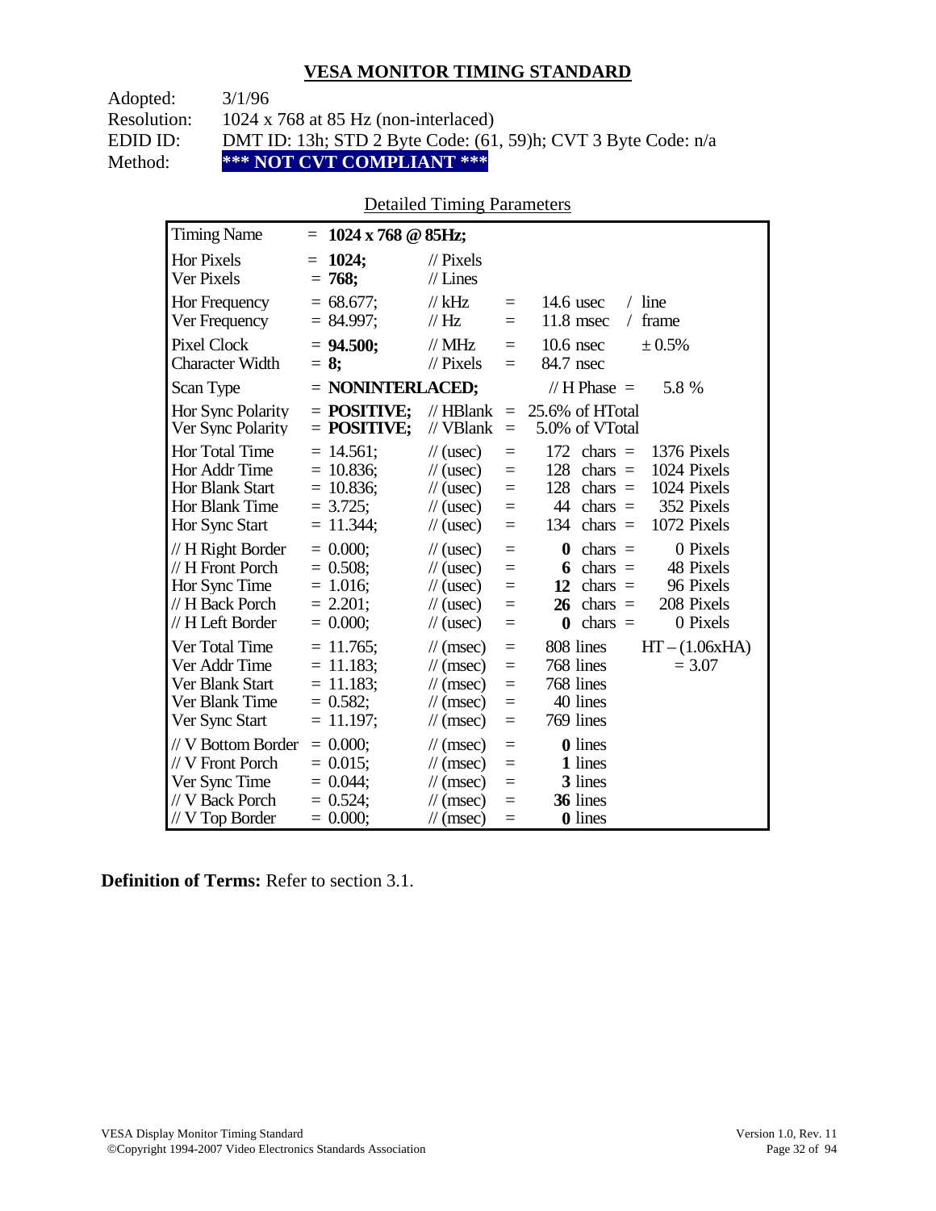## VESA MONITOR TIMING STANDARD

Adopted: 3/1/96
Resolution: 1024 x 768 at 85 Hz (non-interlaced)
EDID ID: DMT ID: 13h; STD 2 Byte Code: (61, 59)h; CVT 3 Byte Code: n/a
Method: **\*\*\* NOT CVT COMPLIANT \*\*\***

Detailed Timing Parameters

| Timing Name | = **1024 x 768 @ 85Hz;** | | | | |
|---|---|---|---|---|---|
| Hor Pixels | = **1024;** | // Pixels | | | |
| Ver Pixels | = **768;** | // Lines | | | |
| Hor Frequency | = 68.677; | // kHz | = | 14.6 usec | / line |
| Ver Frequency | = 84.997; | // Hz | = | 11.8 msec | / frame |
| Pixel Clock | = **94.500;** | // MHz | = | 10.6 nsec | ± 0.5% |
| Character Width | = **8;** | // Pixels | = | 84.7 nsec | |
| Scan Type | = **NONINTERLACED;** | | | // H Phase = | 5.8 % |
| Hor Sync Polarity | = **POSITIVE;** | // HBlank | = | 25.6% of HTotal | |
| Ver Sync Polarity | = **POSITIVE;** | // VBlank | = | 5.0% of VTotal | |
| Hor Total Time | = 14.561; | // (usec) | = | 172 chars = | 1376 Pixels |
| Hor Addr Time | = 10.836; | // (usec) | = | 128 chars = | 1024 Pixels |
| Hor Blank Start | = 10.836; | // (usec) | = | 128 chars = | 1024 Pixels |
| Hor Blank Time | = 3.725; | // (usec) | = | 44 chars = | 352 Pixels |
| Hor Sync Start | = 11.344; | // (usec) | = | 134 chars = | 1072 Pixels |
| // H Right Border | = 0.000; | // (usec) | = | **0** chars = | 0 Pixels |
| // H Front Porch | = 0.508; | // (usec) | = | **6** chars = | 48 Pixels |
| Hor Sync Time | = 1.016; | // (usec) | = | **12** chars = | 96 Pixels |
| // H Back Porch | = 2.201; | // (usec) | = | **26** chars = | 208 Pixels |
| // H Left Border | = 0.000; | // (usec) | = | **0** chars = | 0 Pixels |
| Ver Total Time | = 11.765; | // (msec) | = | 808 lines | HT – (1.06xHA) |
| Ver Addr Time | = 11.183; | // (msec) | = | 768 lines | = 3.07 |
| Ver Blank Start | = 11.183; | // (msec) | = | 768 lines | |
| Ver Blank Time | = 0.582; | // (msec) | = | 40 lines | |
| Ver Sync Start | = 11.197; | // (msec) | = | 769 lines | |
| // V Bottom Border | = 0.000; | // (msec) | = | **0** lines | |
| // V Front Porch | = 0.015; | // (msec) | = | **1** lines | |
| Ver Sync Time | = 0.044; | // (msec) | = | **3** lines | |
| // V Back Porch | = 0.524; | // (msec) | = | **36** lines | |
| // V Top Border | = 0.000; | // (msec) | = | **0** lines | |

**Definition of Terms:** Refer to section 3.1.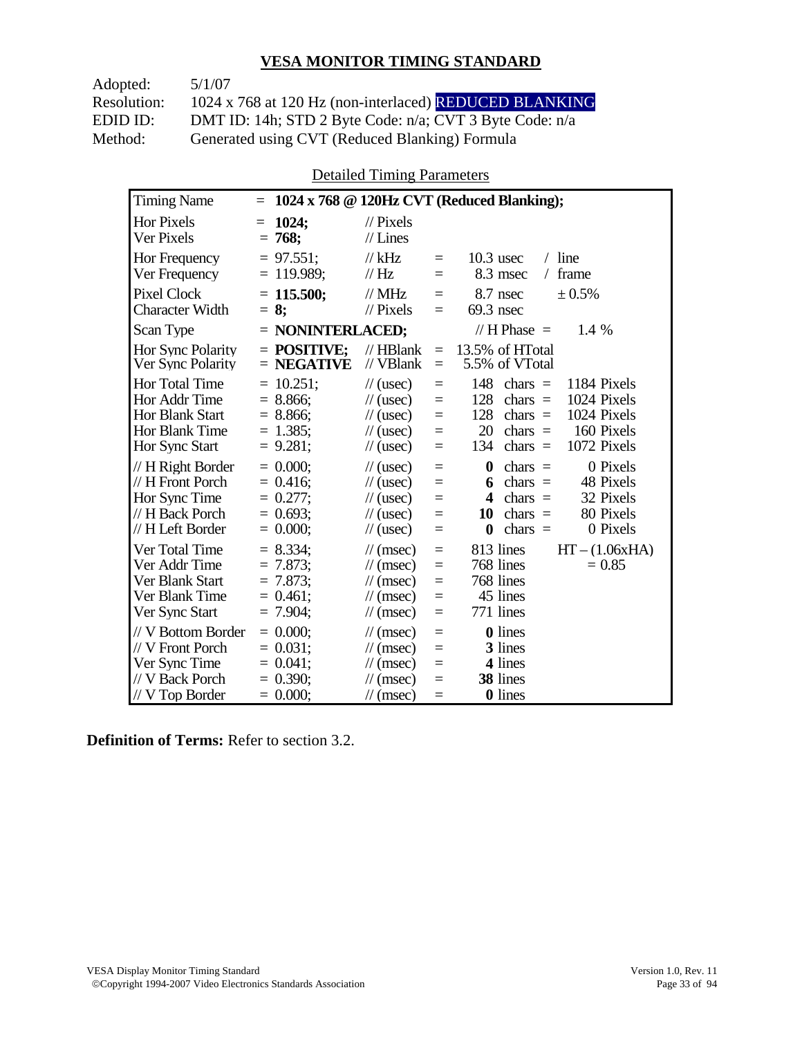## VESA MONITOR TIMING STANDARD

Adopted: 5/1/07
Resolution: 1024 x 768 at 120 Hz (non-interlaced) REDUCED BLANKING
EDID ID: DMT ID: 14h; STD 2 Byte Code: n/a; CVT 3 Byte Code: n/a
Method: Generated using CVT (Reduced Blanking) Formula

Detailed Timing Parameters

| Timing Name | = **1024 x 768 @ 120Hz CVT (Reduced Blanking);** | | | | | |
|---|---|---|---|---|---|---|
| Hor Pixels | = **1024;** | // Pixels | | | | |
| Ver Pixels | = **768;** | // Lines | | | | |
| Hor Frequency | = 97.551; | // kHz | = | 10.3 usec | / line | |
| Ver Frequency | = 119.989; | // Hz | = | 8.3 msec | / frame | |
| Pixel Clock | = **115.500;** | // MHz | = | 8.7 nsec | ± 0.5% | |
| Character Width | = **8;** | // Pixels | = | 69.3 nsec | | |
| Scan Type | = **NONINTERLACED;** | | | // H Phase = | 1.4 % | |
| Hor Sync Polarity | = **POSITIVE;** | // HBlank | = | 13.5% of HTotal | | |
| Ver Sync Polarity | = **NEGATIVE** | // VBlank | = | 5.5% of VTotal | | |
| Hor Total Time | = 10.251; | // (usec) | = | 148 chars = | 1184 Pixels | |
| Hor Addr Time | = 8.866; | // (usec) | = | 128 chars = | 1024 Pixels | |
| Hor Blank Start | = 8.866; | // (usec) | = | 128 chars = | 1024 Pixels | |
| Hor Blank Time | = 1.385; | // (usec) | = | 20 chars = | 160 Pixels | |
| Hor Sync Start | = 9.281; | // (usec) | = | 134 chars = | 1072 Pixels | |
| // H Right Border | = 0.000; | // (usec) | = | **0** chars = | 0 Pixels | |
| // H Front Porch | = 0.416; | // (usec) | = | **6** chars = | 48 Pixels | |
| Hor Sync Time | = 0.277; | // (usec) | = | **4** chars = | 32 Pixels | |
| // H Back Porch | = 0.693; | // (usec) | = | **10** chars = | 80 Pixels | |
| // H Left Border | = 0.000; | // (usec) | = | **0** chars = | 0 Pixels | |
| Ver Total Time | = 8.334; | // (msec) | = | 813 lines | HT – (1.06xHA) | |
| Ver Addr Time | = 7.873; | // (msec) | = | 768 lines | = 0.85 | |
| Ver Blank Start | = 7.873; | // (msec) | = | 768 lines | | |
| Ver Blank Time | = 0.461; | // (msec) | = | 45 lines | | |
| Ver Sync Start | = 7.904; | // (msec) | = | 771 lines | | |
| // V Bottom Border | = 0.000; | // (msec) | = | **0** lines | | |
| // V Front Porch | = 0.031; | // (msec) | = | **3** lines | | |
| Ver Sync Time | = 0.041; | // (msec) | = | **4** lines | | |
| // V Back Porch | = 0.390; | // (msec) | = | **38** lines | | |
| // V Top Border | = 0.000; | // (msec) | = | **0** lines | | |

**Definition of Terms:** Refer to section 3.2.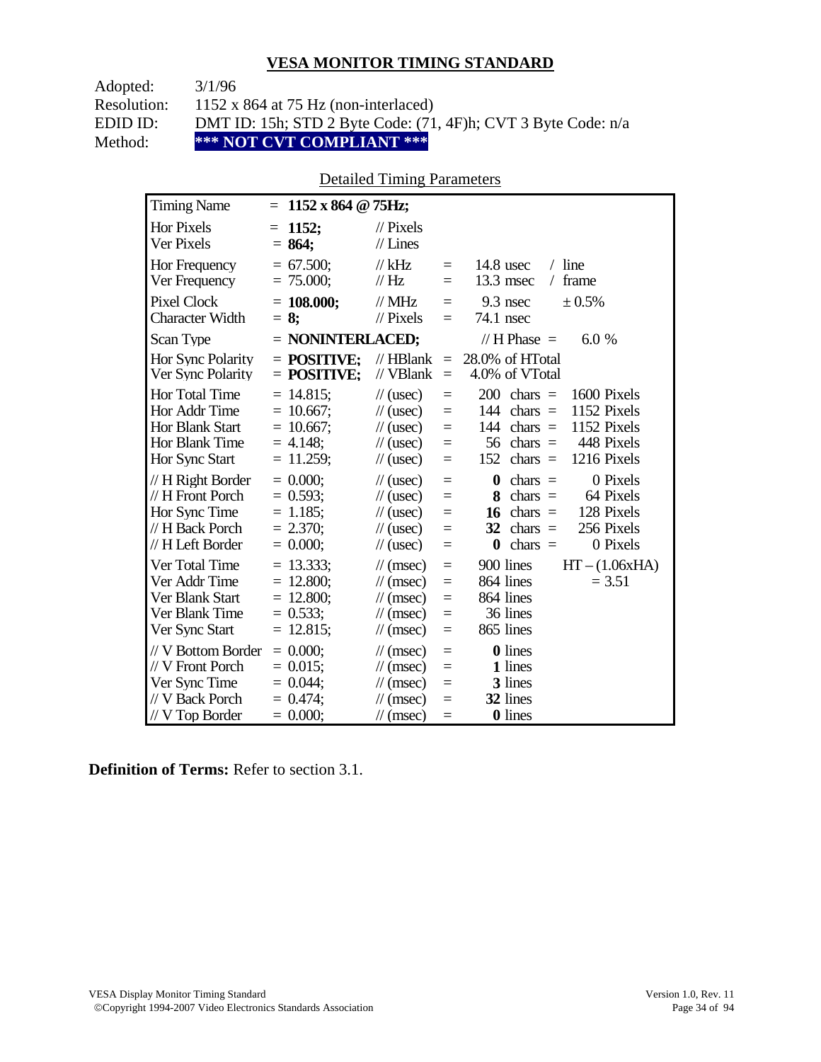## VESA MONITOR TIMING STANDARD

Adopted: 3/1/96
Resolution: 1152 x 864 at 75 Hz (non-interlaced)
EDID ID: DMT ID: 15h; STD 2 Byte Code: (71, 4F)h; CVT 3 Byte Code: n/a
Method: **\*\*\* NOT CVT COMPLIANT \*\*\***

Detailed Timing Parameters

| Timing Name | = **1152 x 864 @ 75Hz;** | | | | |
|---|---|---|---|---|---|
| Hor Pixels | = **1152;** | // Pixels | | | |
| Ver Pixels | = **864;** | // Lines | | | |
| Hor Frequency | = 67.500; | // kHz | = | 14.8 usec | / line |
| Ver Frequency | = 75.000; | // Hz | = | 13.3 msec | / frame |
| Pixel Clock | = **108.000;** | // MHz | = | 9.3 nsec | ± 0.5% |
| Character Width | = **8;** | // Pixels | = | 74.1 nsec | |
| Scan Type | = **NONINTERLACED;** | | | // H Phase = | 6.0 % |
| Hor Sync Polarity | = **POSITIVE;** | // HBlank | = | 28.0% of HTotal | |
| Ver Sync Polarity | = **POSITIVE;** | // VBlank | = | 4.0% of VTotal | |
| Hor Total Time | = 14.815; | // (usec) | = | 200 chars = | 1600 Pixels |
| Hor Addr Time | = 10.667; | // (usec) | = | 144 chars = | 1152 Pixels |
| Hor Blank Start | = 10.667; | // (usec) | = | 144 chars = | 1152 Pixels |
| Hor Blank Time | = 4.148; | // (usec) | = | 56 chars = | 448 Pixels |
| Hor Sync Start | = 11.259; | // (usec) | = | 152 chars = | 1216 Pixels |
| // H Right Border | = 0.000; | // (usec) | = | **0** chars = | 0 Pixels |
| // H Front Porch | = 0.593; | // (usec) | = | **8** chars = | 64 Pixels |
| Hor Sync Time | = 1.185; | // (usec) | = | **16** chars = | 128 Pixels |
| // H Back Porch | = 2.370; | // (usec) | = | **32** chars = | 256 Pixels |
| // H Left Border | = 0.000; | // (usec) | = | **0** chars = | 0 Pixels |
| Ver Total Time | = 13.333; | // (msec) | = | 900 lines | HT – (1.06xHA) |
| Ver Addr Time | = 12.800; | // (msec) | = | 864 lines | = 3.51 |
| Ver Blank Start | = 12.800; | // (msec) | = | 864 lines | |
| Ver Blank Time | = 0.533; | // (msec) | = | 36 lines | |
| Ver Sync Start | = 12.815; | // (msec) | = | 865 lines | |
| // V Bottom Border | = 0.000; | // (msec) | = | **0** lines | |
| // V Front Porch | = 0.015; | // (msec) | = | **1** lines | |
| Ver Sync Time | = 0.044; | // (msec) | = | **3** lines | |
| // V Back Porch | = 0.474; | // (msec) | = | **32** lines | |
| // V Top Border | = 0.000; | // (msec) | = | **0** lines | |

**Definition of Terms:** Refer to section 3.1.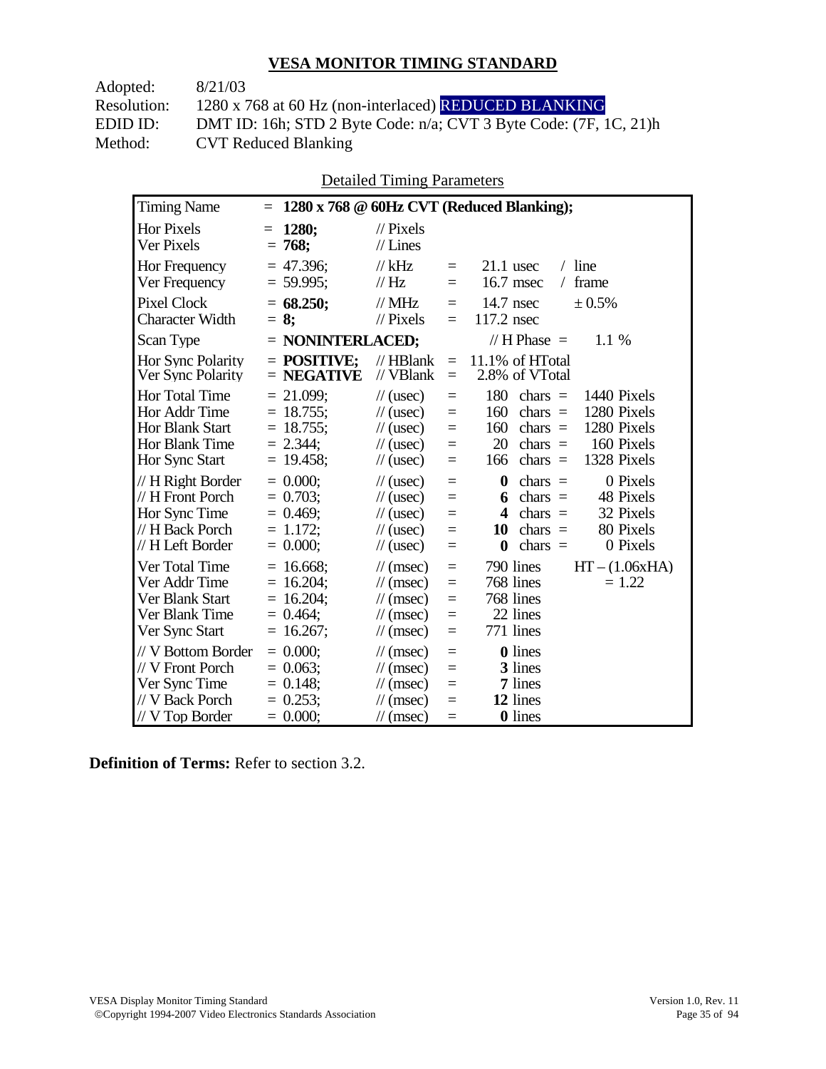## VESA MONITOR TIMING STANDARD

Adopted: 8/21/03
Resolution: 1280 x 768 at 60 Hz (non-interlaced) REDUCED BLANKING
EDID ID: DMT ID: 16h; STD 2 Byte Code: n/a; CVT 3 Byte Code: (7F, 1C, 21)h
Method: CVT Reduced Blanking

Detailed Timing Parameters

| Timing Name | = 1280 x 768 @ 60Hz CVT (Reduced Blanking); | | | | |
|---|---|---|---|---|---|
| Hor Pixels | = **1280;** | // Pixels | | | |
| Ver Pixels | = **768;** | // Lines | | | |
| Hor Frequency | = 47.396; | // kHz | = | 21.1 usec | / line |
| Ver Frequency | = 59.995; | // Hz | = | 16.7 msec | / frame |
| Pixel Clock | = **68.250;** | // MHz | = | 14.7 nsec | ± 0.5% |
| Character Width | = **8;** | // Pixels | = | 117.2 nsec | |
| Scan Type | = **NONINTERLACED;** | | | // H Phase = | 1.1 % |
| Hor Sync Polarity | = **POSITIVE;** | // HBlank | = | 11.1% of HTotal | |
| Ver Sync Polarity | = **NEGATIVE** | // VBlank | = | 2.8% of VTotal | |
| Hor Total Time | = 21.099; | // (usec) | = | 180 chars = | 1440 Pixels |
| Hor Addr Time | = 18.755; | // (usec) | = | 160 chars = | 1280 Pixels |
| Hor Blank Start | = 18.755; | // (usec) | = | 160 chars = | 1280 Pixels |
| Hor Blank Time | = 2.344; | // (usec) | = | 20 chars = | 160 Pixels |
| Hor Sync Start | = 19.458; | // (usec) | = | 166 chars = | 1328 Pixels |
| // H Right Border | = 0.000; | // (usec) | = | **0** chars = | 0 Pixels |
| // H Front Porch | = 0.703; | // (usec) | = | **6** chars = | 48 Pixels |
| Hor Sync Time | = 0.469; | // (usec) | = | **4** chars = | 32 Pixels |
| // H Back Porch | = 1.172; | // (usec) | = | **10** chars = | 80 Pixels |
| // H Left Border | = 0.000; | // (usec) | = | **0** chars = | 0 Pixels |
| Ver Total Time | = 16.668; | // (msec) | = | 790 lines | HT – (1.06xHA) |
| Ver Addr Time | = 16.204; | // (msec) | = | 768 lines | = 1.22 |
| Ver Blank Start | = 16.204; | // (msec) | = | 768 lines | |
| Ver Blank Time | = 0.464; | // (msec) | = | 22 lines | |
| Ver Sync Start | = 16.267; | // (msec) | = | 771 lines | |
| // V Bottom Border | = 0.000; | // (msec) | = | **0** lines | |
| // V Front Porch | = 0.063; | // (msec) | = | **3** lines | |
| Ver Sync Time | = 0.148; | // (msec) | = | **7** lines | |
| // V Back Porch | = 0.253; | // (msec) | = | **12** lines | |
| // V Top Border | = 0.000; | // (msec) | = | **0** lines | |

**Definition of Terms:** Refer to section 3.2.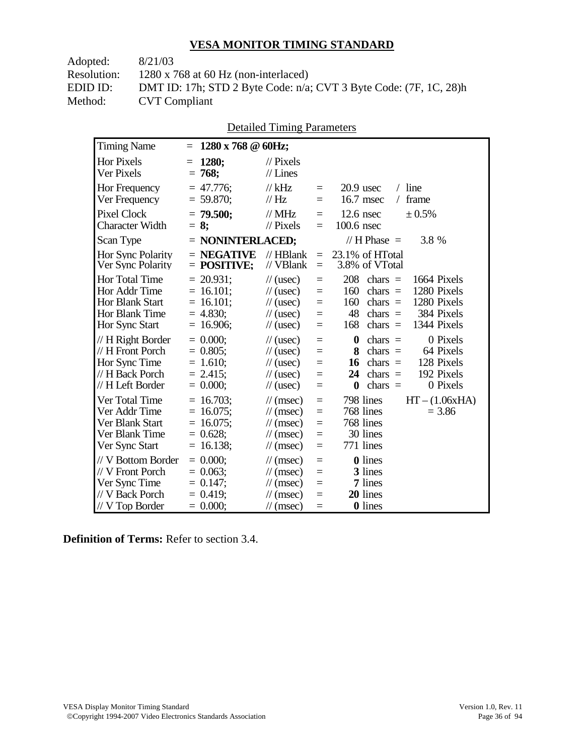## VESA MONITOR TIMING STANDARD

Adopted: 8/21/03
Resolution: 1280 x 768 at 60 Hz (non-interlaced)
EDID ID: DMT ID: 17h; STD 2 Byte Code: n/a; CVT 3 Byte Code: (7F, 1C, 28)h
Method: CVT Compliant

Detailed Timing Parameters

| Timing Name | = **1280 x 768 @ 60Hz;** | | | | |
|---|---|---|---|---|---|
| Hor Pixels | = **1280;** | // Pixels | | | |
| Ver Pixels | = **768;** | // Lines | | | |
| Hor Frequency | = 47.776; | // kHz | = | 20.9 usec | / line |
| Ver Frequency | = 59.870; | // Hz | = | 16.7 msec | / frame |
| Pixel Clock | = **79.500;** | // MHz | = | 12.6 nsec | ± 0.5% |
| Character Width | = **8;** | // Pixels | = | 100.6 nsec | |
| Scan Type | = **NONINTERLACED;** | | | // H Phase = | 3.8 % |
| Hor Sync Polarity | = **NEGATIVE** | // HBlank | = | 23.1% of HTotal | |
| Ver Sync Polarity | = **POSITIVE;** | // VBlank | = | 3.8% of VTotal | |
| Hor Total Time | = 20.931; | // (usec) | = | 208 chars = | 1664 Pixels |
| Hor Addr Time | = 16.101; | // (usec) | = | 160 chars = | 1280 Pixels |
| Hor Blank Start | = 16.101; | // (usec) | = | 160 chars = | 1280 Pixels |
| Hor Blank Time | = 4.830; | // (usec) | = | 48 chars = | 384 Pixels |
| Hor Sync Start | = 16.906; | // (usec) | = | 168 chars = | 1344 Pixels |
| // H Right Border | = 0.000; | // (usec) | = | **0** chars = | 0 Pixels |
| // H Front Porch | = 0.805; | // (usec) | = | **8** chars = | 64 Pixels |
| Hor Sync Time | = 1.610; | // (usec) | = | **16** chars = | 128 Pixels |
| // H Back Porch | = 2.415; | // (usec) | = | **24** chars = | 192 Pixels |
| // H Left Border | = 0.000; | // (usec) | = | **0** chars = | 0 Pixels |
| Ver Total Time | = 16.703; | // (msec) | = | 798 lines | HT – (1.06xHA) |
| Ver Addr Time | = 16.075; | // (msec) | = | 768 lines | = 3.86 |
| Ver Blank Start | = 16.075; | // (msec) | = | 768 lines | |
| Ver Blank Time | = 0.628; | // (msec) | = | 30 lines | |
| Ver Sync Start | = 16.138; | // (msec) | = | 771 lines | |
| // V Bottom Border | = 0.000; | // (msec) | = | **0** lines | |
| // V Front Porch | = 0.063; | // (msec) | = | **3** lines | |
| Ver Sync Time | = 0.147; | // (msec) | = | **7** lines | |
| // V Back Porch | = 0.419; | // (msec) | = | **20** lines | |
| // V Top Border | = 0.000; | // (msec) | = | **0** lines | |

**Definition of Terms:** Refer to section 3.4.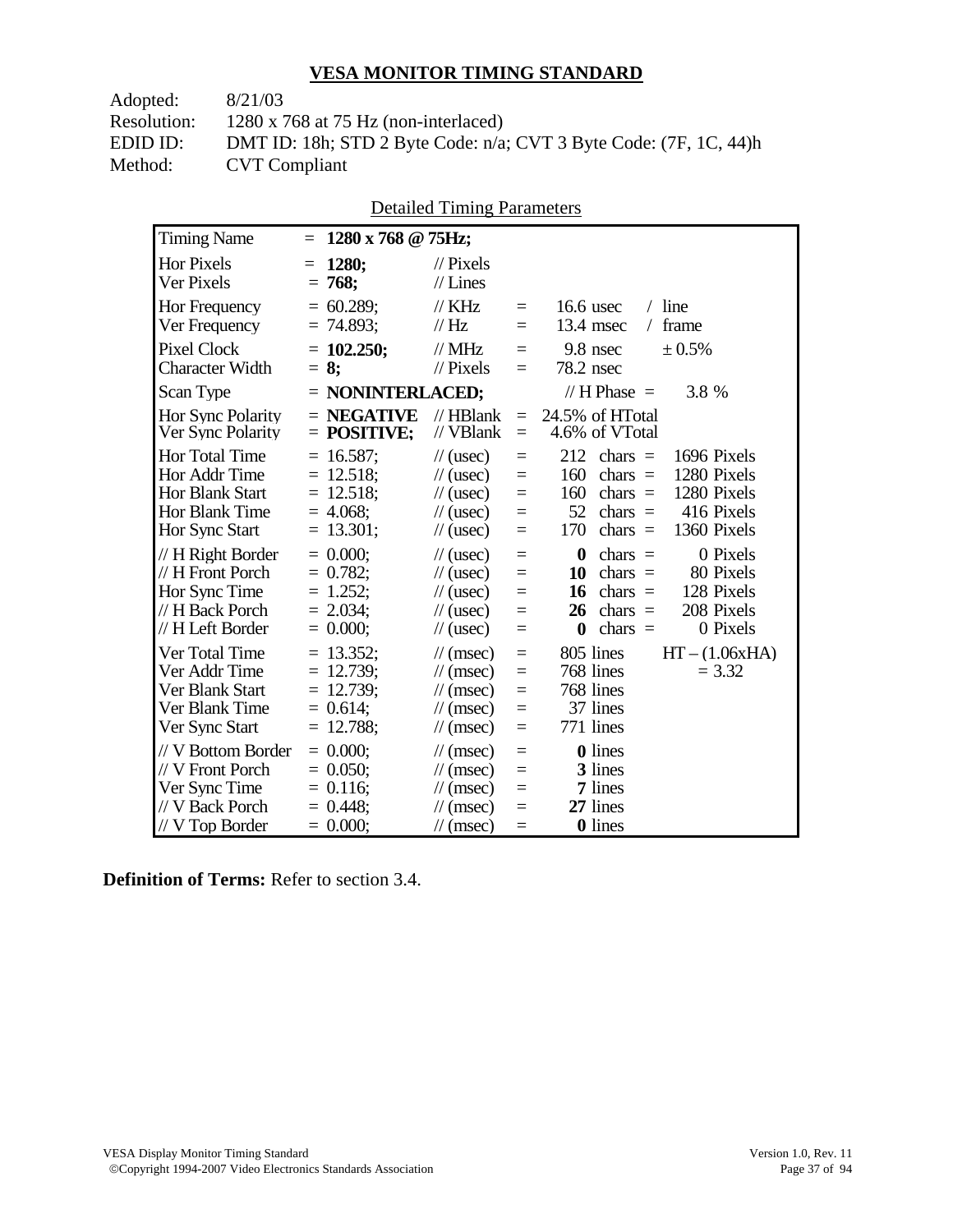# VESA MONITOR TIMING STANDARD

Adopted: 8/21/03
Resolution: 1280 x 768 at 75 Hz (non-interlaced)
EDID ID: DMT ID: 18h; STD 2 Byte Code: n/a; CVT 3 Byte Code: (7F, 1C, 44)h
Method: CVT Compliant

Detailed Timing Parameters

| Parameter | Value | Unit | | Detail | | |
|---|---|---|---|---|---|---|
| Timing Name | = **1280 x 768 @ 75Hz;** | | | | | |
| Hor Pixels | = **1280;** | // Pixels | | | | |
| Ver Pixels | = **768;** | // Lines | | | | |
| Hor Frequency | = 60.289; | // KHz | = | 16.6 usec | / line | |
| Ver Frequency | = 74.893; | // Hz | = | 13.4 msec | / frame | |
| Pixel Clock | = **102.250;** | // MHz | = | 9.8 nsec | ± 0.5% | |
| Character Width | = **8;** | // Pixels | = | 78.2 nsec | | |
| Scan Type | = **NONINTERLACED;** | | | // H Phase = | 3.8 % | |
| Hor Sync Polarity | = **NEGATIVE** | // HBlank | = | 24.5% of HTotal | | |
| Ver Sync Polarity | = **POSITIVE;** | // VBlank | = | 4.6% of VTotal | | |
| Hor Total Time | = 16.587; | // (usec) | = | 212 | chars = | 1696 Pixels |
| Hor Addr Time | = 12.518; | // (usec) | = | 160 | chars = | 1280 Pixels |
| Hor Blank Start | = 12.518; | // (usec) | = | 160 | chars = | 1280 Pixels |
| Hor Blank Time | = 4.068; | // (usec) | = | 52 | chars = | 416 Pixels |
| Hor Sync Start | = 13.301; | // (usec) | = | 170 | chars = | 1360 Pixels |
| // H Right Border | = 0.000; | // (usec) | = | **0** | chars = | 0 Pixels |
| // H Front Porch | = 0.782; | // (usec) | = | **10** | chars = | 80 Pixels |
| Hor Sync Time | = 1.252; | // (usec) | = | **16** | chars = | 128 Pixels |
| // H Back Porch | = 2.034; | // (usec) | = | **26** | chars = | 208 Pixels |
| // H Left Border | = 0.000; | // (usec) | = | **0** | chars = | 0 Pixels |
| Ver Total Time | = 13.352; | // (msec) | = | 805 lines | | HT – (1.06xHA) |
| Ver Addr Time | = 12.739; | // (msec) | = | 768 lines | | = 3.32 |
| Ver Blank Start | = 12.739; | // (msec) | = | 768 lines | | |
| Ver Blank Time | = 0.614; | // (msec) | = | 37 lines | | |
| Ver Sync Start | = 12.788; | // (msec) | = | 771 lines | | |
| // V Bottom Border | = 0.000; | // (msec) | = | **0** lines | | |
| // V Front Porch | = 0.050; | // (msec) | = | **3** lines | | |
| Ver Sync Time | = 0.116; | // (msec) | = | **7** lines | | |
| // V Back Porch | = 0.448; | // (msec) | = | **27** lines | | |
| // V Top Border | = 0.000; | // (msec) | = | **0** lines | | |

**Definition of Terms:** Refer to section 3.4.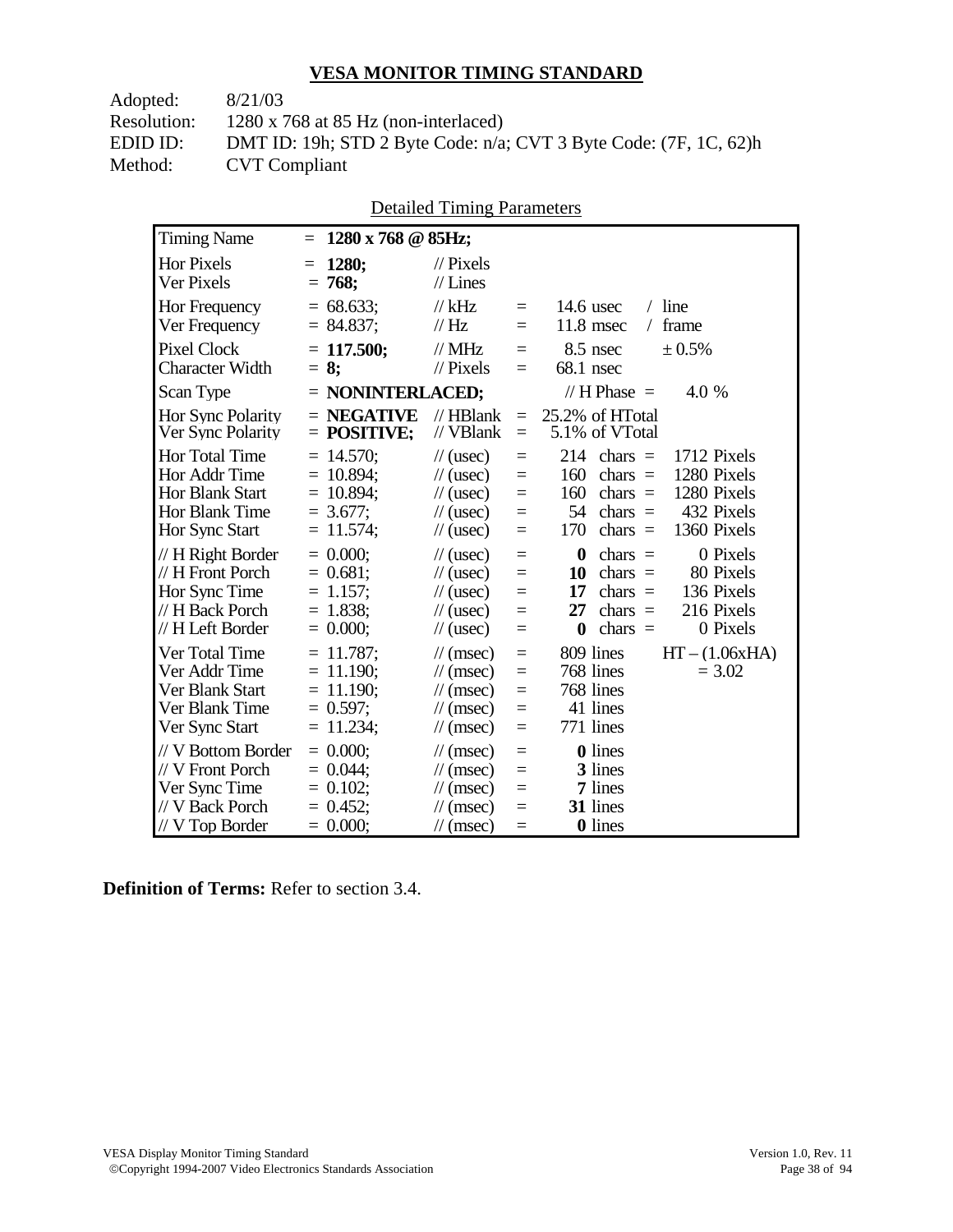## VESA MONITOR TIMING STANDARD

Adopted: 8/21/03
Resolution: 1280 x 768 at 85 Hz (non-interlaced)
EDID ID: DMT ID: 19h; STD 2 Byte Code: n/a; CVT 3 Byte Code: (7F, 1C, 62)h
Method: CVT Compliant

Detailed Timing Parameters

| Timing Name | = **1280 x 768 @ 85Hz;** | | | | |
|---|---|---|---|---|---|
| Hor Pixels | = **1280;** | // Pixels | | | |
| Ver Pixels | = **768;** | // Lines | | | |
| Hor Frequency | = 68.633; | // kHz | = | 14.6 usec | / line |
| Ver Frequency | = 84.837; | // Hz | = | 11.8 msec | / frame |
| Pixel Clock | = **117.500;** | // MHz | = | 8.5 nsec | ± 0.5% |
| Character Width | = **8;** | // Pixels | = | 68.1 nsec | |
| Scan Type | = **NONINTERLACED;** | | | // H Phase = | 4.0 % |
| Hor Sync Polarity | = **NEGATIVE** | // HBlank | = | 25.2% of HTotal | |
| Ver Sync Polarity | = **POSITIVE;** | // VBlank | = | 5.1% of VTotal | |
| Hor Total Time | = 14.570; | // (usec) | = | 214 chars = | 1712 Pixels |
| Hor Addr Time | = 10.894; | // (usec) | = | 160 chars = | 1280 Pixels |
| Hor Blank Start | = 10.894; | // (usec) | = | 160 chars = | 1280 Pixels |
| Hor Blank Time | = 3.677; | // (usec) | = | 54 chars = | 432 Pixels |
| Hor Sync Start | = 11.574; | // (usec) | = | 170 chars = | 1360 Pixels |
| // H Right Border | = 0.000; | // (usec) | = | **0** chars = | 0 Pixels |
| // H Front Porch | = 0.681; | // (usec) | = | **10** chars = | 80 Pixels |
| Hor Sync Time | = 1.157; | // (usec) | = | **17** chars = | 136 Pixels |
| // H Back Porch | = 1.838; | // (usec) | = | **27** chars = | 216 Pixels |
| // H Left Border | = 0.000; | // (usec) | = | **0** chars = | 0 Pixels |
| Ver Total Time | = 11.787; | // (msec) | = | 809 lines | HT – (1.06xHA) |
| Ver Addr Time | = 11.190; | // (msec) | = | 768 lines | = 3.02 |
| Ver Blank Start | = 11.190; | // (msec) | = | 768 lines | |
| Ver Blank Time | = 0.597; | // (msec) | = | 41 lines | |
| Ver Sync Start | = 11.234; | // (msec) | = | 771 lines | |
| // V Bottom Border | = 0.000; | // (msec) | = | **0** lines | |
| // V Front Porch | = 0.044; | // (msec) | = | **3** lines | |
| Ver Sync Time | = 0.102; | // (msec) | = | **7** lines | |
| // V Back Porch | = 0.452; | // (msec) | = | **31** lines | |
| // V Top Border | = 0.000; | // (msec) | = | **0** lines | |

**Definition of Terms:** Refer to section 3.4.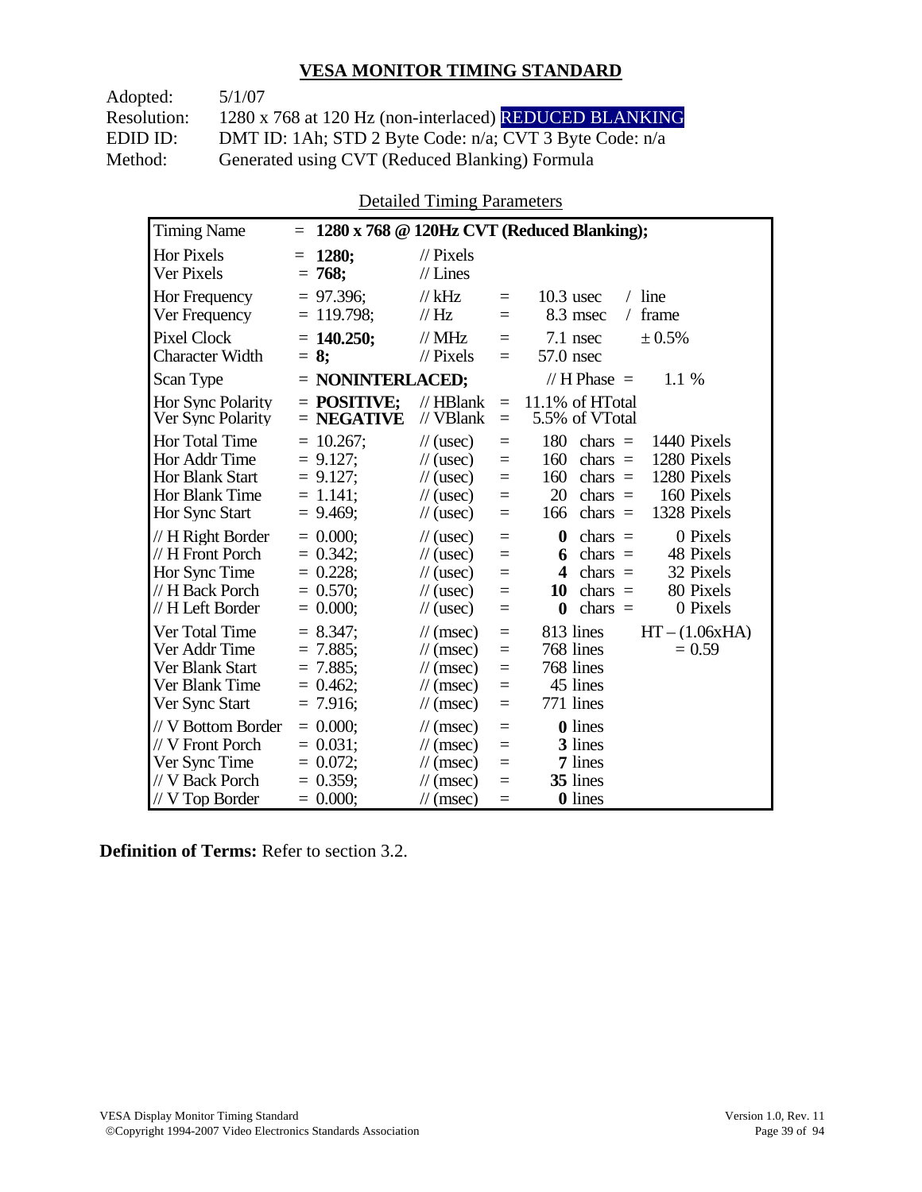## VESA MONITOR TIMING STANDARD

Adopted: 5/1/07
Resolution: 1280 x 768 at 120 Hz (non-interlaced) REDUCED BLANKING
EDID ID: DMT ID: 1Ah; STD 2 Byte Code: n/a; CVT 3 Byte Code: n/a
Method: Generated using CVT (Reduced Blanking) Formula

Detailed Timing Parameters

| Timing Name | = **1280 x 768 @ 120Hz CVT (Reduced Blanking);** | | | | |
|---|---|---|---|---|---|
| Hor Pixels | = **1280;** | // Pixels | | | |
| Ver Pixels | = **768;** | // Lines | | | |
| Hor Frequency | = 97.396; | // kHz | = | 10.3 usec | / line |
| Ver Frequency | = 119.798; | // Hz | = | 8.3 msec | / frame |
| Pixel Clock | = **140.250;** | // MHz | = | 7.1 nsec | ± 0.5% |
| Character Width | = **8;** | // Pixels | = | 57.0 nsec | |
| Scan Type | = **NONINTERLACED;** | | | // H Phase = | 1.1 % |
| Hor Sync Polarity | = **POSITIVE;** | // HBlank | = | 11.1% of HTotal | |
| Ver Sync Polarity | = **NEGATIVE** | // VBlank | = | 5.5% of VTotal | |
| Hor Total Time | = 10.267; | // (usec) | = | 180 chars = | 1440 Pixels |
| Hor Addr Time | = 9.127; | // (usec) | = | 160 chars = | 1280 Pixels |
| Hor Blank Start | = 9.127; | // (usec) | = | 160 chars = | 1280 Pixels |
| Hor Blank Time | = 1.141; | // (usec) | = | 20 chars = | 160 Pixels |
| Hor Sync Start | = 9.469; | // (usec) | = | 166 chars = | 1328 Pixels |
| // H Right Border | = 0.000; | // (usec) | = | **0** chars = | 0 Pixels |
| // H Front Porch | = 0.342; | // (usec) | = | **6** chars = | 48 Pixels |
| Hor Sync Time | = 0.228; | // (usec) | = | **4** chars = | 32 Pixels |
| // H Back Porch | = 0.570; | // (usec) | = | **10** chars = | 80 Pixels |
| // H Left Border | = 0.000; | // (usec) | = | **0** chars = | 0 Pixels |
| Ver Total Time | = 8.347; | // (msec) | = | 813 lines | HT – (1.06xHA) |
| Ver Addr Time | = 7.885; | // (msec) | = | 768 lines | = 0.59 |
| Ver Blank Start | = 7.885; | // (msec) | = | 768 lines | |
| Ver Blank Time | = 0.462; | // (msec) | = | 45 lines | |
| Ver Sync Start | = 7.916; | // (msec) | = | 771 lines | |
| // V Bottom Border | = 0.000; | // (msec) | = | **0** lines | |
| // V Front Porch | = 0.031; | // (msec) | = | **3** lines | |
| Ver Sync Time | = 0.072; | // (msec) | = | **7** lines | |
| // V Back Porch | = 0.359; | // (msec) | = | **35** lines | |
| // V Top Border | = 0.000; | // (msec) | = | **0** lines | |

**Definition of Terms:** Refer to section 3.2.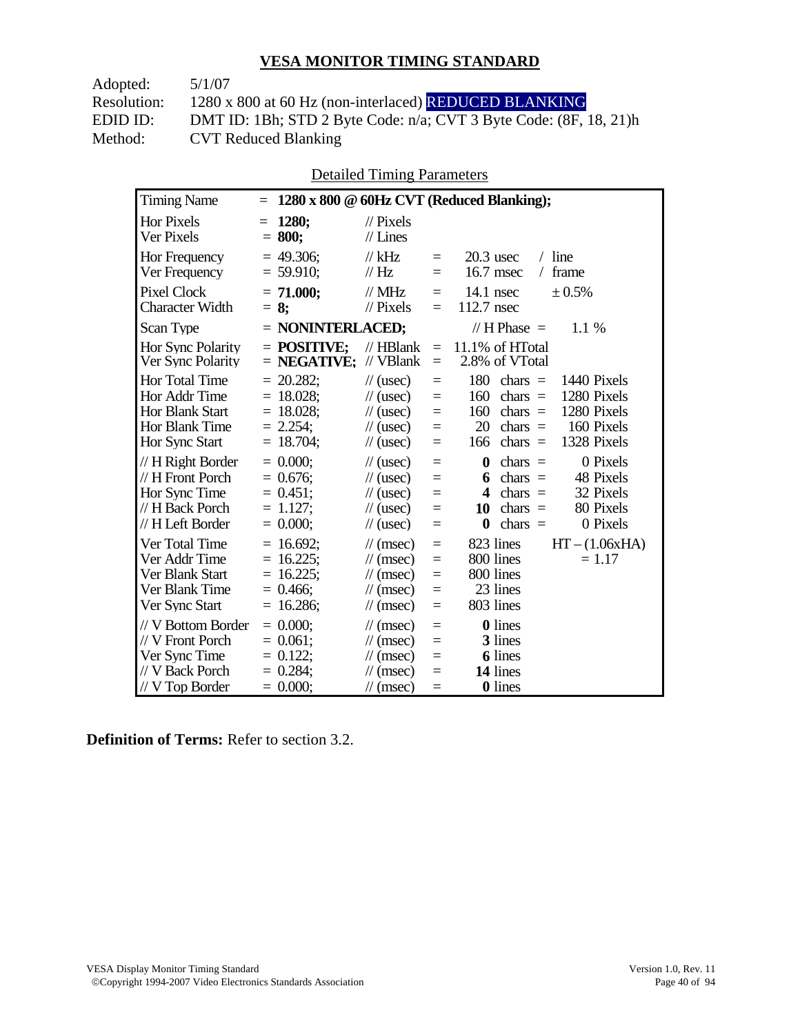## VESA MONITOR TIMING STANDARD

Adopted: 5/1/07
Resolution: 1280 x 800 at 60 Hz (non-interlaced) REDUCED BLANKING
EDID ID: DMT ID: 1Bh; STD 2 Byte Code: n/a; CVT 3 Byte Code: (8F, 18, 21)h
Method: CVT Reduced Blanking

Detailed Timing Parameters

| Timing Name | = **1280 x 800 @ 60Hz CVT (Reduced Blanking);** | | | | |
|---|---|---|---|---|---|
| Hor Pixels | = **1280;** | // Pixels | | | |
| Ver Pixels | = **800;** | // Lines | | | |
| Hor Frequency | = 49.306; | // kHz | = | 20.3 usec | / line |
| Ver Frequency | = 59.910; | // Hz | = | 16.7 msec | / frame |
| Pixel Clock | = **71.000;** | // MHz | = | 14.1 nsec | ± 0.5% |
| Character Width | = **8;** | // Pixels | = | 112.7 nsec | |
| Scan Type | = **NONINTERLACED;** | | | // H Phase = | 1.1 % |
| Hor Sync Polarity | = **POSITIVE;** | // HBlank | = | 11.1% of HTotal | |
| Ver Sync Polarity | = **NEGATIVE;** | // VBlank | = | 2.8% of VTotal | |
| Hor Total Time | = 20.282; | // (usec) | = | 180 chars = | 1440 Pixels |
| Hor Addr Time | = 18.028; | // (usec) | = | 160 chars = | 1280 Pixels |
| Hor Blank Start | = 18.028; | // (usec) | = | 160 chars = | 1280 Pixels |
| Hor Blank Time | = 2.254; | // (usec) | = | 20 chars = | 160 Pixels |
| Hor Sync Start | = 18.704; | // (usec) | = | 166 chars = | 1328 Pixels |
| // H Right Border | = 0.000; | // (usec) | = | **0** chars = | 0 Pixels |
| // H Front Porch | = 0.676; | // (usec) | = | **6** chars = | 48 Pixels |
| Hor Sync Time | = 0.451; | // (usec) | = | **4** chars = | 32 Pixels |
| // H Back Porch | = 1.127; | // (usec) | = | **10** chars = | 80 Pixels |
| // H Left Border | = 0.000; | // (usec) | = | **0** chars = | 0 Pixels |
| Ver Total Time | = 16.692; | // (msec) | = | 823 lines | HT – (1.06xHA) |
| Ver Addr Time | = 16.225; | // (msec) | = | 800 lines | = 1.17 |
| Ver Blank Start | = 16.225; | // (msec) | = | 800 lines | |
| Ver Blank Time | = 0.466; | // (msec) | = | 23 lines | |
| Ver Sync Start | = 16.286; | // (msec) | = | 803 lines | |
| // V Bottom Border | = 0.000; | // (msec) | = | **0** lines | |
| // V Front Porch | = 0.061; | // (msec) | = | **3** lines | |
| Ver Sync Time | = 0.122; | // (msec) | = | **6** lines | |
| // V Back Porch | = 0.284; | // (msec) | = | **14** lines | |
| // V Top Border | = 0.000; | // (msec) | = | **0** lines | |

**Definition of Terms:** Refer to section 3.2.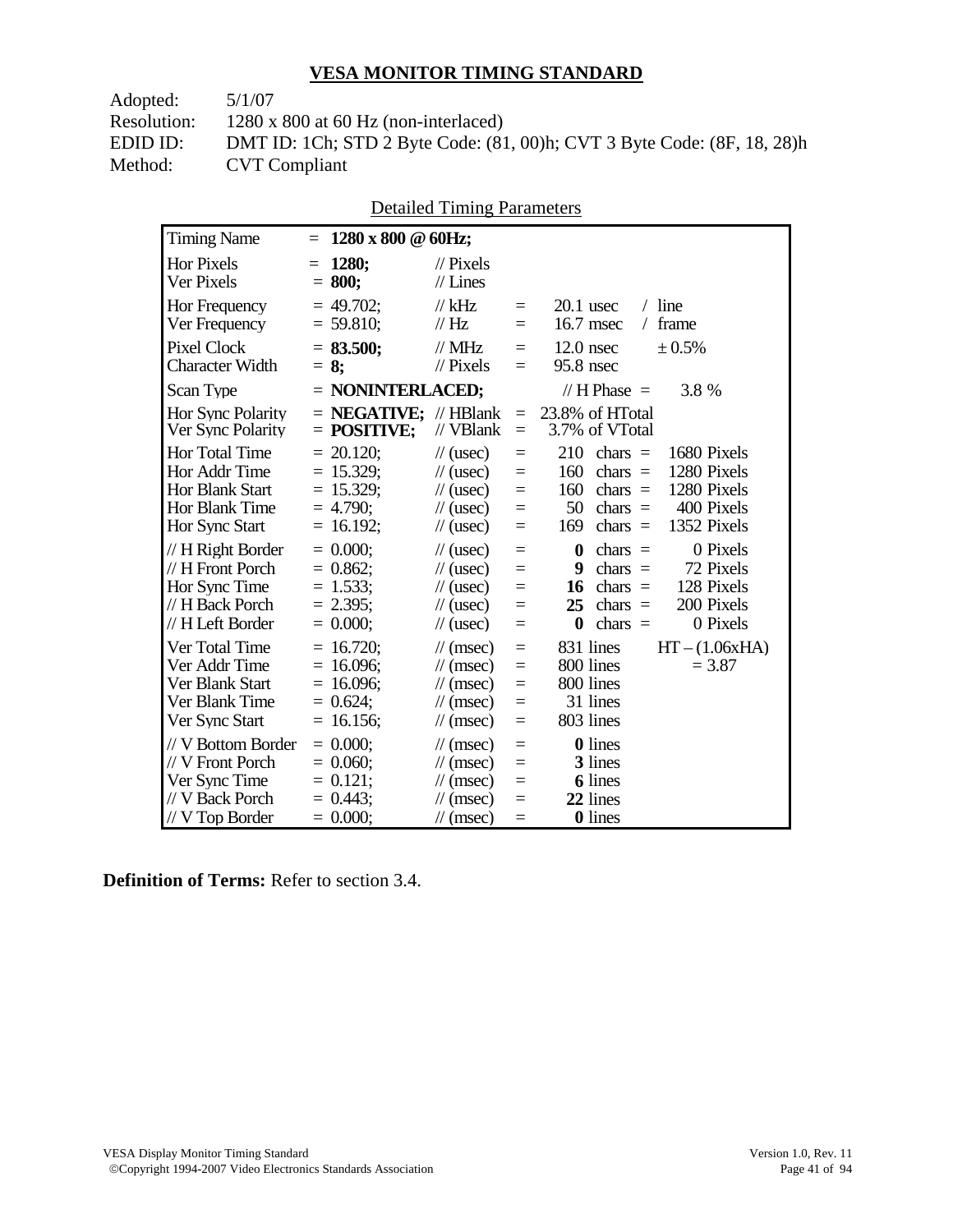# VESA MONITOR TIMING STANDARD

Adopted: 5/1/07
Resolution: 1280 x 800 at 60 Hz (non-interlaced)
EDID ID: DMT ID: 1Ch; STD 2 Byte Code: (81, 00)h; CVT 3 Byte Code: (8F, 18, 28)h
Method: CVT Compliant

Detailed Timing Parameters

| Timing Name | = **1280 x 800 @ 60Hz;** | | | | |
|---|---|---|---|---|---|
| Hor Pixels | = **1280;** | // Pixels | | | |
| Ver Pixels | = **800;** | // Lines | | | |
| Hor Frequency | = 49.702; | // kHz | = | 20.1 usec | / line |
| Ver Frequency | = 59.810; | // Hz | = | 16.7 msec | / frame |
| Pixel Clock | = **83.500;** | // MHz | = | 12.0 nsec | ± 0.5% |
| Character Width | = **8;** | // Pixels | = | 95.8 nsec | |
| Scan Type | = **NONINTERLACED;** | | | // H Phase = | 3.8 % |
| Hor Sync Polarity | = **NEGATIVE;** | // HBlank | = | 23.8% of HTotal | |
| Ver Sync Polarity | = **POSITIVE;** | // VBlank | = | 3.7% of VTotal | |
| Hor Total Time | = 20.120; | // (usec) | = | 210 chars = | 1680 Pixels |
| Hor Addr Time | = 15.329; | // (usec) | = | 160 chars = | 1280 Pixels |
| Hor Blank Start | = 15.329; | // (usec) | = | 160 chars = | 1280 Pixels |
| Hor Blank Time | = 4.790; | // (usec) | = | 50 chars = | 400 Pixels |
| Hor Sync Start | = 16.192; | // (usec) | = | 169 chars = | 1352 Pixels |
| // H Right Border | = 0.000; | // (usec) | = | **0** chars = | 0 Pixels |
| // H Front Porch | = 0.862; | // (usec) | = | **9** chars = | 72 Pixels |
| Hor Sync Time | = 1.533; | // (usec) | = | **16** chars = | 128 Pixels |
| // H Back Porch | = 2.395; | // (usec) | = | **25** chars = | 200 Pixels |
| // H Left Border | = 0.000; | // (usec) | = | **0** chars = | 0 Pixels |
| Ver Total Time | = 16.720; | // (msec) | = | 831 lines | HT – (1.06xHA) |
| Ver Addr Time | = 16.096; | // (msec) | = | 800 lines | = 3.87 |
| Ver Blank Start | = 16.096; | // (msec) | = | 800 lines | |
| Ver Blank Time | = 0.624; | // (msec) | = | 31 lines | |
| Ver Sync Start | = 16.156; | // (msec) | = | 803 lines | |
| // V Bottom Border | = 0.000; | // (msec) | = | **0** lines | |
| // V Front Porch | = 0.060; | // (msec) | = | **3** lines | |
| Ver Sync Time | = 0.121; | // (msec) | = | **6** lines | |
| // V Back Porch | = 0.443; | // (msec) | = | **22** lines | |
| // V Top Border | = 0.000; | // (msec) | = | **0** lines | |

**Definition of Terms:** Refer to section 3.4.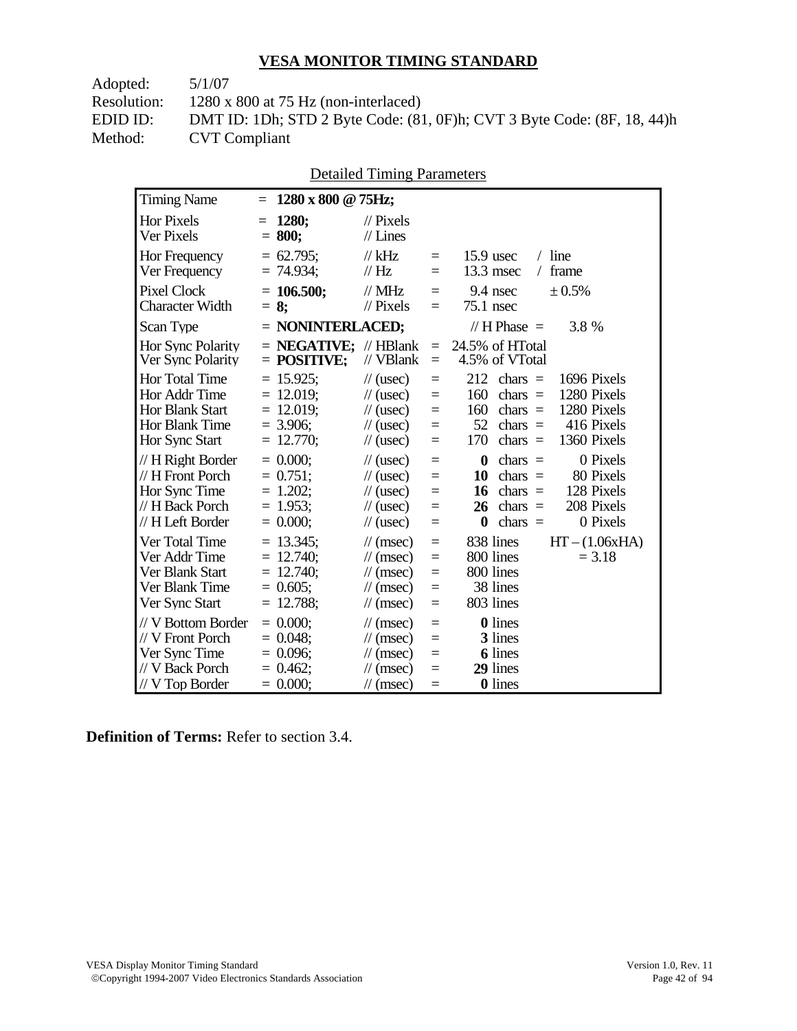## VESA MONITOR TIMING STANDARD

Adopted: 5/1/07
Resolution: 1280 x 800 at 75 Hz (non-interlaced)
EDID ID: DMT ID: 1Dh; STD 2 Byte Code: (81, 0F)h; CVT 3 Byte Code: (8F, 18, 44)h
Method: CVT Compliant

Detailed Timing Parameters

| Parameter | Value | Unit | | Equivalent | |
|---|---|---|---|---|---|
| Timing Name | = **1280 x 800 @ 75Hz;** | | | | |
| Hor Pixels | = **1280;** | // Pixels | | | |
| Ver Pixels | = **800;** | // Lines | | | |
| Hor Frequency | = 62.795; | // kHz | = | 15.9 usec | / line |
| Ver Frequency | = 74.934; | // Hz | = | 13.3 msec | / frame |
| Pixel Clock | = **106.500;** | // MHz | = | 9.4 nsec | ± 0.5% |
| Character Width | = **8;** | // Pixels | = | 75.1 nsec | |
| Scan Type | = **NONINTERLACED;** | | | // H Phase = | 3.8 % |
| Hor Sync Polarity | = **NEGATIVE;** | // HBlank | = | 24.5% of HTotal | |
| Ver Sync Polarity | = **POSITIVE;** | // VBlank | = | 4.5% of VTotal | |
| Hor Total Time | = 15.925; | // (usec) | = | 212 chars = | 1696 Pixels |
| Hor Addr Time | = 12.019; | // (usec) | = | 160 chars = | 1280 Pixels |
| Hor Blank Start | = 12.019; | // (usec) | = | 160 chars = | 1280 Pixels |
| Hor Blank Time | = 3.906; | // (usec) | = | 52 chars = | 416 Pixels |
| Hor Sync Start | = 12.770; | // (usec) | = | 170 chars = | 1360 Pixels |
| // H Right Border | = 0.000; | // (usec) | = | **0** chars = | 0 Pixels |
| // H Front Porch | = 0.751; | // (usec) | = | **10** chars = | 80 Pixels |
| Hor Sync Time | = 1.202; | // (usec) | = | **16** chars = | 128 Pixels |
| // H Back Porch | = 1.953; | // (usec) | = | **26** chars = | 208 Pixels |
| // H Left Border | = 0.000; | // (usec) | = | **0** chars = | 0 Pixels |
| Ver Total Time | = 13.345; | // (msec) | = | 838 lines | HT – (1.06xHA) |
| Ver Addr Time | = 12.740; | // (msec) | = | 800 lines | = 3.18 |
| Ver Blank Start | = 12.740; | // (msec) | = | 800 lines | |
| Ver Blank Time | = 0.605; | // (msec) | = | 38 lines | |
| Ver Sync Start | = 12.788; | // (msec) | = | 803 lines | |
| // V Bottom Border | = 0.000; | // (msec) | = | **0** lines | |
| // V Front Porch | = 0.048; | // (msec) | = | **3** lines | |
| Ver Sync Time | = 0.096; | // (msec) | = | **6** lines | |
| // V Back Porch | = 0.462; | // (msec) | = | **29** lines | |
| // V Top Border | = 0.000; | // (msec) | = | **0** lines | |

**Definition of Terms:** Refer to section 3.4.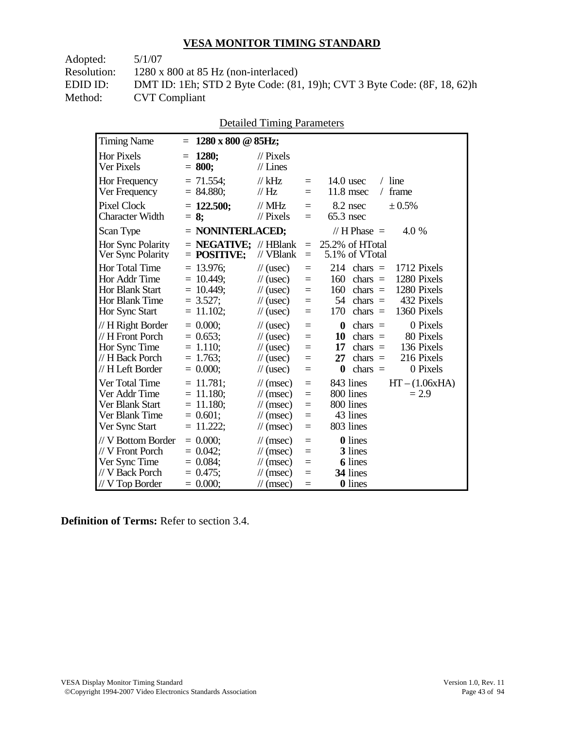## VESA MONITOR TIMING STANDARD

Adopted: 5/1/07
Resolution: 1280 x 800 at 85 Hz (non-interlaced)
EDID ID: DMT ID: 1Eh; STD 2 Byte Code: (81, 19)h; CVT 3 Byte Code: (8F, 18, 62)h
Method: CVT Compliant

Detailed Timing Parameters

| Timing Name | = **1280 x 800 @ 85Hz;** | | | | |
|---|---|---|---|---|---|
| Hor Pixels | = **1280;** | // Pixels | | | |
| Ver Pixels | = **800;** | // Lines | | | |
| Hor Frequency | = 71.554; | // kHz | = | 14.0 usec | / line |
| Ver Frequency | = 84.880; | // Hz | = | 11.8 msec | / frame |
| Pixel Clock | = **122.500;** | // MHz | = | 8.2 nsec | ± 0.5% |
| Character Width | = **8;** | // Pixels | = | 65.3 nsec | |
| Scan Type | = **NONINTERLACED;** | | | // H Phase = | 4.0 % |
| Hor Sync Polarity | = **NEGATIVE;** | // HBlank | = | 25.2% of HTotal | |
| Ver Sync Polarity | = **POSITIVE;** | // VBlank | = | 5.1% of VTotal | |
| Hor Total Time | = 13.976; | // (usec) | = | 214 chars = | 1712 Pixels |
| Hor Addr Time | = 10.449; | // (usec) | = | 160 chars = | 1280 Pixels |
| Hor Blank Start | = 10.449; | // (usec) | = | 160 chars = | 1280 Pixels |
| Hor Blank Time | = 3.527; | // (usec) | = | 54 chars = | 432 Pixels |
| Hor Sync Start | = 11.102; | // (usec) | = | 170 chars = | 1360 Pixels |
| // H Right Border | = 0.000; | // (usec) | = | **0** chars = | 0 Pixels |
| // H Front Porch | = 0.653; | // (usec) | = | **10** chars = | 80 Pixels |
| Hor Sync Time | = 1.110; | // (usec) | = | **17** chars = | 136 Pixels |
| // H Back Porch | = 1.763; | // (usec) | = | **27** chars = | 216 Pixels |
| // H Left Border | = 0.000; | // (usec) | = | **0** chars = | 0 Pixels |
| Ver Total Time | = 11.781; | // (msec) | = | 843 lines | HT – (1.06xHA) |
| Ver Addr Time | = 11.180; | // (msec) | = | 800 lines | = 2.9 |
| Ver Blank Start | = 11.180; | // (msec) | = | 800 lines | |
| Ver Blank Time | = 0.601; | // (msec) | = | 43 lines | |
| Ver Sync Start | = 11.222; | // (msec) | = | 803 lines | |
| // V Bottom Border | = 0.000; | // (msec) | = | **0** lines | |
| // V Front Porch | = 0.042; | // (msec) | = | **3** lines | |
| Ver Sync Time | = 0.084; | // (msec) | = | **6** lines | |
| // V Back Porch | = 0.475; | // (msec) | = | **34** lines | |
| // V Top Border | = 0.000; | // (msec) | = | **0** lines | |

**Definition of Terms:** Refer to section 3.4.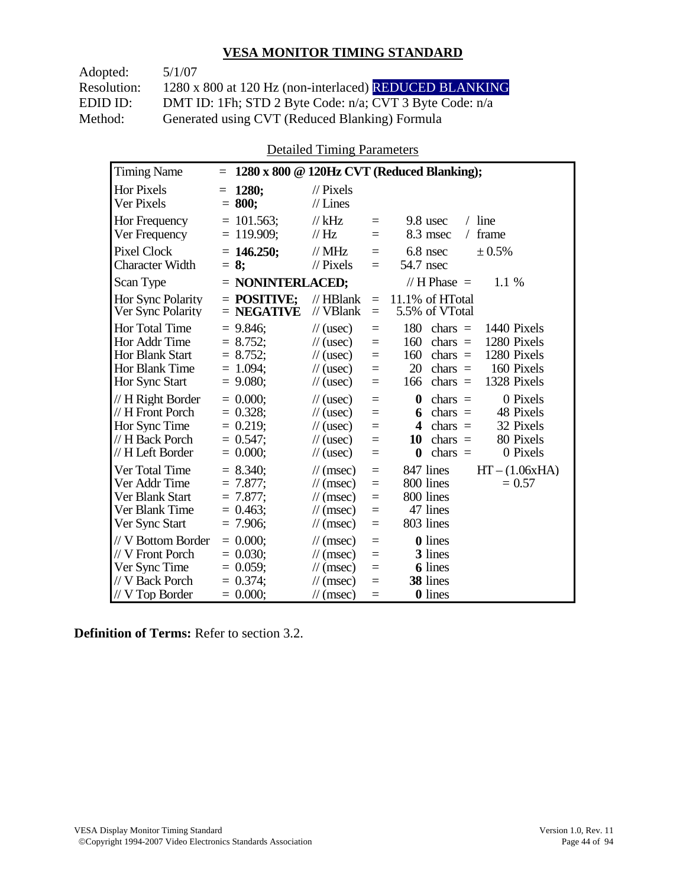## VESA MONITOR TIMING STANDARD

Adopted: 5/1/07
Resolution: 1280 x 800 at 120 Hz (non-interlaced) REDUCED BLANKING
EDID ID: DMT ID: 1Fh; STD 2 Byte Code: n/a; CVT 3 Byte Code: n/a
Method: Generated using CVT (Reduced Blanking) Formula

Detailed Timing Parameters

| Timing Name | = **1280 x 800 @ 120Hz CVT (Reduced Blanking);** | | | | |
|---|---|---|---|---|---|
| Hor Pixels | = **1280;** | // Pixels | | | |
| Ver Pixels | = **800;** | // Lines | | | |
| Hor Frequency | = 101.563; | // kHz | = | 9.8 usec | / line |
| Ver Frequency | = 119.909; | // Hz | = | 8.3 msec | / frame |
| Pixel Clock | = **146.250;** | // MHz | = | 6.8 nsec | ± 0.5% |
| Character Width | = **8;** | // Pixels | = | 54.7 nsec | |
| Scan Type | = **NONINTERLACED;** | | | // H Phase = | 1.1 % |
| Hor Sync Polarity | = **POSITIVE;** | // HBlank | = | 11.1% of HTotal | |
| Ver Sync Polarity | = **NEGATIVE** | // VBlank | = | 5.5% of VTotal | |
| Hor Total Time | = 9.846; | // (usec) | = | 180 chars = | 1440 Pixels |
| Hor Addr Time | = 8.752; | // (usec) | = | 160 chars = | 1280 Pixels |
| Hor Blank Start | = 8.752; | // (usec) | = | 160 chars = | 1280 Pixels |
| Hor Blank Time | = 1.094; | // (usec) | = | 20 chars = | 160 Pixels |
| Hor Sync Start | = 9.080; | // (usec) | = | 166 chars = | 1328 Pixels |
| // H Right Border | = 0.000; | // (usec) | = | **0** chars = | 0 Pixels |
| // H Front Porch | = 0.328; | // (usec) | = | **6** chars = | 48 Pixels |
| Hor Sync Time | = 0.219; | // (usec) | = | **4** chars = | 32 Pixels |
| // H Back Porch | = 0.547; | // (usec) | = | **10** chars = | 80 Pixels |
| // H Left Border | = 0.000; | // (usec) | = | **0** chars = | 0 Pixels |
| Ver Total Time | = 8.340; | // (msec) | = | 847 lines | HT – (1.06xHA) |
| Ver Addr Time | = 7.877; | // (msec) | = | 800 lines | = 0.57 |
| Ver Blank Start | = 7.877; | // (msec) | = | 800 lines | |
| Ver Blank Time | = 0.463; | // (msec) | = | 47 lines | |
| Ver Sync Start | = 7.906; | // (msec) | = | 803 lines | |
| // V Bottom Border | = 0.000; | // (msec) | = | **0** lines | |
| // V Front Porch | = 0.030; | // (msec) | = | **3** lines | |
| Ver Sync Time | = 0.059; | // (msec) | = | **6** lines | |
| // V Back Porch | = 0.374; | // (msec) | = | **38** lines | |
| // V Top Border | = 0.000; | // (msec) | = | **0** lines | |

**Definition of Terms:** Refer to section 3.2.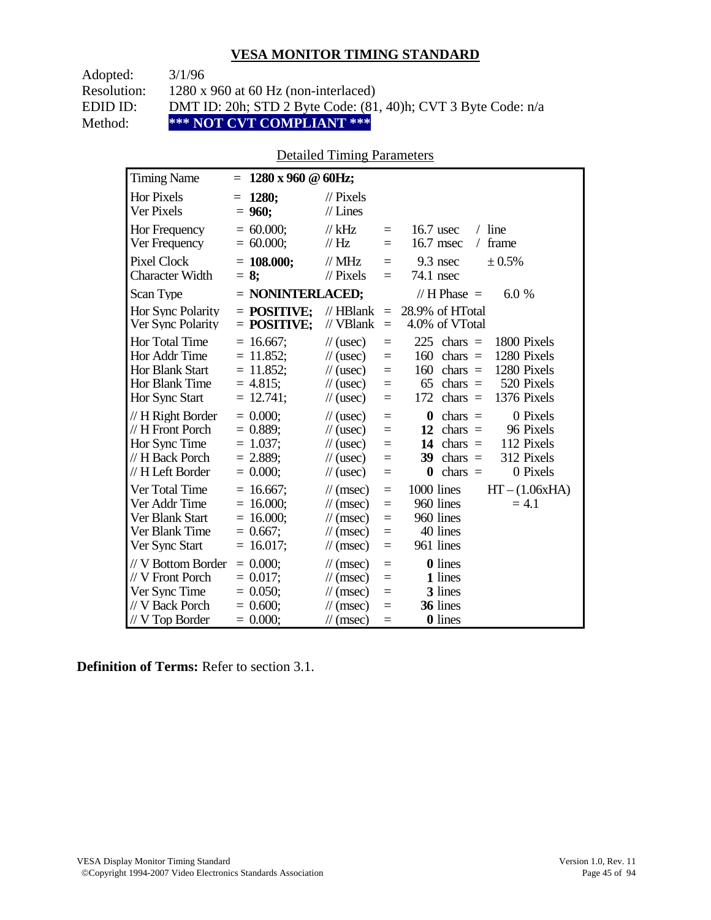## VESA MONITOR TIMING STANDARD

| | |
|---|---|
| Adopted: | 3/1/96 |
| Resolution: | 1280 x 960 at 60 Hz (non-interlaced) |
| EDID ID: | DMT ID: 20h; STD 2 Byte Code: (81, 40)h; CVT 3 Byte Code: n/a |
| Method: | **\*\*\* NOT CVT COMPLIANT \*\*\*** |

Detailed Timing Parameters

| | | | | | |
|---|---|---|---|---|---|
| Timing Name | = **1280 x 960 @ 60Hz;** | | | | |
| Hor Pixels | = **1280;** | // Pixels | | | |
| Ver Pixels | = **960;** | // Lines | | | |
| Hor Frequency | = 60.000; | // kHz | = | 16.7 usec | / line |
| Ver Frequency | = 60.000; | // Hz | = | 16.7 msec | / frame |
| Pixel Clock | = **108.000;** | // MHz | = | 9.3 nsec | ± 0.5% |
| Character Width | = **8;** | // Pixels | = | 74.1 nsec | |
| Scan Type | = **NONINTERLACED;** | | | // H Phase = | 6.0 % |
| Hor Sync Polarity | = **POSITIVE;** | // HBlank | = | 28.9% of HTotal | |
| Ver Sync Polarity | = **POSITIVE;** | // VBlank | = | 4.0% of VTotal | |
| Hor Total Time | = 16.667; | // (usec) | = | 225 chars = | 1800 Pixels |
| Hor Addr Time | = 11.852; | // (usec) | = | 160 chars = | 1280 Pixels |
| Hor Blank Start | = 11.852; | // (usec) | = | 160 chars = | 1280 Pixels |
| Hor Blank Time | = 4.815; | // (usec) | = | 65 chars = | 520 Pixels |
| Hor Sync Start | = 12.741; | // (usec) | = | 172 chars = | 1376 Pixels |
| // H Right Border | = 0.000; | // (usec) | = | **0** chars = | 0 Pixels |
| // H Front Porch | = 0.889; | // (usec) | = | **12** chars = | 96 Pixels |
| Hor Sync Time | = 1.037; | // (usec) | = | **14** chars = | 112 Pixels |
| // H Back Porch | = 2.889; | // (usec) | = | **39** chars = | 312 Pixels |
| // H Left Border | = 0.000; | // (usec) | = | **0** chars = | 0 Pixels |
| Ver Total Time | = 16.667; | // (msec) | = | 1000 lines | HT – (1.06xHA) |
| Ver Addr Time | = 16.000; | // (msec) | = | 960 lines | = 4.1 |
| Ver Blank Start | = 16.000; | // (msec) | = | 960 lines | |
| Ver Blank Time | = 0.667; | // (msec) | = | 40 lines | |
| Ver Sync Start | = 16.017; | // (msec) | = | 961 lines | |
| // V Bottom Border | = 0.000; | // (msec) | = | **0** lines | |
| // V Front Porch | = 0.017; | // (msec) | = | **1** lines | |
| Ver Sync Time | = 0.050; | // (msec) | = | **3** lines | |
| // V Back Porch | = 0.600; | // (msec) | = | **36** lines | |
| // V Top Border | = 0.000; | // (msec) | = | **0** lines | |

**Definition of Terms:** Refer to section 3.1.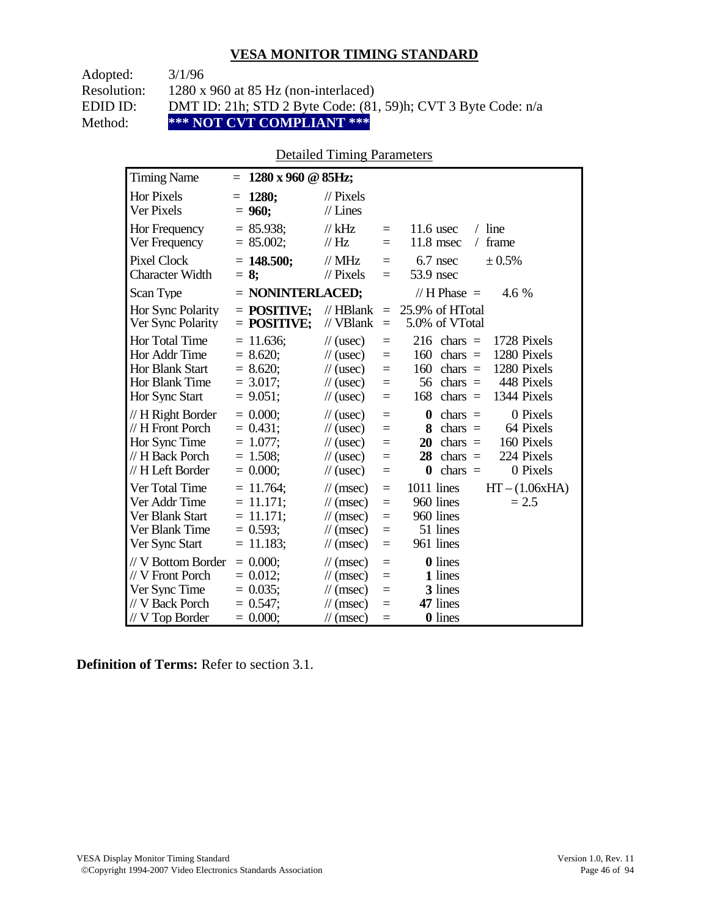## VESA MONITOR TIMING STANDARD

Adopted: 3/1/96
Resolution: 1280 x 960 at 85 Hz (non-interlaced)
EDID ID: DMT ID: 21h; STD 2 Byte Code: (81, 59)h; CVT 3 Byte Code: n/a
Method: **\*\*\* NOT CVT COMPLIANT \*\*\***

Detailed Timing Parameters

| Timing Name | = **1280 x 960 @ 85Hz;** | | | | |
|---|---|---|---|---|---|
| Hor Pixels | = **1280;** | // Pixels | | | |
| Ver Pixels | = **960;** | // Lines | | | |
| Hor Frequency | = 85.938; | // kHz | = | 11.6 usec | / line |
| Ver Frequency | = 85.002; | // Hz | = | 11.8 msec | / frame |
| Pixel Clock | = **148.500;** | // MHz | = | 6.7 nsec | ± 0.5% |
| Character Width | = **8;** | // Pixels | = | 53.9 nsec | |
| Scan Type | = **NONINTERLACED;** | | | // H Phase = | 4.6 % |
| Hor Sync Polarity | = **POSITIVE;** | // HBlank | = | 25.9% of HTotal | |
| Ver Sync Polarity | = **POSITIVE;** | // VBlank | = | 5.0% of VTotal | |
| Hor Total Time | = 11.636; | // (usec) | = | 216 chars = | 1728 Pixels |
| Hor Addr Time | = 8.620; | // (usec) | = | 160 chars = | 1280 Pixels |
| Hor Blank Start | = 8.620; | // (usec) | = | 160 chars = | 1280 Pixels |
| Hor Blank Time | = 3.017; | // (usec) | = | 56 chars = | 448 Pixels |
| Hor Sync Start | = 9.051; | // (usec) | = | 168 chars = | 1344 Pixels |
| // H Right Border | = 0.000; | // (usec) | = | **0** chars = | 0 Pixels |
| // H Front Porch | = 0.431; | // (usec) | = | **8** chars = | 64 Pixels |
| Hor Sync Time | = 1.077; | // (usec) | = | **20** chars = | 160 Pixels |
| // H Back Porch | = 1.508; | // (usec) | = | **28** chars = | 224 Pixels |
| // H Left Border | = 0.000; | // (usec) | = | **0** chars = | 0 Pixels |
| Ver Total Time | = 11.764; | // (msec) | = | 1011 lines | HT – (1.06xHA) |
| Ver Addr Time | = 11.171; | // (msec) | = | 960 lines | = 2.5 |
| Ver Blank Start | = 11.171; | // (msec) | = | 960 lines | |
| Ver Blank Time | = 0.593; | // (msec) | = | 51 lines | |
| Ver Sync Start | = 11.183; | // (msec) | = | 961 lines | |
| // V Bottom Border | = 0.000; | // (msec) | = | **0** lines | |
| // V Front Porch | = 0.012; | // (msec) | = | **1** lines | |
| Ver Sync Time | = 0.035; | // (msec) | = | **3** lines | |
| // V Back Porch | = 0.547; | // (msec) | = | **47** lines | |
| // V Top Border | = 0.000; | // (msec) | = | **0** lines | |

**Definition of Terms:** Refer to section 3.1.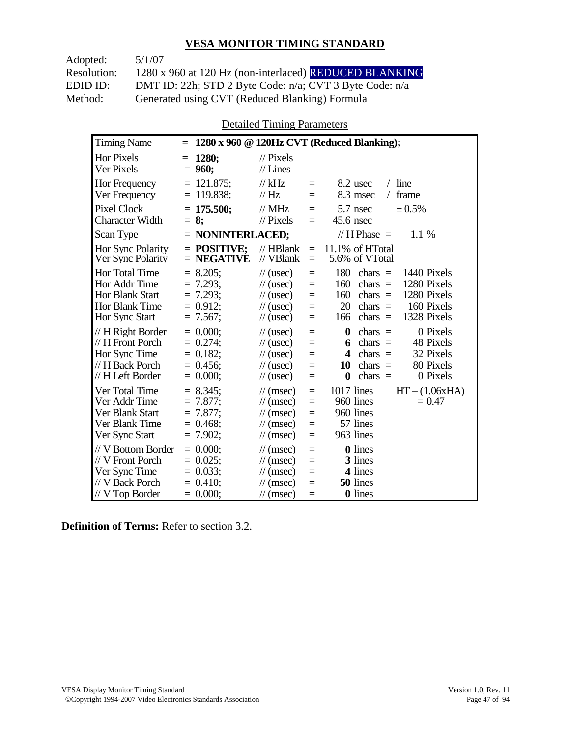## VESA MONITOR TIMING STANDARD

Adopted: 5/1/07
Resolution: 1280 x 960 at 120 Hz (non-interlaced) REDUCED BLANKING
EDID ID: DMT ID: 22h; STD 2 Byte Code: n/a; CVT 3 Byte Code: n/a
Method: Generated using CVT (Reduced Blanking) Formula

Detailed Timing Parameters

| Timing Name | = **1280 x 960 @ 120Hz CVT (Reduced Blanking);** | | | | |
|---|---|---|---|---|---|
| Hor Pixels | = **1280;** | // Pixels | | | |
| Ver Pixels | = **960;** | // Lines | | | |
| Hor Frequency | = 121.875; | // kHz | = | 8.2 usec | / line |
| Ver Frequency | = 119.838; | // Hz | = | 8.3 msec | / frame |
| Pixel Clock | = **175.500;** | // MHz | = | 5.7 nsec | ± 0.5% |
| Character Width | = **8;** | // Pixels | = | 45.6 nsec | |
| Scan Type | = **NONINTERLACED;** | | | // H Phase = | 1.1 % |
| Hor Sync Polarity | = **POSITIVE;** | // HBlank | = | 11.1% of HTotal | |
| Ver Sync Polarity | = **NEGATIVE** | // VBlank | = | 5.6% of VTotal | |
| Hor Total Time | = 8.205; | // (usec) | = | 180 chars = | 1440 Pixels |
| Hor Addr Time | = 7.293; | // (usec) | = | 160 chars = | 1280 Pixels |
| Hor Blank Start | = 7.293; | // (usec) | = | 160 chars = | 1280 Pixels |
| Hor Blank Time | = 0.912; | // (usec) | = | 20 chars = | 160 Pixels |
| Hor Sync Start | = 7.567; | // (usec) | = | 166 chars = | 1328 Pixels |
| // H Right Border | = 0.000; | // (usec) | = | **0** chars = | 0 Pixels |
| // H Front Porch | = 0.274; | // (usec) | = | **6** chars = | 48 Pixels |
| Hor Sync Time | = 0.182; | // (usec) | = | **4** chars = | 32 Pixels |
| // H Back Porch | = 0.456; | // (usec) | = | **10** chars = | 80 Pixels |
| // H Left Border | = 0.000; | // (usec) | = | **0** chars = | 0 Pixels |
| Ver Total Time | = 8.345; | // (msec) | = | 1017 lines | HT – (1.06xHA) |
| Ver Addr Time | = 7.877; | // (msec) | = | 960 lines | = 0.47 |
| Ver Blank Start | = 7.877; | // (msec) | = | 960 lines | |
| Ver Blank Time | = 0.468; | // (msec) | = | 57 lines | |
| Ver Sync Start | = 7.902; | // (msec) | = | 963 lines | |
| // V Bottom Border | = 0.000; | // (msec) | = | **0** lines | |
| // V Front Porch | = 0.025; | // (msec) | = | **3** lines | |
| Ver Sync Time | = 0.033; | // (msec) | = | **4** lines | |
| // V Back Porch | = 0.410; | // (msec) | = | **50** lines | |
| // V Top Border | = 0.000; | // (msec) | = | **0** lines | |

**Definition of Terms:** Refer to section 3.2.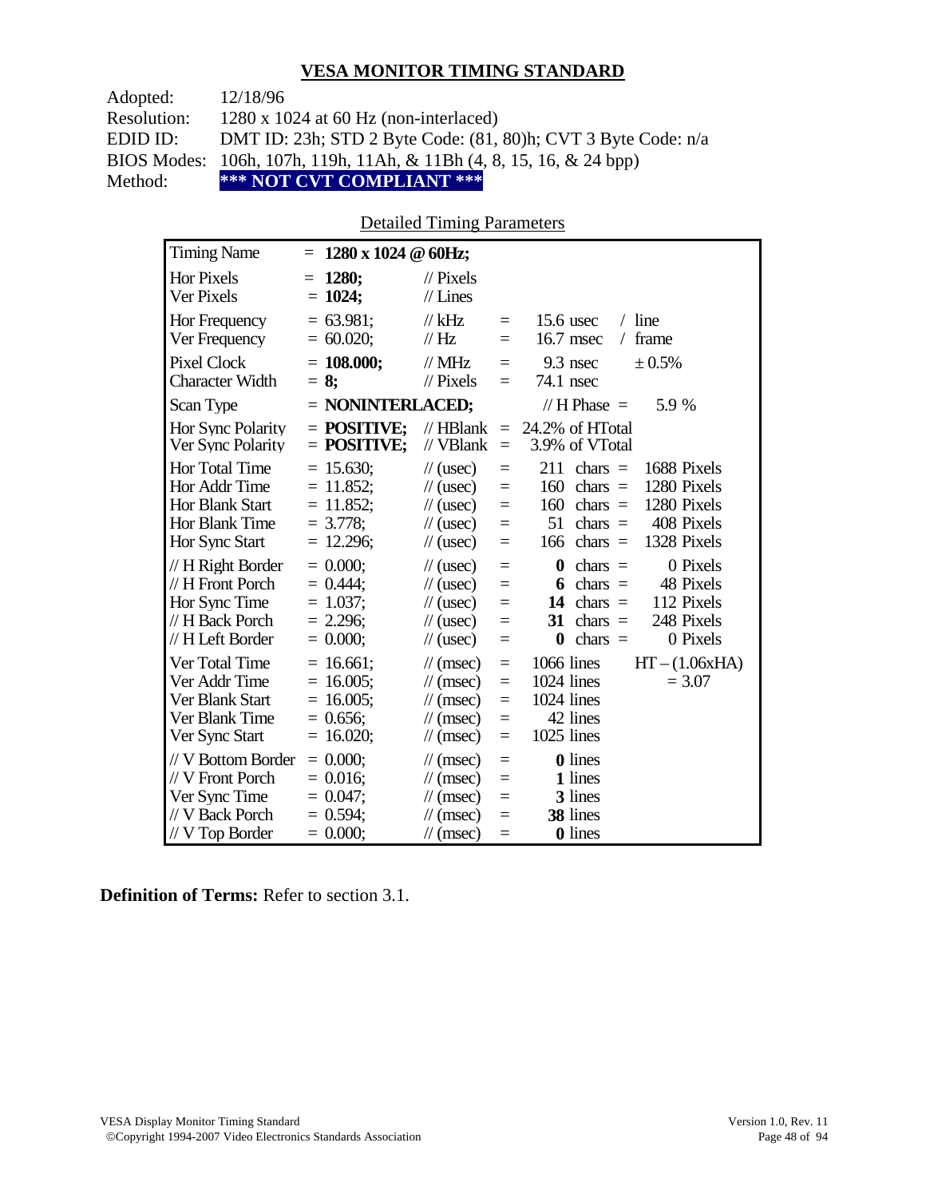## VESA MONITOR TIMING STANDARD

Adopted: 12/18/96
Resolution: 1280 x 1024 at 60 Hz (non-interlaced)
EDID ID: DMT ID: 23h; STD 2 Byte Code: (81, 80)h; CVT 3 Byte Code: n/a
BIOS Modes: 106h, 107h, 119h, 11Ah, & 11Bh (4, 8, 15, 16, & 24 bpp)
Method: **\*\*\* NOT CVT COMPLIANT \*\*\***

### Detailed Timing Parameters

| Parameter | Value | Unit | | Equivalent | | |
|---|---|---|---|---|---|---|
| Timing Name | = **1280 x 1024 @ 60Hz;** | | | | | |
| Hor Pixels | = **1280;** | // Pixels | | | | |
| Ver Pixels | = **1024;** | // Lines | | | | |
| Hor Frequency | = 63.981; | // kHz | = | 15.6 usec | / line | |
| Ver Frequency | = 60.020; | // Hz | = | 16.7 msec | / frame | |
| Pixel Clock | = **108.000;** | // MHz | = | 9.3 nsec | ± 0.5% | |
| Character Width | = **8;** | // Pixels | = | 74.1 nsec | | |
| Scan Type | = **NONINTERLACED;** | | | // H Phase = | 5.9 % | |
| Hor Sync Polarity | = **POSITIVE;** | // HBlank | = | 24.2% of HTotal | | |
| Ver Sync Polarity | = **POSITIVE;** | // VBlank | = | 3.9% of VTotal | | |
| Hor Total Time | = 15.630; | // (usec) | = | 211 | chars = | 1688 Pixels |
| Hor Addr Time | = 11.852; | // (usec) | = | 160 | chars = | 1280 Pixels |
| Hor Blank Start | = 11.852; | // (usec) | = | 160 | chars = | 1280 Pixels |
| Hor Blank Time | = 3.778; | // (usec) | = | 51 | chars = | 408 Pixels |
| Hor Sync Start | = 12.296; | // (usec) | = | 166 | chars = | 1328 Pixels |
| // H Right Border | = 0.000; | // (usec) | = | **0** | chars = | 0 Pixels |
| // H Front Porch | = 0.444; | // (usec) | = | **6** | chars = | 48 Pixels |
| Hor Sync Time | = 1.037; | // (usec) | = | **14** | chars = | 112 Pixels |
| // H Back Porch | = 2.296; | // (usec) | = | **31** | chars = | 248 Pixels |
| // H Left Border | = 0.000; | // (usec) | = | **0** | chars = | 0 Pixels |
| Ver Total Time | = 16.661; | // (msec) | = | 1066 lines | | HT – (1.06xHA) |
| Ver Addr Time | = 16.005; | // (msec) | = | 1024 lines | | = 3.07 |
| Ver Blank Start | = 16.005; | // (msec) | = | 1024 lines | | |
| Ver Blank Time | = 0.656; | // (msec) | = | 42 lines | | |
| Ver Sync Start | = 16.020; | // (msec) | = | 1025 lines | | |
| // V Bottom Border | = 0.000; | // (msec) | = | **0** lines | | |
| // V Front Porch | = 0.016; | // (msec) | = | **1** lines | | |
| Ver Sync Time | = 0.047; | // (msec) | = | **3** lines | | |
| // V Back Porch | = 0.594; | // (msec) | = | **38** lines | | |
| // V Top Border | = 0.000; | // (msec) | = | **0** lines | | |

**Definition of Terms:** Refer to section 3.1.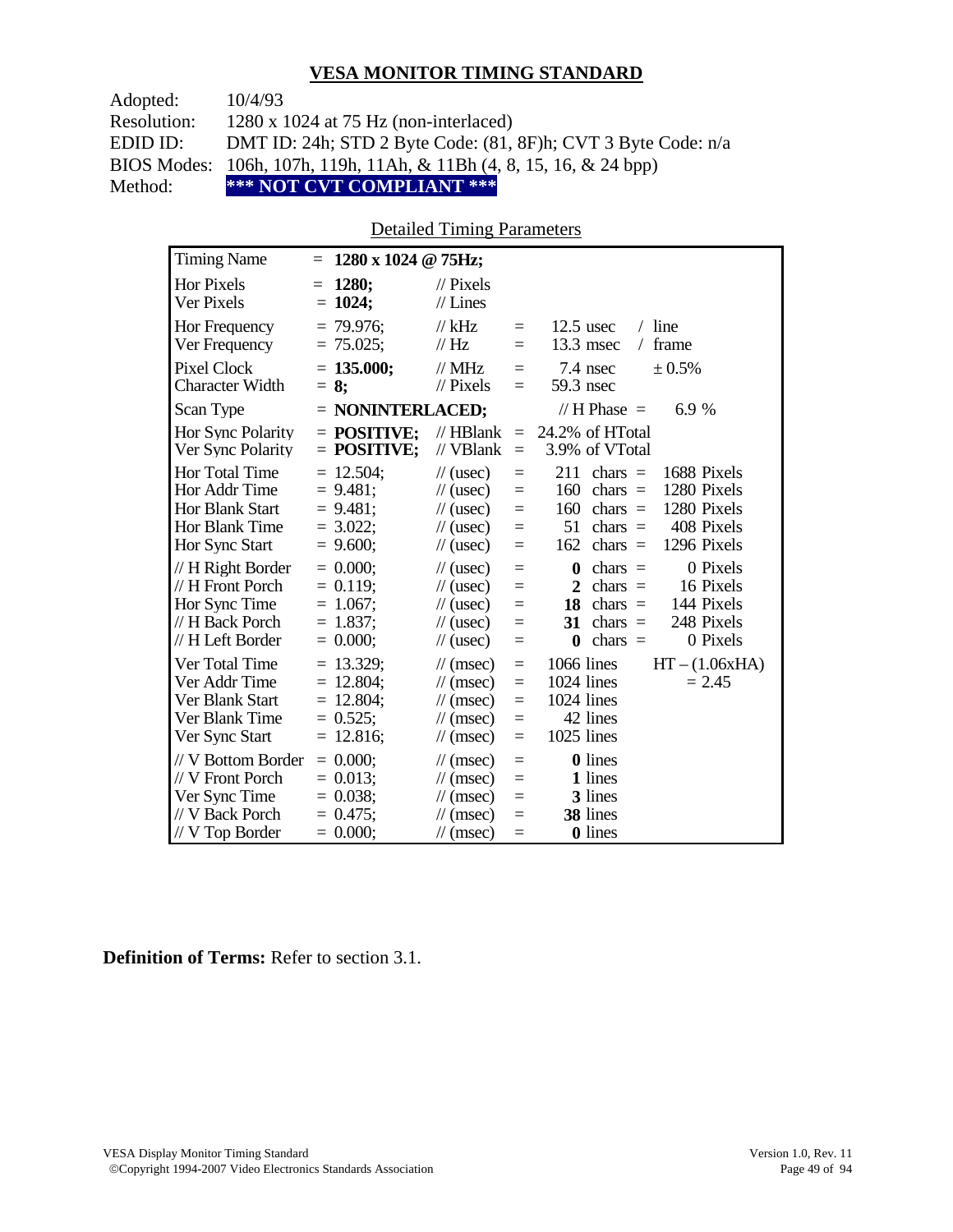## VESA MONITOR TIMING STANDARD

Adopted: 10/4/93
Resolution: 1280 x 1024 at 75 Hz (non-interlaced)
EDID ID: DMT ID: 24h; STD 2 Byte Code: (81, 8F)h; CVT 3 Byte Code: n/a
BIOS Modes: 106h, 107h, 119h, 11Ah, & 11Bh (4, 8, 15, 16, & 24 bpp)
Method: **\*\*\* NOT CVT COMPLIANT \*\*\***

Detailed Timing Parameters

| Timing Name | = **1280 x 1024 @ 75Hz;** | | | | |
|---|---|---|---|---|---|
| Hor Pixels | = **1280;** | // Pixels | | | |
| Ver Pixels | = **1024;** | // Lines | | | |
| Hor Frequency | = 79.976; | // kHz | = | 12.5 usec | / line |
| Ver Frequency | = 75.025; | // Hz | = | 13.3 msec | / frame |
| Pixel Clock | = **135.000;** | // MHz | = | 7.4 nsec | ± 0.5% |
| Character Width | = **8;** | // Pixels | = | 59.3 nsec | |
| Scan Type | = **NONINTERLACED;** | | | // H Phase = | 6.9 % |
| Hor Sync Polarity | = **POSITIVE;** | // HBlank | = | 24.2% of HTotal | |
| Ver Sync Polarity | = **POSITIVE;** | // VBlank | = | 3.9% of VTotal | |
| Hor Total Time | = 12.504; | // (usec) | = | 211 chars = | 1688 Pixels |
| Hor Addr Time | = 9.481; | // (usec) | = | 160 chars = | 1280 Pixels |
| Hor Blank Start | = 9.481; | // (usec) | = | 160 chars = | 1280 Pixels |
| Hor Blank Time | = 3.022; | // (usec) | = | 51 chars = | 408 Pixels |
| Hor Sync Start | = 9.600; | // (usec) | = | 162 chars = | 1296 Pixels |
| // H Right Border | = 0.000; | // (usec) | = | **0** chars = | 0 Pixels |
| // H Front Porch | = 0.119; | // (usec) | = | **2** chars = | 16 Pixels |
| Hor Sync Time | = 1.067; | // (usec) | = | **18** chars = | 144 Pixels |
| // H Back Porch | = 1.837; | // (usec) | = | **31** chars = | 248 Pixels |
| // H Left Border | = 0.000; | // (usec) | = | **0** chars = | 0 Pixels |
| Ver Total Time | = 13.329; | // (msec) | = | 1066 lines | HT – (1.06xHA) |
| Ver Addr Time | = 12.804; | // (msec) | = | 1024 lines | = 2.45 |
| Ver Blank Start | = 12.804; | // (msec) | = | 1024 lines | |
| Ver Blank Time | = 0.525; | // (msec) | = | 42 lines | |
| Ver Sync Start | = 12.816; | // (msec) | = | 1025 lines | |
| // V Bottom Border | = 0.000; | // (msec) | = | **0** lines | |
| // V Front Porch | = 0.013; | // (msec) | = | **1** lines | |
| Ver Sync Time | = 0.038; | // (msec) | = | **3** lines | |
| // V Back Porch | = 0.475; | // (msec) | = | **38** lines | |
| // V Top Border | = 0.000; | // (msec) | = | **0** lines | |

**Definition of Terms:** Refer to section 3.1.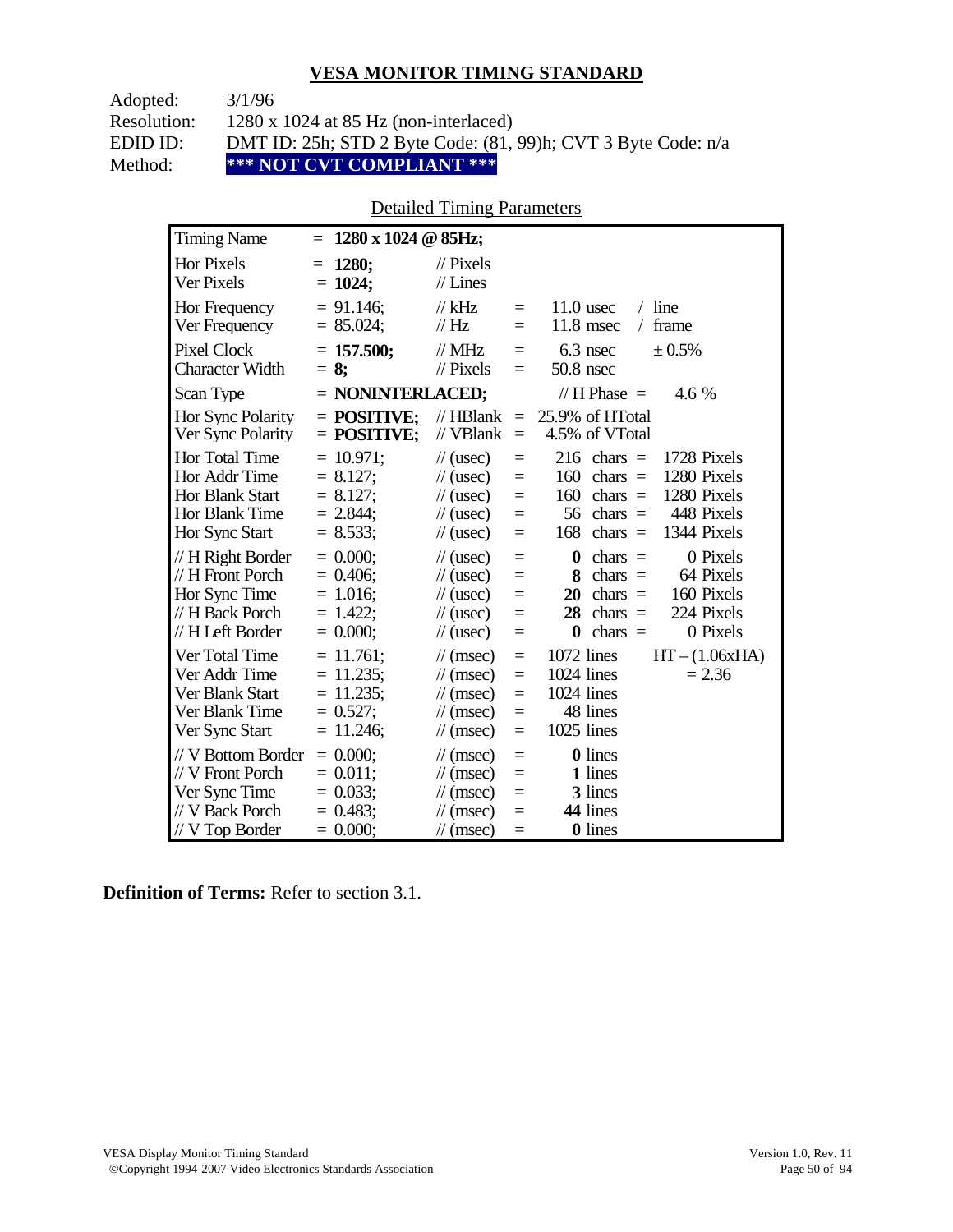## VESA MONITOR TIMING STANDARD

Adopted: 3/1/96
Resolution: 1280 x 1024 at 85 Hz (non-interlaced)
EDID ID: DMT ID: 25h; STD 2 Byte Code: (81, 99)h; CVT 3 Byte Code: n/a
Method: **\*\*\* NOT CVT COMPLIANT \*\*\***

Detailed Timing Parameters

| Parameter | Value | Unit | | Equivalent | | |
|---|---|---|---|---|---|---|
| Timing Name | = **1280 x 1024 @ 85Hz;** | | | | | |
| Hor Pixels | = **1280;** | // Pixels | | | | |
| Ver Pixels | = **1024;** | // Lines | | | | |
| Hor Frequency | = 91.146; | // kHz | = | 11.0 usec | / line | |
| Ver Frequency | = 85.024; | // Hz | = | 11.8 msec | / frame | |
| Pixel Clock | = **157.500;** | // MHz | = | 6.3 nsec | ± 0.5% | |
| Character Width | = **8;** | // Pixels | = | 50.8 nsec | | |
| Scan Type | = **NONINTERLACED;** | | | // H Phase = | 4.6 % | |
| Hor Sync Polarity | = **POSITIVE;** | // HBlank | = | 25.9% of HTotal | | |
| Ver Sync Polarity | = **POSITIVE;** | // VBlank | = | 4.5% of VTotal | | |
| Hor Total Time | = 10.971; | // (usec) | = | 216 chars = | 1728 Pixels | |
| Hor Addr Time | = 8.127; | // (usec) | = | 160 chars = | 1280 Pixels | |
| Hor Blank Start | = 8.127; | // (usec) | = | 160 chars = | 1280 Pixels | |
| Hor Blank Time | = 2.844; | // (usec) | = | 56 chars = | 448 Pixels | |
| Hor Sync Start | = 8.533; | // (usec) | = | 168 chars = | 1344 Pixels | |
| // H Right Border | = 0.000; | // (usec) | = | **0** chars = | 0 Pixels | |
| // H Front Porch | = 0.406; | // (usec) | = | **8** chars = | 64 Pixels | |
| Hor Sync Time | = 1.016; | // (usec) | = | **20** chars = | 160 Pixels | |
| // H Back Porch | = 1.422; | // (usec) | = | **28** chars = | 224 Pixels | |
| // H Left Border | = 0.000; | // (usec) | = | **0** chars = | 0 Pixels | |
| Ver Total Time | = 11.761; | // (msec) | = | 1072 lines | | HT – (1.06xHA) |
| Ver Addr Time | = 11.235; | // (msec) | = | 1024 lines | | = 2.36 |
| Ver Blank Start | = 11.235; | // (msec) | = | 1024 lines | | |
| Ver Blank Time | = 0.527; | // (msec) | = | 48 lines | | |
| Ver Sync Start | = 11.246; | // (msec) | = | 1025 lines | | |
| // V Bottom Border | = 0.000; | // (msec) | = | **0** lines | | |
| // V Front Porch | = 0.011; | // (msec) | = | **1** lines | | |
| Ver Sync Time | = 0.033; | // (msec) | = | **3** lines | | |
| // V Back Porch | = 0.483; | // (msec) | = | **44** lines | | |
| // V Top Border | = 0.000; | // (msec) | = | **0** lines | | |

**Definition of Terms:** Refer to section 3.1.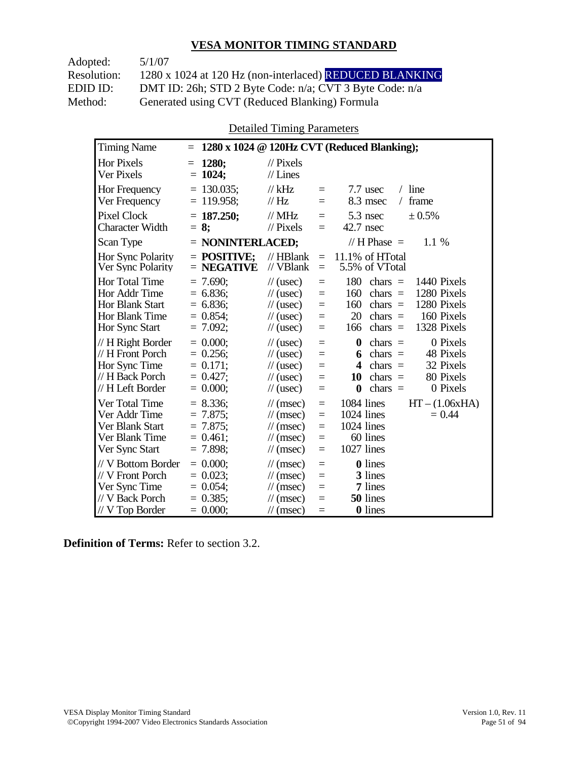## VESA MONITOR TIMING STANDARD

Adopted: 5/1/07
Resolution: 1280 x 1024 at 120 Hz (non-interlaced) REDUCED BLANKING
EDID ID: DMT ID: 26h; STD 2 Byte Code: n/a; CVT 3 Byte Code: n/a
Method: Generated using CVT (Reduced Blanking) Formula

Detailed Timing Parameters

| Timing Name | = **1280 x 1024 @ 120Hz CVT (Reduced Blanking);** | | | | |
|---|---|---|---|---|---|
| Hor Pixels | = **1280;** | // Pixels | | | |
| Ver Pixels | = **1024;** | // Lines | | | |
| Hor Frequency | = 130.035; | // kHz | = | 7.7 usec | / line |
| Ver Frequency | = 119.958; | // Hz | = | 8.3 msec | / frame |
| Pixel Clock | = **187.250;** | // MHz | = | 5.3 nsec | ± 0.5% |
| Character Width | = **8;** | // Pixels | = | 42.7 nsec | |
| Scan Type | = **NONINTERLACED;** | | | // H Phase = | 1.1 % |
| Hor Sync Polarity | = **POSITIVE;** | // HBlank | = | 11.1% of HTotal | |
| Ver Sync Polarity | = **NEGATIVE** | // VBlank | = | 5.5% of VTotal | |
| Hor Total Time | = 7.690; | // (usec) | = | 180 chars = | 1440 Pixels |
| Hor Addr Time | = 6.836; | // (usec) | = | 160 chars = | 1280 Pixels |
| Hor Blank Start | = 6.836; | // (usec) | = | 160 chars = | 1280 Pixels |
| Hor Blank Time | = 0.854; | // (usec) | = | 20 chars = | 160 Pixels |
| Hor Sync Start | = 7.092; | // (usec) | = | 166 chars = | 1328 Pixels |
| // H Right Border | = 0.000; | // (usec) | = | **0** chars = | 0 Pixels |
| // H Front Porch | = 0.256; | // (usec) | = | **6** chars = | 48 Pixels |
| Hor Sync Time | = 0.171; | // (usec) | = | **4** chars = | 32 Pixels |
| // H Back Porch | = 0.427; | // (usec) | = | **10** chars = | 80 Pixels |
| // H Left Border | = 0.000; | // (usec) | = | **0** chars = | 0 Pixels |
| Ver Total Time | = 8.336; | // (msec) | = | 1084 lines | HT – (1.06xHA) |
| Ver Addr Time | = 7.875; | // (msec) | = | 1024 lines | = 0.44 |
| Ver Blank Start | = 7.875; | // (msec) | = | 1024 lines | |
| Ver Blank Time | = 0.461; | // (msec) | = | 60 lines | |
| Ver Sync Start | = 7.898; | // (msec) | = | 1027 lines | |
| // V Bottom Border | = 0.000; | // (msec) | = | **0** lines | |
| // V Front Porch | = 0.023; | // (msec) | = | **3** lines | |
| Ver Sync Time | = 0.054; | // (msec) | = | **7** lines | |
| // V Back Porch | = 0.385; | // (msec) | = | **50** lines | |
| // V Top Border | = 0.000; | // (msec) | = | **0** lines | |

**Definition of Terms:** Refer to section 3.2.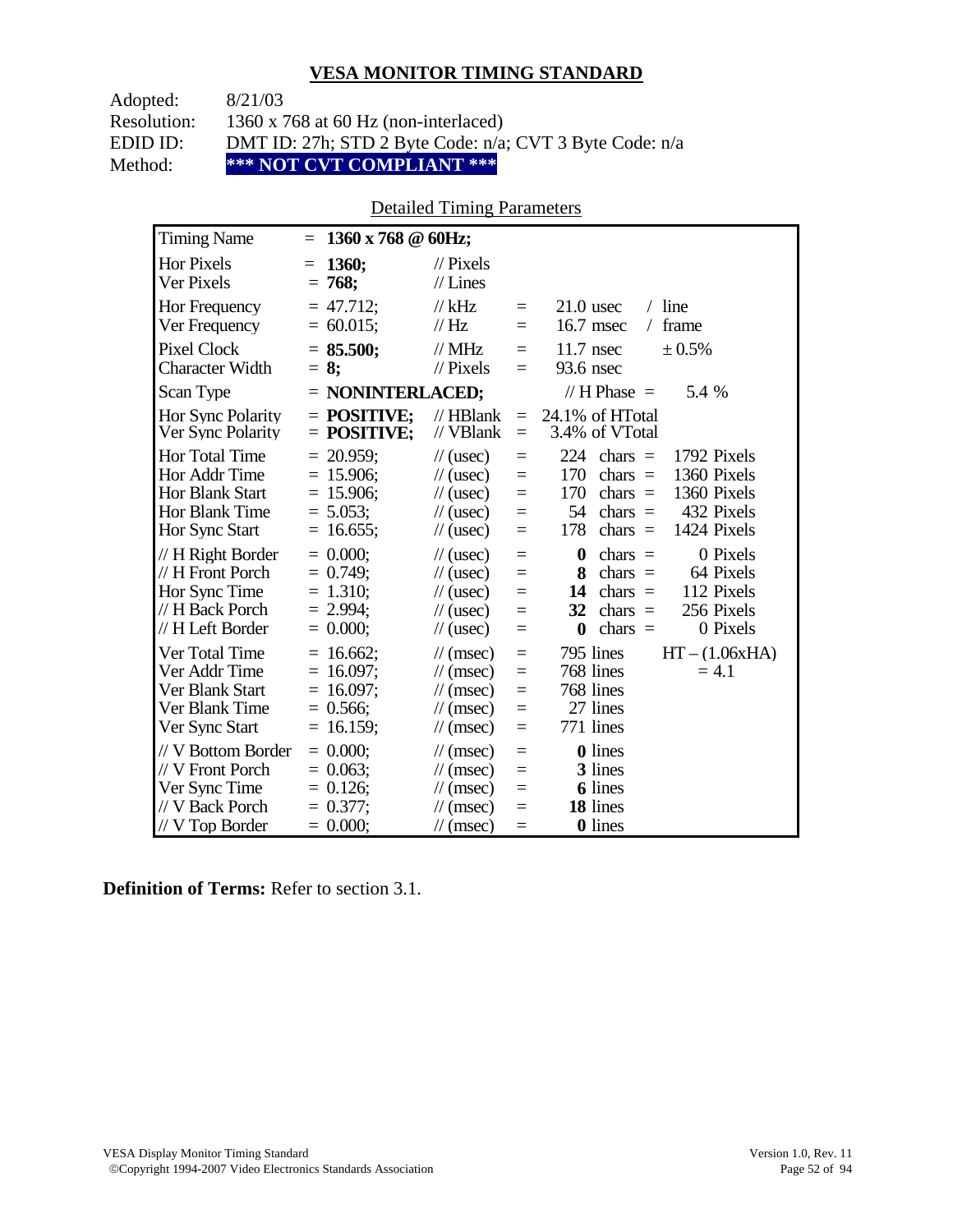## VESA MONITOR TIMING STANDARD

Adopted: 8/21/03
Resolution: 1360 x 768 at 60 Hz (non-interlaced)
EDID ID: DMT ID: 27h; STD 2 Byte Code: n/a; CVT 3 Byte Code: n/a
Method: **\*\*\* NOT CVT COMPLIANT \*\*\***

Detailed Timing Parameters

| Parameter | Value | Unit | | | | |
|---|---|---|---|---|---|---|
| Timing Name | = **1360 x 768 @ 60Hz;** | | | | | |
| Hor Pixels | = **1360;** | // Pixels | | | | |
| Ver Pixels | = **768;** | // Lines | | | | |
| Hor Frequency | = 47.712; | // kHz | = | 21.0 usec | / line | |
| Ver Frequency | = 60.015; | // Hz | = | 16.7 msec | / frame | |
| Pixel Clock | = **85.500;** | // MHz | = | 11.7 nsec | ± 0.5% | |
| Character Width | = **8;** | // Pixels | = | 93.6 nsec | | |
| Scan Type | = **NONINTERLACED;** | | | // H Phase = | 5.4 % | |
| Hor Sync Polarity | = **POSITIVE;** | // HBlank | = | 24.1% of HTotal | | |
| Ver Sync Polarity | = **POSITIVE;** | // VBlank | = | 3.4% of VTotal | | |
| Hor Total Time | = 20.959; | // (usec) | = | 224 | chars = | 1792 Pixels |
| Hor Addr Time | = 15.906; | // (usec) | = | 170 | chars = | 1360 Pixels |
| Hor Blank Start | = 15.906; | // (usec) | = | 170 | chars = | 1360 Pixels |
| Hor Blank Time | = 5.053; | // (usec) | = | 54 | chars = | 432 Pixels |
| Hor Sync Start | = 16.655; | // (usec) | = | 178 | chars = | 1424 Pixels |
| // H Right Border | = 0.000; | // (usec) | = | **0** | chars = | 0 Pixels |
| // H Front Porch | = 0.749; | // (usec) | = | **8** | chars = | 64 Pixels |
| Hor Sync Time | = 1.310; | // (usec) | = | **14** | chars = | 112 Pixels |
| // H Back Porch | = 2.994; | // (usec) | = | **32** | chars = | 256 Pixels |
| // H Left Border | = 0.000; | // (usec) | = | **0** | chars = | 0 Pixels |
| Ver Total Time | = 16.662; | // (msec) | = | 795 lines | | HT – (1.06xHA) |
| Ver Addr Time | = 16.097; | // (msec) | = | 768 lines | | = 4.1 |
| Ver Blank Start | = 16.097; | // (msec) | = | 768 lines | | |
| Ver Blank Time | = 0.566; | // (msec) | = | 27 lines | | |
| Ver Sync Start | = 16.159; | // (msec) | = | 771 lines | | |
| // V Bottom Border | = 0.000; | // (msec) | = | **0** lines | | |
| // V Front Porch | = 0.063; | // (msec) | = | **3** lines | | |
| Ver Sync Time | = 0.126; | // (msec) | = | **6** lines | | |
| // V Back Porch | = 0.377; | // (msec) | = | **18** lines | | |
| // V Top Border | = 0.000; | // (msec) | = | **0** lines | | |

**Definition of Terms:** Refer to section 3.1.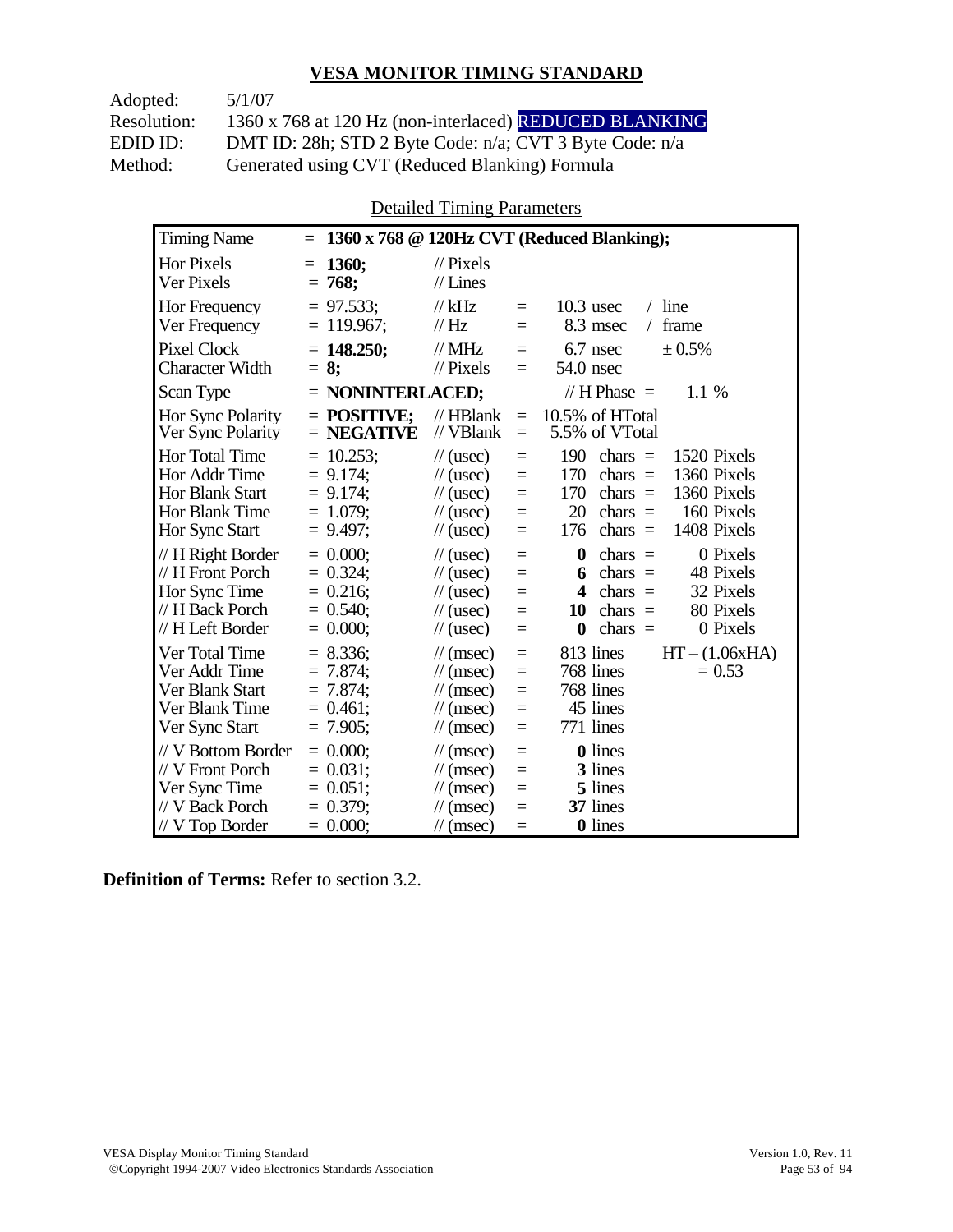## VESA MONITOR TIMING STANDARD

Adopted: 5/1/07
Resolution: 1360 x 768 at 120 Hz (non-interlaced) REDUCED BLANKING
EDID ID: DMT ID: 28h; STD 2 Byte Code: n/a; CVT 3 Byte Code: n/a
Method: Generated using CVT (Reduced Blanking) Formula

Detailed Timing Parameters

| Timing Name | = **1360 x 768 @ 120Hz CVT (Reduced Blanking);** | | | | |
|---|---|---|---|---|---|
| Hor Pixels | = **1360;** | // Pixels | | | |
| Ver Pixels | = **768;** | // Lines | | | |
| Hor Frequency | = 97.533; | // kHz | = | 10.3 usec / line | |
| Ver Frequency | = 119.967; | // Hz | = | 8.3 msec / frame | |
| Pixel Clock | = **148.250;** | // MHz | = | 6.7 nsec | ± 0.5% |
| Character Width | = **8;** | // Pixels | = | 54.0 nsec | |
| Scan Type | = **NONINTERLACED;** | | | // H Phase = | 1.1 % |
| Hor Sync Polarity | = **POSITIVE;** | // HBlank | = | 10.5% of HTotal | |
| Ver Sync Polarity | = **NEGATIVE** | // VBlank | = | 5.5% of VTotal | |
| Hor Total Time | = 10.253; | // (usec) | = | 190 chars = | 1520 Pixels |
| Hor Addr Time | = 9.174; | // (usec) | = | 170 chars = | 1360 Pixels |
| Hor Blank Start | = 9.174; | // (usec) | = | 170 chars = | 1360 Pixels |
| Hor Blank Time | = 1.079; | // (usec) | = | 20 chars = | 160 Pixels |
| Hor Sync Start | = 9.497; | // (usec) | = | 176 chars = | 1408 Pixels |
| // H Right Border | = 0.000; | // (usec) | = | **0** chars = | 0 Pixels |
| // H Front Porch | = 0.324; | // (usec) | = | **6** chars = | 48 Pixels |
| Hor Sync Time | = 0.216; | // (usec) | = | **4** chars = | 32 Pixels |
| // H Back Porch | = 0.540; | // (usec) | = | **10** chars = | 80 Pixels |
| // H Left Border | = 0.000; | // (usec) | = | **0** chars = | 0 Pixels |
| Ver Total Time | = 8.336; | // (msec) | = | 813 lines | HT – (1.06xHA) |
| Ver Addr Time | = 7.874; | // (msec) | = | 768 lines | = 0.53 |
| Ver Blank Start | = 7.874; | // (msec) | = | 768 lines | |
| Ver Blank Time | = 0.461; | // (msec) | = | 45 lines | |
| Ver Sync Start | = 7.905; | // (msec) | = | 771 lines | |
| // V Bottom Border | = 0.000; | // (msec) | = | **0** lines | |
| // V Front Porch | = 0.031; | // (msec) | = | **3** lines | |
| Ver Sync Time | = 0.051; | // (msec) | = | **5** lines | |
| // V Back Porch | = 0.379; | // (msec) | = | **37** lines | |
| // V Top Border | = 0.000; | // (msec) | = | **0** lines | |

**Definition of Terms:** Refer to section 3.2.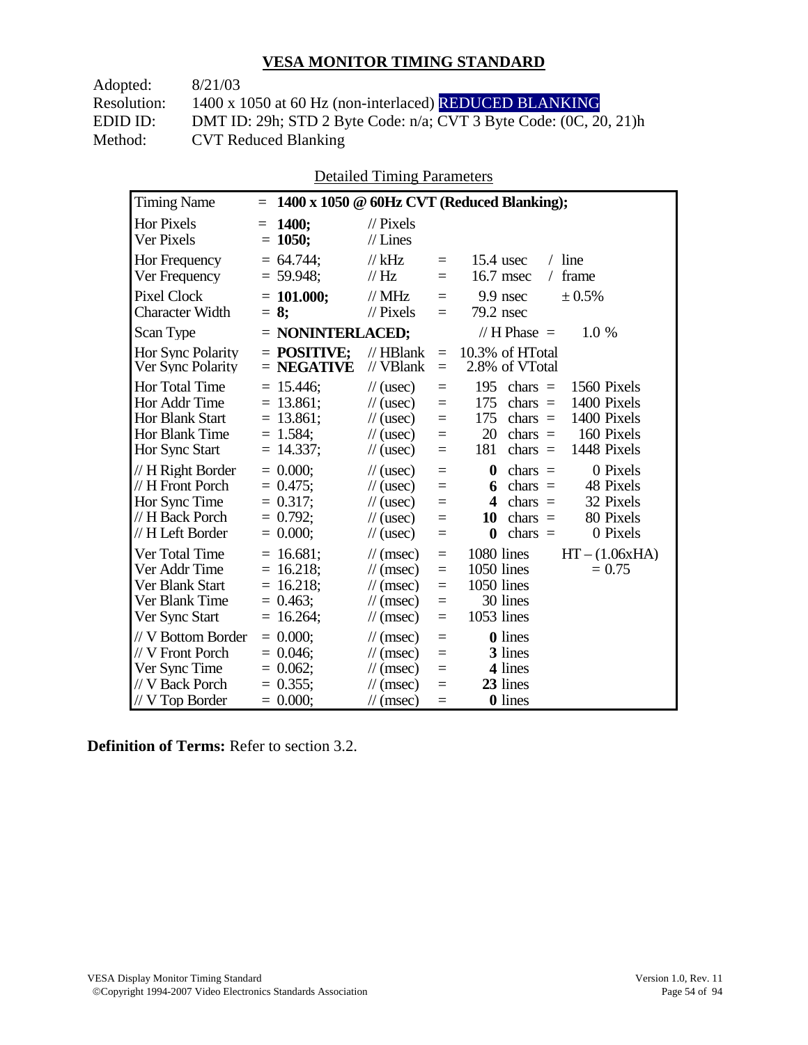## VESA MONITOR TIMING STANDARD

Adopted: 8/21/03
Resolution: 1400 x 1050 at 60 Hz (non-interlaced) REDUCED BLANKING
EDID ID: DMT ID: 29h; STD 2 Byte Code: n/a; CVT 3 Byte Code: (0C, 20, 21)h
Method: CVT Reduced Blanking

Detailed Timing Parameters

| Timing Name | = **1400 x 1050 @ 60Hz CVT (Reduced Blanking);** | | | | |
|---|---|---|---|---|---|
| Hor Pixels | = **1400;** | // Pixels | | | |
| Ver Pixels | = **1050;** | // Lines | | | |
| Hor Frequency | = 64.744; | // kHz | = | 15.4 usec | / line |
| Ver Frequency | = 59.948; | // Hz | = | 16.7 msec | / frame |
| Pixel Clock | = **101.000;** | // MHz | = | 9.9 nsec | ± 0.5% |
| Character Width | = **8;** | // Pixels | = | 79.2 nsec | |
| Scan Type | = **NONINTERLACED;** | | | // H Phase = | 1.0 % |
| Hor Sync Polarity | = **POSITIVE;** | // HBlank | = | 10.3% of HTotal | |
| Ver Sync Polarity | = **NEGATIVE** | // VBlank | = | 2.8% of VTotal | |
| Hor Total Time | = 15.446; | // (usec) | = | 195 chars = | 1560 Pixels |
| Hor Addr Time | = 13.861; | // (usec) | = | 175 chars = | 1400 Pixels |
| Hor Blank Start | = 13.861; | // (usec) | = | 175 chars = | 1400 Pixels |
| Hor Blank Time | = 1.584; | // (usec) | = | 20 chars = | 160 Pixels |
| Hor Sync Start | = 14.337; | // (usec) | = | 181 chars = | 1448 Pixels |
| // H Right Border | = 0.000; | // (usec) | = | **0** chars = | 0 Pixels |
| // H Front Porch | = 0.475; | // (usec) | = | **6** chars = | 48 Pixels |
| Hor Sync Time | = 0.317; | // (usec) | = | **4** chars = | 32 Pixels |
| // H Back Porch | = 0.792; | // (usec) | = | **10** chars = | 80 Pixels |
| // H Left Border | = 0.000; | // (usec) | = | **0** chars = | 0 Pixels |
| Ver Total Time | = 16.681; | // (msec) | = | 1080 lines | HT – (1.06xHA) |
| Ver Addr Time | = 16.218; | // (msec) | = | 1050 lines | = 0.75 |
| Ver Blank Start | = 16.218; | // (msec) | = | 1050 lines | |
| Ver Blank Time | = 0.463; | // (msec) | = | 30 lines | |
| Ver Sync Start | = 16.264; | // (msec) | = | 1053 lines | |
| // V Bottom Border | = 0.000; | // (msec) | = | **0** lines | |
| // V Front Porch | = 0.046; | // (msec) | = | **3** lines | |
| Ver Sync Time | = 0.062; | // (msec) | = | **4** lines | |
| // V Back Porch | = 0.355; | // (msec) | = | **23** lines | |
| // V Top Border | = 0.000; | // (msec) | = | **0** lines | |

**Definition of Terms:** Refer to section 3.2.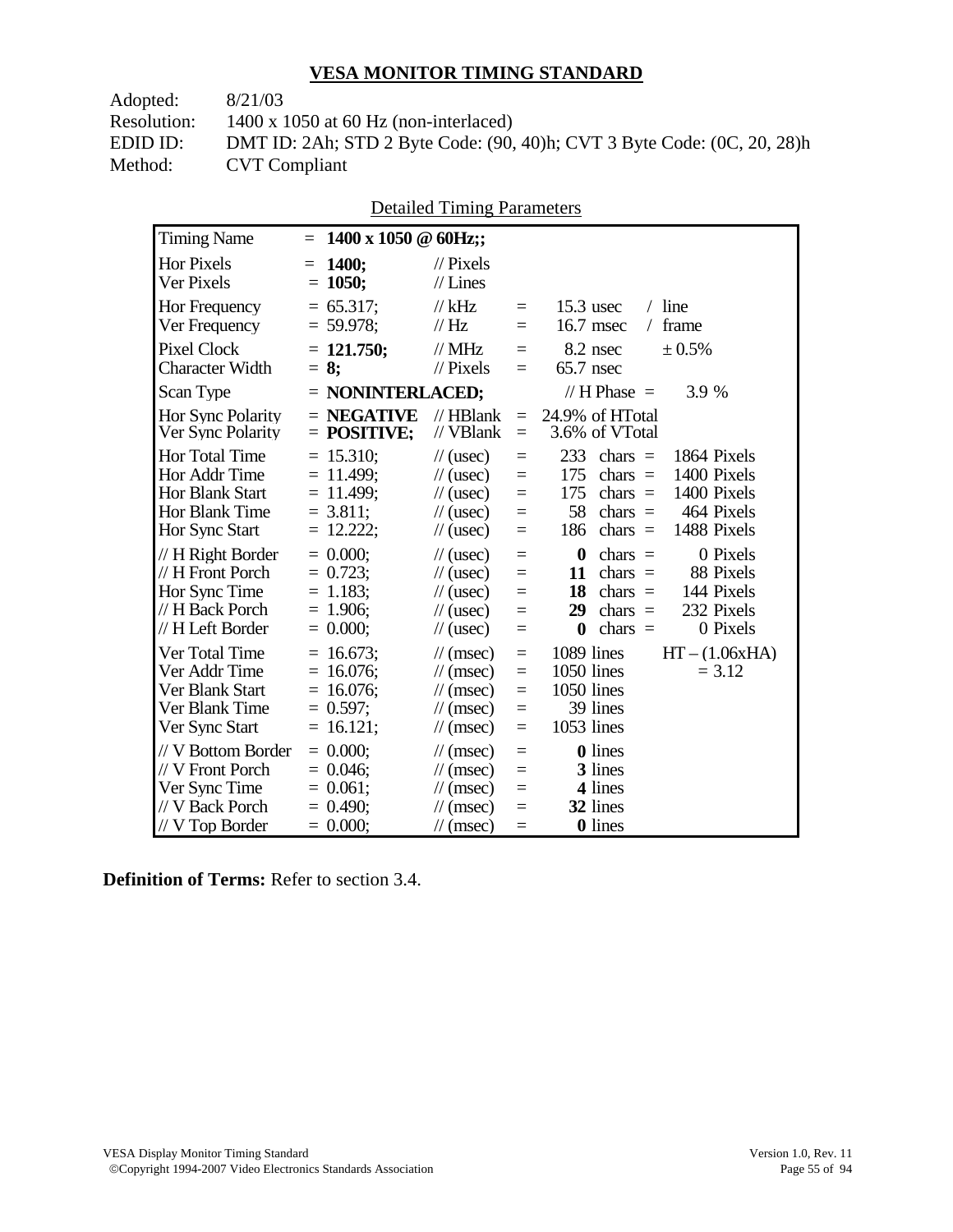## VESA MONITOR TIMING STANDARD

Adopted: 8/21/03
Resolution: 1400 x 1050 at 60 Hz (non-interlaced)
EDID ID: DMT ID: 2Ah; STD 2 Byte Code: (90, 40)h; CVT 3 Byte Code: (0C, 20, 28)h
Method: CVT Compliant

Detailed Timing Parameters

| Timing Name | = **1400 x 1050 @ 60Hz;;** | | | | | |
|---|---|---|---|---|---|---|
| Hor Pixels | = **1400;** | // Pixels | | | | |
| Ver Pixels | = **1050;** | // Lines | | | | |
| Hor Frequency | = 65.317; | // kHz | = | 15.3 usec | / line | |
| Ver Frequency | = 59.978; | // Hz | = | 16.7 msec | / frame | |
| Pixel Clock | = **121.750;** | // MHz | = | 8.2 nsec | ± 0.5% | |
| Character Width | = **8;** | // Pixels | = | 65.7 nsec | | |
| Scan Type | = **NONINTERLACED;** | | | // H Phase = | 3.9 % | |
| Hor Sync Polarity | = **NEGATIVE** | // HBlank | = | 24.9% of HTotal | | |
| Ver Sync Polarity | = **POSITIVE;** | // VBlank | = | 3.6% of VTotal | | |
| Hor Total Time | = 15.310; | // (usec) | = | 233 | chars = | 1864 Pixels |
| Hor Addr Time | = 11.499; | // (usec) | = | 175 | chars = | 1400 Pixels |
| Hor Blank Start | = 11.499; | // (usec) | = | 175 | chars = | 1400 Pixels |
| Hor Blank Time | = 3.811; | // (usec) | = | 58 | chars = | 464 Pixels |
| Hor Sync Start | = 12.222; | // (usec) | = | 186 | chars = | 1488 Pixels |
| // H Right Border | = 0.000; | // (usec) | = | **0** | chars = | 0 Pixels |
| // H Front Porch | = 0.723; | // (usec) | = | **11** | chars = | 88 Pixels |
| Hor Sync Time | = 1.183; | // (usec) | = | **18** | chars = | 144 Pixels |
| // H Back Porch | = 1.906; | // (usec) | = | **29** | chars = | 232 Pixels |
| // H Left Border | = 0.000; | // (usec) | = | **0** | chars = | 0 Pixels |
| Ver Total Time | = 16.673; | // (msec) | = | 1089 lines | | HT – (1.06xHA) |
| Ver Addr Time | = 16.076; | // (msec) | = | 1050 lines | | = 3.12 |
| Ver Blank Start | = 16.076; | // (msec) | = | 1050 lines | | |
| Ver Blank Time | = 0.597; | // (msec) | = | 39 lines | | |
| Ver Sync Start | = 16.121; | // (msec) | = | 1053 lines | | |
| // V Bottom Border | = 0.000; | // (msec) | = | **0** lines | | |
| // V Front Porch | = 0.046; | // (msec) | = | **3** lines | | |
| Ver Sync Time | = 0.061; | // (msec) | = | **4** lines | | |
| // V Back Porch | = 0.490; | // (msec) | = | **32** lines | | |
| // V Top Border | = 0.000; | // (msec) | = | **0** lines | | |

**Definition of Terms:** Refer to section 3.4.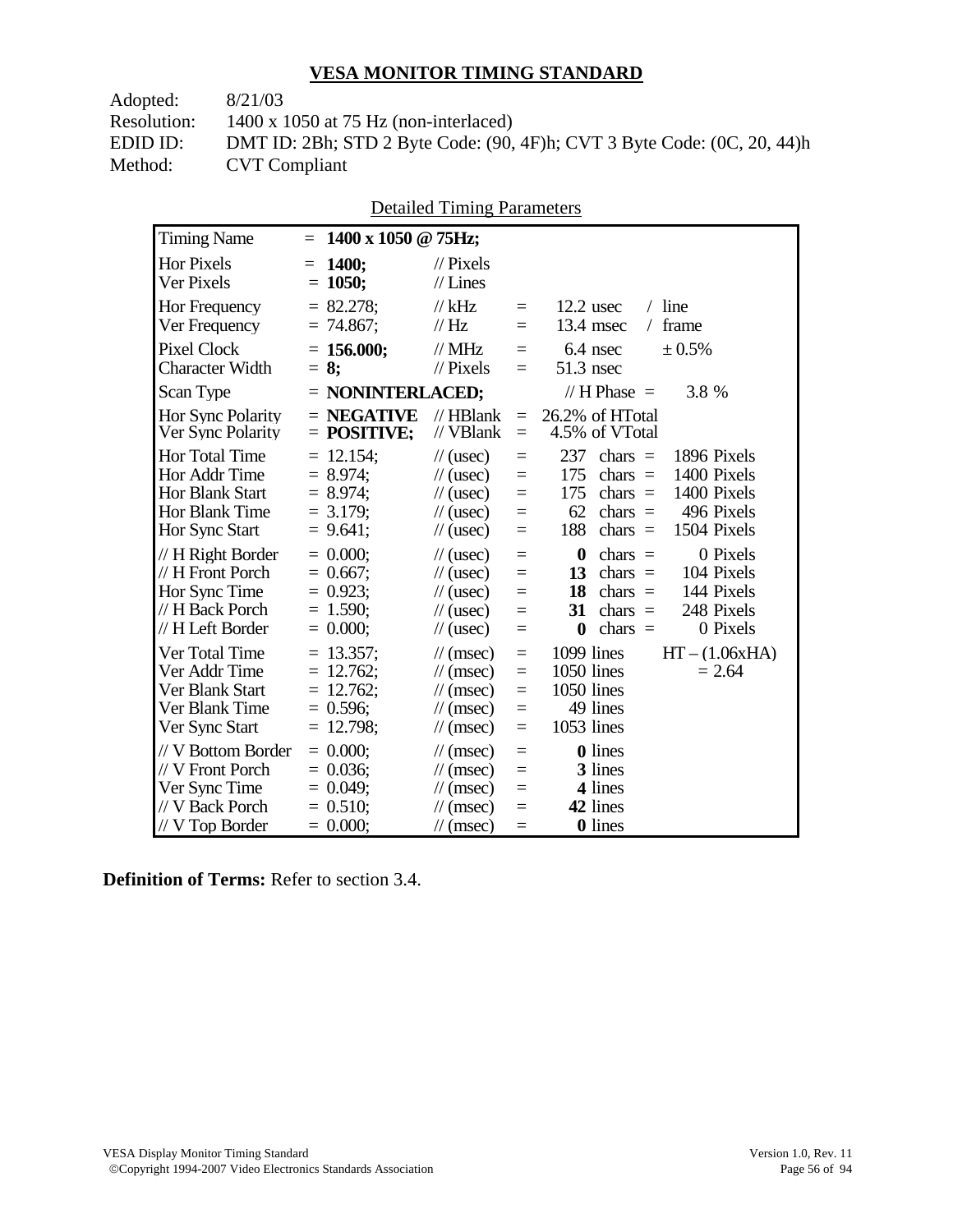## VESA MONITOR TIMING STANDARD

Adopted: 8/21/03
Resolution: 1400 x 1050 at 75 Hz (non-interlaced)
EDID ID: DMT ID: 2Bh; STD 2 Byte Code: (90, 4F)h; CVT 3 Byte Code: (0C, 20, 44)h
Method: CVT Compliant

Detailed Timing Parameters

| Parameter | | Value | Unit | | | | |
|---|---|---|---|---|---|---|---|
| Timing Name | = | **1400 x 1050 @ 75Hz;** | | | | | |
| Hor Pixels | = | **1400;** | // Pixels | | | | |
| Ver Pixels | = | **1050;** | // Lines | | | | |
| Hor Frequency | = | 82.278; | // kHz | = | 12.2 usec | / line | |
| Ver Frequency | = | 74.867; | // Hz | = | 13.4 msec | / frame | |
| Pixel Clock | = | **156.000;** | // MHz | = | 6.4 nsec | ± 0.5% | |
| Character Width | = | **8;** | // Pixels | = | 51.3 nsec | | |
| Scan Type | = | **NONINTERLACED;** | | | // H Phase = | 3.8 % | |
| Hor Sync Polarity | = | **NEGATIVE** | // HBlank | = | 26.2% of HTotal | | |
| Ver Sync Polarity | = | **POSITIVE;** | // VBlank | = | 4.5% of VTotal | | |
| Hor Total Time | = | 12.154; | // (usec) | = | 237 | chars = | 1896 Pixels |
| Hor Addr Time | = | 8.974; | // (usec) | = | 175 | chars = | 1400 Pixels |
| Hor Blank Start | = | 8.974; | // (usec) | = | 175 | chars = | 1400 Pixels |
| Hor Blank Time | = | 3.179; | // (usec) | = | 62 | chars = | 496 Pixels |
| Hor Sync Start | = | 9.641; | // (usec) | = | 188 | chars = | 1504 Pixels |
| // H Right Border | = | 0.000; | // (usec) | = | **0** | chars = | 0 Pixels |
| // H Front Porch | = | 0.667; | // (usec) | = | **13** | chars = | 104 Pixels |
| Hor Sync Time | = | 0.923; | // (usec) | = | **18** | chars = | 144 Pixels |
| // H Back Porch | = | 1.590; | // (usec) | = | **31** | chars = | 248 Pixels |
| // H Left Border | = | 0.000; | // (usec) | = | **0** | chars = | 0 Pixels |
| Ver Total Time | = | 13.357; | // (msec) | = | 1099 lines | | HT – (1.06xHA) |
| Ver Addr Time | = | 12.762; | // (msec) | = | 1050 lines | | = 2.64 |
| Ver Blank Start | = | 12.762; | // (msec) | = | 1050 lines | | |
| Ver Blank Time | = | 0.596; | // (msec) | = | 49 lines | | |
| Ver Sync Start | = | 12.798; | // (msec) | = | 1053 lines | | |
| // V Bottom Border | = | 0.000; | // (msec) | = | **0** lines | | |
| // V Front Porch | = | 0.036; | // (msec) | = | **3** lines | | |
| Ver Sync Time | = | 0.049; | // (msec) | = | **4** lines | | |
| // V Back Porch | = | 0.510; | // (msec) | = | **42** lines | | |
| // V Top Border | = | 0.000; | // (msec) | = | **0** lines | | |

**Definition of Terms:** Refer to section 3.4.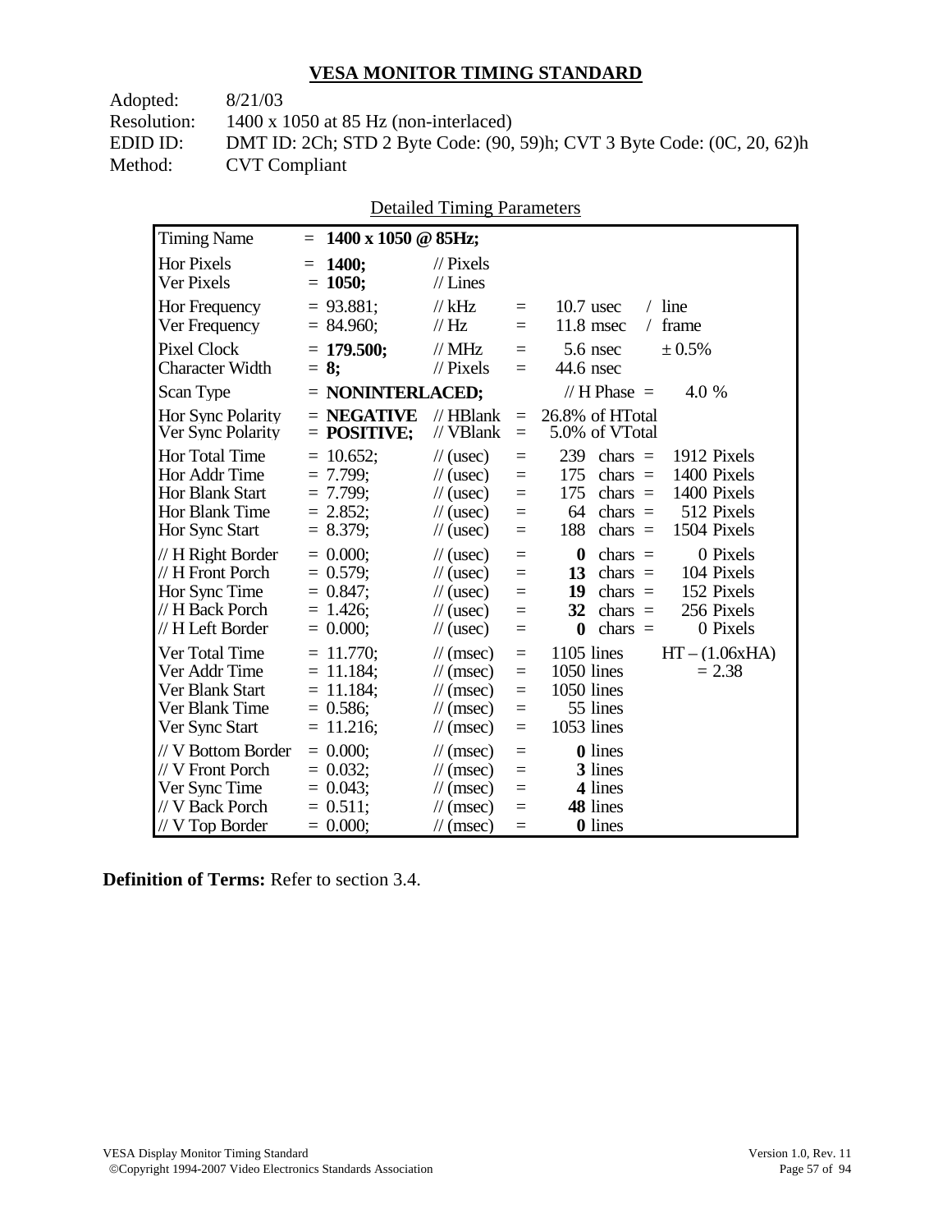## VESA MONITOR TIMING STANDARD

Adopted: 8/21/03
Resolution: 1400 x 1050 at 85 Hz (non-interlaced)
EDID ID: DMT ID: 2Ch; STD 2 Byte Code: (90, 59)h; CVT 3 Byte Code: (0C, 20, 62)h
Method: CVT Compliant

Detailed Timing Parameters

| Parameter | Value | Unit | | | | |
|---|---|---|---|---|---|---|
| Timing Name | = **1400 x 1050 @ 85Hz;** | | | | | |
| Hor Pixels | = **1400;** | // Pixels | | | | |
| Ver Pixels | = **1050;** | // Lines | | | | |
| Hor Frequency | = 93.881; | // kHz | = | 10.7 usec | / line | |
| Ver Frequency | = 84.960; | // Hz | = | 11.8 msec | / frame | |
| Pixel Clock | = **179.500;** | // MHz | = | 5.6 nsec | ± 0.5% | |
| Character Width | = **8;** | // Pixels | = | 44.6 nsec | | |
| Scan Type | = **NONINTERLACED;** | | | // H Phase = | 4.0 % | |
| Hor Sync Polarity | = **NEGATIVE** | // HBlank | = | 26.8% of HTotal | | |
| Ver Sync Polarity | = **POSITIVE;** | // VBlank | = | 5.0% of VTotal | | |
| Hor Total Time | = 10.652; | // (usec) | = | 239 | chars = | 1912 Pixels |
| Hor Addr Time | = 7.799; | // (usec) | = | 175 | chars = | 1400 Pixels |
| Hor Blank Start | = 7.799; | // (usec) | = | 175 | chars = | 1400 Pixels |
| Hor Blank Time | = 2.852; | // (usec) | = | 64 | chars = | 512 Pixels |
| Hor Sync Start | = 8.379; | // (usec) | = | 188 | chars = | 1504 Pixels |
| // H Right Border | = 0.000; | // (usec) | = | **0** | chars = | 0 Pixels |
| // H Front Porch | = 0.579; | // (usec) | = | **13** | chars = | 104 Pixels |
| Hor Sync Time | = 0.847; | // (usec) | = | **19** | chars = | 152 Pixels |
| // H Back Porch | = 1.426; | // (usec) | = | **32** | chars = | 256 Pixels |
| // H Left Border | = 0.000; | // (usec) | = | **0** | chars = | 0 Pixels |
| Ver Total Time | = 11.770; | // (msec) | = | 1105 lines | | HT – (1.06xHA) |
| Ver Addr Time | = 11.184; | // (msec) | = | 1050 lines | | = 2.38 |
| Ver Blank Start | = 11.184; | // (msec) | = | 1050 lines | | |
| Ver Blank Time | = 0.586; | // (msec) | = | 55 lines | | |
| Ver Sync Start | = 11.216; | // (msec) | = | 1053 lines | | |
| // V Bottom Border | = 0.000; | // (msec) | = | **0** lines | | |
| // V Front Porch | = 0.032; | // (msec) | = | **3** lines | | |
| Ver Sync Time | = 0.043; | // (msec) | = | **4** lines | | |
| // V Back Porch | = 0.511; | // (msec) | = | **48** lines | | |
| // V Top Border | = 0.000; | // (msec) | = | **0** lines | | |

**Definition of Terms:** Refer to section 3.4.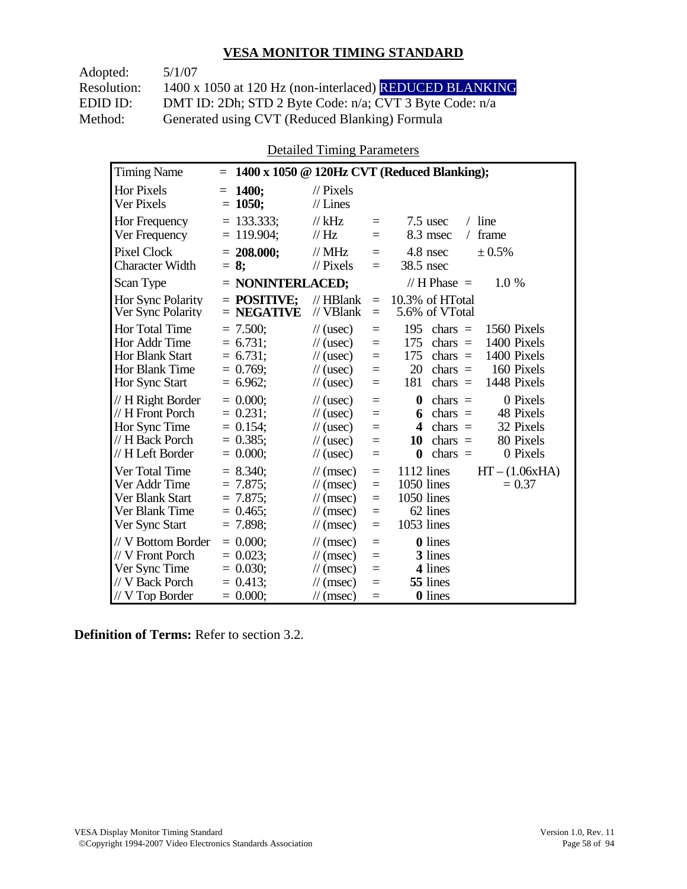## VESA MONITOR TIMING STANDARD

Adopted: 5/1/07
Resolution: 1400 x 1050 at 120 Hz (non-interlaced) REDUCED BLANKING
EDID ID: DMT ID: 2Dh; STD 2 Byte Code: n/a; CVT 3 Byte Code: n/a
Method: Generated using CVT (Reduced Blanking) Formula

Detailed Timing Parameters

| Timing Name | = **1400 x 1050 @ 120Hz CVT (Reduced Blanking);** | | | | |
|---|---|---|---|---|---|
| Hor Pixels | = **1400;** | // Pixels | | | |
| Ver Pixels | = **1050;** | // Lines | | | |
| Hor Frequency | = 133.333; | // kHz | = | 7.5 usec | / line |
| Ver Frequency | = 119.904; | // Hz | = | 8.3 msec | / frame |
| Pixel Clock | = **208.000;** | // MHz | = | 4.8 nsec | ± 0.5% |
| Character Width | = **8;** | // Pixels | = | 38.5 nsec | |
| Scan Type | = **NONINTERLACED;** | | | // H Phase = | 1.0 % |
| Hor Sync Polarity | = **POSITIVE;** | // HBlank | = | 10.3% of HTotal | |
| Ver Sync Polarity | = **NEGATIVE** | // VBlank | = | 5.6% of VTotal | |
| Hor Total Time | = 7.500; | // (usec) | = | 195 chars = | 1560 Pixels |
| Hor Addr Time | = 6.731; | // (usec) | = | 175 chars = | 1400 Pixels |
| Hor Blank Start | = 6.731; | // (usec) | = | 175 chars = | 1400 Pixels |
| Hor Blank Time | = 0.769; | // (usec) | = | 20 chars = | 160 Pixels |
| Hor Sync Start | = 6.962; | // (usec) | = | 181 chars = | 1448 Pixels |
| // H Right Border | = 0.000; | // (usec) | = | **0** chars = | 0 Pixels |
| // H Front Porch | = 0.231; | // (usec) | = | **6** chars = | 48 Pixels |
| Hor Sync Time | = 0.154; | // (usec) | = | **4** chars = | 32 Pixels |
| // H Back Porch | = 0.385; | // (usec) | = | **10** chars = | 80 Pixels |
| // H Left Border | = 0.000; | // (usec) | = | **0** chars = | 0 Pixels |
| Ver Total Time | = 8.340; | // (msec) | = | 1112 lines | HT – (1.06xHA) |
| Ver Addr Time | = 7.875; | // (msec) | = | 1050 lines | = 0.37 |
| Ver Blank Start | = 7.875; | // (msec) | = | 1050 lines | |
| Ver Blank Time | = 0.465; | // (msec) | = | 62 lines | |
| Ver Sync Start | = 7.898; | // (msec) | = | 1053 lines | |
| // V Bottom Border | = 0.000; | // (msec) | = | **0** lines | |
| // V Front Porch | = 0.023; | // (msec) | = | **3** lines | |
| Ver Sync Time | = 0.030; | // (msec) | = | **4** lines | |
| // V Back Porch | = 0.413; | // (msec) | = | **55** lines | |
| // V Top Border | = 0.000; | // (msec) | = | **0** lines | |

**Definition of Terms:** Refer to section 3.2.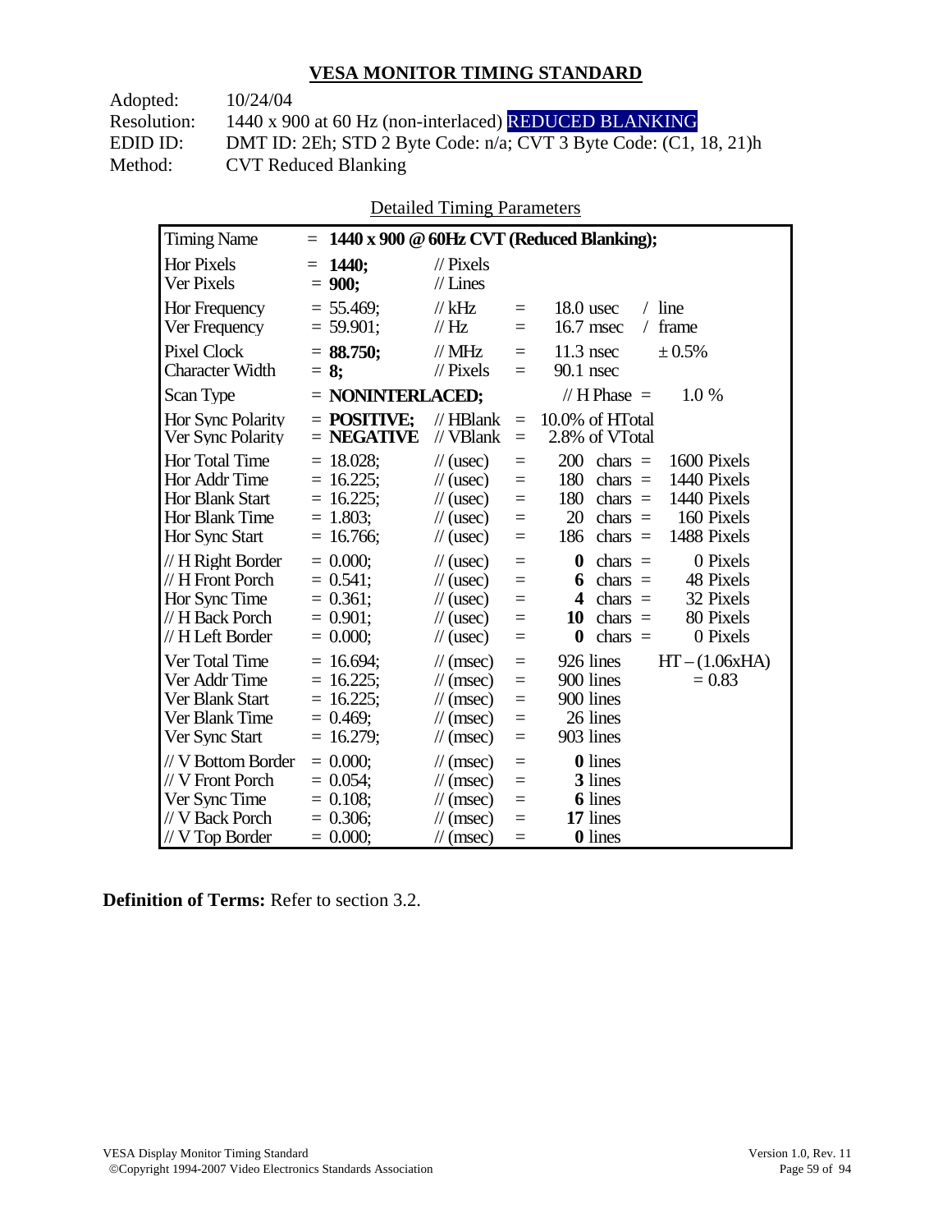## VESA MONITOR TIMING STANDARD

Adopted: 10/24/04
Resolution: 1440 x 900 at 60 Hz (non-interlaced) REDUCED BLANKING
EDID ID: DMT ID: 2Eh; STD 2 Byte Code: n/a; CVT 3 Byte Code: (C1, 18, 21)h
Method: CVT Reduced Blanking

Detailed Timing Parameters

| Timing Name | = **1440 x 900 @ 60Hz CVT (Reduced Blanking);** | | | | |
|---|---|---|---|---|---|
| Hor Pixels | = **1440;** | // Pixels | | | |
| Ver Pixels | = **900;** | // Lines | | | |
| Hor Frequency | = 55.469; | // kHz | = | 18.0 usec | / line |
| Ver Frequency | = 59.901; | // Hz | = | 16.7 msec | / frame |
| Pixel Clock | = **88.750;** | // MHz | = | 11.3 nsec | ± 0.5% |
| Character Width | = **8;** | // Pixels | = | 90.1 nsec | |
| Scan Type | = **NONINTERLACED;** | | | // H Phase = | 1.0 % |
| Hor Sync Polarity | = **POSITIVE;** | // HBlank | = | 10.0% of HTotal | |
| Ver Sync Polarity | = **NEGATIVE** | // VBlank | = | 2.8% of VTotal | |
| Hor Total Time | = 18.028; | // (usec) | = | 200 chars = | 1600 Pixels |
| Hor Addr Time | = 16.225; | // (usec) | = | 180 chars = | 1440 Pixels |
| Hor Blank Start | = 16.225; | // (usec) | = | 180 chars = | 1440 Pixels |
| Hor Blank Time | = 1.803; | // (usec) | = | 20 chars = | 160 Pixels |
| Hor Sync Start | = 16.766; | // (usec) | = | 186 chars = | 1488 Pixels |
| // H Right Border | = 0.000; | // (usec) | = | **0** chars = | 0 Pixels |
| // H Front Porch | = 0.541; | // (usec) | = | **6** chars = | 48 Pixels |
| Hor Sync Time | = 0.361; | // (usec) | = | **4** chars = | 32 Pixels |
| // H Back Porch | = 0.901; | // (usec) | = | **10** chars = | 80 Pixels |
| // H Left Border | = 0.000; | // (usec) | = | **0** chars = | 0 Pixels |
| Ver Total Time | = 16.694; | // (msec) | = | 926 lines | HT – (1.06xHA) |
| Ver Addr Time | = 16.225; | // (msec) | = | 900 lines | = 0.83 |
| Ver Blank Start | = 16.225; | // (msec) | = | 900 lines | |
| Ver Blank Time | = 0.469; | // (msec) | = | 26 lines | |
| Ver Sync Start | = 16.279; | // (msec) | = | 903 lines | |
| // V Bottom Border | = 0.000; | // (msec) | = | **0** lines | |
| // V Front Porch | = 0.054; | // (msec) | = | **3** lines | |
| Ver Sync Time | = 0.108; | // (msec) | = | **6** lines | |
| // V Back Porch | = 0.306; | // (msec) | = | **17** lines | |
| // V Top Border | = 0.000; | // (msec) | = | **0** lines | |

**Definition of Terms:** Refer to section 3.2.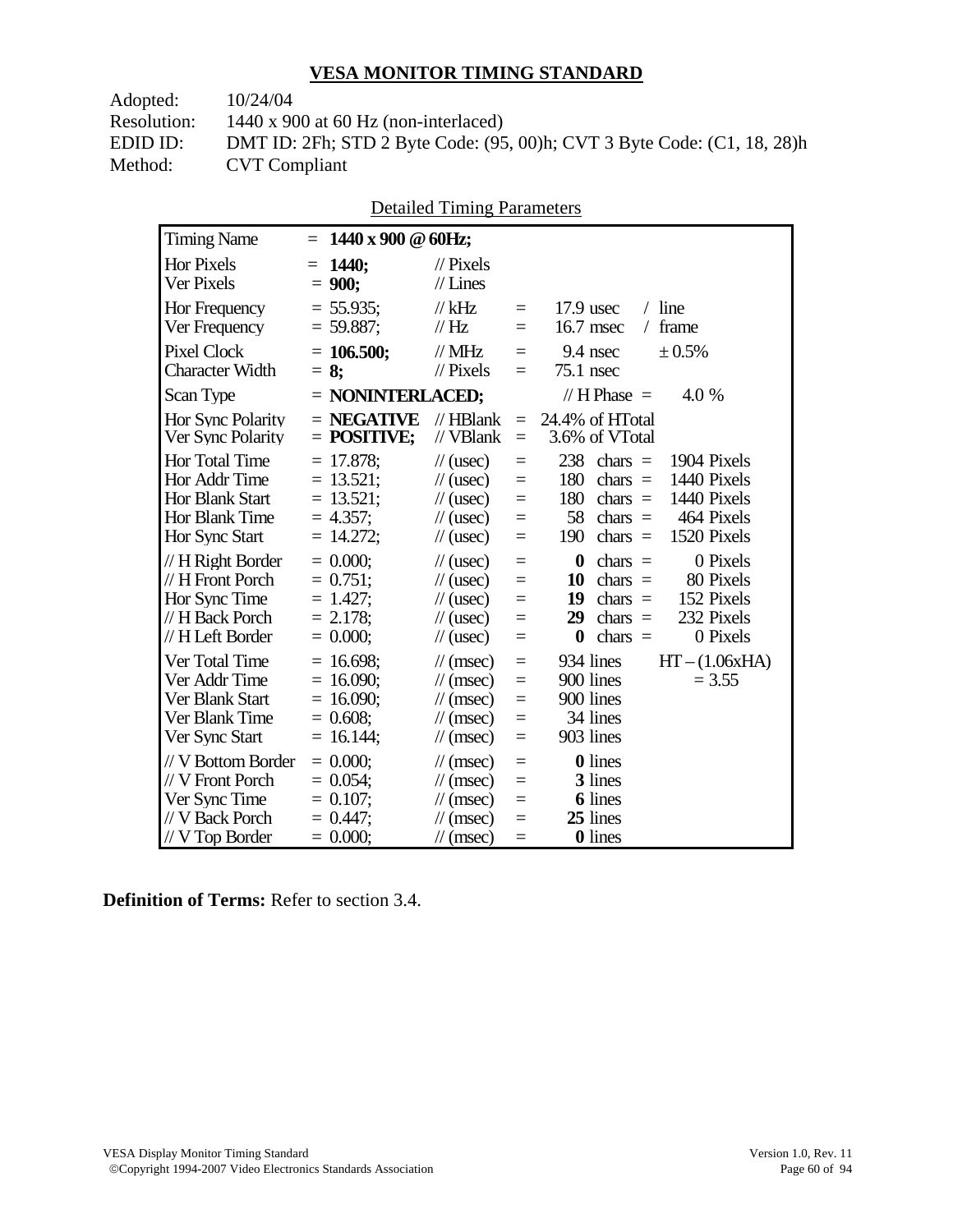## VESA MONITOR TIMING STANDARD

Adopted: 10/24/04
Resolution: 1440 x 900 at 60 Hz (non-interlaced)
EDID ID: DMT ID: 2Fh; STD 2 Byte Code: (95, 00)h; CVT 3 Byte Code: (C1, 18, 28)h
Method: CVT Compliant

Detailed Timing Parameters

| Timing Name | = **1440 x 900 @ 60Hz;** | | | | |
|---|---|---|---|---|---|
| Hor Pixels | = **1440;** | // Pixels | | | |
| Ver Pixels | = **900;** | // Lines | | | |
| Hor Frequency | = 55.935; | // kHz | = | 17.9 usec | / line |
| Ver Frequency | = 59.887; | // Hz | = | 16.7 msec | / frame |
| Pixel Clock | = **106.500;** | // MHz | = | 9.4 nsec | ± 0.5% |
| Character Width | = **8;** | // Pixels | = | 75.1 nsec | |
| Scan Type | = **NONINTERLACED;** | | | // H Phase = | 4.0 % |
| Hor Sync Polarity | = **NEGATIVE** | // HBlank | = | 24.4% of HTotal | |
| Ver Sync Polarity | = **POSITIVE;** | // VBlank | = | 3.6% of VTotal | |
| Hor Total Time | = 17.878; | // (usec) | = | 238 chars = | 1904 Pixels |
| Hor Addr Time | = 13.521; | // (usec) | = | 180 chars = | 1440 Pixels |
| Hor Blank Start | = 13.521; | // (usec) | = | 180 chars = | 1440 Pixels |
| Hor Blank Time | = 4.357; | // (usec) | = | 58 chars = | 464 Pixels |
| Hor Sync Start | = 14.272; | // (usec) | = | 190 chars = | 1520 Pixels |
| // H Right Border | = 0.000; | // (usec) | = | **0** chars = | 0 Pixels |
| // H Front Porch | = 0.751; | // (usec) | = | **10** chars = | 80 Pixels |
| Hor Sync Time | = 1.427; | // (usec) | = | **19** chars = | 152 Pixels |
| // H Back Porch | = 2.178; | // (usec) | = | **29** chars = | 232 Pixels |
| // H Left Border | = 0.000; | // (usec) | = | **0** chars = | 0 Pixels |
| Ver Total Time | = 16.698; | // (msec) | = | 934 lines | HT – (1.06xHA) |
| Ver Addr Time | = 16.090; | // (msec) | = | 900 lines | = 3.55 |
| Ver Blank Start | = 16.090; | // (msec) | = | 900 lines | |
| Ver Blank Time | = 0.608; | // (msec) | = | 34 lines | |
| Ver Sync Start | = 16.144; | // (msec) | = | 903 lines | |
| // V Bottom Border | = 0.000; | // (msec) | = | **0** lines | |
| // V Front Porch | = 0.054; | // (msec) | = | **3** lines | |
| Ver Sync Time | = 0.107; | // (msec) | = | **6** lines | |
| // V Back Porch | = 0.447; | // (msec) | = | **25** lines | |
| // V Top Border | = 0.000; | // (msec) | = | **0** lines | |

**Definition of Terms:** Refer to section 3.4.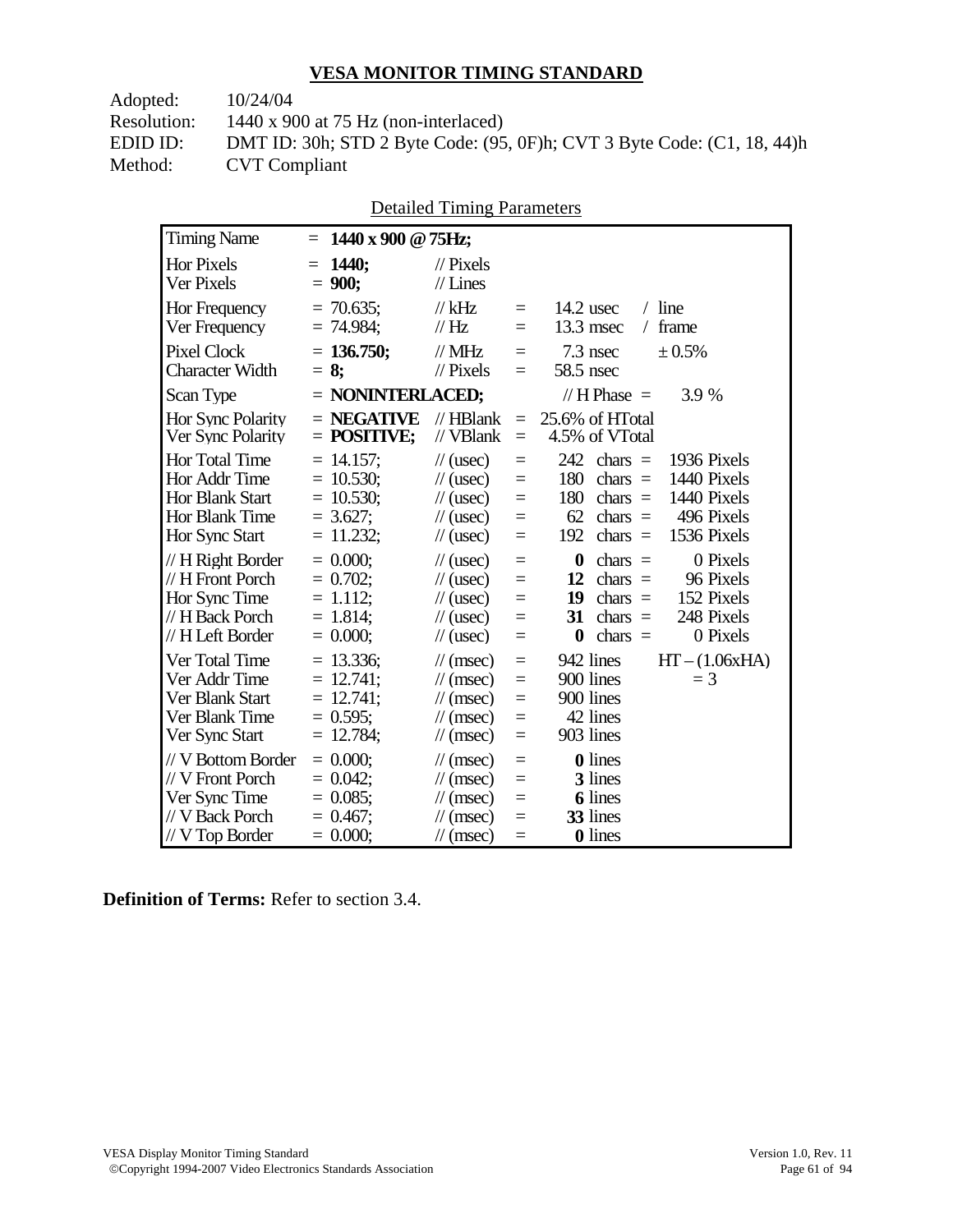## VESA MONITOR TIMING STANDARD

Adopted: 10/24/04
Resolution: 1440 x 900 at 75 Hz (non-interlaced)
EDID ID: DMT ID: 30h; STD 2 Byte Code: (95, 0F)h; CVT 3 Byte Code: (C1, 18, 44)h
Method: CVT Compliant

Detailed Timing Parameters

| Timing Name | = **1440 x 900 @ 75Hz;** | | | | |
|---|---|---|---|---|---|
| Hor Pixels | = **1440;** | // Pixels | | | |
| Ver Pixels | = **900;** | // Lines | | | |
| Hor Frequency | = 70.635; | // kHz | = | 14.2 usec | / line |
| Ver Frequency | = 74.984; | // Hz | = | 13.3 msec | / frame |
| Pixel Clock | = **136.750;** | // MHz | = | 7.3 nsec | ± 0.5% |
| Character Width | = **8;** | // Pixels | = | 58.5 nsec | |
| Scan Type | = **NONINTERLACED;** | | | // H Phase = | 3.9 % |
| Hor Sync Polarity | = **NEGATIVE** | // HBlank | = | 25.6% of HTotal | |
| Ver Sync Polarity | = **POSITIVE;** | // VBlank | = | 4.5% of VTotal | |
| Hor Total Time | = 14.157; | // (usec) | = | 242 chars = | 1936 Pixels |
| Hor Addr Time | = 10.530; | // (usec) | = | 180 chars = | 1440 Pixels |
| Hor Blank Start | = 10.530; | // (usec) | = | 180 chars = | 1440 Pixels |
| Hor Blank Time | = 3.627; | // (usec) | = | 62 chars = | 496 Pixels |
| Hor Sync Start | = 11.232; | // (usec) | = | 192 chars = | 1536 Pixels |
| // H Right Border | = 0.000; | // (usec) | = | **0** chars = | 0 Pixels |
| // H Front Porch | = 0.702; | // (usec) | = | **12** chars = | 96 Pixels |
| Hor Sync Time | = 1.112; | // (usec) | = | **19** chars = | 152 Pixels |
| // H Back Porch | = 1.814; | // (usec) | = | **31** chars = | 248 Pixels |
| // H Left Border | = 0.000; | // (usec) | = | **0** chars = | 0 Pixels |
| Ver Total Time | = 13.336; | // (msec) | = | 942 lines | HT – (1.06xHA) |
| Ver Addr Time | = 12.741; | // (msec) | = | 900 lines | = 3 |
| Ver Blank Start | = 12.741; | // (msec) | = | 900 lines | |
| Ver Blank Time | = 0.595; | // (msec) | = | 42 lines | |
| Ver Sync Start | = 12.784; | // (msec) | = | 903 lines | |
| // V Bottom Border | = 0.000; | // (msec) | = | **0** lines | |
| // V Front Porch | = 0.042; | // (msec) | = | **3** lines | |
| Ver Sync Time | = 0.085; | // (msec) | = | **6** lines | |
| // V Back Porch | = 0.467; | // (msec) | = | **33** lines | |
| // V Top Border | = 0.000; | // (msec) | = | **0** lines | |

**Definition of Terms:** Refer to section 3.4.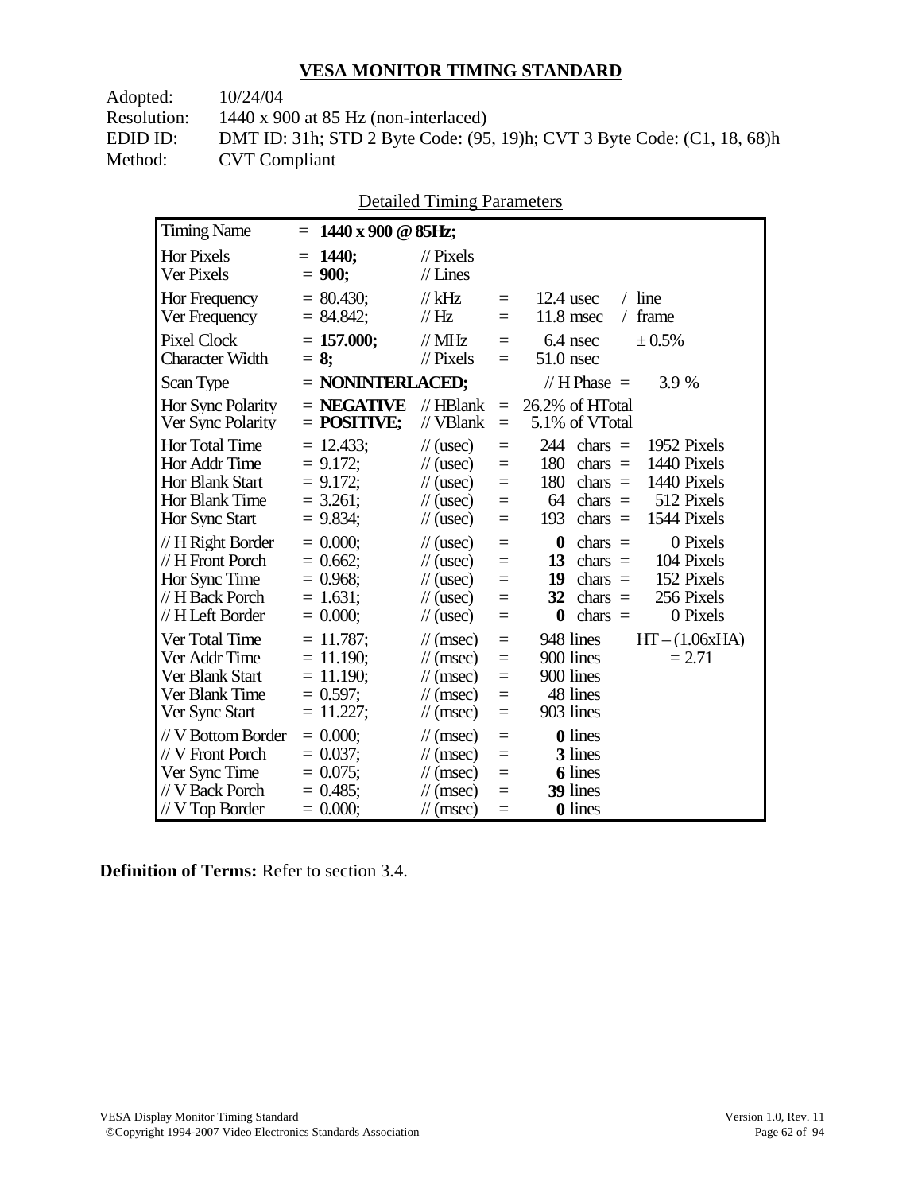## VESA MONITOR TIMING STANDARD

Adopted: 10/24/04
Resolution: 1440 x 900 at 85 Hz (non-interlaced)
EDID ID: DMT ID: 31h; STD 2 Byte Code: (95, 19)h; CVT 3 Byte Code: (C1, 18, 68)h
Method: CVT Compliant

Detailed Timing Parameters

| Timing Name | = **1440 x 900 @ 85Hz;** | | | | |
|---|---|---|---|---|---|
| Hor Pixels | = **1440;** | // Pixels | | | |
| Ver Pixels | = **900;** | // Lines | | | |
| Hor Frequency | = 80.430; | // kHz | = | 12.4 usec | / line |
| Ver Frequency | = 84.842; | // Hz | = | 11.8 msec | / frame |
| Pixel Clock | = **157.000;** | // MHz | = | 6.4 nsec | ± 0.5% |
| Character Width | = **8;** | // Pixels | = | 51.0 nsec | |
| Scan Type | = **NONINTERLACED;** | | | // H Phase = | 3.9 % |
| Hor Sync Polarity | = **NEGATIVE** | // HBlank | = | 26.2% of HTotal | |
| Ver Sync Polarity | = **POSITIVE;** | // VBlank | = | 5.1% of VTotal | |
| Hor Total Time | = 12.433; | // (usec) | = | 244 chars = | 1952 Pixels |
| Hor Addr Time | = 9.172; | // (usec) | = | 180 chars = | 1440 Pixels |
| Hor Blank Start | = 9.172; | // (usec) | = | 180 chars = | 1440 Pixels |
| Hor Blank Time | = 3.261; | // (usec) | = | 64 chars = | 512 Pixels |
| Hor Sync Start | = 9.834; | // (usec) | = | 193 chars = | 1544 Pixels |
| // H Right Border | = 0.000; | // (usec) | = | **0** chars = | 0 Pixels |
| // H Front Porch | = 0.662; | // (usec) | = | **13** chars = | 104 Pixels |
| Hor Sync Time | = 0.968; | // (usec) | = | **19** chars = | 152 Pixels |
| // H Back Porch | = 1.631; | // (usec) | = | **32** chars = | 256 Pixels |
| // H Left Border | = 0.000; | // (usec) | = | **0** chars = | 0 Pixels |
| Ver Total Time | = 11.787; | // (msec) | = | 948 lines | HT – (1.06xHA) |
| Ver Addr Time | = 11.190; | // (msec) | = | 900 lines | = 2.71 |
| Ver Blank Start | = 11.190; | // (msec) | = | 900 lines | |
| Ver Blank Time | = 0.597; | // (msec) | = | 48 lines | |
| Ver Sync Start | = 11.227; | // (msec) | = | 903 lines | |
| // V Bottom Border | = 0.000; | // (msec) | = | **0** lines | |
| // V Front Porch | = 0.037; | // (msec) | = | **3** lines | |
| Ver Sync Time | = 0.075; | // (msec) | = | **6** lines | |
| // V Back Porch | = 0.485; | // (msec) | = | **39** lines | |
| // V Top Border | = 0.000; | // (msec) | = | **0** lines | |

**Definition of Terms:** Refer to section 3.4.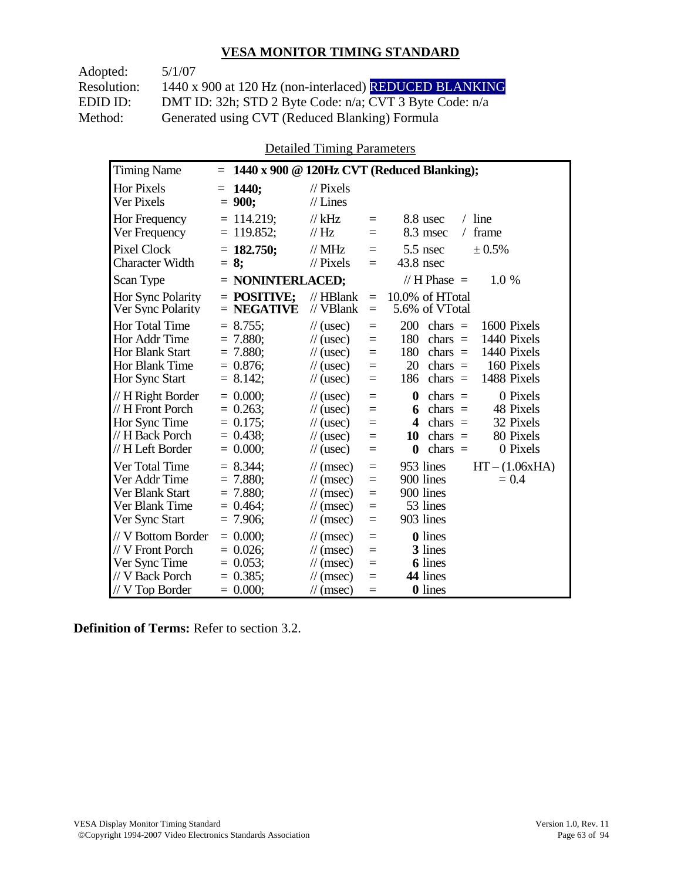## VESA MONITOR TIMING STANDARD

Adopted: 5/1/07
Resolution: 1440 x 900 at 120 Hz (non-interlaced) REDUCED BLANKING
EDID ID: DMT ID: 32h; STD 2 Byte Code: n/a; CVT 3 Byte Code: n/a
Method: Generated using CVT (Reduced Blanking) Formula

Detailed Timing Parameters

| Timing Name | = **1440 x 900 @ 120Hz CVT (Reduced Blanking);** | | | | |
|---|---|---|---|---|---|
| Hor Pixels | = **1440;** | // Pixels | | | |
| Ver Pixels | = **900;** | // Lines | | | |
| Hor Frequency | = 114.219; | // kHz | = | 8.8 usec | / line |
| Ver Frequency | = 119.852; | // Hz | = | 8.3 msec | / frame |
| Pixel Clock | = **182.750;** | // MHz | = | 5.5 nsec | ± 0.5% |
| Character Width | = **8;** | // Pixels | = | 43.8 nsec | |
| Scan Type | = **NONINTERLACED;** | | | // H Phase = | 1.0 % |
| Hor Sync Polarity | = **POSITIVE;** | // HBlank | = | 10.0% of HTotal | |
| Ver Sync Polarity | = **NEGATIVE** | // VBlank | = | 5.6% of VTotal | |
| Hor Total Time | = 8.755; | // (usec) | = | 200 chars = | 1600 Pixels |
| Hor Addr Time | = 7.880; | // (usec) | = | 180 chars = | 1440 Pixels |
| Hor Blank Start | = 7.880; | // (usec) | = | 180 chars = | 1440 Pixels |
| Hor Blank Time | = 0.876; | // (usec) | = | 20 chars = | 160 Pixels |
| Hor Sync Start | = 8.142; | // (usec) | = | 186 chars = | 1488 Pixels |
| // H Right Border | = 0.000; | // (usec) | = | **0** chars = | 0 Pixels |
| // H Front Porch | = 0.263; | // (usec) | = | **6** chars = | 48 Pixels |
| Hor Sync Time | = 0.175; | // (usec) | = | **4** chars = | 32 Pixels |
| // H Back Porch | = 0.438; | // (usec) | = | **10** chars = | 80 Pixels |
| // H Left Border | = 0.000; | // (usec) | = | **0** chars = | 0 Pixels |
| Ver Total Time | = 8.344; | // (msec) | = | 953 lines | HT – (1.06xHA) |
| Ver Addr Time | = 7.880; | // (msec) | = | 900 lines | = 0.4 |
| Ver Blank Start | = 7.880; | // (msec) | = | 900 lines | |
| Ver Blank Time | = 0.464; | // (msec) | = | 53 lines | |
| Ver Sync Start | = 7.906; | // (msec) | = | 903 lines | |
| // V Bottom Border | = 0.000; | // (msec) | = | **0** lines | |
| // V Front Porch | = 0.026; | // (msec) | = | **3** lines | |
| Ver Sync Time | = 0.053; | // (msec) | = | **6** lines | |
| // V Back Porch | = 0.385; | // (msec) | = | **44** lines | |
| // V Top Border | = 0.000; | // (msec) | = | **0** lines | |

**Definition of Terms:** Refer to section 3.2.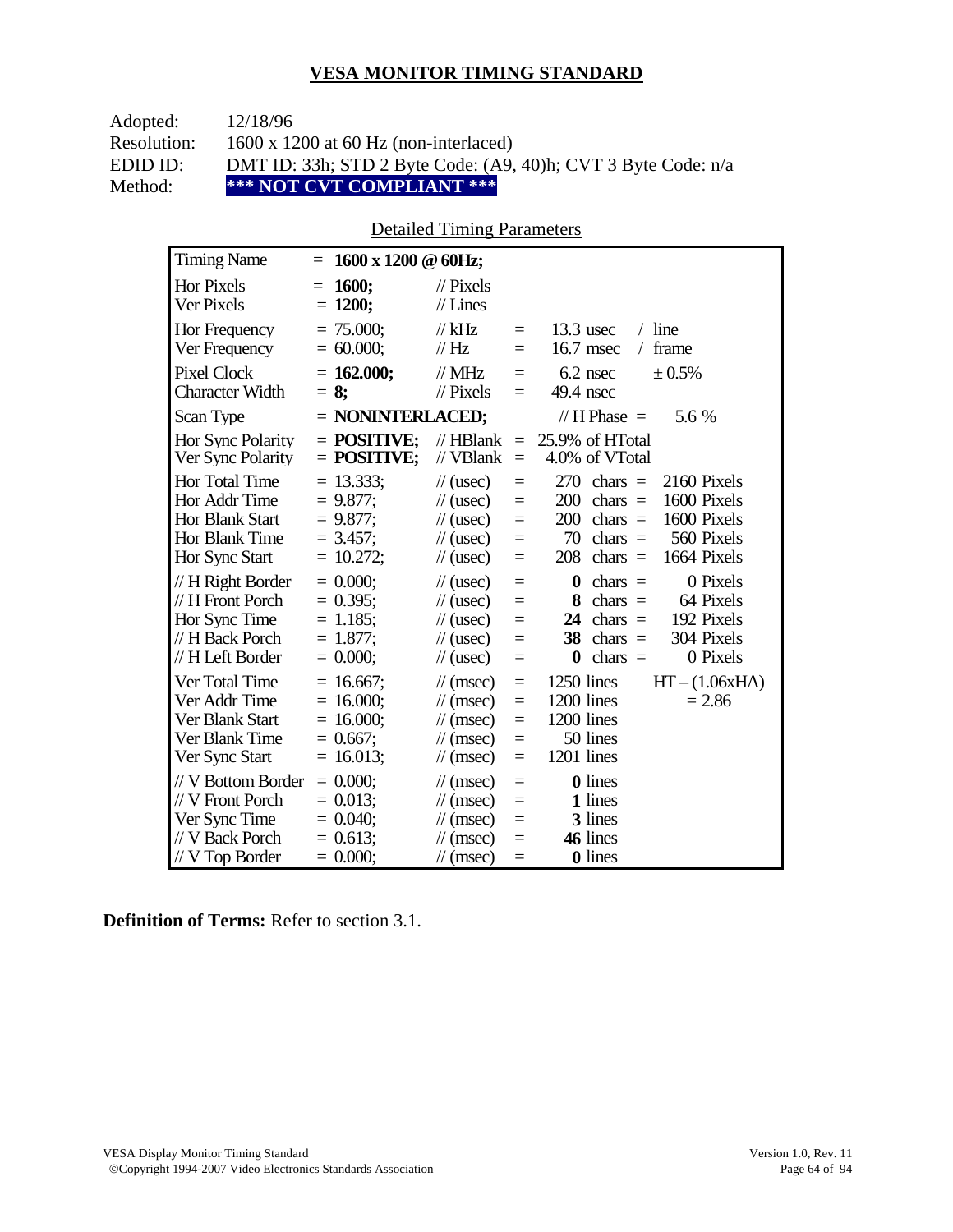## VESA MONITOR TIMING STANDARD

Adopted: 12/18/96
Resolution: 1600 x 1200 at 60 Hz (non-interlaced)
EDID ID: DMT ID: 33h; STD 2 Byte Code: (A9, 40)h; CVT 3 Byte Code: n/a
Method: **\*\*\* NOT CVT COMPLIANT \*\*\***

Detailed Timing Parameters

| | | | | | |
|---|---|---|---|---|---|
| Timing Name | = **1600 x 1200 @ 60Hz;** | | | | |
| Hor Pixels | = **1600;** | // Pixels | | | |
| Ver Pixels | = **1200;** | // Lines | | | |
| Hor Frequency | = 75.000; | // kHz | = | 13.3 usec | / line |
| Ver Frequency | = 60.000; | // Hz | = | 16.7 msec | / frame |
| Pixel Clock | = **162.000;** | // MHz | = | 6.2 nsec | ± 0.5% |
| Character Width | = **8;** | // Pixels | = | 49.4 nsec | |
| Scan Type | = **NONINTERLACED;** | | | // H Phase = | 5.6 % |
| Hor Sync Polarity | = **POSITIVE;** | // HBlank | = | 25.9% of HTotal | |
| Ver Sync Polarity | = **POSITIVE;** | // VBlank | = | 4.0% of VTotal | |
| Hor Total Time | = 13.333; | // (usec) | = | 270 chars = | 2160 Pixels |
| Hor Addr Time | = 9.877; | // (usec) | = | 200 chars = | 1600 Pixels |
| Hor Blank Start | = 9.877; | // (usec) | = | 200 chars = | 1600 Pixels |
| Hor Blank Time | = 3.457; | // (usec) | = | 70 chars = | 560 Pixels |
| Hor Sync Start | = 10.272; | // (usec) | = | 208 chars = | 1664 Pixels |
| // H Right Border | = 0.000; | // (usec) | = | **0** chars = | 0 Pixels |
| // H Front Porch | = 0.395; | // (usec) | = | **8** chars = | 64 Pixels |
| Hor Sync Time | = 1.185; | // (usec) | = | **24** chars = | 192 Pixels |
| // H Back Porch | = 1.877; | // (usec) | = | **38** chars = | 304 Pixels |
| // H Left Border | = 0.000; | // (usec) | = | **0** chars = | 0 Pixels |
| Ver Total Time | = 16.667; | // (msec) | = | 1250 lines | HT – (1.06xHA) |
| Ver Addr Time | = 16.000; | // (msec) | = | 1200 lines | = 2.86 |
| Ver Blank Start | = 16.000; | // (msec) | = | 1200 lines | |
| Ver Blank Time | = 0.667; | // (msec) | = | 50 lines | |
| Ver Sync Start | = 16.013; | // (msec) | = | 1201 lines | |
| // V Bottom Border | = 0.000; | // (msec) | = | **0** lines | |
| // V Front Porch | = 0.013; | // (msec) | = | **1** lines | |
| Ver Sync Time | = 0.040; | // (msec) | = | **3** lines | |
| // V Back Porch | = 0.613; | // (msec) | = | **46** lines | |
| // V Top Border | = 0.000; | // (msec) | = | **0** lines | |

**Definition of Terms:** Refer to section 3.1.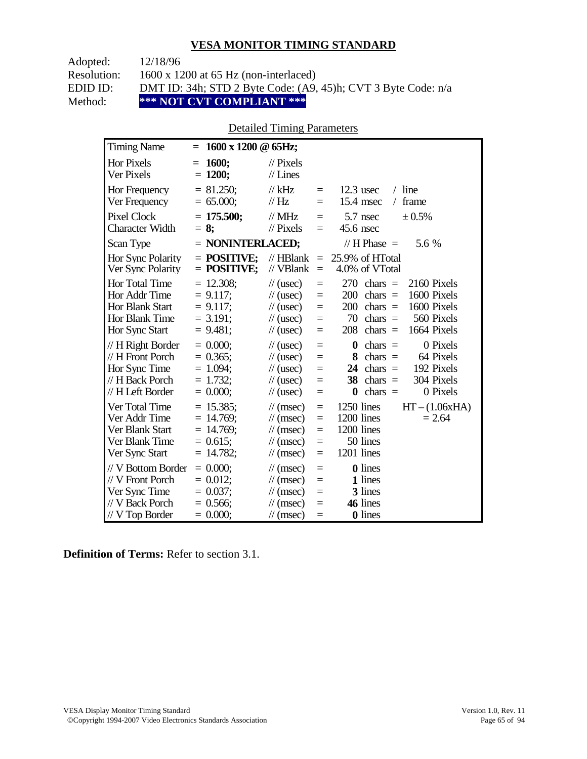## VESA MONITOR TIMING STANDARD

Adopted: 12/18/96
Resolution: 1600 x 1200 at 65 Hz (non-interlaced)
EDID ID: DMT ID: 34h; STD 2 Byte Code: (A9, 45)h; CVT 3 Byte Code: n/a
Method: **\*\*\* NOT CVT COMPLIANT \*\*\***

Detailed Timing Parameters

| | | | | | |
|---|---|---|---|---|---|
| Timing Name | = **1600 x 1200 @ 65Hz;** | | | | |
| Hor Pixels | = **1600;** | // Pixels | | | |
| Ver Pixels | = **1200;** | // Lines | | | |
| Hor Frequency | = 81.250; | // kHz | = | 12.3 usec | / line |
| Ver Frequency | = 65.000; | // Hz | = | 15.4 msec | / frame |
| Pixel Clock | = **175.500;** | // MHz | = | 5.7 nsec | ± 0.5% |
| Character Width | = **8;** | // Pixels | = | 45.6 nsec | |
| Scan Type | = **NONINTERLACED;** | | | // H Phase = | 5.6 % |
| Hor Sync Polarity | = **POSITIVE;** | // HBlank | = | 25.9% of HTotal | |
| Ver Sync Polarity | = **POSITIVE;** | // VBlank | = | 4.0% of VTotal | |
| Hor Total Time | = 12.308; | // (usec) | = | 270 chars = | 2160 Pixels |
| Hor Addr Time | = 9.117; | // (usec) | = | 200 chars = | 1600 Pixels |
| Hor Blank Start | = 9.117; | // (usec) | = | 200 chars = | 1600 Pixels |
| Hor Blank Time | = 3.191; | // (usec) | = | 70 chars = | 560 Pixels |
| Hor Sync Start | = 9.481; | // (usec) | = | 208 chars = | 1664 Pixels |
| // H Right Border | = 0.000; | // (usec) | = | **0** chars = | 0 Pixels |
| // H Front Porch | = 0.365; | // (usec) | = | **8** chars = | 64 Pixels |
| Hor Sync Time | = 1.094; | // (usec) | = | **24** chars = | 192 Pixels |
| // H Back Porch | = 1.732; | // (usec) | = | **38** chars = | 304 Pixels |
| // H Left Border | = 0.000; | // (usec) | = | **0** chars = | 0 Pixels |
| Ver Total Time | = 15.385; | // (msec) | = | 1250 lines | HT – (1.06xHA) |
| Ver Addr Time | = 14.769; | // (msec) | = | 1200 lines | = 2.64 |
| Ver Blank Start | = 14.769; | // (msec) | = | 1200 lines | |
| Ver Blank Time | = 0.615; | // (msec) | = | 50 lines | |
| Ver Sync Start | = 14.782; | // (msec) | = | 1201 lines | |
| // V Bottom Border | = 0.000; | // (msec) | = | **0** lines | |
| // V Front Porch | = 0.012; | // (msec) | = | **1** lines | |
| Ver Sync Time | = 0.037; | // (msec) | = | **3** lines | |
| // V Back Porch | = 0.566; | // (msec) | = | **46** lines | |
| // V Top Border | = 0.000; | // (msec) | = | **0** lines | |

**Definition of Terms:** Refer to section 3.1.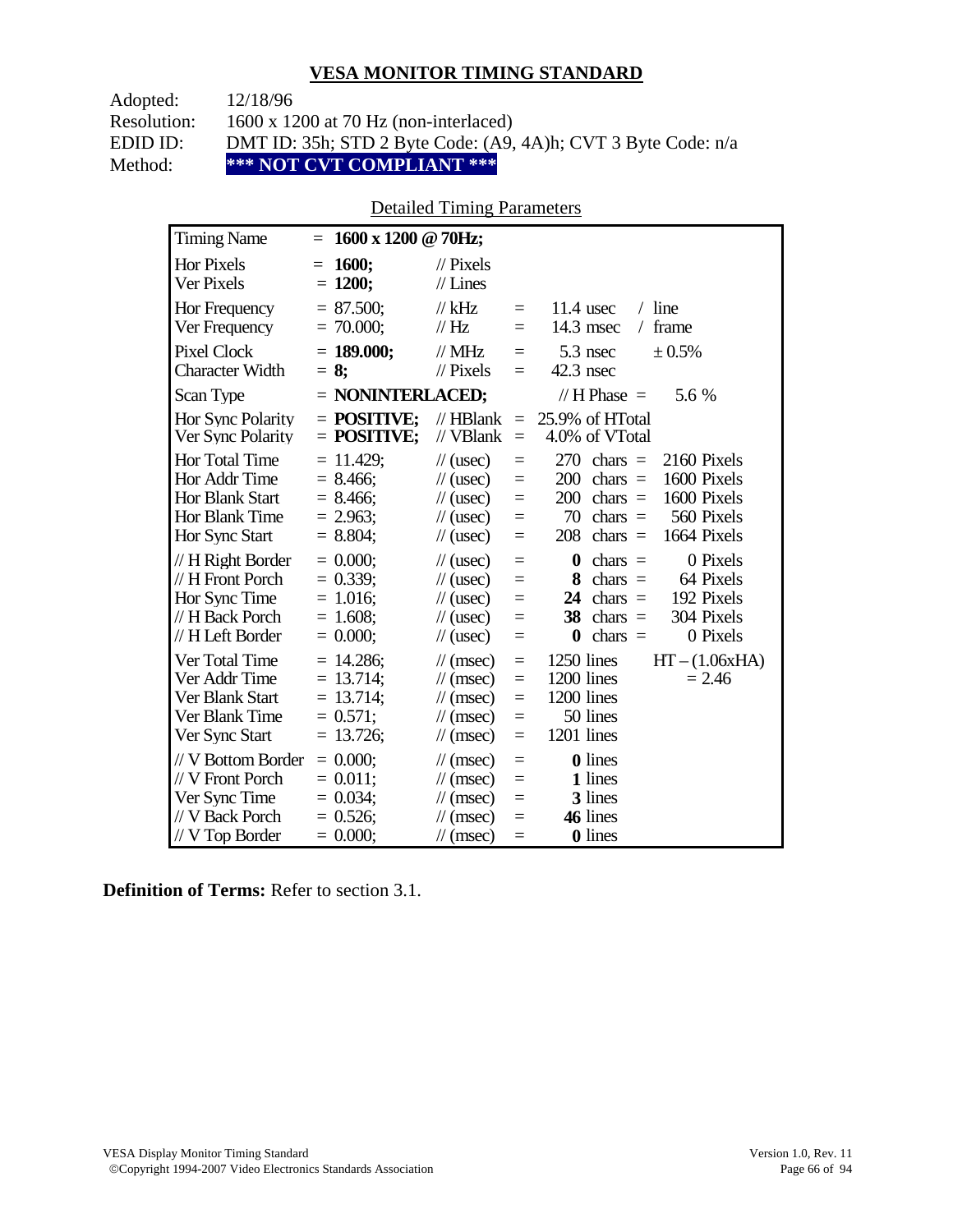## VESA MONITOR TIMING STANDARD

Adopted: 12/18/96
Resolution: 1600 x 1200 at 70 Hz (non-interlaced)
EDID ID: DMT ID: 35h; STD 2 Byte Code: (A9, 4A)h; CVT 3 Byte Code: n/a
Method: **\*\*\* NOT CVT COMPLIANT \*\*\***

Detailed Timing Parameters

| Parameter | Value | Unit | = | Detail | | |
|---|---|---|---|---|---|---|
| Timing Name | = **1600 x 1200 @ 70Hz;** | | | | | |
| Hor Pixels | = **1600;** | // Pixels | | | | |
| Ver Pixels | = **1200;** | // Lines | | | | |
| Hor Frequency | = 87.500; | // kHz | = | 11.4 usec | / line | |
| Ver Frequency | = 70.000; | // Hz | = | 14.3 msec | / frame | |
| Pixel Clock | = **189.000;** | // MHz | = | 5.3 nsec | ± 0.5% | |
| Character Width | = **8;** | // Pixels | = | 42.3 nsec | | |
| Scan Type | = **NONINTERLACED;** | | | // H Phase = | 5.6 % | |
| Hor Sync Polarity | = **POSITIVE;** | // HBlank | = | 25.9% of HTotal | | |
| Ver Sync Polarity | = **POSITIVE;** | // VBlank | = | 4.0% of VTotal | | |
| Hor Total Time | = 11.429; | // (usec) | = | 270 chars = | 2160 Pixels | |
| Hor Addr Time | = 8.466; | // (usec) | = | 200 chars = | 1600 Pixels | |
| Hor Blank Start | = 8.466; | // (usec) | = | 200 chars = | 1600 Pixels | |
| Hor Blank Time | = 2.963; | // (usec) | = | 70 chars = | 560 Pixels | |
| Hor Sync Start | = 8.804; | // (usec) | = | 208 chars = | 1664 Pixels | |
| // H Right Border | = 0.000; | // (usec) | = | **0** chars = | 0 Pixels | |
| // H Front Porch | = 0.339; | // (usec) | = | **8** chars = | 64 Pixels | |
| Hor Sync Time | = 1.016; | // (usec) | = | **24** chars = | 192 Pixels | |
| // H Back Porch | = 1.608; | // (usec) | = | **38** chars = | 304 Pixels | |
| // H Left Border | = 0.000; | // (usec) | = | **0** chars = | 0 Pixels | |
| Ver Total Time | = 14.286; | // (msec) | = | 1250 lines | | HT – (1.06xHA) |
| Ver Addr Time | = 13.714; | // (msec) | = | 1200 lines | | = 2.46 |
| Ver Blank Start | = 13.714; | // (msec) | = | 1200 lines | | |
| Ver Blank Time | = 0.571; | // (msec) | = | 50 lines | | |
| Ver Sync Start | = 13.726; | // (msec) | = | 1201 lines | | |
| // V Bottom Border | = 0.000; | // (msec) | = | **0** lines | | |
| // V Front Porch | = 0.011; | // (msec) | = | **1** lines | | |
| Ver Sync Time | = 0.034; | // (msec) | = | **3** lines | | |
| // V Back Porch | = 0.526; | // (msec) | = | **46** lines | | |
| // V Top Border | = 0.000; | // (msec) | = | **0** lines | | |

**Definition of Terms:** Refer to section 3.1.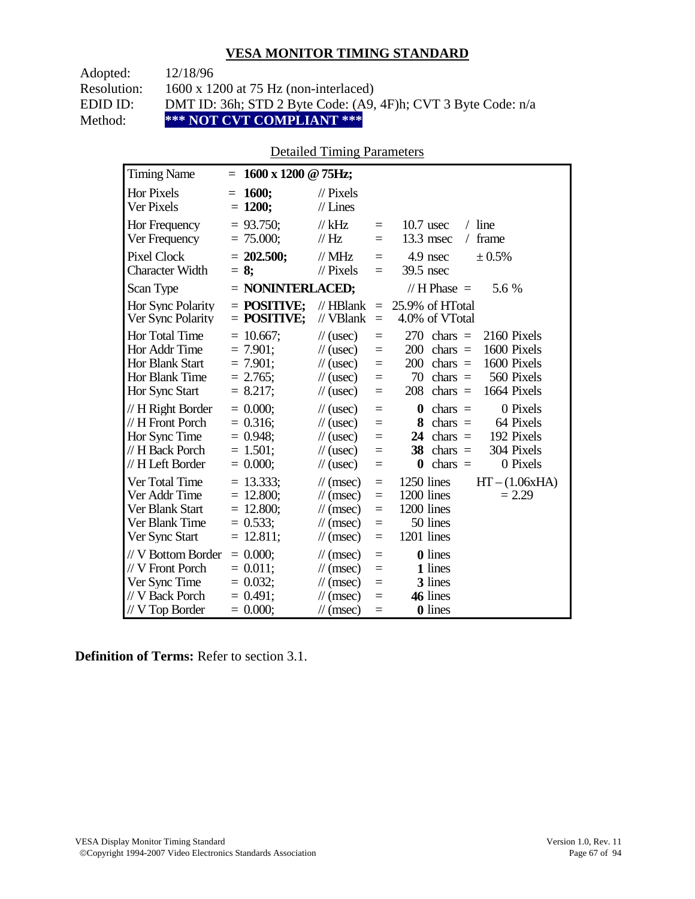## VESA MONITOR TIMING STANDARD

Adopted: 12/18/96
Resolution: 1600 x 1200 at 75 Hz (non-interlaced)
EDID ID: DMT ID: 36h; STD 2 Byte Code: (A9, 4F)h; CVT 3 Byte Code: n/a
Method: **\*\*\* NOT CVT COMPLIANT \*\*\***

Detailed Timing Parameters

| | | | | | |
|---|---|---|---|---|---|
| Timing Name | = **1600 x 1200 @ 75Hz;** | | | | |
| Hor Pixels | = **1600;** | // Pixels | | | |
| Ver Pixels | = **1200;** | // Lines | | | |
| Hor Frequency | = 93.750; | // kHz | = | 10.7 usec | / line |
| Ver Frequency | = 75.000; | // Hz | = | 13.3 msec | / frame |
| Pixel Clock | = **202.500;** | // MHz | = | 4.9 nsec | ± 0.5% |
| Character Width | = **8;** | // Pixels | = | 39.5 nsec | |
| Scan Type | = **NONINTERLACED;** | | | // H Phase = | 5.6 % |
| Hor Sync Polarity | = **POSITIVE;** | // HBlank | = | 25.9% of HTotal | |
| Ver Sync Polarity | = **POSITIVE;** | // VBlank | = | 4.0% of VTotal | |
| Hor Total Time | = 10.667; | // (usec) | = | 270 chars = | 2160 Pixels |
| Hor Addr Time | = 7.901; | // (usec) | = | 200 chars = | 1600 Pixels |
| Hor Blank Start | = 7.901; | // (usec) | = | 200 chars = | 1600 Pixels |
| Hor Blank Time | = 2.765; | // (usec) | = | 70 chars = | 560 Pixels |
| Hor Sync Start | = 8.217; | // (usec) | = | 208 chars = | 1664 Pixels |
| // H Right Border | = 0.000; | // (usec) | = | **0** chars = | 0 Pixels |
| // H Front Porch | = 0.316; | // (usec) | = | **8** chars = | 64 Pixels |
| Hor Sync Time | = 0.948; | // (usec) | = | **24** chars = | 192 Pixels |
| // H Back Porch | = 1.501; | // (usec) | = | **38** chars = | 304 Pixels |
| // H Left Border | = 0.000; | // (usec) | = | **0** chars = | 0 Pixels |
| Ver Total Time | = 13.333; | // (msec) | = | 1250 lines | HT – (1.06xHA) |
| Ver Addr Time | = 12.800; | // (msec) | = | 1200 lines | = 2.29 |
| Ver Blank Start | = 12.800; | // (msec) | = | 1200 lines | |
| Ver Blank Time | = 0.533; | // (msec) | = | 50 lines | |
| Ver Sync Start | = 12.811; | // (msec) | = | 1201 lines | |
| // V Bottom Border | = 0.000; | // (msec) | = | **0** lines | |
| // V Front Porch | = 0.011; | // (msec) | = | **1** lines | |
| Ver Sync Time | = 0.032; | // (msec) | = | **3** lines | |
| // V Back Porch | = 0.491; | // (msec) | = | **46** lines | |
| // V Top Border | = 0.000; | // (msec) | = | **0** lines | |

**Definition of Terms:** Refer to section 3.1.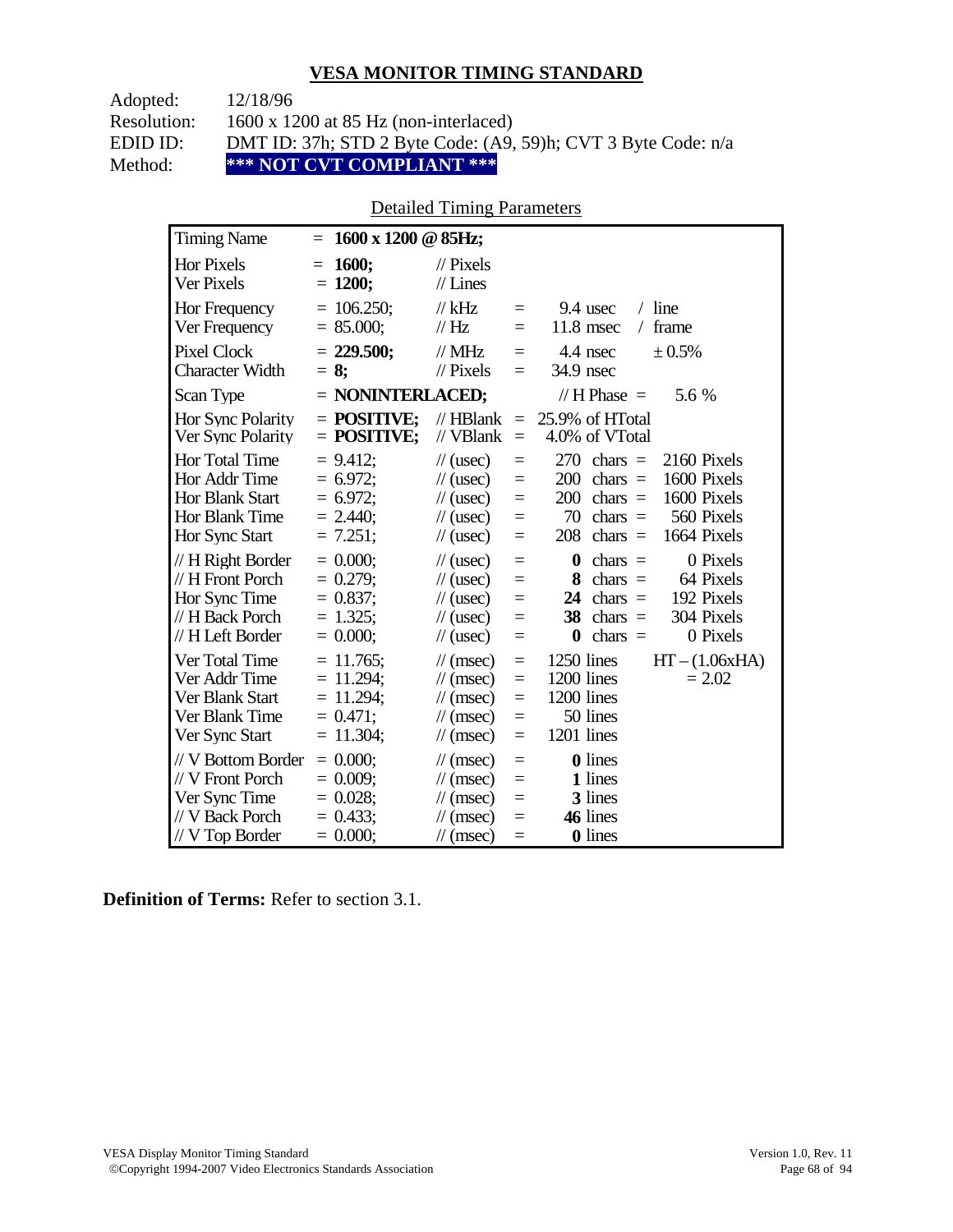## VESA MONITOR TIMING STANDARD

Adopted: 12/18/96
Resolution: 1600 x 1200 at 85 Hz (non-interlaced)
EDID ID: DMT ID: 37h; STD 2 Byte Code: (A9, 59)h; CVT 3 Byte Code: n/a
Method: **\*\*\* NOT CVT COMPLIANT \*\*\***

Detailed Timing Parameters

| Parameter | Value | Unit | | | | |
|---|---|---|---|---|---|---|
| Timing Name | = **1600 x 1200 @ 85Hz;** | | | | | |
| Hor Pixels | = **1600;** | // Pixels | | | | |
| Ver Pixels | = **1200;** | // Lines | | | | |
| Hor Frequency | = 106.250; | // kHz | = | 9.4 usec | / line | |
| Ver Frequency | = 85.000; | // Hz | = | 11.8 msec | / frame | |
| Pixel Clock | = **229.500;** | // MHz | = | 4.4 nsec | ± 0.5% | |
| Character Width | = **8;** | // Pixels | = | 34.9 nsec | | |
| Scan Type | = **NONINTERLACED;** | | | // H Phase = | 5.6 % | |
| Hor Sync Polarity | = **POSITIVE;** | // HBlank | = | 25.9% of HTotal | | |
| Ver Sync Polarity | = **POSITIVE;** | // VBlank | = | 4.0% of VTotal | | |
| Hor Total Time | = 9.412; | // (usec) | = | 270 chars = | 2160 Pixels | |
| Hor Addr Time | = 6.972; | // (usec) | = | 200 chars = | 1600 Pixels | |
| Hor Blank Start | = 6.972; | // (usec) | = | 200 chars = | 1600 Pixels | |
| Hor Blank Time | = 2.440; | // (usec) | = | 70 chars = | 560 Pixels | |
| Hor Sync Start | = 7.251; | // (usec) | = | 208 chars = | 1664 Pixels | |
| // H Right Border | = 0.000; | // (usec) | = | **0** chars = | 0 Pixels | |
| // H Front Porch | = 0.279; | // (usec) | = | **8** chars = | 64 Pixels | |
| Hor Sync Time | = 0.837; | // (usec) | = | **24** chars = | 192 Pixels | |
| // H Back Porch | = 1.325; | // (usec) | = | **38** chars = | 304 Pixels | |
| // H Left Border | = 0.000; | // (usec) | = | **0** chars = | 0 Pixels | |
| Ver Total Time | = 11.765; | // (msec) | = | 1250 lines | | HT – (1.06xHA) |
| Ver Addr Time | = 11.294; | // (msec) | = | 1200 lines | | = 2.02 |
| Ver Blank Start | = 11.294; | // (msec) | = | 1200 lines | | |
| Ver Blank Time | = 0.471; | // (msec) | = | 50 lines | | |
| Ver Sync Start | = 11.304; | // (msec) | = | 1201 lines | | |
| // V Bottom Border | = 0.000; | // (msec) | = | **0** lines | | |
| // V Front Porch | = 0.009; | // (msec) | = | **1** lines | | |
| Ver Sync Time | = 0.028; | // (msec) | = | **3** lines | | |
| // V Back Porch | = 0.433; | // (msec) | = | **46** lines | | |
| // V Top Border | = 0.000; | // (msec) | = | **0** lines | | |

**Definition of Terms:** Refer to section 3.1.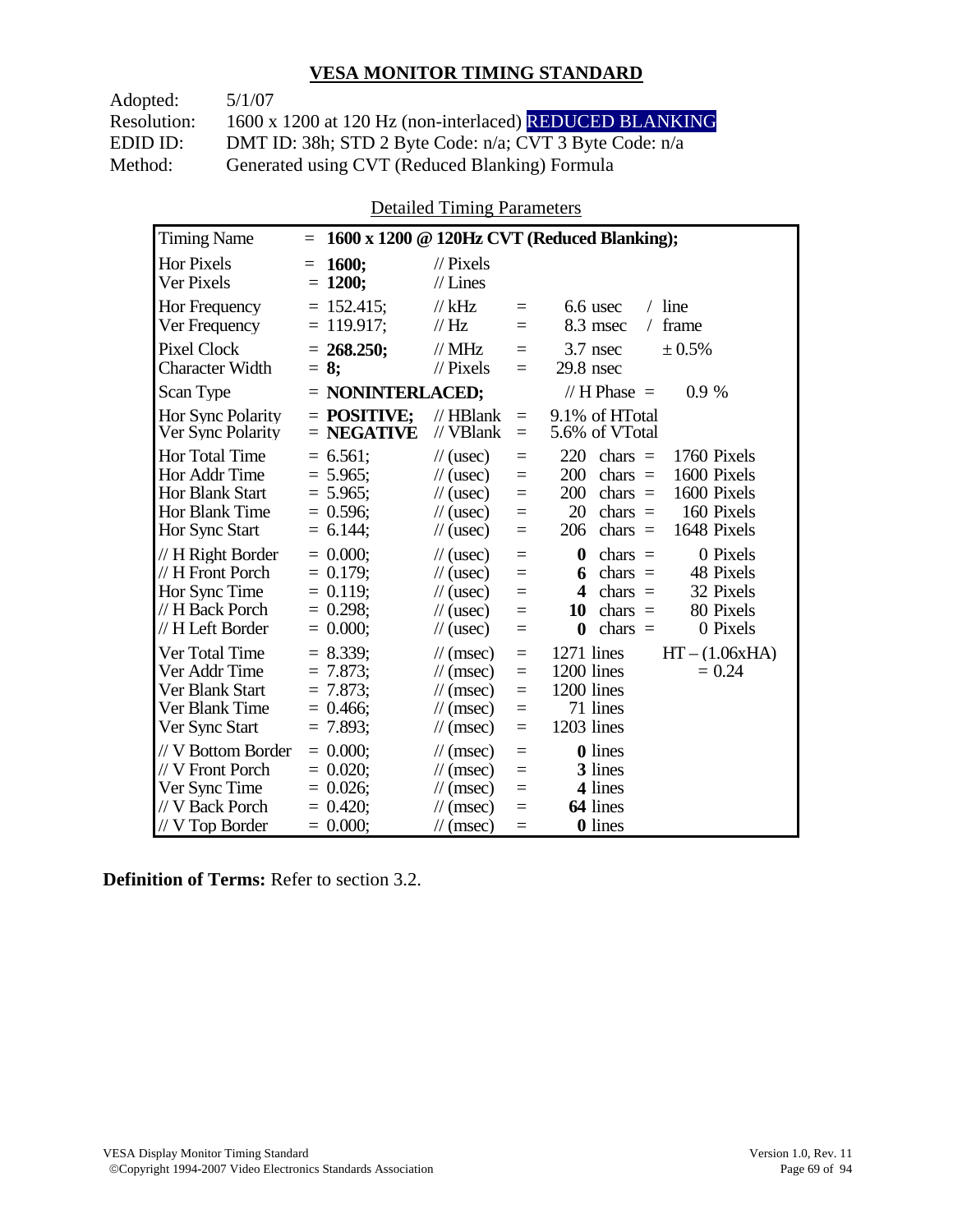## VESA MONITOR TIMING STANDARD

Adopted: 5/1/07
Resolution: 1600 x 1200 at 120 Hz (non-interlaced) REDUCED BLANKING
EDID ID: DMT ID: 38h; STD 2 Byte Code: n/a; CVT 3 Byte Code: n/a
Method: Generated using CVT (Reduced Blanking) Formula

Detailed Timing Parameters

| Parameter | Value | Units | | | | |
|---|---|---|---|---|---|---|
| Timing Name | = **1600 x 1200 @ 120Hz CVT (Reduced Blanking);** | | | | | |
| Hor Pixels | = **1600;** | // Pixels | | | | |
| Ver Pixels | = **1200;** | // Lines | | | | |
| Hor Frequency | = 152.415; | // kHz | = | 6.6 usec | / line | |
| Ver Frequency | = 119.917; | // Hz | = | 8.3 msec | / frame | |
| Pixel Clock | = **268.250;** | // MHz | = | 3.7 nsec | ± 0.5% | |
| Character Width | = **8;** | // Pixels | = | 29.8 nsec | | |
| Scan Type | = **NONINTERLACED;** | | | // H Phase = | 0.9 % | |
| Hor Sync Polarity | = **POSITIVE;** | // HBlank | = | 9.1% of HTotal | | |
| Ver Sync Polarity | = **NEGATIVE** | // VBlank | = | 5.6% of VTotal | | |
| Hor Total Time | = 6.561; | // (usec) | = | 220 | chars = | 1760 Pixels |
| Hor Addr Time | = 5.965; | // (usec) | = | 200 | chars = | 1600 Pixels |
| Hor Blank Start | = 5.965; | // (usec) | = | 200 | chars = | 1600 Pixels |
| Hor Blank Time | = 0.596; | // (usec) | = | 20 | chars = | 160 Pixels |
| Hor Sync Start | = 6.144; | // (usec) | = | 206 | chars = | 1648 Pixels |
| // H Right Border | = 0.000; | // (usec) | = | **0** | chars = | 0 Pixels |
| // H Front Porch | = 0.179; | // (usec) | = | **6** | chars = | 48 Pixels |
| Hor Sync Time | = 0.119; | // (usec) | = | **4** | chars = | 32 Pixels |
| // H Back Porch | = 0.298; | // (usec) | = | **10** | chars = | 80 Pixels |
| // H Left Border | = 0.000; | // (usec) | = | **0** | chars = | 0 Pixels |
| Ver Total Time | = 8.339; | // (msec) | = | 1271 lines | | HT – (1.06xHA) |
| Ver Addr Time | = 7.873; | // (msec) | = | 1200 lines | | = 0.24 |
| Ver Blank Start | = 7.873; | // (msec) | = | 1200 lines | | |
| Ver Blank Time | = 0.466; | // (msec) | = | 71 lines | | |
| Ver Sync Start | = 7.893; | // (msec) | = | 1203 lines | | |
| // V Bottom Border | = 0.000; | // (msec) | = | **0** lines | | |
| // V Front Porch | = 0.020; | // (msec) | = | **3** lines | | |
| Ver Sync Time | = 0.026; | // (msec) | = | **4** lines | | |
| // V Back Porch | = 0.420; | // (msec) | = | **64** lines | | |
| // V Top Border | = 0.000; | // (msec) | = | **0** lines | | |

**Definition of Terms:** Refer to section 3.2.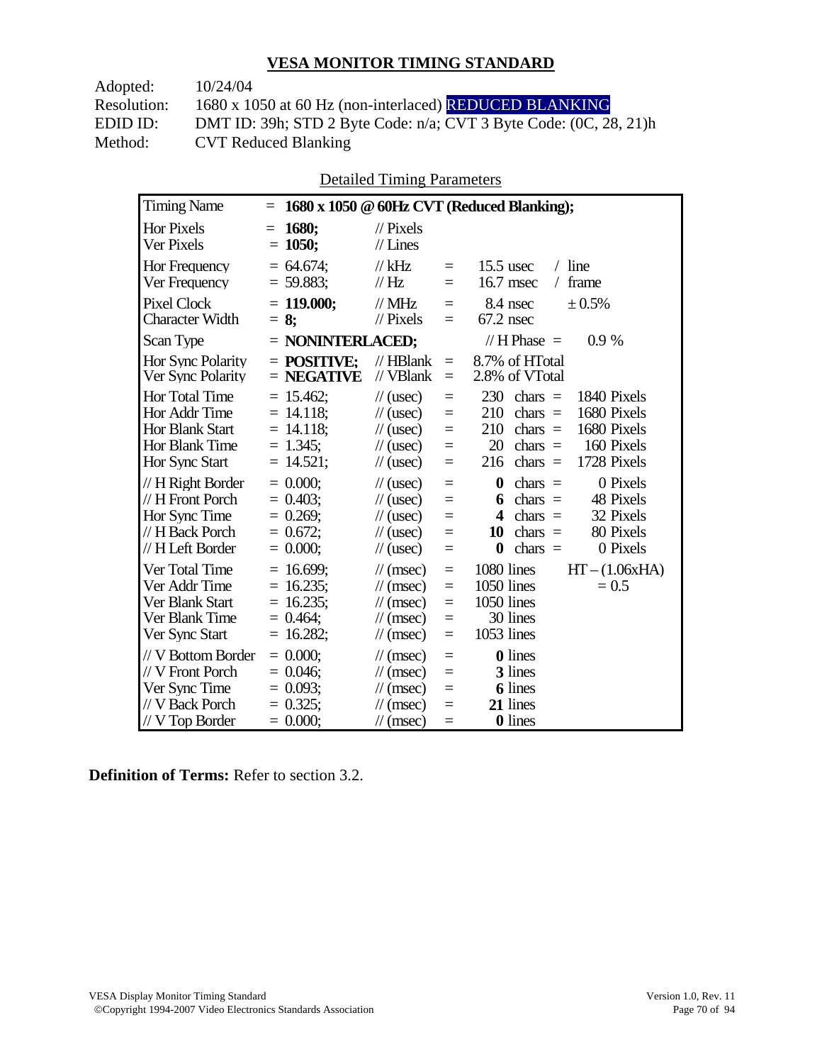## VESA MONITOR TIMING STANDARD

Adopted: 10/24/04
Resolution: 1680 x 1050 at 60 Hz (non-interlaced) REDUCED BLANKING
EDID ID: DMT ID: 39h; STD 2 Byte Code: n/a; CVT 3 Byte Code: (0C, 28, 21)h
Method: CVT Reduced Blanking

Detailed Timing Parameters

| Timing Name | = **1680 x 1050 @ 60Hz CVT (Reduced Blanking);** | | | | |
|---|---|---|---|---|---|
| Hor Pixels | = **1680;** | // Pixels | | | |
| Ver Pixels | = **1050;** | // Lines | | | |
| Hor Frequency | = 64.674; | // kHz | = | 15.5 usec | / line |
| Ver Frequency | = 59.883; | // Hz | = | 16.7 msec | / frame |
| Pixel Clock | = **119.000;** | // MHz | = | 8.4 nsec | ± 0.5% |
| Character Width | = **8;** | // Pixels | = | 67.2 nsec | |
| Scan Type | = **NONINTERLACED;** | | | // H Phase = | 0.9 % |
| Hor Sync Polarity | = **POSITIVE;** | // HBlank | = | 8.7% of HTotal | |
| Ver Sync Polarity | = **NEGATIVE** | // VBlank | = | 2.8% of VTotal | |
| Hor Total Time | = 15.462; | // (usec) | = | 230 chars = | 1840 Pixels |
| Hor Addr Time | = 14.118; | // (usec) | = | 210 chars = | 1680 Pixels |
| Hor Blank Start | = 14.118; | // (usec) | = | 210 chars = | 1680 Pixels |
| Hor Blank Time | = 1.345; | // (usec) | = | 20 chars = | 160 Pixels |
| Hor Sync Start | = 14.521; | // (usec) | = | 216 chars = | 1728 Pixels |
| // H Right Border | = 0.000; | // (usec) | = | **0** chars = | 0 Pixels |
| // H Front Porch | = 0.403; | // (usec) | = | **6** chars = | 48 Pixels |
| Hor Sync Time | = 0.269; | // (usec) | = | **4** chars = | 32 Pixels |
| // H Back Porch | = 0.672; | // (usec) | = | **10** chars = | 80 Pixels |
| // H Left Border | = 0.000; | // (usec) | = | **0** chars = | 0 Pixels |
| Ver Total Time | = 16.699; | // (msec) | = | 1080 lines | HT – (1.06xHA) |
| Ver Addr Time | = 16.235; | // (msec) | = | 1050 lines | = 0.5 |
| Ver Blank Start | = 16.235; | // (msec) | = | 1050 lines | |
| Ver Blank Time | = 0.464; | // (msec) | = | 30 lines | |
| Ver Sync Start | = 16.282; | // (msec) | = | 1053 lines | |
| // V Bottom Border | = 0.000; | // (msec) | = | **0** lines | |
| // V Front Porch | = 0.046; | // (msec) | = | **3** lines | |
| Ver Sync Time | = 0.093; | // (msec) | = | **6** lines | |
| // V Back Porch | = 0.325; | // (msec) | = | **21** lines | |
| // V Top Border | = 0.000; | // (msec) | = | **0** lines | |

**Definition of Terms:** Refer to section 3.2.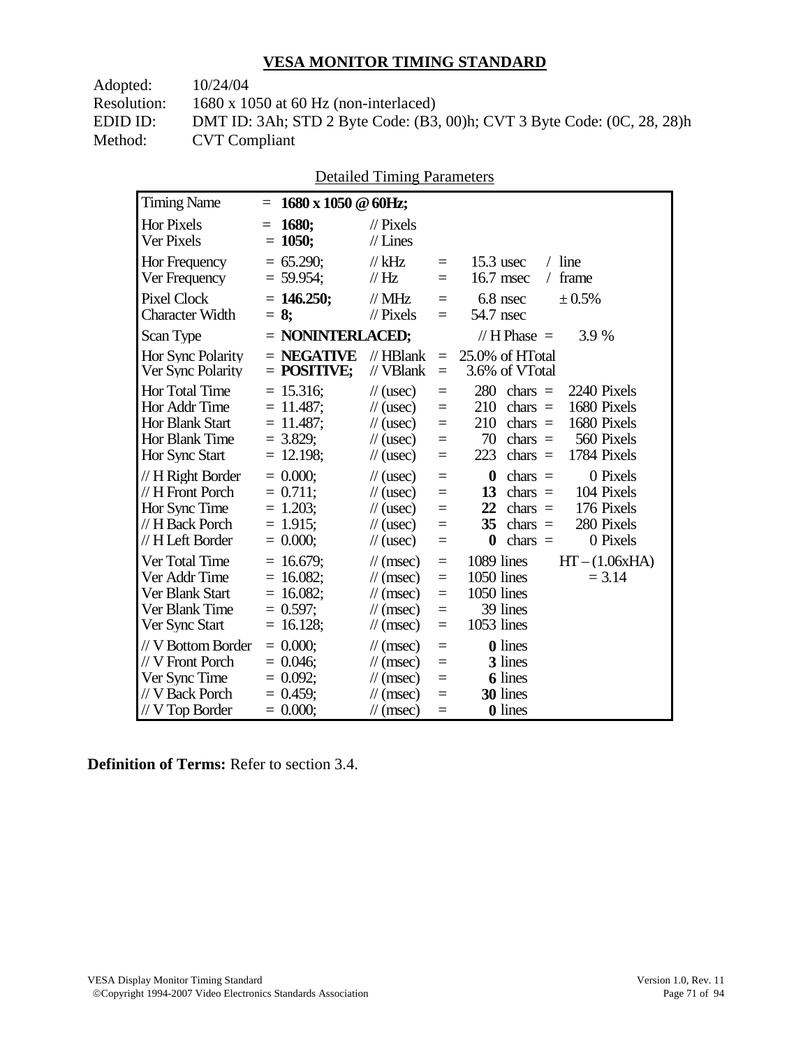## VESA MONITOR TIMING STANDARD

Adopted: 10/24/04
Resolution: 1680 x 1050 at 60 Hz (non-interlaced)
EDID ID: DMT ID: 3Ah; STD 2 Byte Code: (B3, 00)h; CVT 3 Byte Code: (0C, 28, 28)h
Method: CVT Compliant

Detailed Timing Parameters

| Parameter | Value | Unit | | | | |
|---|---|---|---|---|---|---|
| Timing Name | = **1680 x 1050 @ 60Hz;** | | | | | |
| Hor Pixels | = **1680;** | // Pixels | | | | |
| Ver Pixels | = **1050;** | // Lines | | | | |
| Hor Frequency | = 65.290; | // kHz | = | 15.3 usec | / line | |
| Ver Frequency | = 59.954; | // Hz | = | 16.7 msec | / frame | |
| Pixel Clock | = **146.250;** | // MHz | = | 6.8 nsec | ± 0.5% | |
| Character Width | = **8;** | // Pixels | = | 54.7 nsec | | |
| Scan Type | = **NONINTERLACED;** | | | // H Phase = | 3.9 % | |
| Hor Sync Polarity | = **NEGATIVE** | // HBlank | = | 25.0% of HTotal | | |
| Ver Sync Polarity | = **POSITIVE;** | // VBlank | = | 3.6% of VTotal | | |
| Hor Total Time | = 15.316; | // (usec) | = | 280 chars = | 2240 Pixels | |
| Hor Addr Time | = 11.487; | // (usec) | = | 210 chars = | 1680 Pixels | |
| Hor Blank Start | = 11.487; | // (usec) | = | 210 chars = | 1680 Pixels | |
| Hor Blank Time | = 3.829; | // (usec) | = | 70 chars = | 560 Pixels | |
| Hor Sync Start | = 12.198; | // (usec) | = | 223 chars = | 1784 Pixels | |
| // H Right Border | = 0.000; | // (usec) | = | **0** chars = | 0 Pixels | |
| // H Front Porch | = 0.711; | // (usec) | = | **13** chars = | 104 Pixels | |
| Hor Sync Time | = 1.203; | // (usec) | = | **22** chars = | 176 Pixels | |
| // H Back Porch | = 1.915; | // (usec) | = | **35** chars = | 280 Pixels | |
| // H Left Border | = 0.000; | // (usec) | = | **0** chars = | 0 Pixels | |
| Ver Total Time | = 16.679; | // (msec) | = | 1089 lines | HT – (1.06xHA) | |
| Ver Addr Time | = 16.082; | // (msec) | = | 1050 lines | = 3.14 | |
| Ver Blank Start | = 16.082; | // (msec) | = | 1050 lines | | |
| Ver Blank Time | = 0.597; | // (msec) | = | 39 lines | | |
| Ver Sync Start | = 16.128; | // (msec) | = | 1053 lines | | |
| // V Bottom Border | = 0.000; | // (msec) | = | **0** lines | | |
| // V Front Porch | = 0.046; | // (msec) | = | **3** lines | | |
| Ver Sync Time | = 0.092; | // (msec) | = | **6** lines | | |
| // V Back Porch | = 0.459; | // (msec) | = | **30** lines | | |
| // V Top Border | = 0.000; | // (msec) | = | **0** lines | | |

**Definition of Terms:** Refer to section 3.4.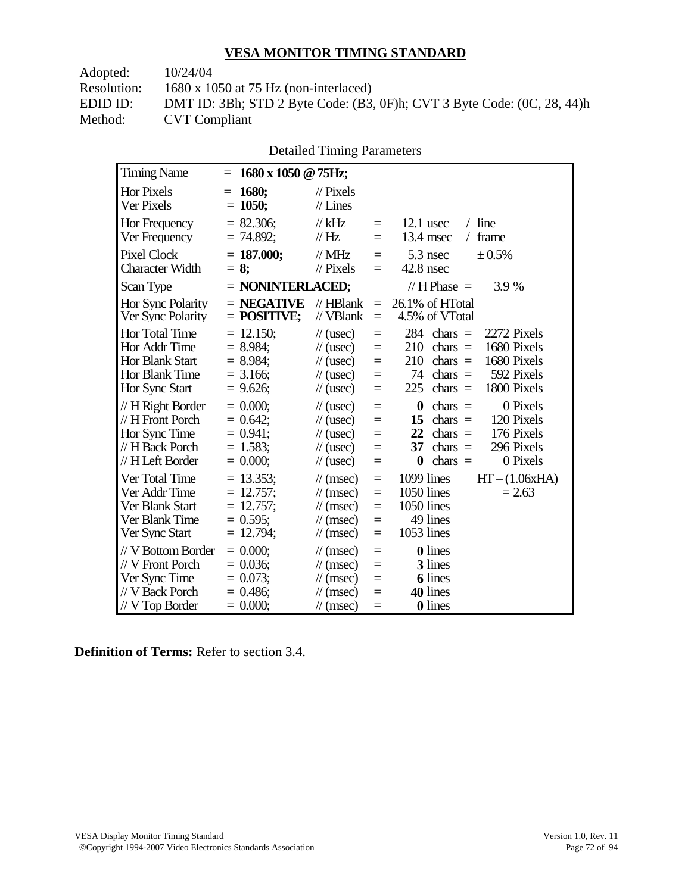## VESA MONITOR TIMING STANDARD

Adopted: 10/24/04
Resolution: 1680 x 1050 at 75 Hz (non-interlaced)
EDID ID: DMT ID: 3Bh; STD 2 Byte Code: (B3, 0F)h; CVT 3 Byte Code: (0C, 28, 44)h
Method: CVT Compliant

Detailed Timing Parameters

| Parameter | Value | Unit | | | | |
|---|---|---|---|---|---|---|
| Timing Name | = **1680 x 1050 @ 75Hz;** | | | | | |
| Hor Pixels | = **1680;** | // Pixels | | | | |
| Ver Pixels | = **1050;** | // Lines | | | | |
| Hor Frequency | = 82.306; | // kHz | = | 12.1 usec | / line | |
| Ver Frequency | = 74.892; | // Hz | = | 13.4 msec | / frame | |
| Pixel Clock | = **187.000;** | // MHz | = | 5.3 nsec | ± 0.5% | |
| Character Width | = **8;** | // Pixels | = | 42.8 nsec | | |
| Scan Type | = **NONINTERLACED;** | | | // H Phase = | 3.9 % | |
| Hor Sync Polarity | = **NEGATIVE** | // HBlank | = | 26.1% of HTotal | | |
| Ver Sync Polarity | = **POSITIVE;** | // VBlank | = | 4.5% of VTotal | | |
| Hor Total Time | = 12.150; | // (usec) | = | 284 | chars = | 2272 Pixels |
| Hor Addr Time | = 8.984; | // (usec) | = | 210 | chars = | 1680 Pixels |
| Hor Blank Start | = 8.984; | // (usec) | = | 210 | chars = | 1680 Pixels |
| Hor Blank Time | = 3.166; | // (usec) | = | 74 | chars = | 592 Pixels |
| Hor Sync Start | = 9.626; | // (usec) | = | 225 | chars = | 1800 Pixels |
| // H Right Border | = 0.000; | // (usec) | = | **0** | chars = | 0 Pixels |
| // H Front Porch | = 0.642; | // (usec) | = | **15** | chars = | 120 Pixels |
| Hor Sync Time | = 0.941; | // (usec) | = | **22** | chars = | 176 Pixels |
| // H Back Porch | = 1.583; | // (usec) | = | **37** | chars = | 296 Pixels |
| // H Left Border | = 0.000; | // (usec) | = | **0** | chars = | 0 Pixels |
| Ver Total Time | = 13.353; | // (msec) | = | 1099 lines | | HT – (1.06xHA) |
| Ver Addr Time | = 12.757; | // (msec) | = | 1050 lines | | = 2.63 |
| Ver Blank Start | = 12.757; | // (msec) | = | 1050 lines | | |
| Ver Blank Time | = 0.595; | // (msec) | = | 49 lines | | |
| Ver Sync Start | = 12.794; | // (msec) | = | 1053 lines | | |
| // V Bottom Border | = 0.000; | // (msec) | = | **0** lines | | |
| // V Front Porch | = 0.036; | // (msec) | = | **3** lines | | |
| Ver Sync Time | = 0.073; | // (msec) | = | **6** lines | | |
| // V Back Porch | = 0.486; | // (msec) | = | **40** lines | | |
| // V Top Border | = 0.000; | // (msec) | = | **0** lines | | |

**Definition of Terms:** Refer to section 3.4.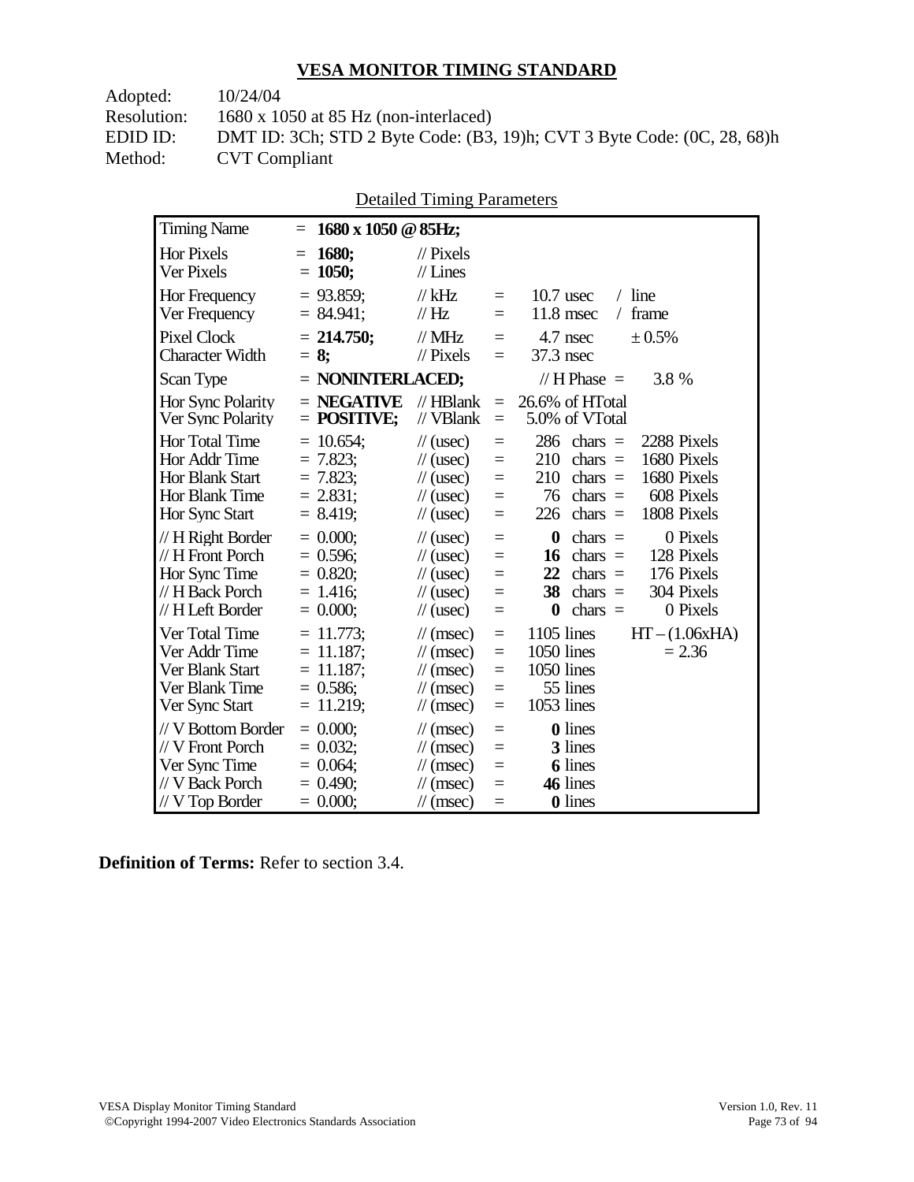## VESA MONITOR TIMING STANDARD

Adopted: 10/24/04
Resolution: 1680 x 1050 at 85 Hz (non-interlaced)
EDID ID: DMT ID: 3Ch; STD 2 Byte Code: (B3, 19)h; CVT 3 Byte Code: (0C, 28, 68)h
Method: CVT Compliant

Detailed Timing Parameters

| Parameter | Value | Unit | = | | | |
|---|---|---|---|---|---|---|
| Timing Name | = **1680 x 1050 @ 85Hz;** | | | | | |
| Hor Pixels | = **1680;** | // Pixels | | | | |
| Ver Pixels | = **1050;** | // Lines | | | | |
| Hor Frequency | = 93.859; | // kHz | = | 10.7 usec | / line | |
| Ver Frequency | = 84.941; | // Hz | = | 11.8 msec | / frame | |
| Pixel Clock | = **214.750;** | // MHz | = | 4.7 nsec | ± 0.5% | |
| Character Width | = **8;** | // Pixels | = | 37.3 nsec | | |
| Scan Type | = **NONINTERLACED;** | | | // H Phase = | 3.8 % | |
| Hor Sync Polarity | = **NEGATIVE** | // HBlank | = | 26.6% of HTotal | | |
| Ver Sync Polarity | = **POSITIVE;** | // VBlank | = | 5.0% of VTotal | | |
| Hor Total Time | = 10.654; | // (usec) | = | 286 | chars = | 2288 Pixels |
| Hor Addr Time | = 7.823; | // (usec) | = | 210 | chars = | 1680 Pixels |
| Hor Blank Start | = 7.823; | // (usec) | = | 210 | chars = | 1680 Pixels |
| Hor Blank Time | = 2.831; | // (usec) | = | 76 | chars = | 608 Pixels |
| Hor Sync Start | = 8.419; | // (usec) | = | 226 | chars = | 1808 Pixels |
| // H Right Border | = 0.000; | // (usec) | = | **0** | chars = | 0 Pixels |
| // H Front Porch | = 0.596; | // (usec) | = | **16** | chars = | 128 Pixels |
| Hor Sync Time | = 0.820; | // (usec) | = | **22** | chars = | 176 Pixels |
| // H Back Porch | = 1.416; | // (usec) | = | **38** | chars = | 304 Pixels |
| // H Left Border | = 0.000; | // (usec) | = | **0** | chars = | 0 Pixels |
| Ver Total Time | = 11.773; | // (msec) | = | 1105 lines | | HT – (1.06xHA) |
| Ver Addr Time | = 11.187; | // (msec) | = | 1050 lines | | = 2.36 |
| Ver Blank Start | = 11.187; | // (msec) | = | 1050 lines | | |
| Ver Blank Time | = 0.586; | // (msec) | = | 55 lines | | |
| Ver Sync Start | = 11.219; | // (msec) | = | 1053 lines | | |
| // V Bottom Border | = 0.000; | // (msec) | = | **0** lines | | |
| // V Front Porch | = 0.032; | // (msec) | = | **3** lines | | |
| Ver Sync Time | = 0.064; | // (msec) | = | **6** lines | | |
| // V Back Porch | = 0.490; | // (msec) | = | **46** lines | | |
| // V Top Border | = 0.000; | // (msec) | = | **0** lines | | |

**Definition of Terms:** Refer to section 3.4.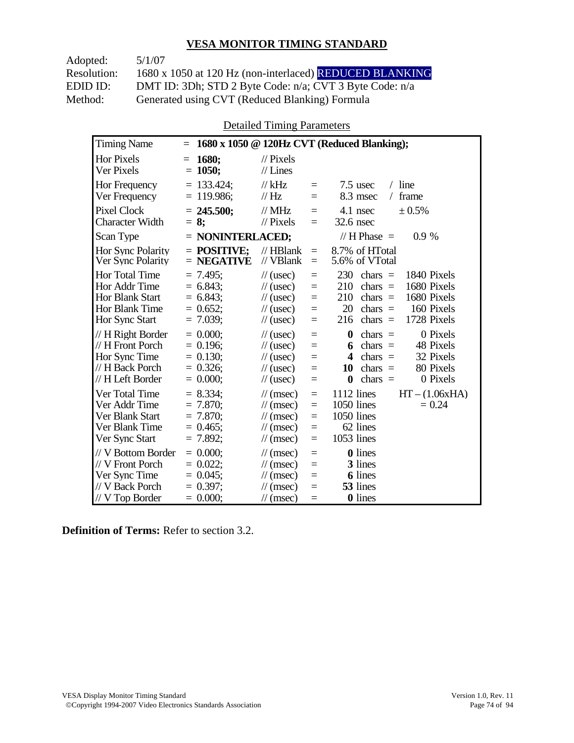## VESA MONITOR TIMING STANDARD

Adopted: 5/1/07
Resolution: 1680 x 1050 at 120 Hz (non-interlaced) REDUCED BLANKING
EDID ID: DMT ID: 3Dh; STD 2 Byte Code: n/a; CVT 3 Byte Code: n/a
Method: Generated using CVT (Reduced Blanking) Formula

Detailed Timing Parameters

| Timing Name | = **1680 x 1050 @ 120Hz CVT (Reduced Blanking);** | | | | |
|---|---|---|---|---|---|
| Hor Pixels | = **1680;** | // Pixels | | | |
| Ver Pixels | = **1050;** | // Lines | | | |
| Hor Frequency | = 133.424; | // kHz | = | 7.5 usec | / line |
| Ver Frequency | = 119.986; | // Hz | = | 8.3 msec | / frame |
| Pixel Clock | = **245.500;** | // MHz | = | 4.1 nsec | ± 0.5% |
| Character Width | = **8;** | // Pixels | = | 32.6 nsec | |
| Scan Type | = **NONINTERLACED;** | | | // H Phase = | 0.9 % |
| Hor Sync Polarity | = **POSITIVE;** | // HBlank | = | 8.7% of HTotal | |
| Ver Sync Polarity | = **NEGATIVE** | // VBlank | = | 5.6% of VTotal | |
| Hor Total Time | = 7.495; | // (usec) | = | 230 chars = | 1840 Pixels |
| Hor Addr Time | = 6.843; | // (usec) | = | 210 chars = | 1680 Pixels |
| Hor Blank Start | = 6.843; | // (usec) | = | 210 chars = | 1680 Pixels |
| Hor Blank Time | = 0.652; | // (usec) | = | 20 chars = | 160 Pixels |
| Hor Sync Start | = 7.039; | // (usec) | = | 216 chars = | 1728 Pixels |
| // H Right Border | = 0.000; | // (usec) | = | **0** chars = | 0 Pixels |
| // H Front Porch | = 0.196; | // (usec) | = | **6** chars = | 48 Pixels |
| Hor Sync Time | = 0.130; | // (usec) | = | **4** chars = | 32 Pixels |
| // H Back Porch | = 0.326; | // (usec) | = | **10** chars = | 80 Pixels |
| // H Left Border | = 0.000; | // (usec) | = | **0** chars = | 0 Pixels |
| Ver Total Time | = 8.334; | // (msec) | = | 1112 lines | HT – (1.06xHA) |
| Ver Addr Time | = 7.870; | // (msec) | = | 1050 lines | = 0.24 |
| Ver Blank Start | = 7.870; | // (msec) | = | 1050 lines | |
| Ver Blank Time | = 0.465; | // (msec) | = | 62 lines | |
| Ver Sync Start | = 7.892; | // (msec) | = | 1053 lines | |
| // V Bottom Border | = 0.000; | // (msec) | = | **0** lines | |
| // V Front Porch | = 0.022; | // (msec) | = | **3** lines | |
| Ver Sync Time | = 0.045; | // (msec) | = | **6** lines | |
| // V Back Porch | = 0.397; | // (msec) | = | **53** lines | |
| // V Top Border | = 0.000; | // (msec) | = | **0** lines | |

**Definition of Terms:** Refer to section 3.2.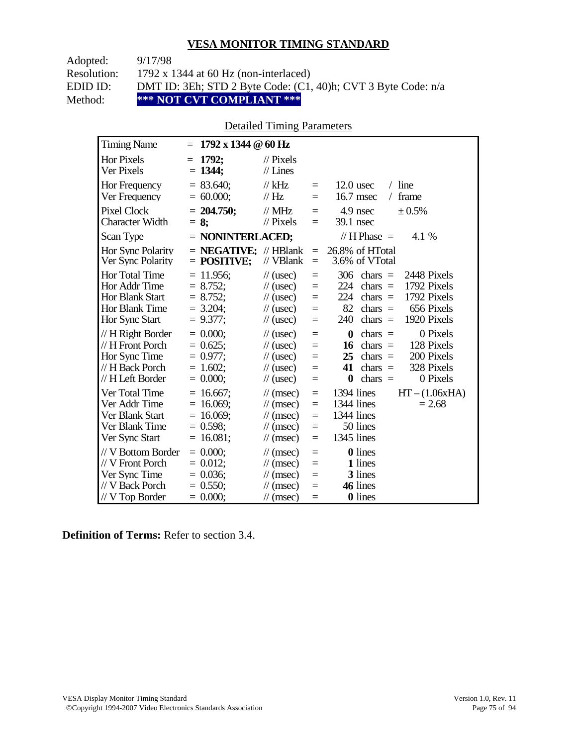## VESA MONITOR TIMING STANDARD

Adopted: 9/17/98
Resolution: 1792 x 1344 at 60 Hz (non-interlaced)
EDID ID: DMT ID: 3Eh; STD 2 Byte Code: (C1, 40)h; CVT 3 Byte Code: n/a
Method: **\*\*\* NOT CVT COMPLIANT \*\*\***

Detailed Timing Parameters

| | | | | | |
|---|---|---|---|---|---|
| Timing Name | = **1792 x 1344 @ 60 Hz** | | | | |
| Hor Pixels | = **1792;** | // Pixels | | | |
| Ver Pixels | = **1344;** | // Lines | | | |
| Hor Frequency | = 83.640; | // kHz | = | 12.0 usec | / line |
| Ver Frequency | = 60.000; | // Hz | = | 16.7 msec | / frame |
| Pixel Clock | = **204.750;** | // MHz | = | 4.9 nsec | ± 0.5% |
| Character Width | = **8;** | // Pixels | = | 39.1 nsec | |
| Scan Type | = **NONINTERLACED;** | | | // H Phase = | 4.1 % |
| Hor Sync Polarity | = **NEGATIVE;** | // HBlank | = | 26.8% of HTotal | |
| Ver Sync Polarity | = **POSITIVE;** | // VBlank | = | 3.6% of VTotal | |
| Hor Total Time | = 11.956; | // (usec) | = | 306 chars = | 2448 Pixels |
| Hor Addr Time | = 8.752; | // (usec) | = | 224 chars = | 1792 Pixels |
| Hor Blank Start | = 8.752; | // (usec) | = | 224 chars = | 1792 Pixels |
| Hor Blank Time | = 3.204; | // (usec) | = | 82 chars = | 656 Pixels |
| Hor Sync Start | = 9.377; | // (usec) | = | 240 chars = | 1920 Pixels |
| // H Right Border | = 0.000; | // (usec) | = | **0** chars = | 0 Pixels |
| // H Front Porch | = 0.625; | // (usec) | = | **16** chars = | 128 Pixels |
| Hor Sync Time | = 0.977; | // (usec) | = | **25** chars = | 200 Pixels |
| // H Back Porch | = 1.602; | // (usec) | = | **41** chars = | 328 Pixels |
| // H Left Border | = 0.000; | // (usec) | = | **0** chars = | 0 Pixels |
| Ver Total Time | = 16.667; | // (msec) | = | 1394 lines | HT – (1.06xHA) |
| Ver Addr Time | = 16.069; | // (msec) | = | 1344 lines | = 2.68 |
| Ver Blank Start | = 16.069; | // (msec) | = | 1344 lines | |
| Ver Blank Time | = 0.598; | // (msec) | = | 50 lines | |
| Ver Sync Start | = 16.081; | // (msec) | = | 1345 lines | |
| // V Bottom Border | = 0.000; | // (msec) | = | **0** lines | |
| // V Front Porch | = 0.012; | // (msec) | = | **1** lines | |
| Ver Sync Time | = 0.036; | // (msec) | = | **3** lines | |
| // V Back Porch | = 0.550; | // (msec) | = | **46** lines | |
| // V Top Border | = 0.000; | // (msec) | = | **0** lines | |

**Definition of Terms:** Refer to section 3.4.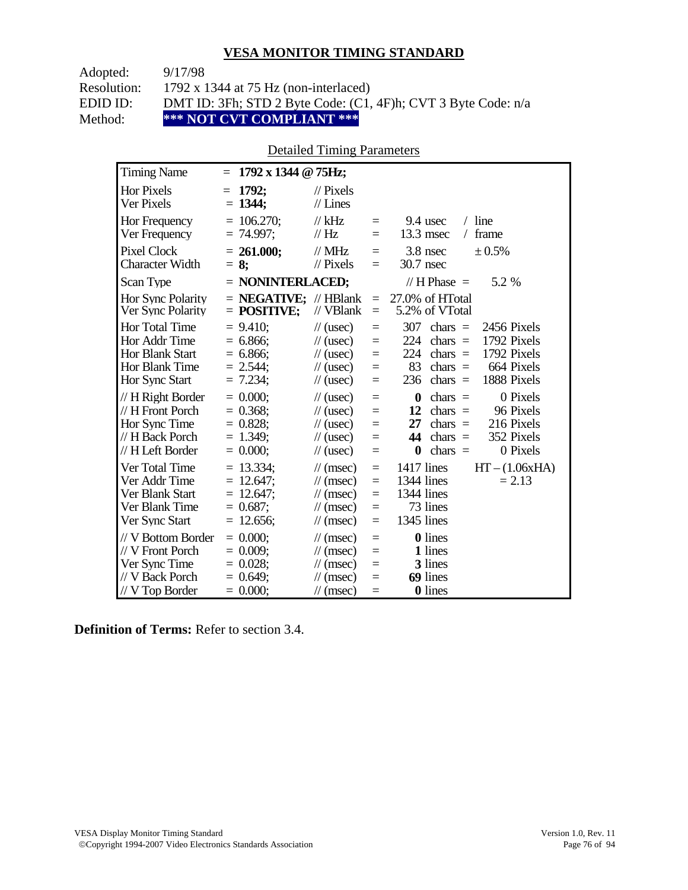## VESA MONITOR TIMING STANDARD

Adopted: 9/17/98
Resolution: 1792 x 1344 at 75 Hz (non-interlaced)
EDID ID: DMT ID: 3Fh; STD 2 Byte Code: (C1, 4F)h; CVT 3 Byte Code: n/a
Method: **\*\*\* NOT CVT COMPLIANT \*\*\***

Detailed Timing Parameters

| Parameter | Value | Unit | | Equivalent | |
|---|---|---|---|---|---|
| Timing Name | = **1792 x 1344 @ 75Hz;** | | | | |
| Hor Pixels | = **1792;** | // Pixels | | | |
| Ver Pixels | = **1344;** | // Lines | | | |
| Hor Frequency | = 106.270; | // kHz | = | 9.4 usec | / line |
| Ver Frequency | = 74.997; | // Hz | = | 13.3 msec | / frame |
| Pixel Clock | = **261.000;** | // MHz | = | 3.8 nsec | ± 0.5% |
| Character Width | = **8;** | // Pixels | = | 30.7 nsec | |
| Scan Type | = **NONINTERLACED;** | | | // H Phase = | 5.2 % |
| Hor Sync Polarity | = **NEGATIVE;** | // HBlank | = | 27.0% of HTotal | |
| Ver Sync Polarity | = **POSITIVE;** | // VBlank | = | 5.2% of VTotal | |
| Hor Total Time | = 9.410; | // (usec) | = | 307 chars = | 2456 Pixels |
| Hor Addr Time | = 6.866; | // (usec) | = | 224 chars = | 1792 Pixels |
| Hor Blank Start | = 6.866; | // (usec) | = | 224 chars = | 1792 Pixels |
| Hor Blank Time | = 2.544; | // (usec) | = | 83 chars = | 664 Pixels |
| Hor Sync Start | = 7.234; | // (usec) | = | 236 chars = | 1888 Pixels |
| // H Right Border | = 0.000; | // (usec) | = | **0** chars = | 0 Pixels |
| // H Front Porch | = 0.368; | // (usec) | = | **12** chars = | 96 Pixels |
| Hor Sync Time | = 0.828; | // (usec) | = | **27** chars = | 216 Pixels |
| // H Back Porch | = 1.349; | // (usec) | = | **44** chars = | 352 Pixels |
| // H Left Border | = 0.000; | // (usec) | = | **0** chars = | 0 Pixels |
| Ver Total Time | = 13.334; | // (msec) | = | 1417 lines | HT – (1.06xHA) |
| Ver Addr Time | = 12.647; | // (msec) | = | 1344 lines | = 2.13 |
| Ver Blank Start | = 12.647; | // (msec) | = | 1344 lines | |
| Ver Blank Time | = 0.687; | // (msec) | = | 73 lines | |
| Ver Sync Start | = 12.656; | // (msec) | = | 1345 lines | |
| // V Bottom Border | = 0.000; | // (msec) | = | **0** lines | |
| // V Front Porch | = 0.009; | // (msec) | = | **1** lines | |
| Ver Sync Time | = 0.028; | // (msec) | = | **3** lines | |
| // V Back Porch | = 0.649; | // (msec) | = | **69** lines | |
| // V Top Border | = 0.000; | // (msec) | = | **0** lines | |

**Definition of Terms:** Refer to section 3.4.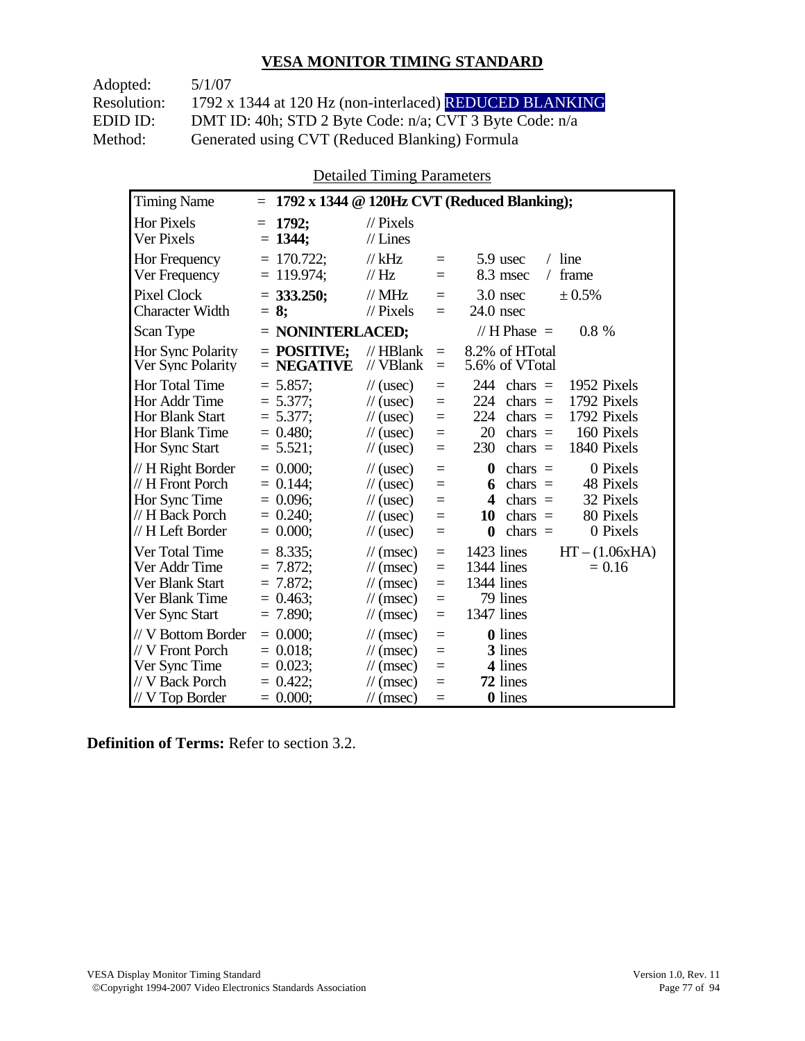## VESA MONITOR TIMING STANDARD

Adopted: 5/1/07
Resolution: 1792 x 1344 at 120 Hz (non-interlaced) REDUCED BLANKING
EDID ID: DMT ID: 40h; STD 2 Byte Code: n/a; CVT 3 Byte Code: n/a
Method: Generated using CVT (Reduced Blanking) Formula

Detailed Timing Parameters

| Timing Name | = **1792 x 1344 @ 120Hz CVT (Reduced Blanking);** | | | | |
|---|---|---|---|---|---|
| Hor Pixels | = **1792;** | // Pixels | | | |
| Ver Pixels | = **1344;** | // Lines | | | |
| Hor Frequency | = 170.722; | // kHz | = | 5.9 usec | / line |
| Ver Frequency | = 119.974; | // Hz | = | 8.3 msec | / frame |
| Pixel Clock | = **333.250;** | // MHz | = | 3.0 nsec | ± 0.5% |
| Character Width | = **8;** | // Pixels | = | 24.0 nsec | |
| Scan Type | = **NONINTERLACED;** | | | // H Phase = | 0.8 % |
| Hor Sync Polarity | = **POSITIVE;** | // HBlank | = | 8.2% of HTotal | |
| Ver Sync Polarity | = **NEGATIVE** | // VBlank | = | 5.6% of VTotal | |
| Hor Total Time | = 5.857; | // (usec) | = | 244 chars = | 1952 Pixels |
| Hor Addr Time | = 5.377; | // (usec) | = | 224 chars = | 1792 Pixels |
| Hor Blank Start | = 5.377; | // (usec) | = | 224 chars = | 1792 Pixels |
| Hor Blank Time | = 0.480; | // (usec) | = | 20 chars = | 160 Pixels |
| Hor Sync Start | = 5.521; | // (usec) | = | 230 chars = | 1840 Pixels |
| // H Right Border | = 0.000; | // (usec) | = | **0** chars = | 0 Pixels |
| // H Front Porch | = 0.144; | // (usec) | = | **6** chars = | 48 Pixels |
| Hor Sync Time | = 0.096; | // (usec) | = | **4** chars = | 32 Pixels |
| // H Back Porch | = 0.240; | // (usec) | = | **10** chars = | 80 Pixels |
| // H Left Border | = 0.000; | // (usec) | = | **0** chars = | 0 Pixels |
| Ver Total Time | = 8.335; | // (msec) | = | 1423 lines | HT – (1.06xHA) |
| Ver Addr Time | = 7.872; | // (msec) | = | 1344 lines | = 0.16 |
| Ver Blank Start | = 7.872; | // (msec) | = | 1344 lines | |
| Ver Blank Time | = 0.463; | // (msec) | = | 79 lines | |
| Ver Sync Start | = 7.890; | // (msec) | = | 1347 lines | |
| // V Bottom Border | = 0.000; | // (msec) | = | **0** lines | |
| // V Front Porch | = 0.018; | // (msec) | = | **3** lines | |
| Ver Sync Time | = 0.023; | // (msec) | = | **4** lines | |
| // V Back Porch | = 0.422; | // (msec) | = | **72** lines | |
| // V Top Border | = 0.000; | // (msec) | = | **0** lines | |

**Definition of Terms:** Refer to section 3.2.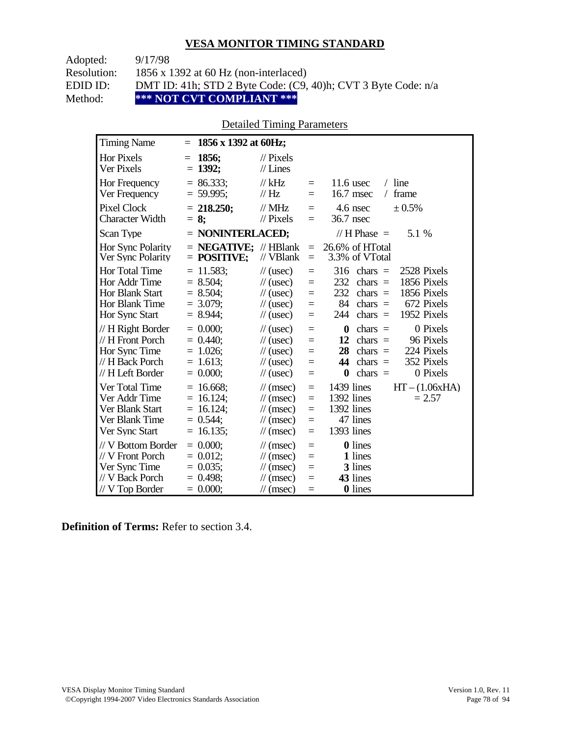## VESA MONITOR TIMING STANDARD

Adopted: 9/17/98
Resolution: 1856 x 1392 at 60 Hz (non-interlaced)
EDID ID: DMT ID: 41h; STD 2 Byte Code: (C9, 40)h; CVT 3 Byte Code: n/a
Method: **\*\*\* NOT CVT COMPLIANT \*\*\***

Detailed Timing Parameters

| Timing Name | = **1856 x 1392 at 60Hz;** | | | | |
|---|---|---|---|---|---|
| Hor Pixels | = **1856;** | // Pixels | | | |
| Ver Pixels | = **1392;** | // Lines | | | |
| Hor Frequency | = 86.333; | // kHz | = | 11.6 usec | / line |
| Ver Frequency | = 59.995; | // Hz | = | 16.7 msec | / frame |
| Pixel Clock | = **218.250;** | // MHz | = | 4.6 nsec | ± 0.5% |
| Character Width | = **8;** | // Pixels | = | 36.7 nsec | |
| Scan Type | = **NONINTERLACED;** | | | // H Phase = | 5.1 % |
| Hor Sync Polarity | = **NEGATIVE;** | // HBlank | = | 26.6% of HTotal | |
| Ver Sync Polarity | = **POSITIVE;** | // VBlank | = | 3.3% of VTotal | |
| Hor Total Time | = 11.583; | // (usec) | = | 316 chars = | 2528 Pixels |
| Hor Addr Time | = 8.504; | // (usec) | = | 232 chars = | 1856 Pixels |
| Hor Blank Start | = 8.504; | // (usec) | = | 232 chars = | 1856 Pixels |
| Hor Blank Time | = 3.079; | // (usec) | = | 84 chars = | 672 Pixels |
| Hor Sync Start | = 8.944; | // (usec) | = | 244 chars = | 1952 Pixels |
| // H Right Border | = 0.000; | // (usec) | = | **0** chars = | 0 Pixels |
| // H Front Porch | = 0.440; | // (usec) | = | **12** chars = | 96 Pixels |
| Hor Sync Time | = 1.026; | // (usec) | = | **28** chars = | 224 Pixels |
| // H Back Porch | = 1.613; | // (usec) | = | **44** chars = | 352 Pixels |
| // H Left Border | = 0.000; | // (usec) | = | **0** chars = | 0 Pixels |
| Ver Total Time | = 16.668; | // (msec) | = | 1439 lines | HT – (1.06xHA) |
| Ver Addr Time | = 16.124; | // (msec) | = | 1392 lines | = 2.57 |
| Ver Blank Start | = 16.124; | // (msec) | = | 1392 lines | |
| Ver Blank Time | = 0.544; | // (msec) | = | 47 lines | |
| Ver Sync Start | = 16.135; | // (msec) | = | 1393 lines | |
| // V Bottom Border | = 0.000; | // (msec) | = | **0** lines | |
| // V Front Porch | = 0.012; | // (msec) | = | **1** lines | |
| Ver Sync Time | = 0.035; | // (msec) | = | **3** lines | |
| // V Back Porch | = 0.498; | // (msec) | = | **43** lines | |
| // V Top Border | = 0.000; | // (msec) | = | **0** lines | |

**Definition of Terms:** Refer to section 3.4.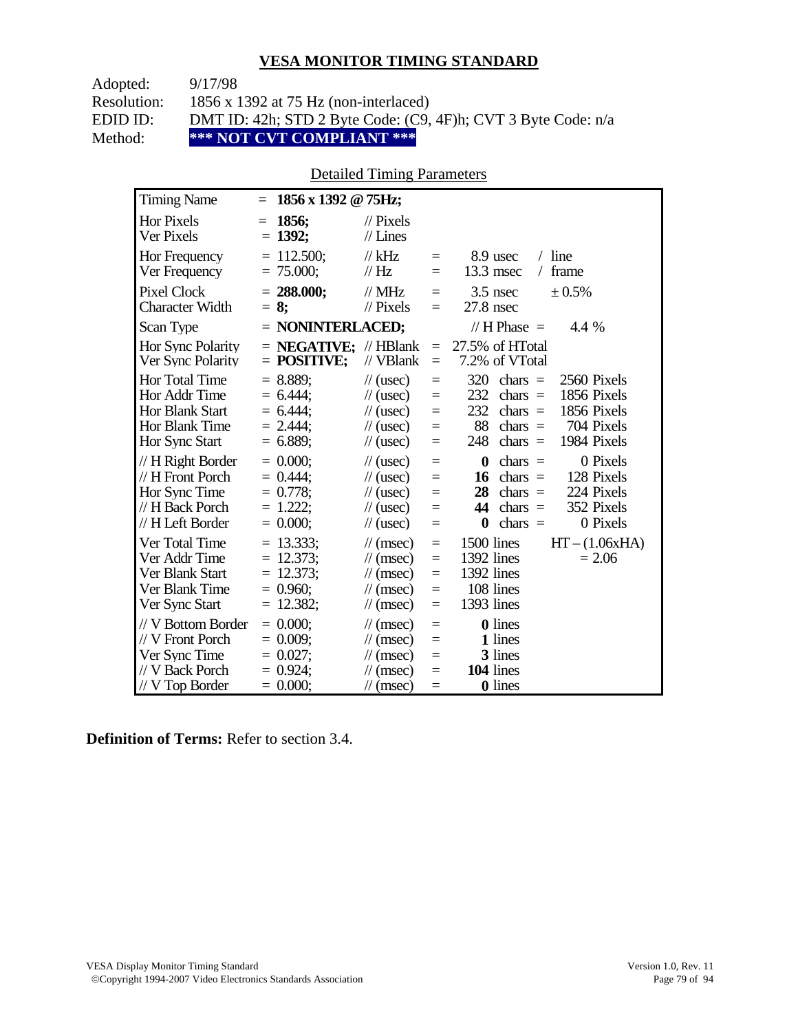## VESA MONITOR TIMING STANDARD

Adopted: 9/17/98
Resolution: 1856 x 1392 at 75 Hz (non-interlaced)
EDID ID: DMT ID: 42h; STD 2 Byte Code: (C9, 4F)h; CVT 3 Byte Code: n/a
Method: **\*\*\* NOT CVT COMPLIANT \*\*\***

Detailed Timing Parameters

| | | | | | | |
|---|---|---|---|---|---|---|
| Timing Name | = **1856 x 1392 @ 75Hz;** | | | | | |
| Hor Pixels | = **1856;** | // Pixels | | | | |
| Ver Pixels | = **1392;** | // Lines | | | | |
| Hor Frequency | = 112.500; | // kHz | = | 8.9 usec | / line | |
| Ver Frequency | = 75.000; | // Hz | = | 13.3 msec | / frame | |
| Pixel Clock | = **288.000;** | // MHz | = | 3.5 nsec | ± 0.5% | |
| Character Width | = **8;** | // Pixels | = | 27.8 nsec | | |
| Scan Type | = **NONINTERLACED;** | | | // H Phase = | 4.4 % | |
| Hor Sync Polarity | = **NEGATIVE;** | // HBlank | = | 27.5% of HTotal | | |
| Ver Sync Polarity | = **POSITIVE;** | // VBlank | = | 7.2% of VTotal | | |
| Hor Total Time | = 8.889; | // (usec) | = | 320 | chars = | 2560 Pixels |
| Hor Addr Time | = 6.444; | // (usec) | = | 232 | chars = | 1856 Pixels |
| Hor Blank Start | = 6.444; | // (usec) | = | 232 | chars = | 1856 Pixels |
| Hor Blank Time | = 2.444; | // (usec) | = | 88 | chars = | 704 Pixels |
| Hor Sync Start | = 6.889; | // (usec) | = | 248 | chars = | 1984 Pixels |
| // H Right Border | = 0.000; | // (usec) | = | **0** | chars = | 0 Pixels |
| // H Front Porch | = 0.444; | // (usec) | = | **16** | chars = | 128 Pixels |
| Hor Sync Time | = 0.778; | // (usec) | = | **28** | chars = | 224 Pixels |
| // H Back Porch | = 1.222; | // (usec) | = | **44** | chars = | 352 Pixels |
| // H Left Border | = 0.000; | // (usec) | = | **0** | chars = | 0 Pixels |
| Ver Total Time | = 13.333; | // (msec) | = | 1500 lines | | HT – (1.06xHA) |
| Ver Addr Time | = 12.373; | // (msec) | = | 1392 lines | | = 2.06 |
| Ver Blank Start | = 12.373; | // (msec) | = | 1392 lines | | |
| Ver Blank Time | = 0.960; | // (msec) | = | 108 lines | | |
| Ver Sync Start | = 12.382; | // (msec) | = | 1393 lines | | |
| // V Bottom Border | = 0.000; | // (msec) | = | **0** lines | | |
| // V Front Porch | = 0.009; | // (msec) | = | **1** lines | | |
| Ver Sync Time | = 0.027; | // (msec) | = | **3** lines | | |
| // V Back Porch | = 0.924; | // (msec) | = | **104** lines | | |
| // V Top Border | = 0.000; | // (msec) | = | **0** lines | | |

**Definition of Terms:** Refer to section 3.4.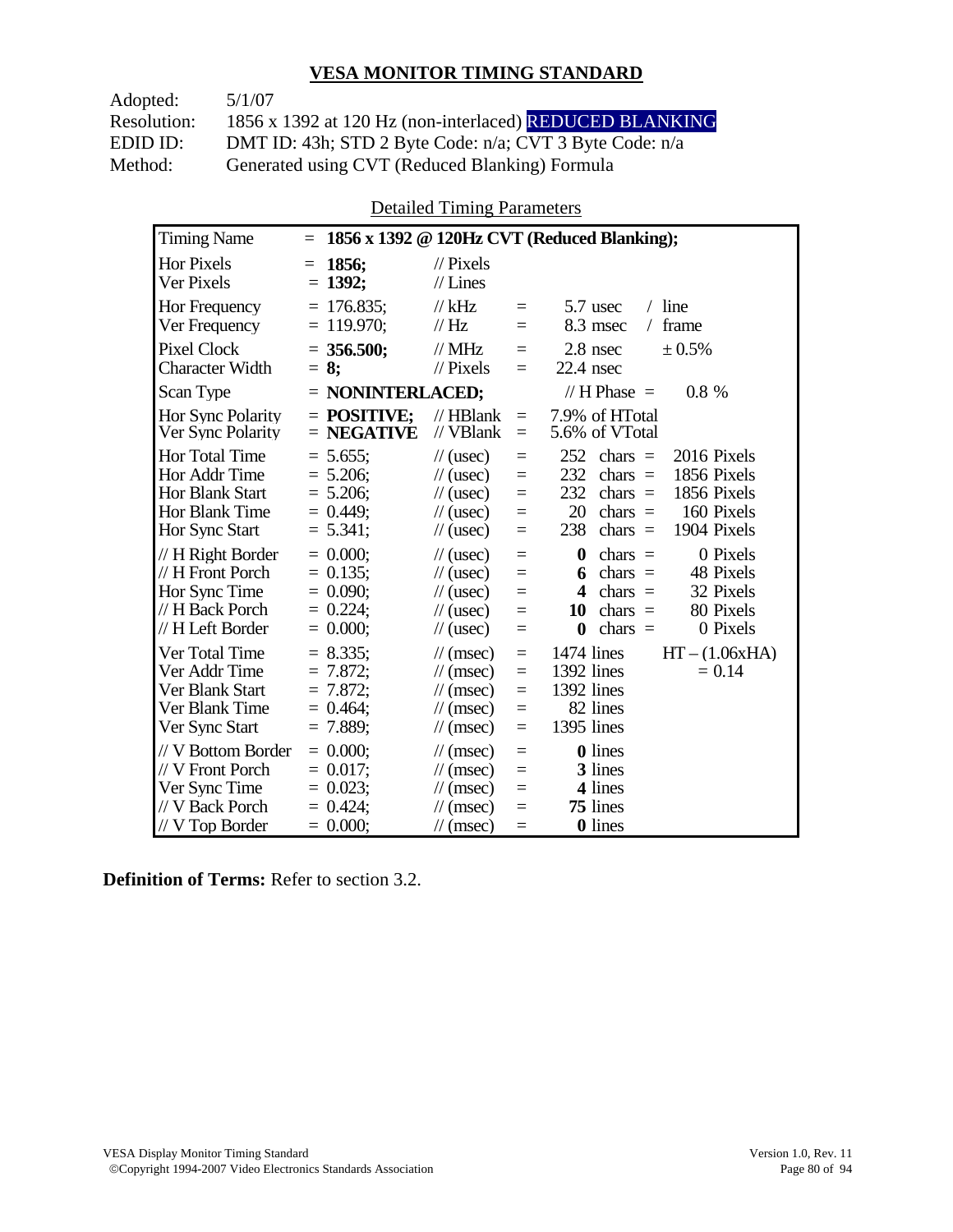## VESA MONITOR TIMING STANDARD

Adopted: 5/1/07
Resolution: 1856 x 1392 at 120 Hz (non-interlaced) REDUCED BLANKING
EDID ID: DMT ID: 43h; STD 2 Byte Code: n/a; CVT 3 Byte Code: n/a
Method: Generated using CVT (Reduced Blanking) Formula

Detailed Timing Parameters

| Timing Name | = 1856 x 1392 @ 120Hz CVT (Reduced Blanking); | | | | |
|---|---|---|---|---|---|
| Hor Pixels | = **1856;** | // Pixels | | | |
| Ver Pixels | = **1392;** | // Lines | | | |
| Hor Frequency | = 176.835; | // kHz | = | 5.7 usec | / line |
| Ver Frequency | = 119.970; | // Hz | = | 8.3 msec | / frame |
| Pixel Clock | = **356.500;** | // MHz | = | 2.8 nsec | ± 0.5% |
| Character Width | = **8;** | // Pixels | = | 22.4 nsec | |
| Scan Type | = **NONINTERLACED;** | | | // H Phase = | 0.8 % |
| Hor Sync Polarity | = **POSITIVE;** | // HBlank | = | 7.9% of HTotal | |
| Ver Sync Polarity | = **NEGATIVE** | // VBlank | = | 5.6% of VTotal | |
| Hor Total Time | = 5.655; | // (usec) | = | 252 chars = | 2016 Pixels |
| Hor Addr Time | = 5.206; | // (usec) | = | 232 chars = | 1856 Pixels |
| Hor Blank Start | = 5.206; | // (usec) | = | 232 chars = | 1856 Pixels |
| Hor Blank Time | = 0.449; | // (usec) | = | 20 chars = | 160 Pixels |
| Hor Sync Start | = 5.341; | // (usec) | = | 238 chars = | 1904 Pixels |
| // H Right Border | = 0.000; | // (usec) | = | **0** chars = | 0 Pixels |
| // H Front Porch | = 0.135; | // (usec) | = | **6** chars = | 48 Pixels |
| Hor Sync Time | = 0.090; | // (usec) | = | **4** chars = | 32 Pixels |
| // H Back Porch | = 0.224; | // (usec) | = | **10** chars = | 80 Pixels |
| // H Left Border | = 0.000; | // (usec) | = | **0** chars = | 0 Pixels |
| Ver Total Time | = 8.335; | // (msec) | = | 1474 lines | HT – (1.06xHA) |
| Ver Addr Time | = 7.872; | // (msec) | = | 1392 lines | = 0.14 |
| Ver Blank Start | = 7.872; | // (msec) | = | 1392 lines | |
| Ver Blank Time | = 0.464; | // (msec) | = | 82 lines | |
| Ver Sync Start | = 7.889; | // (msec) | = | 1395 lines | |
| // V Bottom Border | = 0.000; | // (msec) | = | **0** lines | |
| // V Front Porch | = 0.017; | // (msec) | = | **3** lines | |
| Ver Sync Time | = 0.023; | // (msec) | = | **4** lines | |
| // V Back Porch | = 0.424; | // (msec) | = | **75** lines | |
| // V Top Border | = 0.000; | // (msec) | = | **0** lines | |

**Definition of Terms:** Refer to section 3.2.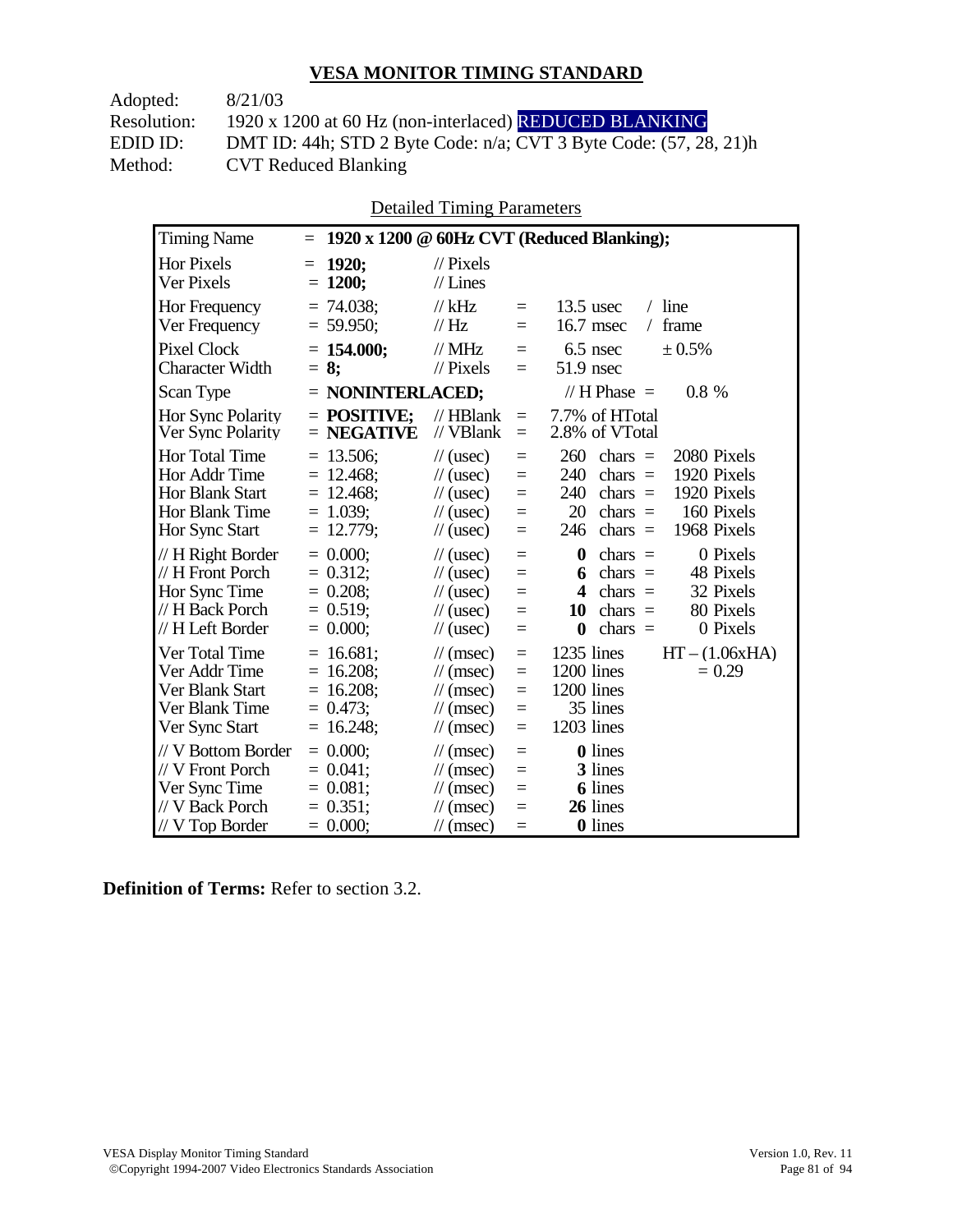## VESA MONITOR TIMING STANDARD

Adopted: 8/21/03
Resolution: 1920 x 1200 at 60 Hz (non-interlaced) REDUCED BLANKING
EDID ID: DMT ID: 44h; STD 2 Byte Code: n/a; CVT 3 Byte Code: (57, 28, 21)h
Method: CVT Reduced Blanking

Detailed Timing Parameters

| Timing Name | = **1920 x 1200 @ 60Hz CVT (Reduced Blanking);** | | | | |
|---|---|---|---|---|---|
| Hor Pixels | = **1920;** | // Pixels | | | |
| Ver Pixels | = **1200;** | // Lines | | | |
| Hor Frequency | = 74.038; | // kHz | = | 13.5 usec | / line |
| Ver Frequency | = 59.950; | // Hz | = | 16.7 msec | / frame |
| Pixel Clock | = **154.000;** | // MHz | = | 6.5 nsec | ± 0.5% |
| Character Width | = **8;** | // Pixels | = | 51.9 nsec | |
| Scan Type | = **NONINTERLACED;** | | | // H Phase = | 0.8 % |
| Hor Sync Polarity | = **POSITIVE;** | // HBlank | = | 7.7% of HTotal | |
| Ver Sync Polarity | = **NEGATIVE** | // VBlank | = | 2.8% of VTotal | |
| Hor Total Time | = 13.506; | // (usec) | = | 260 chars = | 2080 Pixels |
| Hor Addr Time | = 12.468; | // (usec) | = | 240 chars = | 1920 Pixels |
| Hor Blank Start | = 12.468; | // (usec) | = | 240 chars = | 1920 Pixels |
| Hor Blank Time | = 1.039; | // (usec) | = | 20 chars = | 160 Pixels |
| Hor Sync Start | = 12.779; | // (usec) | = | 246 chars = | 1968 Pixels |
| // H Right Border | = 0.000; | // (usec) | = | **0** chars = | 0 Pixels |
| // H Front Porch | = 0.312; | // (usec) | = | **6** chars = | 48 Pixels |
| Hor Sync Time | = 0.208; | // (usec) | = | **4** chars = | 32 Pixels |
| // H Back Porch | = 0.519; | // (usec) | = | **10** chars = | 80 Pixels |
| // H Left Border | = 0.000; | // (usec) | = | **0** chars = | 0 Pixels |
| Ver Total Time | = 16.681; | // (msec) | = | 1235 lines | HT – (1.06xHA) |
| Ver Addr Time | = 16.208; | // (msec) | = | 1200 lines | = 0.29 |
| Ver Blank Start | = 16.208; | // (msec) | = | 1200 lines | |
| Ver Blank Time | = 0.473; | // (msec) | = | 35 lines | |
| Ver Sync Start | = 16.248; | // (msec) | = | 1203 lines | |
| // V Bottom Border | = 0.000; | // (msec) | = | **0** lines | |
| // V Front Porch | = 0.041; | // (msec) | = | **3** lines | |
| Ver Sync Time | = 0.081; | // (msec) | = | **6** lines | |
| // V Back Porch | = 0.351; | // (msec) | = | **26** lines | |
| // V Top Border | = 0.000; | // (msec) | = | **0** lines | |

**Definition of Terms:** Refer to section 3.2.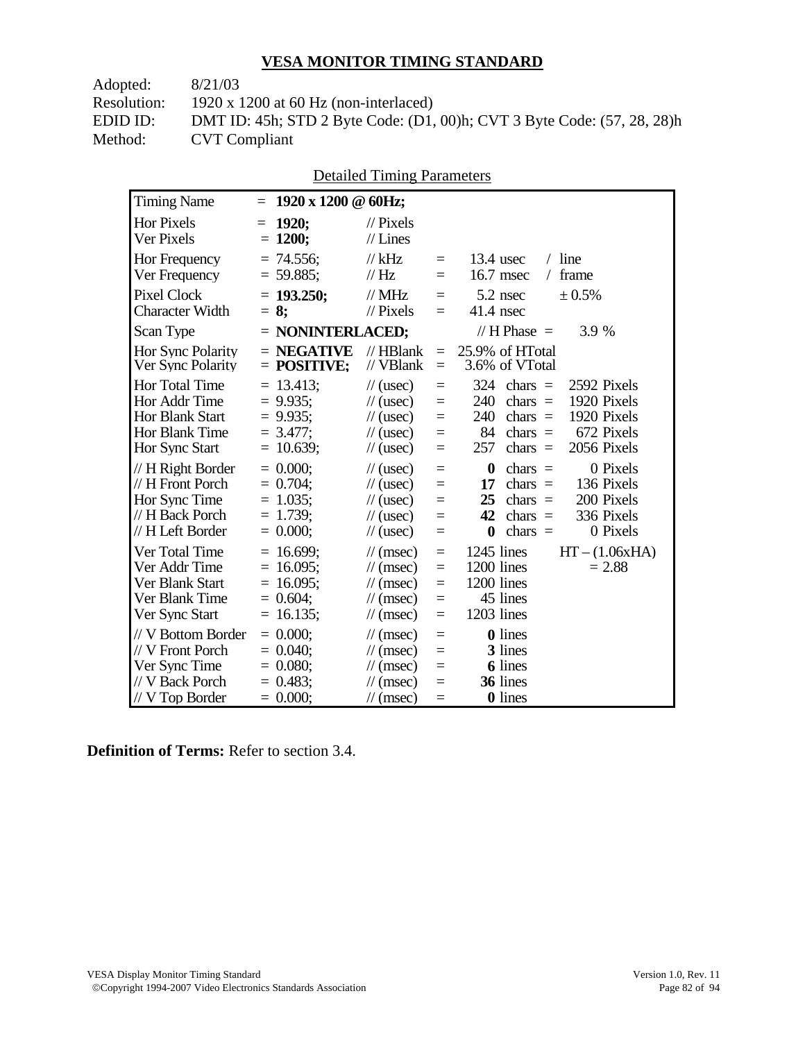## VESA MONITOR TIMING STANDARD

| | |
|---|---|
| Adopted: | 8/21/03 |
| Resolution: | 1920 x 1200 at 60 Hz (non-interlaced) |
| EDID ID: | DMT ID: 45h; STD 2 Byte Code: (D1, 00)h; CVT 3 Byte Code: (57, 28, 28)h |
| Method: | CVT Compliant |

Detailed Timing Parameters

| Parameter | Value | Unit | = | Equivalent | | |
|---|---|---|---|---|---|---|
| Timing Name | = **1920 x 1200 @ 60Hz;** | | | | | |
| Hor Pixels | = **1920;** | // Pixels | | | | |
| Ver Pixels | = **1200;** | // Lines | | | | |
| Hor Frequency | = 74.556; | // kHz | = | 13.4 usec | / line | |
| Ver Frequency | = 59.885; | // Hz | = | 16.7 msec | / frame | |
| Pixel Clock | = **193.250;** | // MHz | = | 5.2 nsec | ± 0.5% | |
| Character Width | = **8;** | // Pixels | = | 41.4 nsec | | |
| Scan Type | = **NONINTERLACED;** | | | // H Phase = | 3.9 % | |
| Hor Sync Polarity | = **NEGATIVE** | // HBlank | = | 25.9% of HTotal | | |
| Ver Sync Polarity | = **POSITIVE;** | // VBlank | = | 3.6% of VTotal | | |
| Hor Total Time | = 13.413; | // (usec) | = | 324 | chars = | 2592 Pixels |
| Hor Addr Time | = 9.935; | // (usec) | = | 240 | chars = | 1920 Pixels |
| Hor Blank Start | = 9.935; | // (usec) | = | 240 | chars = | 1920 Pixels |
| Hor Blank Time | = 3.477; | // (usec) | = | 84 | chars = | 672 Pixels |
| Hor Sync Start | = 10.639; | // (usec) | = | 257 | chars = | 2056 Pixels |
| // H Right Border | = 0.000; | // (usec) | = | **0** | chars = | 0 Pixels |
| // H Front Porch | = 0.704; | // (usec) | = | **17** | chars = | 136 Pixels |
| Hor Sync Time | = 1.035; | // (usec) | = | **25** | chars = | 200 Pixels |
| // H Back Porch | = 1.739; | // (usec) | = | **42** | chars = | 336 Pixels |
| // H Left Border | = 0.000; | // (usec) | = | **0** | chars = | 0 Pixels |
| Ver Total Time | = 16.699; | // (msec) | = | 1245 lines | | HT – (1.06xHA) |
| Ver Addr Time | = 16.095; | // (msec) | = | 1200 lines | | = 2.88 |
| Ver Blank Start | = 16.095; | // (msec) | = | 1200 lines | | |
| Ver Blank Time | = 0.604; | // (msec) | = | 45 lines | | |
| Ver Sync Start | = 16.135; | // (msec) | = | 1203 lines | | |
| // V Bottom Border | = 0.000; | // (msec) | = | **0** lines | | |
| // V Front Porch | = 0.040; | // (msec) | = | **3** lines | | |
| Ver Sync Time | = 0.080; | // (msec) | = | **6** lines | | |
| // V Back Porch | = 0.483; | // (msec) | = | **36** lines | | |
| // V Top Border | = 0.000; | // (msec) | = | **0** lines | | |

**Definition of Terms:** Refer to section 3.4.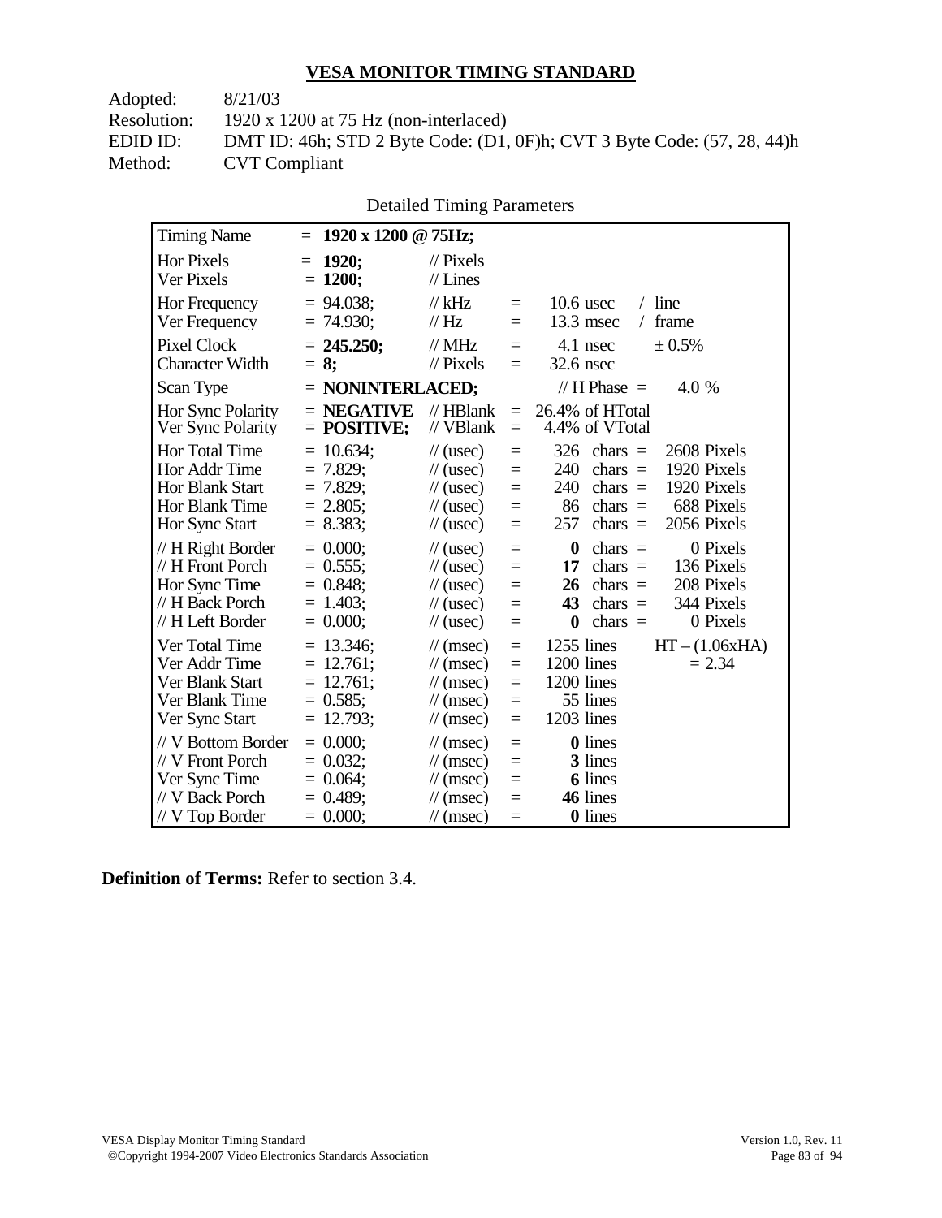## VESA MONITOR TIMING STANDARD

Adopted: 8/21/03
Resolution: 1920 x 1200 at 75 Hz (non-interlaced)
EDID ID: DMT ID: 46h; STD 2 Byte Code: (D1, 0F)h; CVT 3 Byte Code: (57, 28, 44)h
Method: CVT Compliant

Detailed Timing Parameters

| Parameter | Value | Unit | | Equivalent | | |
|---|---|---|---|---|---|---|
| Timing Name | = **1920 x 1200 @ 75Hz;** | | | | | |
| Hor Pixels | = **1920;** | // Pixels | | | | |
| Ver Pixels | = **1200;** | // Lines | | | | |
| Hor Frequency | = 94.038; | // kHz | = | 10.6 usec | / line | |
| Ver Frequency | = 74.930; | // Hz | = | 13.3 msec | / frame | |
| Pixel Clock | = **245.250;** | // MHz | = | 4.1 nsec | ± 0.5% | |
| Character Width | = **8;** | // Pixels | = | 32.6 nsec | | |
| Scan Type | = **NONINTERLACED;** | | | // H Phase = | 4.0 % | |
| Hor Sync Polarity | = **NEGATIVE** | // HBlank | = | 26.4% of HTotal | | |
| Ver Sync Polarity | = **POSITIVE;** | // VBlank | = | 4.4% of VTotal | | |
| Hor Total Time | = 10.634; | // (usec) | = | 326 | chars = | 2608 Pixels |
| Hor Addr Time | = 7.829; | // (usec) | = | 240 | chars = | 1920 Pixels |
| Hor Blank Start | = 7.829; | // (usec) | = | 240 | chars = | 1920 Pixels |
| Hor Blank Time | = 2.805; | // (usec) | = | 86 | chars = | 688 Pixels |
| Hor Sync Start | = 8.383; | // (usec) | = | 257 | chars = | 2056 Pixels |
| // H Right Border | = 0.000; | // (usec) | = | **0** | chars = | 0 Pixels |
| // H Front Porch | = 0.555; | // (usec) | = | **17** | chars = | 136 Pixels |
| Hor Sync Time | = 0.848; | // (usec) | = | **26** | chars = | 208 Pixels |
| // H Back Porch | = 1.403; | // (usec) | = | **43** | chars = | 344 Pixels |
| // H Left Border | = 0.000; | // (usec) | = | **0** | chars = | 0 Pixels |
| Ver Total Time | = 13.346; | // (msec) | = | 1255 lines | | HT – (1.06xHA) |
| Ver Addr Time | = 12.761; | // (msec) | = | 1200 lines | | = 2.34 |
| Ver Blank Start | = 12.761; | // (msec) | = | 1200 lines | | |
| Ver Blank Time | = 0.585; | // (msec) | = | 55 lines | | |
| Ver Sync Start | = 12.793; | // (msec) | = | 1203 lines | | |
| // V Bottom Border | = 0.000; | // (msec) | = | **0** lines | | |
| // V Front Porch | = 0.032; | // (msec) | = | **3** lines | | |
| Ver Sync Time | = 0.064; | // (msec) | = | **6** lines | | |
| // V Back Porch | = 0.489; | // (msec) | = | **46** lines | | |
| // V Top Border | = 0.000; | // (msec) | = | **0** lines | | |

**Definition of Terms:** Refer to section 3.4.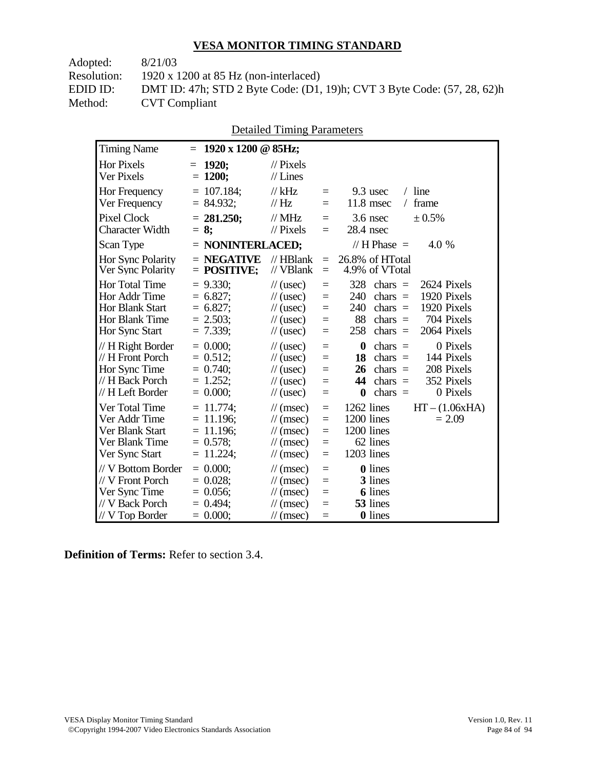## VESA MONITOR TIMING STANDARD

Adopted: 8/21/03
Resolution: 1920 x 1200 at 85 Hz (non-interlaced)
EDID ID: DMT ID: 47h; STD 2 Byte Code: (D1, 19)h; CVT 3 Byte Code: (57, 28, 62)h
Method: CVT Compliant

Detailed Timing Parameters

| Timing Name | = 1920 x 1200 @ 85Hz; | | | | |
|---|---|---|---|---|---|
| Hor Pixels | = **1920;** | // Pixels | | | |
| Ver Pixels | = **1200;** | // Lines | | | |
| Hor Frequency | = 107.184; | // kHz | = | 9.3 usec | / line |
| Ver Frequency | = 84.932; | // Hz | = | 11.8 msec | / frame |
| Pixel Clock | = **281.250;** | // MHz | = | 3.6 nsec | ± 0.5% |
| Character Width | = **8;** | // Pixels | = | 28.4 nsec | |
| Scan Type | = **NONINTERLACED;** | | | // H Phase = | 4.0 % |
| Hor Sync Polarity | = **NEGATIVE** | // HBlank | = | 26.8% of HTotal | |
| Ver Sync Polarity | = **POSITIVE;** | // VBlank | = | 4.9% of VTotal | |
| Hor Total Time | = 9.330; | // (usec) | = | 328 chars = | 2624 Pixels |
| Hor Addr Time | = 6.827; | // (usec) | = | 240 chars = | 1920 Pixels |
| Hor Blank Start | = 6.827; | // (usec) | = | 240 chars = | 1920 Pixels |
| Hor Blank Time | = 2.503; | // (usec) | = | 88 chars = | 704 Pixels |
| Hor Sync Start | = 7.339; | // (usec) | = | 258 chars = | 2064 Pixels |
| // H Right Border | = 0.000; | // (usec) | = | **0** chars = | 0 Pixels |
| // H Front Porch | = 0.512; | // (usec) | = | **18** chars = | 144 Pixels |
| Hor Sync Time | = 0.740; | // (usec) | = | **26** chars = | 208 Pixels |
| // H Back Porch | = 1.252; | // (usec) | = | **44** chars = | 352 Pixels |
| // H Left Border | = 0.000; | // (usec) | = | **0** chars = | 0 Pixels |
| Ver Total Time | = 11.774; | // (msec) | = | 1262 lines | HT – (1.06xHA) |
| Ver Addr Time | = 11.196; | // (msec) | = | 1200 lines | = 2.09 |
| Ver Blank Start | = 11.196; | // (msec) | = | 1200 lines | |
| Ver Blank Time | = 0.578; | // (msec) | = | 62 lines | |
| Ver Sync Start | = 11.224; | // (msec) | = | 1203 lines | |
| // V Bottom Border | = 0.000; | // (msec) | = | **0** lines | |
| // V Front Porch | = 0.028; | // (msec) | = | **3** lines | |
| Ver Sync Time | = 0.056; | // (msec) | = | **6** lines | |
| // V Back Porch | = 0.494; | // (msec) | = | **53** lines | |
| // V Top Border | = 0.000; | // (msec) | = | **0** lines | |

**Definition of Terms:** Refer to section 3.4.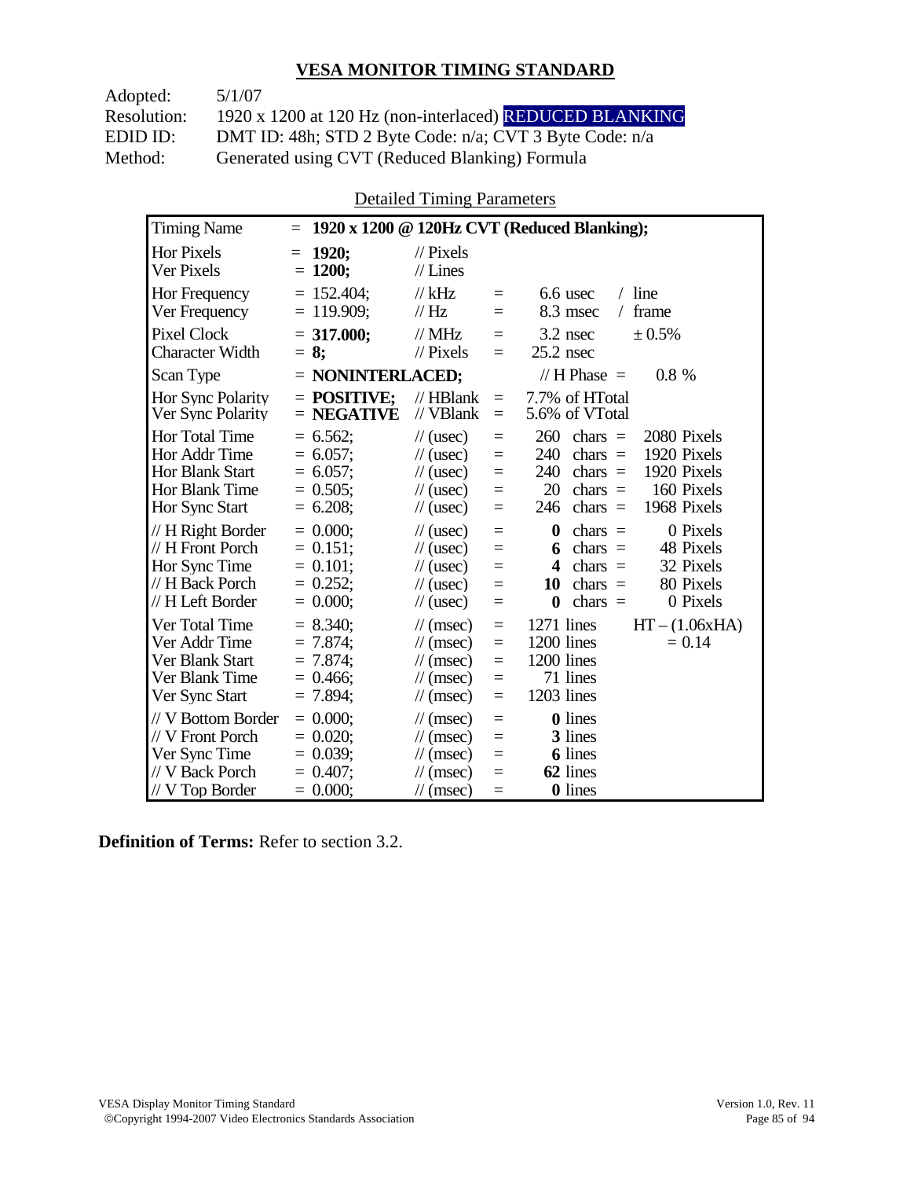## VESA MONITOR TIMING STANDARD

Adopted: 5/1/07
Resolution: 1920 x 1200 at 120 Hz (non-interlaced) REDUCED BLANKING
EDID ID: DMT ID: 48h; STD 2 Byte Code: n/a; CVT 3 Byte Code: n/a
Method: Generated using CVT (Reduced Blanking) Formula

Detailed Timing Parameters

| Timing Name | = **1920 x 1200 @ 120Hz CVT (Reduced Blanking);** | | | | |
|---|---|---|---|---|---|
| Hor Pixels | = **1920;** | // Pixels | | | |
| Ver Pixels | = **1200;** | // Lines | | | |
| Hor Frequency | = 152.404; | // kHz | = | 6.6 usec | / line |
| Ver Frequency | = 119.909; | // Hz | = | 8.3 msec | / frame |
| Pixel Clock | = **317.000;** | // MHz | = | 3.2 nsec | ± 0.5% |
| Character Width | = **8;** | // Pixels | = | 25.2 nsec | |
| Scan Type | = **NONINTERLACED;** | | | // H Phase = | 0.8 % |
| Hor Sync Polarity | = **POSITIVE;** | // HBlank | = | 7.7% of HTotal | |
| Ver Sync Polarity | = **NEGATIVE** | // VBlank | = | 5.6% of VTotal | |
| Hor Total Time | = 6.562; | // (usec) | = | 260 chars = | 2080 Pixels |
| Hor Addr Time | = 6.057; | // (usec) | = | 240 chars = | 1920 Pixels |
| Hor Blank Start | = 6.057; | // (usec) | = | 240 chars = | 1920 Pixels |
| Hor Blank Time | = 0.505; | // (usec) | = | 20 chars = | 160 Pixels |
| Hor Sync Start | = 6.208; | // (usec) | = | 246 chars = | 1968 Pixels |
| // H Right Border | = 0.000; | // (usec) | = | **0** chars = | 0 Pixels |
| // H Front Porch | = 0.151; | // (usec) | = | **6** chars = | 48 Pixels |
| Hor Sync Time | = 0.101; | // (usec) | = | **4** chars = | 32 Pixels |
| // H Back Porch | = 0.252; | // (usec) | = | **10** chars = | 80 Pixels |
| // H Left Border | = 0.000; | // (usec) | = | **0** chars = | 0 Pixels |
| Ver Total Time | = 8.340; | // (msec) | = | 1271 lines | HT – (1.06xHA) |
| Ver Addr Time | = 7.874; | // (msec) | = | 1200 lines | = 0.14 |
| Ver Blank Start | = 7.874; | // (msec) | = | 1200 lines | |
| Ver Blank Time | = 0.466; | // (msec) | = | 71 lines | |
| Ver Sync Start | = 7.894; | // (msec) | = | 1203 lines | |
| // V Bottom Border | = 0.000; | // (msec) | = | **0** lines | |
| // V Front Porch | = 0.020; | // (msec) | = | **3** lines | |
| Ver Sync Time | = 0.039; | // (msec) | = | **6** lines | |
| // V Back Porch | = 0.407; | // (msec) | = | **62** lines | |
| // V Top Border | = 0.000; | // (msec) | = | **0** lines | |

**Definition of Terms:** Refer to section 3.2.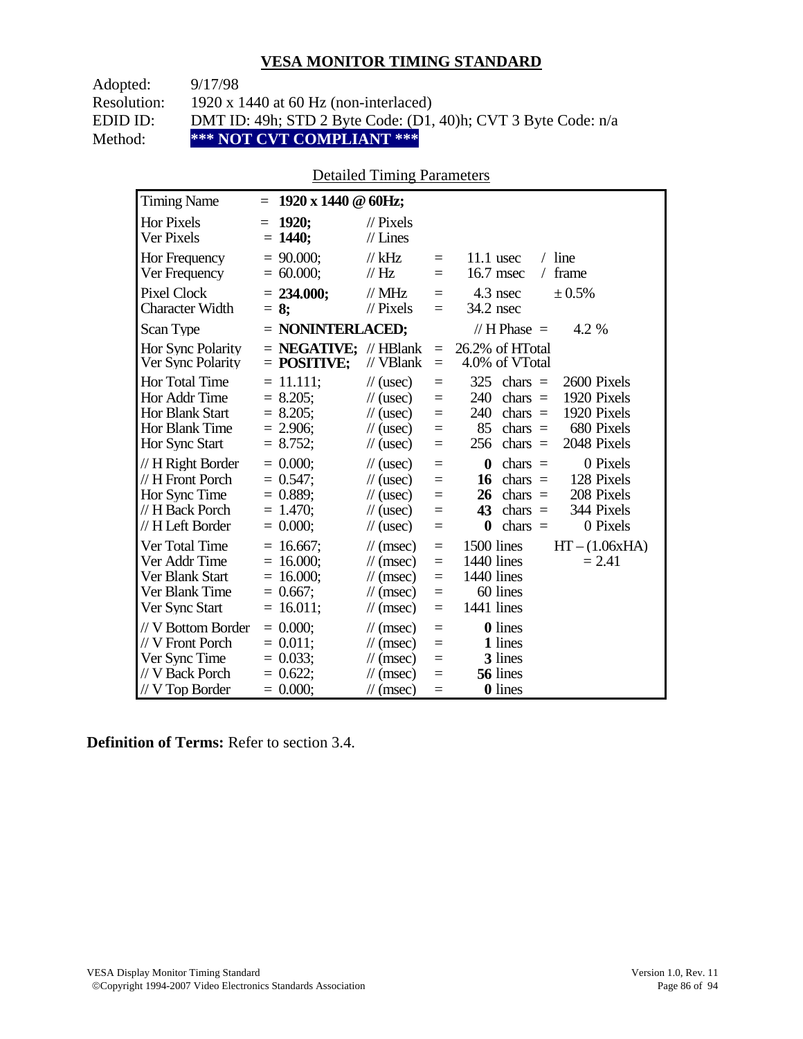## VESA MONITOR TIMING STANDARD

Adopted: 9/17/98
Resolution: 1920 x 1440 at 60 Hz (non-interlaced)
EDID ID: DMT ID: 49h; STD 2 Byte Code: (D1, 40)h; CVT 3 Byte Code: n/a
Method: **\*\*\* NOT CVT COMPLIANT \*\*\***

Detailed Timing Parameters

| Parameter | Value | Unit | | Equivalent | |
|---|---|---|---|---|---|
| Timing Name | = **1920 x 1440 @ 60Hz;** | | | | |
| Hor Pixels | = **1920;** | // Pixels | | | |
| Ver Pixels | = **1440;** | // Lines | | | |
| Hor Frequency | = 90.000; | // kHz | = | 11.1 usec | / line |
| Ver Frequency | = 60.000; | // Hz | = | 16.7 msec | / frame |
| Pixel Clock | = **234.000;** | // MHz | = | 4.3 nsec | ± 0.5% |
| Character Width | = **8;** | // Pixels | = | 34.2 nsec | |
| Scan Type | = **NONINTERLACED;** | | | // H Phase = | 4.2 % |
| Hor Sync Polarity | = **NEGATIVE;** | // HBlank | = | 26.2% of HTotal | |
| Ver Sync Polarity | = **POSITIVE;** | // VBlank | = | 4.0% of VTotal | |
| Hor Total Time | = 11.111; | // (usec) | = | 325 chars = | 2600 Pixels |
| Hor Addr Time | = 8.205; | // (usec) | = | 240 chars = | 1920 Pixels |
| Hor Blank Start | = 8.205; | // (usec) | = | 240 chars = | 1920 Pixels |
| Hor Blank Time | = 2.906; | // (usec) | = | 85 chars = | 680 Pixels |
| Hor Sync Start | = 8.752; | // (usec) | = | 256 chars = | 2048 Pixels |
| // H Right Border | = 0.000; | // (usec) | = | **0** chars = | 0 Pixels |
| // H Front Porch | = 0.547; | // (usec) | = | **16** chars = | 128 Pixels |
| Hor Sync Time | = 0.889; | // (usec) | = | **26** chars = | 208 Pixels |
| // H Back Porch | = 1.470; | // (usec) | = | **43** chars = | 344 Pixels |
| // H Left Border | = 0.000; | // (usec) | = | **0** chars = | 0 Pixels |
| Ver Total Time | = 16.667; | // (msec) | = | 1500 lines | HT – (1.06xHA) |
| Ver Addr Time | = 16.000; | // (msec) | = | 1440 lines | = 2.41 |
| Ver Blank Start | = 16.000; | // (msec) | = | 1440 lines | |
| Ver Blank Time | = 0.667; | // (msec) | = | 60 lines | |
| Ver Sync Start | = 16.011; | // (msec) | = | 1441 lines | |
| // V Bottom Border | = 0.000; | // (msec) | = | **0** lines | |
| // V Front Porch | = 0.011; | // (msec) | = | **1** lines | |
| Ver Sync Time | = 0.033; | // (msec) | = | **3** lines | |
| // V Back Porch | = 0.622; | // (msec) | = | **56** lines | |
| // V Top Border | = 0.000; | // (msec) | = | **0** lines | |

**Definition of Terms:** Refer to section 3.4.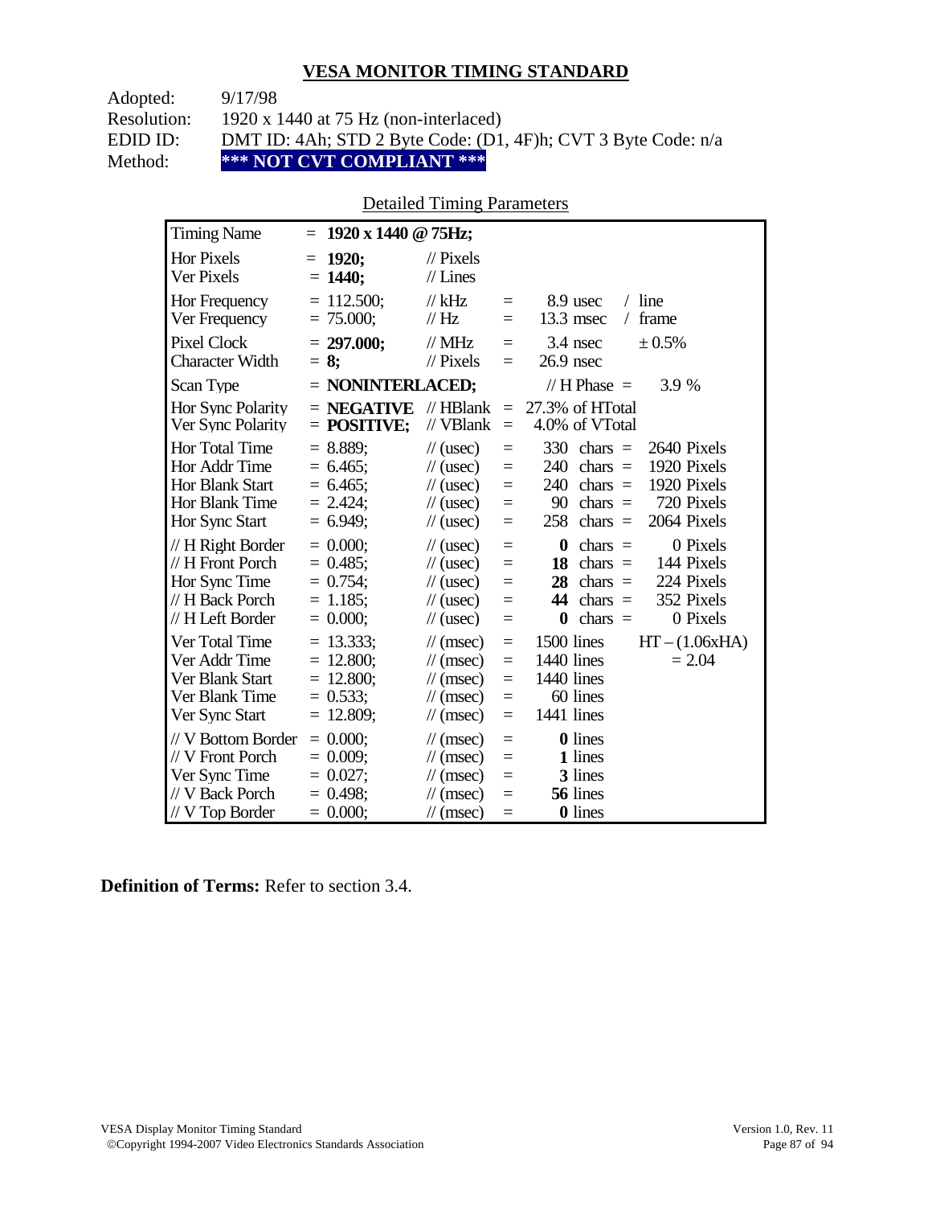## VESA MONITOR TIMING STANDARD

Adopted: 9/17/98
Resolution: 1920 x 1440 at 75 Hz (non-interlaced)
EDID ID: DMT ID: 4Ah; STD 2 Byte Code: (D1, 4F)h; CVT 3 Byte Code: n/a
Method: **\*\*\* NOT CVT COMPLIANT \*\*\***

Detailed Timing Parameters

| | | | | | |
|---|---|---|---|---|---|
| Timing Name | = **1920 x 1440 @ 75Hz;** | | | | |
| Hor Pixels | = **1920;** | // Pixels | | | |
| Ver Pixels | = **1440;** | // Lines | | | |
| Hor Frequency | = 112.500; | // kHz | = | 8.9 usec | / line |
| Ver Frequency | = 75.000; | // Hz | = | 13.3 msec | / frame |
| Pixel Clock | = **297.000;** | // MHz | = | 3.4 nsec | ± 0.5% |
| Character Width | = **8;** | // Pixels | = | 26.9 nsec | |
| Scan Type | = **NONINTERLACED;** | | | // H Phase = | 3.9 % |
| Hor Sync Polarity | = **NEGATIVE** | // HBlank | = | 27.3% of HTotal | |
| Ver Sync Polarity | = **POSITIVE;** | // VBlank | = | 4.0% of VTotal | |
| Hor Total Time | = 8.889; | // (usec) | = | 330 chars = | 2640 Pixels |
| Hor Addr Time | = 6.465; | // (usec) | = | 240 chars = | 1920 Pixels |
| Hor Blank Start | = 6.465; | // (usec) | = | 240 chars = | 1920 Pixels |
| Hor Blank Time | = 2.424; | // (usec) | = | 90 chars = | 720 Pixels |
| Hor Sync Start | = 6.949; | // (usec) | = | 258 chars = | 2064 Pixels |
| // H Right Border | = 0.000; | // (usec) | = | **0** chars = | 0 Pixels |
| // H Front Porch | = 0.485; | // (usec) | = | **18** chars = | 144 Pixels |
| Hor Sync Time | = 0.754; | // (usec) | = | **28** chars = | 224 Pixels |
| // H Back Porch | = 1.185; | // (usec) | = | **44** chars = | 352 Pixels |
| // H Left Border | = 0.000; | // (usec) | = | **0** chars = | 0 Pixels |
| Ver Total Time | = 13.333; | // (msec) | = | 1500 lines | HT – (1.06xHA) |
| Ver Addr Time | = 12.800; | // (msec) | = | 1440 lines | = 2.04 |
| Ver Blank Start | = 12.800; | // (msec) | = | 1440 lines | |
| Ver Blank Time | = 0.533; | // (msec) | = | 60 lines | |
| Ver Sync Start | = 12.809; | // (msec) | = | 1441 lines | |
| // V Bottom Border | = 0.000; | // (msec) | = | **0** lines | |
| // V Front Porch | = 0.009; | // (msec) | = | **1** lines | |
| Ver Sync Time | = 0.027; | // (msec) | = | **3** lines | |
| // V Back Porch | = 0.498; | // (msec) | = | **56** lines | |
| // V Top Border | = 0.000; | // (msec) | = | **0** lines | |

**Definition of Terms:** Refer to section 3.4.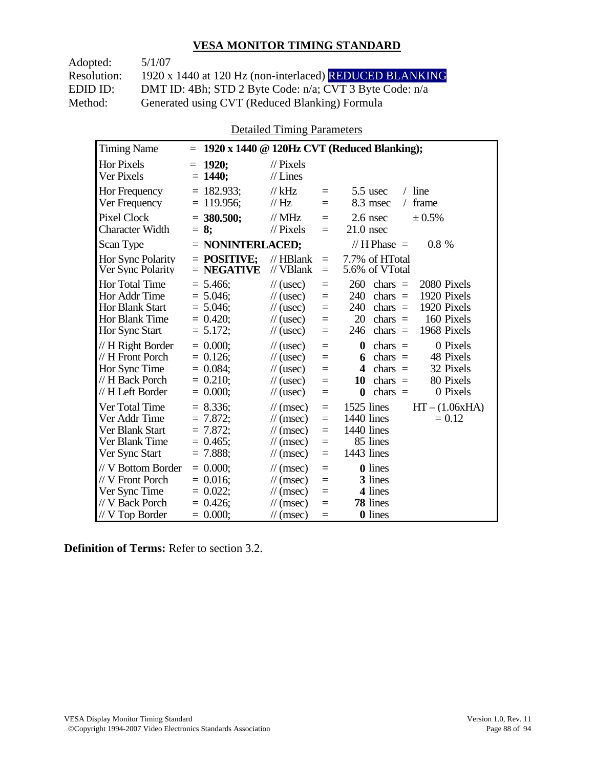## VESA MONITOR TIMING STANDARD

Adopted: 5/1/07
Resolution: 1920 x 1440 at 120 Hz (non-interlaced) REDUCED BLANKING
EDID ID: DMT ID: 4Bh; STD 2 Byte Code: n/a; CVT 3 Byte Code: n/a
Method: Generated using CVT (Reduced Blanking) Formula

Detailed Timing Parameters

| Parameter | Value | Unit | | | | |
|---|---|---|---|---|---|---|
| Timing Name | = **1920 x 1440 @ 120Hz CVT (Reduced Blanking);** | | | | | |
| Hor Pixels | = **1920;** | // Pixels | | | | |
| Ver Pixels | = **1440;** | // Lines | | | | |
| Hor Frequency | = 182.933; | // kHz | = | 5.5 usec | / line | |
| Ver Frequency | = 119.956; | // Hz | = | 8.3 msec | / frame | |
| Pixel Clock | = **380.500;** | // MHz | = | 2.6 nsec | ± 0.5% | |
| Character Width | = **8;** | // Pixels | = | 21.0 nsec | | |
| Scan Type | = **NONINTERLACED;** | | | // H Phase = | 0.8 % | |
| Hor Sync Polarity | = **POSITIVE;** | // HBlank | = | 7.7% of HTotal | | |
| Ver Sync Polarity | = **NEGATIVE** | // VBlank | = | 5.6% of VTotal | | |
| Hor Total Time | = 5.466; | // (usec) | = | 260 | chars = | 2080 Pixels |
| Hor Addr Time | = 5.046; | // (usec) | = | 240 | chars = | 1920 Pixels |
| Hor Blank Start | = 5.046; | // (usec) | = | 240 | chars = | 1920 Pixels |
| Hor Blank Time | = 0.420; | // (usec) | = | 20 | chars = | 160 Pixels |
| Hor Sync Start | = 5.172; | // (usec) | = | 246 | chars = | 1968 Pixels |
| // H Right Border | = 0.000; | // (usec) | = | **0** | chars = | 0 Pixels |
| // H Front Porch | = 0.126; | // (usec) | = | **6** | chars = | 48 Pixels |
| Hor Sync Time | = 0.084; | // (usec) | = | **4** | chars = | 32 Pixels |
| // H Back Porch | = 0.210; | // (usec) | = | **10** | chars = | 80 Pixels |
| // H Left Border | = 0.000; | // (usec) | = | **0** | chars = | 0 Pixels |
| Ver Total Time | = 8.336; | // (msec) | = | 1525 lines | | HT – (1.06xHA) |
| Ver Addr Time | = 7.872; | // (msec) | = | 1440 lines | | = 0.12 |
| Ver Blank Start | = 7.872; | // (msec) | = | 1440 lines | | |
| Ver Blank Time | = 0.465; | // (msec) | = | 85 lines | | |
| Ver Sync Start | = 7.888; | // (msec) | = | 1443 lines | | |
| // V Bottom Border | = 0.000; | // (msec) | = | **0** lines | | |
| // V Front Porch | = 0.016; | // (msec) | = | **3** lines | | |
| Ver Sync Time | = 0.022; | // (msec) | = | **4** lines | | |
| // V Back Porch | = 0.426; | // (msec) | = | **78** lines | | |
| // V Top Border | = 0.000; | // (msec) | = | **0** lines | | |

**Definition of Terms:** Refer to section 3.2.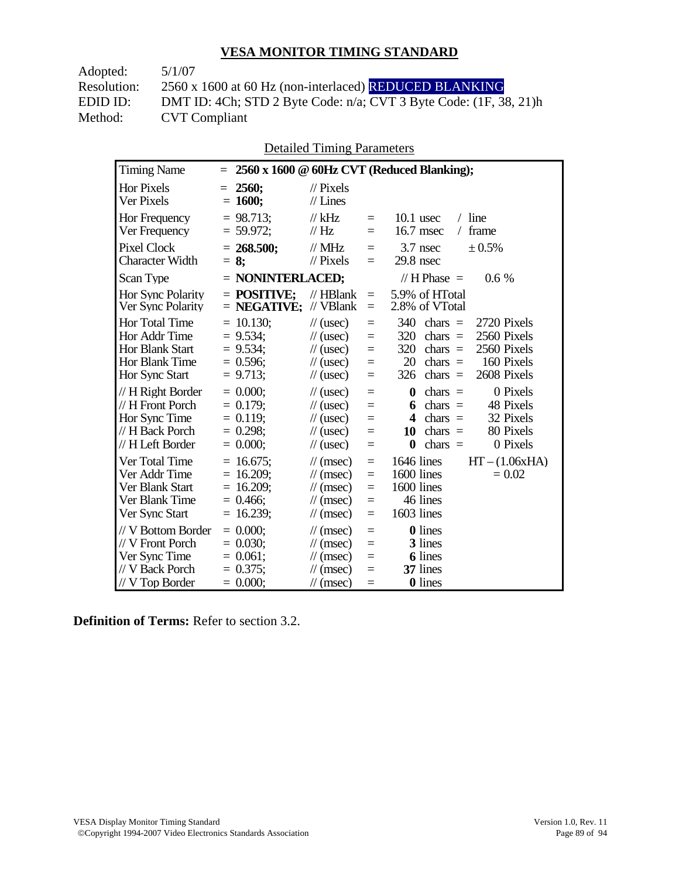## VESA MONITOR TIMING STANDARD

Adopted: 5/1/07
Resolution: 2560 x 1600 at 60 Hz (non-interlaced) REDUCED BLANKING
EDID ID: DMT ID: 4Ch; STD 2 Byte Code: n/a; CVT 3 Byte Code: (1F, 38, 21)h
Method: CVT Compliant

Detailed Timing Parameters

| Timing Name | = **2560 x 1600 @ 60Hz CVT (Reduced Blanking);** | | | | |
|---|---|---|---|---|---|
| Hor Pixels | = **2560;** | // Pixels | | | |
| Ver Pixels | = **1600;** | // Lines | | | |
| Hor Frequency | = 98.713; | // kHz | = | 10.1 usec | / line |
| Ver Frequency | = 59.972; | // Hz | = | 16.7 msec | / frame |
| Pixel Clock | = **268.500;** | // MHz | = | 3.7 nsec | ± 0.5% |
| Character Width | = **8;** | // Pixels | = | 29.8 nsec | |
| Scan Type | = **NONINTERLACED;** | | | // H Phase = | 0.6 % |
| Hor Sync Polarity | = **POSITIVE;** | // HBlank | = | 5.9% of HTotal | |
| Ver Sync Polarity | = **NEGATIVE;** | // VBlank | = | 2.8% of VTotal | |
| Hor Total Time | = 10.130; | // (usec) | = | 340 chars = | 2720 Pixels |
| Hor Addr Time | = 9.534; | // (usec) | = | 320 chars = | 2560 Pixels |
| Hor Blank Start | = 9.534; | // (usec) | = | 320 chars = | 2560 Pixels |
| Hor Blank Time | = 0.596; | // (usec) | = | 20 chars = | 160 Pixels |
| Hor Sync Start | = 9.713; | // (usec) | = | 326 chars = | 2608 Pixels |
| // H Right Border | = 0.000; | // (usec) | = | **0** chars = | 0 Pixels |
| // H Front Porch | = 0.179; | // (usec) | = | **6** chars = | 48 Pixels |
| Hor Sync Time | = 0.119; | // (usec) | = | **4** chars = | 32 Pixels |
| // H Back Porch | = 0.298; | // (usec) | = | **10** chars = | 80 Pixels |
| // H Left Border | = 0.000; | // (usec) | = | **0** chars = | 0 Pixels |
| Ver Total Time | = 16.675; | // (msec) | = | 1646 lines | HT – (1.06xHA) |
| Ver Addr Time | = 16.209; | // (msec) | = | 1600 lines | = 0.02 |
| Ver Blank Start | = 16.209; | // (msec) | = | 1600 lines | |
| Ver Blank Time | = 0.466; | // (msec) | = | 46 lines | |
| Ver Sync Start | = 16.239; | // (msec) | = | 1603 lines | |
| // V Bottom Border | = 0.000; | // (msec) | = | **0** lines | |
| // V Front Porch | = 0.030; | // (msec) | = | **3** lines | |
| Ver Sync Time | = 0.061; | // (msec) | = | **6** lines | |
| // V Back Porch | = 0.375; | // (msec) | = | **37** lines | |
| // V Top Border | = 0.000; | // (msec) | = | **0** lines | |

**Definition of Terms:** Refer to section 3.2.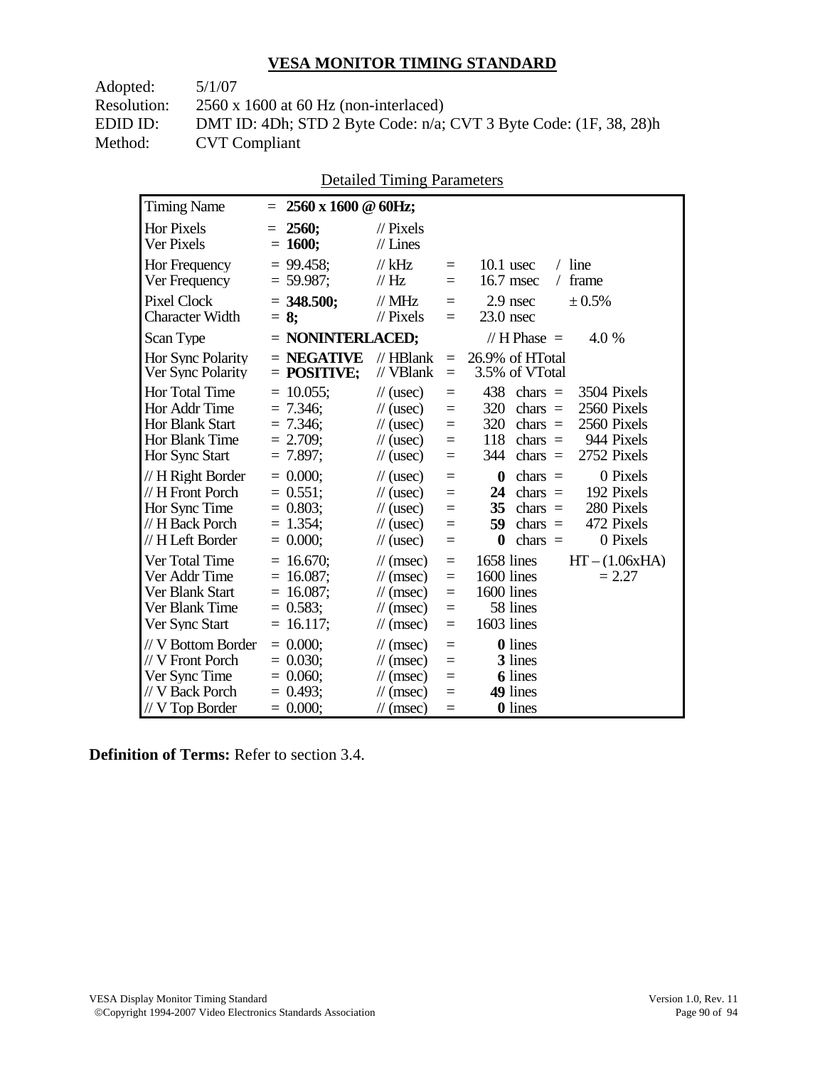# VESA MONITOR TIMING STANDARD

Adopted: 5/1/07
Resolution: 2560 x 1600 at 60 Hz (non-interlaced)
EDID ID: DMT ID: 4Dh; STD 2 Byte Code: n/a; CVT 3 Byte Code: (1F, 38, 28)h
Method: CVT Compliant

Detailed Timing Parameters

| Parameter | Value | Unit | | Equivalent | |
|---|---|---|---|---|---|
| Timing Name | = **2560 x 1600 @ 60Hz;** | | | | |
| Hor Pixels | = **2560;** | // Pixels | | | |
| Ver Pixels | = **1600;** | // Lines | | | |
| Hor Frequency | = 99.458; | // kHz | = | 10.1 usec / line | |
| Ver Frequency | = 59.987; | // Hz | = | 16.7 msec / frame | |
| Pixel Clock | = **348.500;** | // MHz | = | 2.9 nsec | ± 0.5% |
| Character Width | = **8;** | // Pixels | = | 23.0 nsec | |
| Scan Type | = **NONINTERLACED;** | | | // H Phase = | 4.0 % |
| Hor Sync Polarity | = **NEGATIVE** | // HBlank | = | 26.9% of HTotal | |
| Ver Sync Polarity | = **POSITIVE;** | // VBlank | = | 3.5% of VTotal | |
| Hor Total Time | = 10.055; | // (usec) | = | 438 chars = | 3504 Pixels |
| Hor Addr Time | = 7.346; | // (usec) | = | 320 chars = | 2560 Pixels |
| Hor Blank Start | = 7.346; | // (usec) | = | 320 chars = | 2560 Pixels |
| Hor Blank Time | = 2.709; | // (usec) | = | 118 chars = | 944 Pixels |
| Hor Sync Start | = 7.897; | // (usec) | = | 344 chars = | 2752 Pixels |
| // H Right Border | = 0.000; | // (usec) | = | **0** chars = | 0 Pixels |
| // H Front Porch | = 0.551; | // (usec) | = | **24** chars = | 192 Pixels |
| Hor Sync Time | = 0.803; | // (usec) | = | **35** chars = | 280 Pixels |
| // H Back Porch | = 1.354; | // (usec) | = | **59** chars = | 472 Pixels |
| // H Left Border | = 0.000; | // (usec) | = | **0** chars = | 0 Pixels |
| Ver Total Time | = 16.670; | // (msec) | = | 1658 lines | HT – (1.06xHA) |
| Ver Addr Time | = 16.087; | // (msec) | = | 1600 lines | = 2.27 |
| Ver Blank Start | = 16.087; | // (msec) | = | 1600 lines | |
| Ver Blank Time | = 0.583; | // (msec) | = | 58 lines | |
| Ver Sync Start | = 16.117; | // (msec) | = | 1603 lines | |
| // V Bottom Border | = 0.000; | // (msec) | = | **0** lines | |
| // V Front Porch | = 0.030; | // (msec) | = | **3** lines | |
| Ver Sync Time | = 0.060; | // (msec) | = | **6** lines | |
| // V Back Porch | = 0.493; | // (msec) | = | **49** lines | |
| // V Top Border | = 0.000; | // (msec) | = | **0** lines | |

**Definition of Terms:** Refer to section 3.4.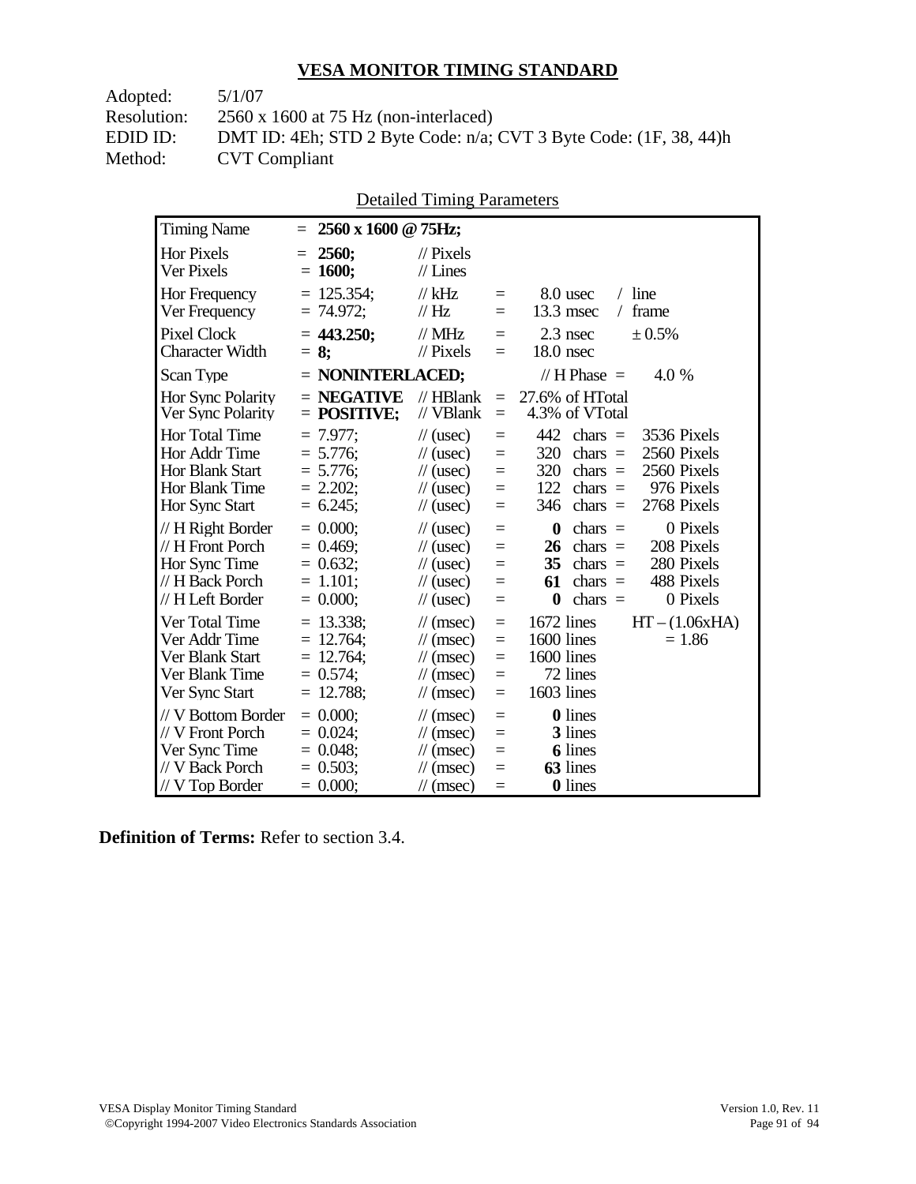## VESA MONITOR TIMING STANDARD

Adopted: 5/1/07
Resolution: 2560 x 1600 at 75 Hz (non-interlaced)
EDID ID: DMT ID: 4Eh; STD 2 Byte Code: n/a; CVT 3 Byte Code: (1F, 38, 44)h
Method: CVT Compliant

Detailed Timing Parameters

| Parameter | Value | Unit | | Equivalent | |
|---|---|---|---|---|---|
| Timing Name | = **2560 x 1600 @ 75Hz;** | | | | |
| Hor Pixels | = **2560;** | // Pixels | | | |
| Ver Pixels | = **1600;** | // Lines | | | |
| Hor Frequency | = 125.354; | // kHz | = | 8.0 usec | / line |
| Ver Frequency | = 74.972; | // Hz | = | 13.3 msec | / frame |
| Pixel Clock | = **443.250;** | // MHz | = | 2.3 nsec | ± 0.5% |
| Character Width | = **8;** | // Pixels | = | 18.0 nsec | |
| Scan Type | = **NONINTERLACED;** | | | // H Phase = | 4.0 % |
| Hor Sync Polarity | = **NEGATIVE** | // HBlank | = | 27.6% of HTotal | |
| Ver Sync Polarity | = **POSITIVE;** | // VBlank | = | 4.3% of VTotal | |
| Hor Total Time | = 7.977; | // (usec) | = | 442 chars = | 3536 Pixels |
| Hor Addr Time | = 5.776; | // (usec) | = | 320 chars = | 2560 Pixels |
| Hor Blank Start | = 5.776; | // (usec) | = | 320 chars = | 2560 Pixels |
| Hor Blank Time | = 2.202; | // (usec) | = | 122 chars = | 976 Pixels |
| Hor Sync Start | = 6.245; | // (usec) | = | 346 chars = | 2768 Pixels |
| // H Right Border | = 0.000; | // (usec) | = | **0** chars = | 0 Pixels |
| // H Front Porch | = 0.469; | // (usec) | = | **26** chars = | 208 Pixels |
| Hor Sync Time | = 0.632; | // (usec) | = | **35** chars = | 280 Pixels |
| // H Back Porch | = 1.101; | // (usec) | = | **61** chars = | 488 Pixels |
| // H Left Border | = 0.000; | // (usec) | = | **0** chars = | 0 Pixels |
| Ver Total Time | = 13.338; | // (msec) | = | 1672 lines | HT – (1.06xHA) |
| Ver Addr Time | = 12.764; | // (msec) | = | 1600 lines | = 1.86 |
| Ver Blank Start | = 12.764; | // (msec) | = | 1600 lines | |
| Ver Blank Time | = 0.574; | // (msec) | = | 72 lines | |
| Ver Sync Start | = 12.788; | // (msec) | = | 1603 lines | |
| // V Bottom Border | = 0.000; | // (msec) | = | **0** lines | |
| // V Front Porch | = 0.024; | // (msec) | = | **3** lines | |
| Ver Sync Time | = 0.048; | // (msec) | = | **6** lines | |
| // V Back Porch | = 0.503; | // (msec) | = | **63** lines | |
| // V Top Border | = 0.000; | // (msec) | = | **0** lines | |

**Definition of Terms:** Refer to section 3.4.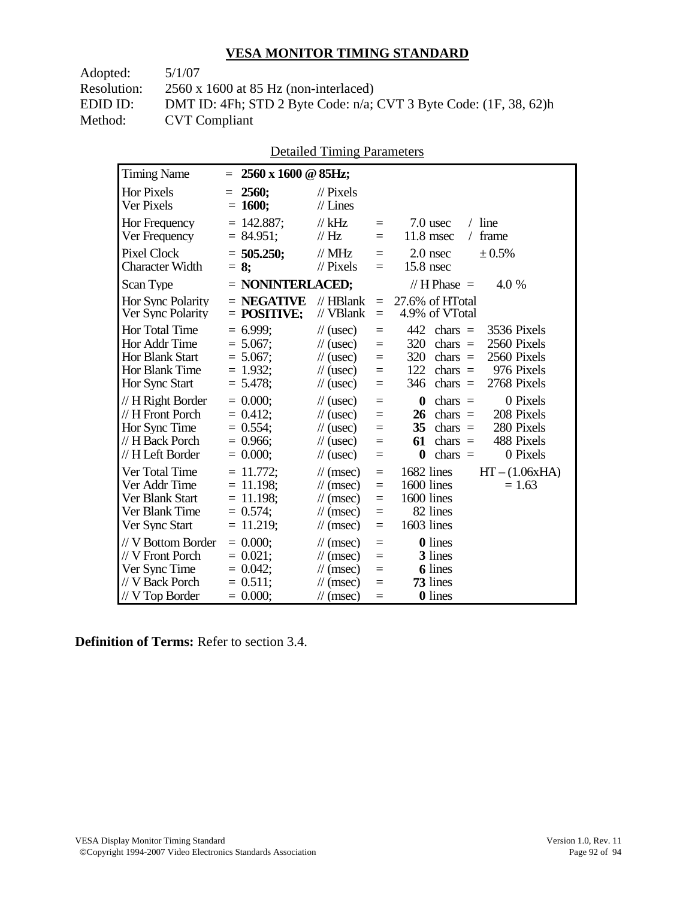## VESA MONITOR TIMING STANDARD

Adopted: 5/1/07
Resolution: 2560 x 1600 at 85 Hz (non-interlaced)
EDID ID: DMT ID: 4Fh; STD 2 Byte Code: n/a; CVT 3 Byte Code: (1F, 38, 62)h
Method: CVT Compliant

Detailed Timing Parameters

| Timing Name | = **2560 x 1600 @ 85Hz;** | | | | | |
|---|---|---|---|---|---|---|
| Hor Pixels | = **2560;** | // Pixels | | | | |
| Ver Pixels | = **1600;** | // Lines | | | | |
| Hor Frequency | = 142.887; | // kHz | = | 7.0 usec | / line | |
| Ver Frequency | = 84.951; | // Hz | = | 11.8 msec | / frame | |
| Pixel Clock | = **505.250;** | // MHz | = | 2.0 nsec | ± 0.5% | |
| Character Width | = **8;** | // Pixels | = | 15.8 nsec | | |
| Scan Type | = **NONINTERLACED;** | | | // H Phase = | 4.0 % | |
| Hor Sync Polarity | = **NEGATIVE** | // HBlank | = | 27.6% of HTotal | | |
| Ver Sync Polarity | = **POSITIVE;** | // VBlank | = | 4.9% of VTotal | | |
| Hor Total Time | = 6.999; | // (usec) | = | 442 chars = | 3536 Pixels | |
| Hor Addr Time | = 5.067; | // (usec) | = | 320 chars = | 2560 Pixels | |
| Hor Blank Start | = 5.067; | // (usec) | = | 320 chars = | 2560 Pixels | |
| Hor Blank Time | = 1.932; | // (usec) | = | 122 chars = | 976 Pixels | |
| Hor Sync Start | = 5.478; | // (usec) | = | 346 chars = | 2768 Pixels | |
| // H Right Border | = 0.000; | // (usec) | = | **0** chars = | 0 Pixels | |
| // H Front Porch | = 0.412; | // (usec) | = | **26** chars = | 208 Pixels | |
| Hor Sync Time | = 0.554; | // (usec) | = | **35** chars = | 280 Pixels | |
| // H Back Porch | = 0.966; | // (usec) | = | **61** chars = | 488 Pixels | |
| // H Left Border | = 0.000; | // (usec) | = | **0** chars = | 0 Pixels | |
| Ver Total Time | = 11.772; | // (msec) | = | 1682 lines | HT – (1.06xHA) | |
| Ver Addr Time | = 11.198; | // (msec) | = | 1600 lines | = 1.63 | |
| Ver Blank Start | = 11.198; | // (msec) | = | 1600 lines | | |
| Ver Blank Time | = 0.574; | // (msec) | = | 82 lines | | |
| Ver Sync Start | = 11.219; | // (msec) | = | 1603 lines | | |
| // V Bottom Border | = 0.000; | // (msec) | = | **0** lines | | |
| // V Front Porch | = 0.021; | // (msec) | = | **3** lines | | |
| Ver Sync Time | = 0.042; | // (msec) | = | **6** lines | | |
| // V Back Porch | = 0.511; | // (msec) | = | **73** lines | | |
| // V Top Border | = 0.000; | // (msec) | = | **0** lines | | |

**Definition of Terms:** Refer to section 3.4.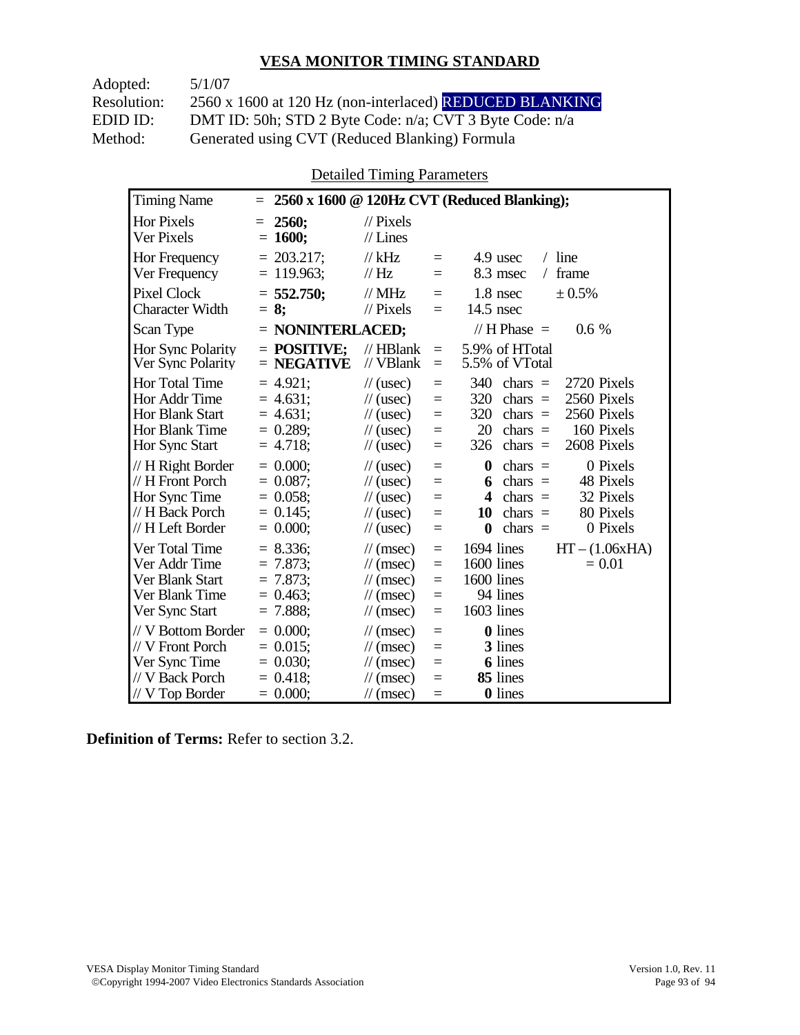## VESA MONITOR TIMING STANDARD

Adopted: 5/1/07
Resolution: 2560 x 1600 at 120 Hz (non-interlaced) REDUCED BLANKING
EDID ID: DMT ID: 50h; STD 2 Byte Code: n/a; CVT 3 Byte Code: n/a
Method: Generated using CVT (Reduced Blanking) Formula

Detailed Timing Parameters

| Timing Name | = **2560 x 1600 @ 120Hz CVT (Reduced Blanking);** | | | | |
|---|---|---|---|---|---|
| Hor Pixels | = **2560;** | // Pixels | | | |
| Ver Pixels | = **1600;** | // Lines | | | |
| Hor Frequency | = 203.217; | // kHz | = | 4.9 usec | / line |
| Ver Frequency | = 119.963; | // Hz | = | 8.3 msec | / frame |
| Pixel Clock | = **552.750;** | // MHz | = | 1.8 nsec | ± 0.5% |
| Character Width | = **8;** | // Pixels | = | 14.5 nsec | |
| Scan Type | = **NONINTERLACED;** | | | // H Phase = | 0.6 % |
| Hor Sync Polarity | = **POSITIVE;** | // HBlank | = | 5.9% of HTotal | |
| Ver Sync Polarity | = **NEGATIVE** | // VBlank | = | 5.5% of VTotal | |
| Hor Total Time | = 4.921; | // (usec) | = | 340 chars = | 2720 Pixels |
| Hor Addr Time | = 4.631; | // (usec) | = | 320 chars = | 2560 Pixels |
| Hor Blank Start | = 4.631; | // (usec) | = | 320 chars = | 2560 Pixels |
| Hor Blank Time | = 0.289; | // (usec) | = | 20 chars = | 160 Pixels |
| Hor Sync Start | = 4.718; | // (usec) | = | 326 chars = | 2608 Pixels |
| // H Right Border | = 0.000; | // (usec) | = | **0** chars = | 0 Pixels |
| // H Front Porch | = 0.087; | // (usec) | = | **6** chars = | 48 Pixels |
| Hor Sync Time | = 0.058; | // (usec) | = | **4** chars = | 32 Pixels |
| // H Back Porch | = 0.145; | // (usec) | = | **10** chars = | 80 Pixels |
| // H Left Border | = 0.000; | // (usec) | = | **0** chars = | 0 Pixels |
| Ver Total Time | = 8.336; | // (msec) | = | 1694 lines | HT – (1.06xHA) |
| Ver Addr Time | = 7.873; | // (msec) | = | 1600 lines | = 0.01 |
| Ver Blank Start | = 7.873; | // (msec) | = | 1600 lines | |
| Ver Blank Time | = 0.463; | // (msec) | = | 94 lines | |
| Ver Sync Start | = 7.888; | // (msec) | = | 1603 lines | |
| // V Bottom Border | = 0.000; | // (msec) | = | **0** lines | |
| // V Front Porch | = 0.015; | // (msec) | = | **3** lines | |
| Ver Sync Time | = 0.030; | // (msec) | = | **6** lines | |
| // V Back Porch | = 0.418; | // (msec) | = | **85** lines | |
| // V Top Border | = 0.000; | // (msec) | = | **0** lines | |

**Definition of Terms:** Refer to section 3.2.